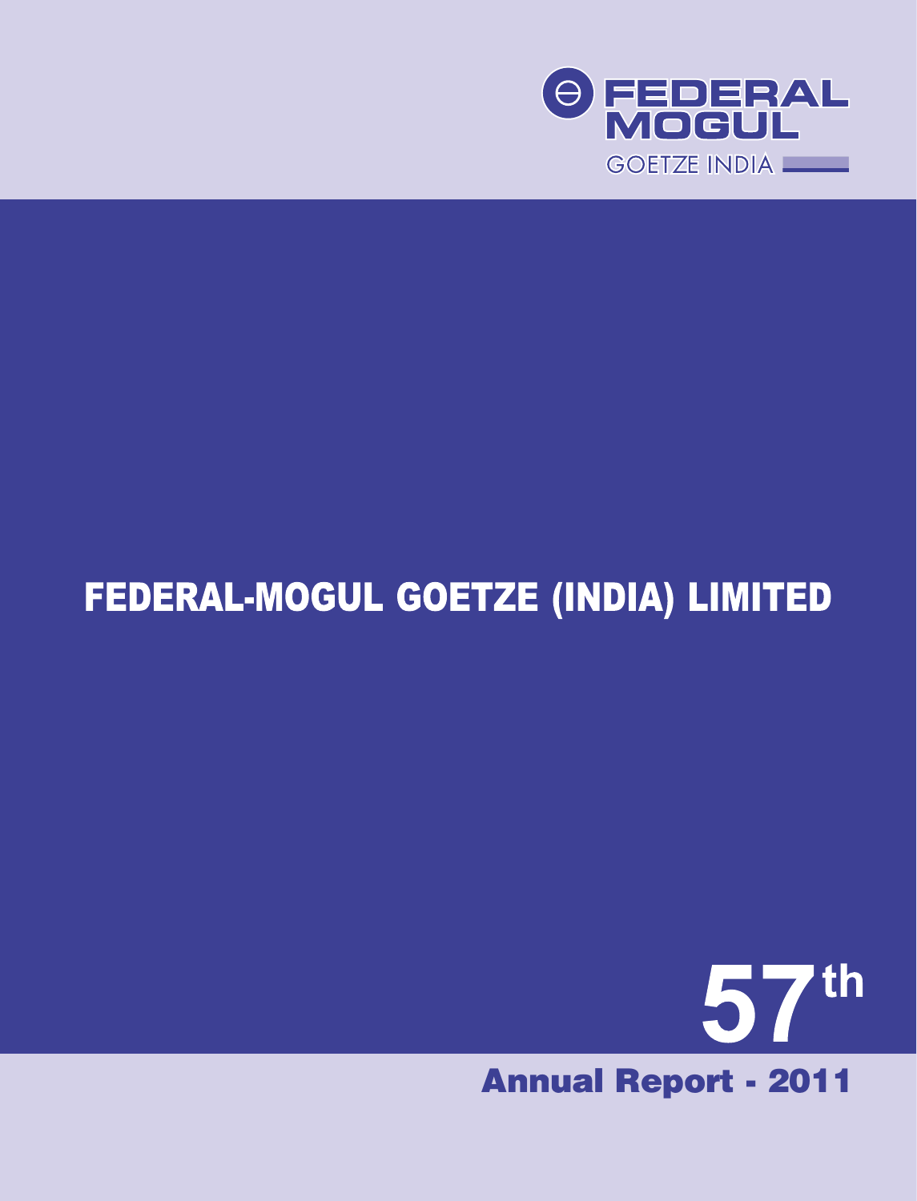FEDERAL MOGUL

GOETZE INDIA

# FEDERAL-MOGUL GOETZE (INDIA) LIMITED

57th

## Annual Report - 2011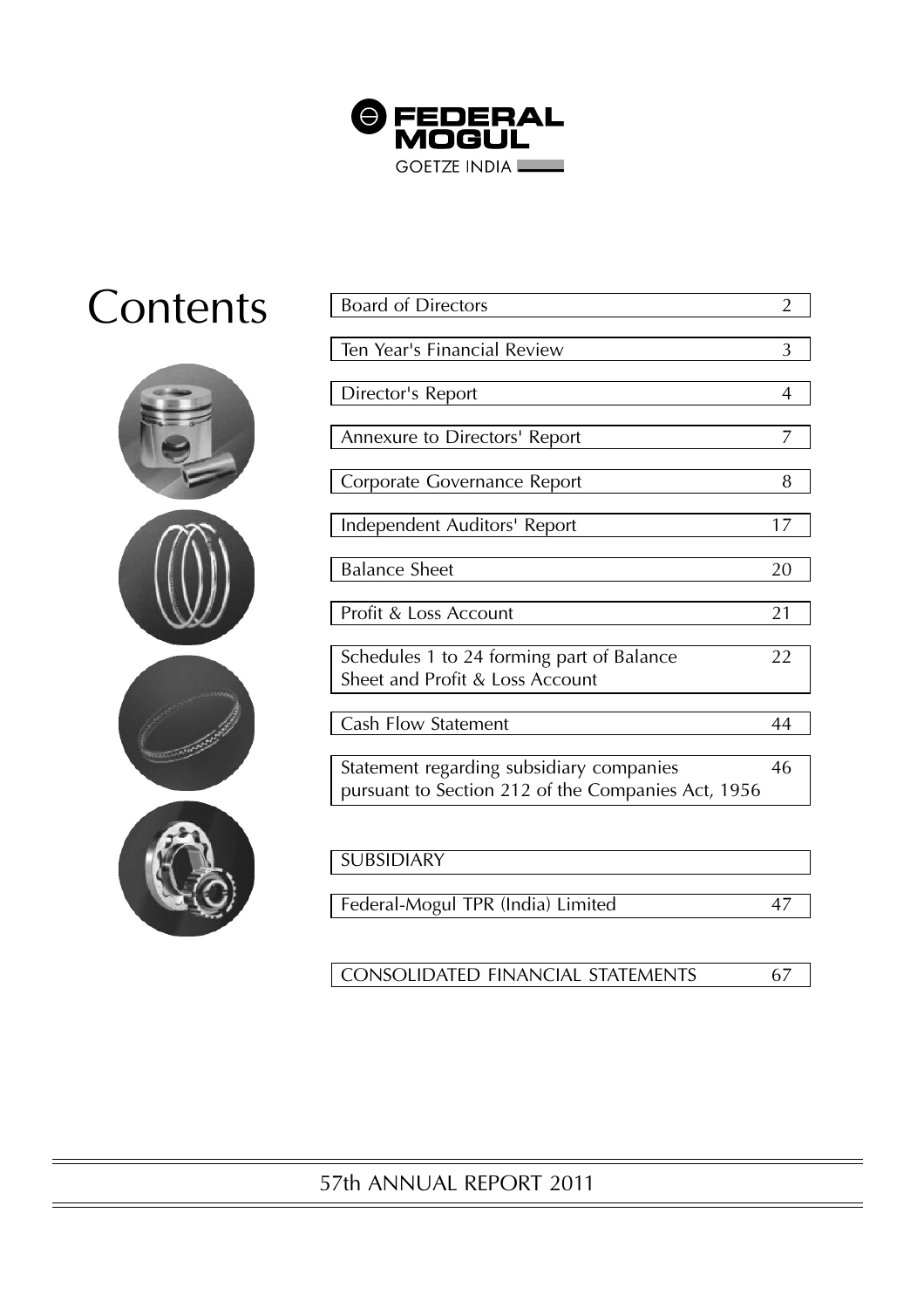FEDERAL MOGUL

GOETZE INDIA

# Contents

| Section | Page |
|---|---|
| Board of Directors | 2 |
| Ten Year's Financial Review | 3 |
| Director's Report | 4 |
| Annexure to Directors' Report | 7 |
| Corporate Governance Report | 8 |
| Independent Auditors' Report | 17 |
| Balance Sheet | 20 |
| Profit & Loss Account | 21 |
| Schedules 1 to 24 forming part of Balance Sheet and Profit & Loss Account | 22 |
| Cash Flow Statement | 44 |
| Statement regarding subsidiary companies pursuant to Section 212 of the Companies Act, 1956 | 46 |
| **SUBSIDIARY** | |
| Federal-Mogul TPR (India) Limited | 47 |
| **CONSOLIDATED FINANCIAL STATEMENTS** | 67 |

57th ANNUAL REPORT 2011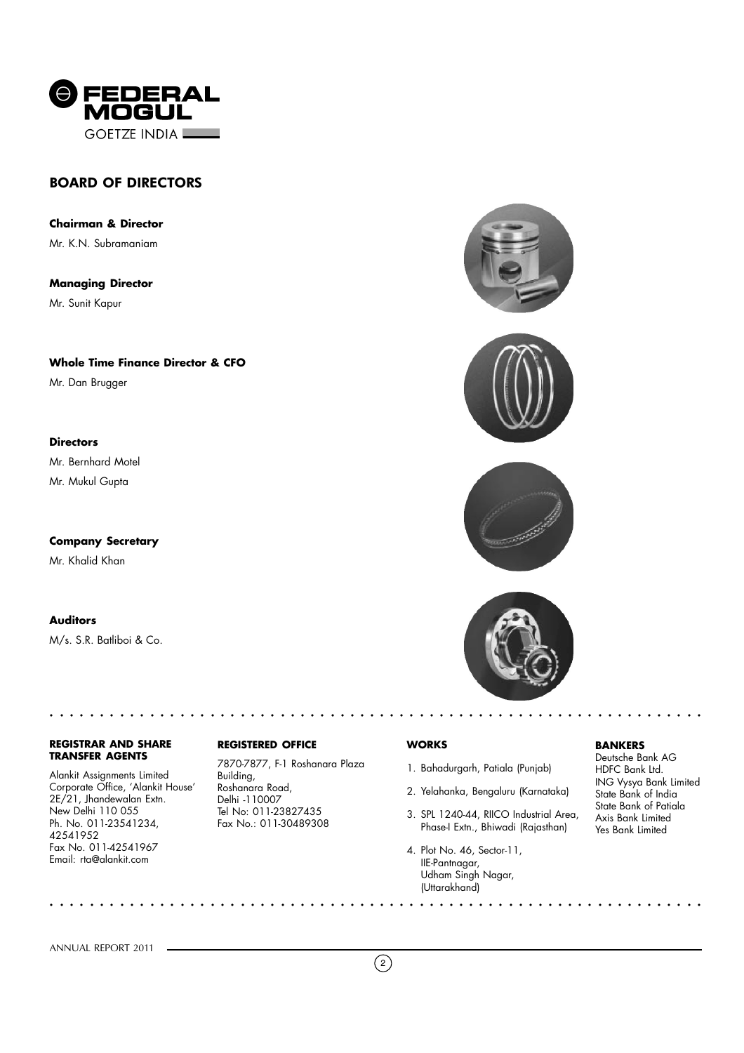FEDERAL MOGUL

GOETZE INDIA

## BOARD OF DIRECTORS

**Chairman & Director**

Mr. K.N. Subramaniam

**Managing Director**

Mr. Sunit Kapur

**Whole Time Finance Director & CFO**

Mr. Dan Brugger

**Directors**

Mr. Bernhard Motel

Mr. Mukul Gupta

**Company Secretary**

Mr. Khalid Khan

**Auditors**

M/s. S.R. Batliboi & Co.

**REGISTRAR AND SHARE TRANSFER AGENTS**

Alankit Assignments Limited
Corporate Office, 'Alankit House'
2E/21, Jhandewalan Extn.
New Delhi 110 055
Ph. No. 011-23541234, 42541952
Fax No. 011-42541967
Email: rta@alankit.com

**REGISTERED OFFICE**

7870-7877, F-1 Roshanara Plaza Building,
Roshanara Road,
Delhi -110007
Tel No: 011-23827435
Fax No.: 011-30489308

**WORKS**

1. Bahadurgarh, Patiala (Punjab)
2. Yelahanka, Bengaluru (Karnataka)
3. SPL 1240-44, RIICO Industrial Area, Phase-I Extn., Bhiwadi (Rajasthan)
4. Plot No. 46, Sector-11, IIE-Pantnagar, Udham Singh Nagar, (Uttarakhand)

**BANKERS**

Deutsche Bank AG
HDFC Bank Ltd.
ING Vysya Bank Limited
State Bank of India
State Bank of Patiala
Axis Bank Limited
Yes Bank Limited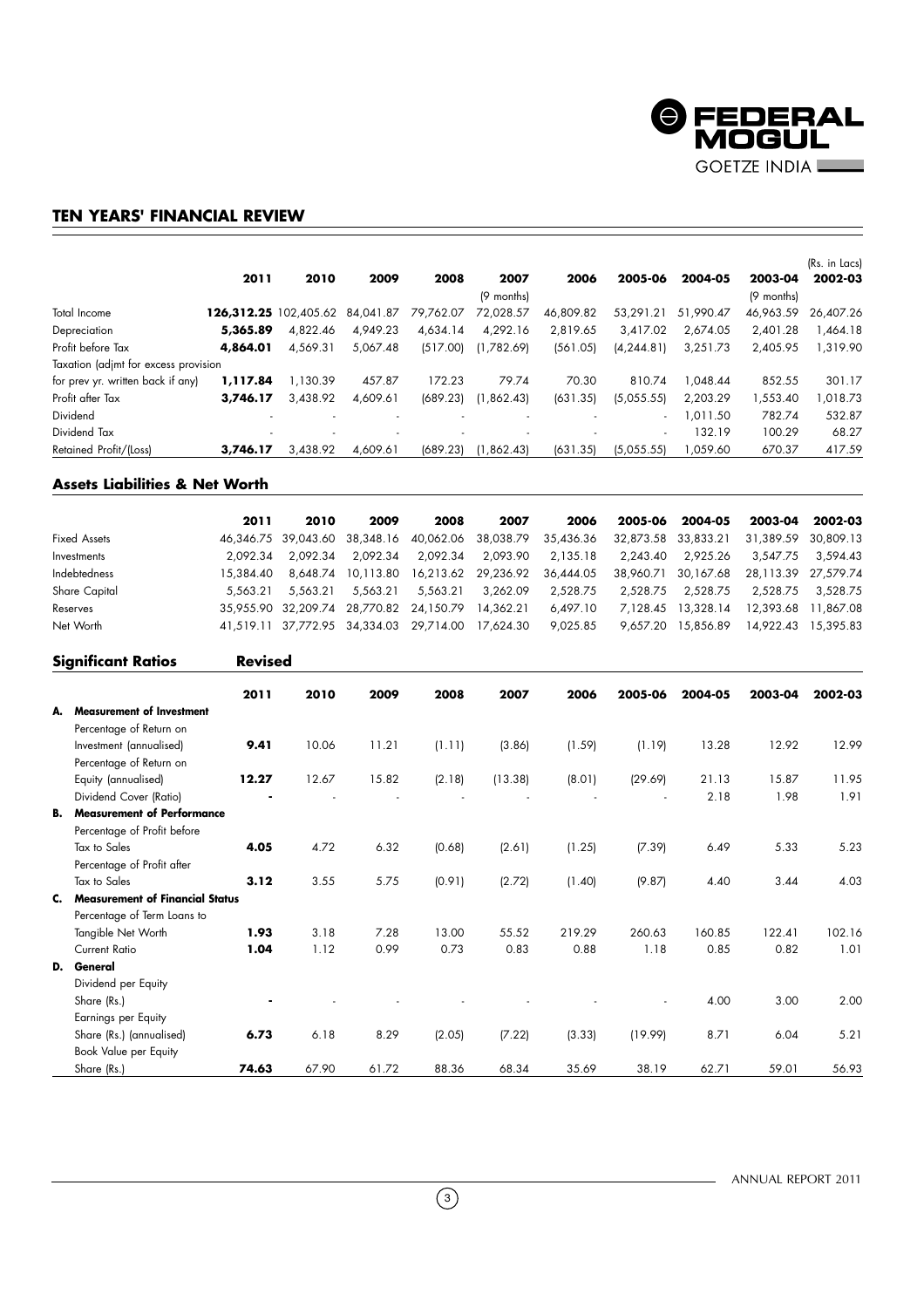## TEN YEARS' FINANCIAL REVIEW

(Rs. in Lacs)

| | 2011 | 2010 | 2009 | 2008 | 2007 (9 months) | 2006 | 2005-06 | 2004-05 | 2003-04 (9 months) | 2002-03 |
|---|---|---|---|---|---|---|---|---|---|---|
| Total Income | **126,312.25** | 102,405.62 | 84,041.87 | 79,762.07 | 72,028.57 | 46,809.82 | 53,291.21 | 51,990.47 | 46,963.59 | 26,407.26 |
| Depreciation | **5,365.89** | 4,822.46 | 4,949.23 | 4,634.14 | 4,292.16 | 2,819.65 | 3,417.02 | 2,674.05 | 2,401.28 | 1,464.18 |
| Profit before Tax | **4,864.01** | 4,569.31 | 5,067.48 | (517.00) | (1,782.69) | (561.05) | (4,244.81) | 3,251.73 | 2,405.95 | 1,319.90 |
| Taxation (adjmt for excess provision for prev yr. written back if any) | **1,117.84** | 1,130.39 | 457.87 | 172.23 | 79.74 | 70.30 | 810.74 | 1,048.44 | 852.55 | 301.17 |
| Profit after Tax | **3,746.17** | 3,438.92 | 4,609.61 | (689.23) | (1,862.43) | (631.35) | (5,055.55) | 2,203.29 | 1,553.40 | 1,018.73 |
| Dividend | - | - | - | - | - | - | - | 1,011.50 | 782.74 | 532.87 |
| Dividend Tax | - | - | - | - | - | - | - | 132.19 | 100.29 | 68.27 |
| Retained Profit/(Loss) | **3,746.17** | 3,438.92 | 4,609.61 | (689.23) | (1,862.43) | (631.35) | (5,055.55) | 1,059.60 | 670.37 | 417.59 |

### Assets Liabilities & Net Worth

| | 2011 | 2010 | 2009 | 2008 | 2007 | 2006 | 2005-06 | 2004-05 | 2003-04 | 2002-03 |
|---|---|---|---|---|---|---|---|---|---|---|
| Fixed Assets | 46,346.75 | 39,043.60 | 38,348.16 | 40,062.06 | 38,038.79 | 35,436.36 | 32,873.58 | 33,833.21 | 31,389.59 | 30,809.13 |
| Investments | 2,092.34 | 2,092.34 | 2,092.34 | 2,092.34 | 2,093.90 | 2,135.18 | 2,243.40 | 2,925.26 | 3,547.75 | 3,594.43 |
| Indebtedness | 15,384.40 | 8,648.74 | 10,113.80 | 16,213.62 | 29,236.92 | 36,444.05 | 38,960.71 | 30,167.68 | 28,113.39 | 27,579.74 |
| Share Capital | 5,563.21 | 5,563.21 | 5,563.21 | 5,563.21 | 3,262.09 | 2,528.75 | 2,528.75 | 2,528.75 | 2,528.75 | 3,528.75 |
| Reserves | 35,955.90 | 32,209.74 | 28,770.82 | 24,150.79 | 14,362.21 | 6,497.10 | 7,128.45 | 13,328.14 | 12,393.68 | 11,867.08 |
| Net Worth | 41,519.11 | 37,772.95 | 34,334.03 | 29,714.00 | 17,624.30 | 9,025.85 | 9,657.20 | 15,856.89 | 14,922.43 | 15,395.83 |

### Significant Ratios **Revised**

| | 2011 | 2010 | 2009 | 2008 | 2007 | 2006 | 2005-06 | 2004-05 | 2003-04 | 2002-03 |
|---|---|---|---|---|---|---|---|---|---|---|
| **A. Measurement of Investment** | | | | | | | | | | |
| Percentage of Return on Investment (annualised) | **9.41** | 10.06 | 11.21 | (1.11) | (3.86) | (1.59) | (1.19) | 13.28 | 12.92 | 12.99 |
| Percentage of Return on Equity (annualised) | **12.27** | 12.67 | 15.82 | (2.18) | (13.38) | (8.01) | (29.69) | 21.13 | 15.87 | 11.95 |
| Dividend Cover (Ratio) | **-** | - | - | - | - | - | - | 2.18 | 1.98 | 1.91 |
| **B. Measurement of Performance** | | | | | | | | | | |
| Percentage of Profit before Tax to Sales | **4.05** | 4.72 | 6.32 | (0.68) | (2.61) | (1.25) | (7.39) | 6.49 | 5.33 | 5.23 |
| Percentage of Profit after Tax to Sales | **3.12** | 3.55 | 5.75 | (0.91) | (2.72) | (1.40) | (9.87) | 4.40 | 3.44 | 4.03 |
| **C. Measurement of Financial Status** | | | | | | | | | | |
| Percentage of Term Loans to Tangible Net Worth | **1.93** | 3.18 | 7.28 | 13.00 | 55.52 | 219.29 | 260.63 | 160.85 | 122.41 | 102.16 |
| Current Ratio | **1.04** | 1.12 | 0.99 | 0.73 | 0.83 | 0.88 | 1.18 | 0.85 | 0.82 | 1.01 |
| **D. General** | | | | | | | | | | |
| Dividend per Equity Share (Rs.) | **-** | - | - | - | - | - | - | 4.00 | 3.00 | 2.00 |
| Earnings per Equity Share (Rs.) (annualised) | **6.73** | 6.18 | 8.29 | (2.05) | (7.22) | (3.33) | (19.99) | 8.71 | 6.04 | 5.21 |
| Book Value per Equity Share (Rs.) | **74.63** | 67.90 | 61.72 | 88.36 | 68.34 | 35.69 | 38.19 | 62.71 | 59.01 | 56.93 |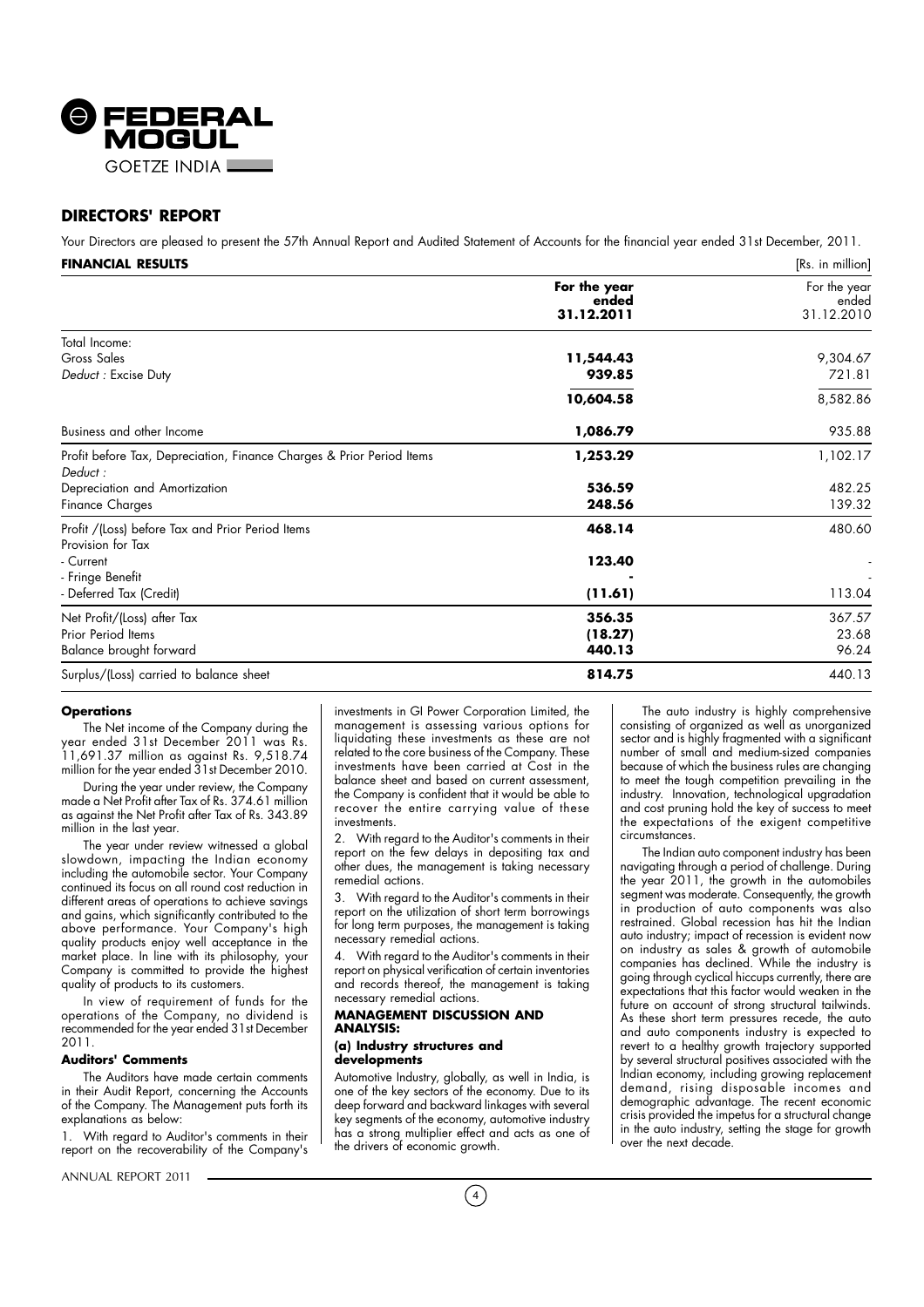## DIRECTORS' REPORT

Your Directors are pleased to present the 57th Annual Report and Audited Statement of Accounts for the financial year ended 31st December, 2011.

**FINANCIAL RESULTS** [Rs. in million]

| | **For the year ended 31.12.2011** | For the year ended 31.12.2010 |
|---|---|---|
| Total Income: | | |
| Gross Sales | **11,544.43** | 9,304.67 |
| *Deduct* : Excise Duty | **939.85** | 721.81 |
| | **10,604.58** | 8,582.86 |
| Business and other Income | **1,086.79** | 935.88 |
| Profit before Tax, Depreciation, Finance Charges & Prior Period Items | **1,253.29** | 1,102.17 |
| *Deduct* : | | |
| Depreciation and Amortization | **536.59** | 482.25 |
| Finance Charges | **248.56** | 139.32 |
| Profit /(Loss) before Tax and Prior Period Items | **468.14** | 480.60 |
| Provision for Tax | | |
| - Current | **123.40** | - |
| - Fringe Benefit | **-** | - |
| - Deferred Tax (Credit) | **(11.61)** | 113.04 |
| Net Profit/(Loss) after Tax | **356.35** | 367.57 |
| Prior Period Items | **(18.27)** | 23.68 |
| Balance brought forward | **440.13** | 96.24 |
| Surplus/(Loss) carried to balance sheet | **814.75** | 440.13 |

**Operations**

The Net income of the Company during the year ended 31st December 2011 was Rs. 11,691.37 million as against Rs. 9,518.74 million for the year ended 31st December 2010.

During the year under review, the Company made a Net Profit after Tax of Rs. 374.61 million as against the Net Profit after Tax of Rs. 343.89 million in the last year.

The year under review witnessed a global slowdown, impacting the Indian economy including the automobile sector. Your Company continued its focus on all round cost reduction in different areas of operations to achieve savings and gains, which significantly contributed to the above performance. Your Company's high quality products enjoy well acceptance in the market place. In line with its philosophy, your Company is committed to provide the highest quality of products to its customers.

In view of requirement of funds for the operations of the Company, no dividend is recommended for the year ended 31st December 2011.

**Auditors' Comments**

The Auditors have made certain comments in their Audit Report, concerning the Accounts of the Company. The Management puts forth its explanations as below:

1. With regard to Auditor's comments in their report on the recoverability of the Company's investments in GI Power Corporation Limited, the management is assessing various options for liquidating these investments as these are not related to the core business of the Company. These investments have been carried at Cost in the balance sheet and based on current assessment, the Company is confident that it would be able to recover the entire carrying value of these investments.

2. With regard to the Auditor's comments in their report on the few delays in depositing tax and other dues, the management is taking necessary remedial actions.

3. With regard to the Auditor's comments in their report on the utilization of short term borrowings for long term purposes, the management is taking necessary remedial actions.

4. With regard to the Auditor's comments in their report on physical verification of certain inventories and records thereof, the management is taking necessary remedial actions.

**MANAGEMENT DISCUSSION AND ANALYSIS:**

**(a) Industry structures and developments**

Automotive Industry, globally, as well in India, is one of the key sectors of the economy. Due to its deep forward and backward linkages with several key segments of the economy, automotive industry has a strong multiplier effect and acts as one of the drivers of economic growth.

The auto industry is highly comprehensive consisting of organized as well as unorganized sector and is highly fragmented with a significant number of small and medium-sized companies because of which the business rules are changing to meet the tough competition prevailing in the industry. Innovation, technological upgradation and cost pruning hold the key of success to meet the expectations of the exigent competitive circumstances.

The Indian auto component industry has been navigating through a period of challenge. During the year 2011, the growth in the automobiles segment was moderate. Consequently, the growth in production of auto components was also restrained. Global recession has hit the Indian auto industry; impact of recession is evident now on industry as sales & growth of automobile companies has declined. While the industry is going through cyclical hiccups currently, there are expectations that this factor would weaken in the future on account of strong structural tailwinds. As these short term pressures recede, the auto and auto components industry is expected to revert to a healthy growth trajectory supported by several structural positives associated with the Indian economy, including growing replacement demand, rising disposable incomes and demographic advantage. The recent economic crisis provided the impetus for a structural change in the auto industry, setting the stage for growth over the next decade.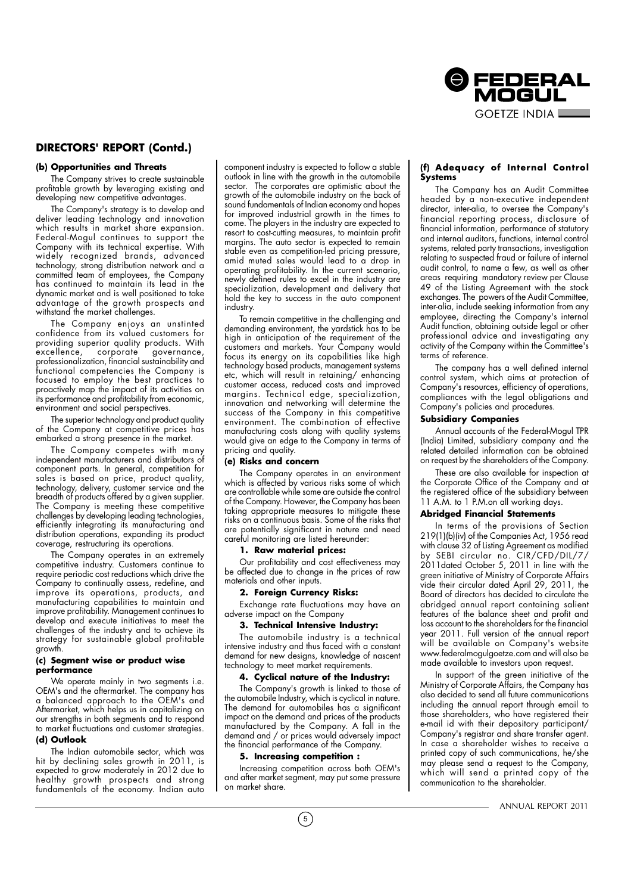## DIRECTORS' REPORT (Contd.)

### (b) Opportunities and Threats

The Company strives to create sustainable profitable growth by leveraging existing and developing new competitive advantages.

The Company's strategy is to develop and deliver leading technology and innovation which results in market share expansion. Federal-Mogul continues to support the Company with its technical expertise. With widely recognized brands, advanced technology, strong distribution network and a committed team of employees, the Company has continued to maintain its lead in the dynamic market and is well positioned to take advantage of the growth prospects and withstand the market challenges.

The Company enjoys an unstinted confidence from its valued customers for providing superior quality products. With excellence, corporate governance, professionalization, financial sustainability and functional competencies the Company is focused to employ the best practices to proactively map the impact of its activities on its performance and profitability from economic, environment and social perspectives.

The superior technology and product quality of the Company at competitive prices has embarked a strong presence in the market.

The Company competes with many independent manufacturers and distributors of component parts. In general, competition for sales is based on price, product quality, technology, delivery, customer service and the breadth of products offered by a given supplier. The Company is meeting these competitive challenges by developing leading technologies, efficiently integrating its manufacturing and distribution operations, expanding its product coverage, restructuring its operations.

The Company operates in an extremely competitive industry. Customers continue to require periodic cost reductions which drive the Company to continually assess, redefine, and improve its operations, products, and manufacturing capabilities to maintain and improve profitability. Management continues to develop and execute initiatives to meet the challenges of the industry and to achieve its strategy for sustainable global profitable growth.

### (c) Segment wise or product wise performance

We operate mainly in two segments i.e. OEM's and the aftermarket. The company has a balanced approach to the OEM's and Aftermarket, which helps us in capitalizing on our strengths in both segments and to respond to market fluctuations and customer strategies.

### (d) Outlook

The Indian automobile sector, which was hit by declining sales growth in 2011, is expected to grow moderately in 2012 due to healthy growth prospects and strong fundamentals of the economy. Indian auto component industry is expected to follow a stable outlook in line with the growth in the automobile sector. The corporates are optimistic about the growth of the automobile industry on the back of sound fundamentals of Indian economy and hopes for improved industrial growth in the times to come. The players in the industry are expected to resort to cost-cutting measures, to maintain profit margins. The auto sector is expected to remain stable even as competition-led pricing pressure, amid muted sales would lead to a drop in operating profitability. In the current scenario, newly defined rules to excel in the industry are specialization, development and delivery that hold the key to success in the auto component industry.

To remain competitive in the challenging and demanding environment, the yardstick has to be high in anticipation of the requirement of the customers and markets. Your Company would focus its energy on its capabilities like high technology based products, management systems etc, which will result in retaining/ enhancing customer access, reduced costs and improved margins. Technical edge, specialization, innovation and networking will determine the success of the Company in this competitive environment. The combination of effective manufacturing costs along with quality systems would give an edge to the Company in terms of pricing and quality.

### (e) Risks and concern

The Company operates in an environment which is affected by various risks some of which are controllable while some are outside the control of the Company. However, the Company has been taking appropriate measures to mitigate these risks on a continuous basis. Some of the risks that are potentially significant in nature and need careful monitoring are listed hereunder:

**1. Raw material prices:**

Our profitability and cost effectiveness may be affected due to change in the prices of raw materials and other inputs.

**2. Foreign Currency Risks:**

Exchange rate fluctuations may have an adverse impact on the Company

**3. Technical Intensive Industry:**

The automobile industry is a technical intensive industry and thus faced with a constant demand for new designs, knowledge of nascent technology to meet market requirements.

**4. Cyclical nature of the Industry:**

The Company's growth is linked to those of the automobile Industry, which is cyclical in nature. The demand for automobiles has a significant impact on the demand and prices of the products manufactured by the Company. A fall in the demand and / or prices would adversely impact the financial performance of the Company.

**5. Increasing competition :**

Increasing competition across both OEM's and after market segment, may put some pressure on market share.

### (f) Adequacy of Internal Control Systems

The Company has an Audit Committee headed by a non-executive independent director, inter-alia, to oversee the Company's financial reporting process, disclosure of financial information, performance of statutory and internal auditors, functions, internal control systems, related party transactions, investigation relating to suspected fraud or failure of internal audit control, to name a few, as well as other areas requiring mandatory review per Clause 49 of the Listing Agreement with the stock exchanges. The powers of the Audit Committee, inter-alia, include seeking information from any employee, directing the Company's internal Audit function, obtaining outside legal or other professional advice and investigating any activity of the Company within the Committee's terms of reference.

The company has a well defined internal control system, which aims at protection of Company's resources, efficiency of operations, compliances with the legal obligations and Company's policies and procedures.

### Subsidiary Companies

Annual accounts of the Federal-Mogul TPR (India) Limited, subsidiary company and the related detailed information can be obtained on request by the shareholders of the Company.

These are also available for inspection at the Corporate Office of the Company and at the registered office of the subsidiary between 11 A.M. to 1 P.M.on all working days.

### Abridged Financial Statements

In terms of the provisions of Section 219(1)(b)(iv) of the Companies Act, 1956 read with clause 32 of Listing Agreement as modified by SEBI circular no. CIR/CFD/DIL/7/ 2011dated October 5, 2011 in line with the green initiative of Ministry of Corporate Affairs vide their circular dated April 29, 2011, the Board of directors has decided to circulate the abridged annual report containing salient features of the balance sheet and profit and loss account to the shareholders for the financial year 2011. Full version of the annual report will be available on Company's website www.federalmogulgoetze.com and will also be made available to investors upon request.

In support of the green initiative of the Ministry of Corporate Affairs, the Company has also decided to send all future communications including the annual report through email to those shareholders, who have registered their e-mail id with their depository participant/ Company's registrar and share transfer agent. In case a shareholder wishes to receive a printed copy of such communications, he/she may please send a request to the Company, which will send a printed copy of the communication to the shareholder.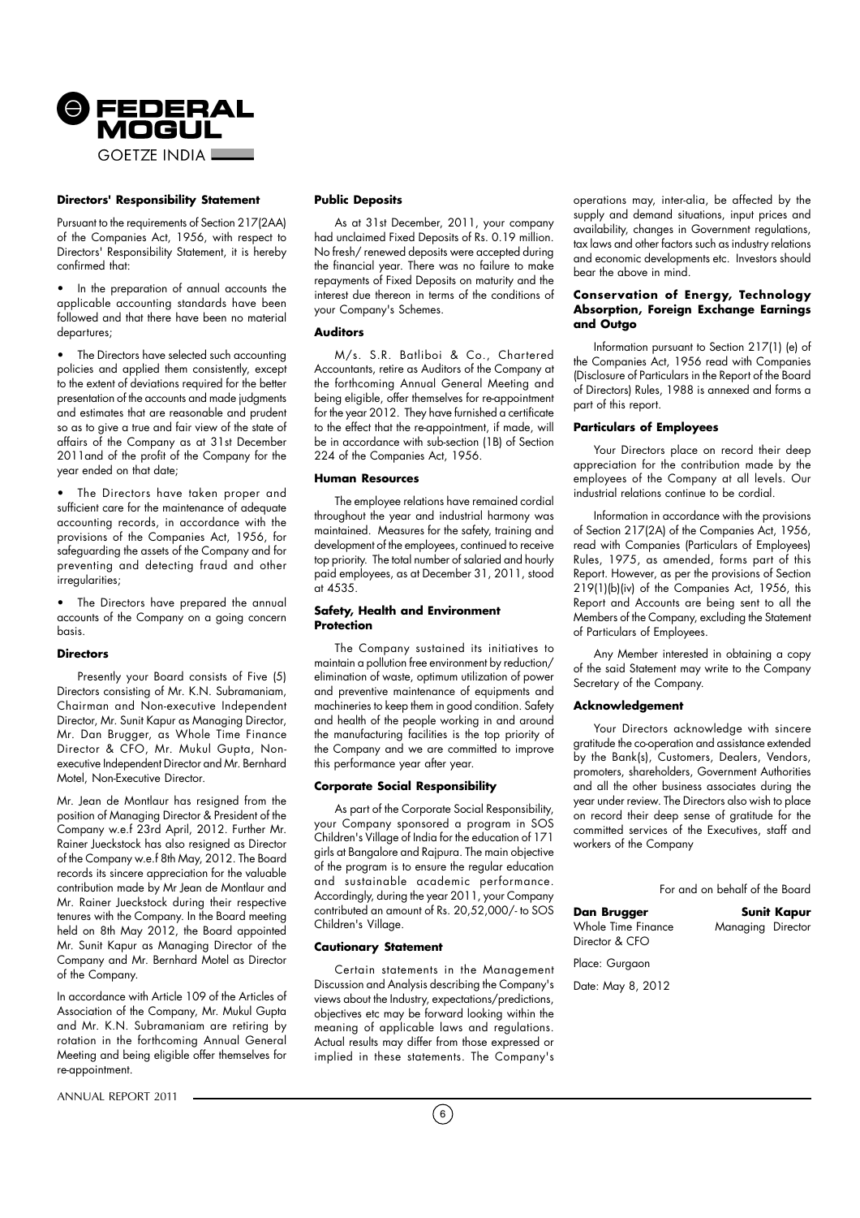### Directors' Responsibility Statement

Pursuant to the requirements of Section 217(2AA) of the Companies Act, 1956, with respect to Directors' Responsibility Statement, it is hereby confirmed that:

- In the preparation of annual accounts the applicable accounting standards have been followed and that there have been no material departures;
- The Directors have selected such accounting policies and applied them consistently, except to the extent of deviations required for the better presentation of the accounts and made judgments and estimates that are reasonable and prudent so as to give a true and fair view of the state of affairs of the Company as at 31st December 2011and of the profit of the Company for the year ended on that date;
- The Directors have taken proper and sufficient care for the maintenance of adequate accounting records, in accordance with the provisions of the Companies Act, 1956, for safeguarding the assets of the Company and for preventing and detecting fraud and other irregularities;
- The Directors have prepared the annual accounts of the Company on a going concern basis.

### Directors

Presently your Board consists of Five (5) Directors consisting of Mr. K.N. Subramaniam, Chairman and Non-executive Independent Director, Mr. Sunit Kapur as Managing Director, Mr. Dan Brugger, as Whole Time Finance Director & CFO, Mr. Mukul Gupta, Non-executive Independent Director and Mr. Bernhard Motel, Non-Executive Director.

Mr. Jean de Montlaur has resigned from the position of Managing Director & President of the Company w.e.f 23rd April, 2012. Further Mr. Rainer Jueckstock has also resigned as Director of the Company w.e.f 8th May, 2012. The Board records its sincere appreciation for the valuable contribution made by Mr Jean de Montlaur and Mr. Rainer Jueckstock during their respective tenures with the Company. In the Board meeting held on 8th May 2012, the Board appointed Mr. Sunit Kapur as Managing Director of the Company and Mr. Bernhard Motel as Director of the Company.

In accordance with Article 109 of the Articles of Association of the Company, Mr. Mukul Gupta and Mr. K.N. Subramaniam are retiring by rotation in the forthcoming Annual General Meeting and being eligible offer themselves for re-appointment.

### Public Deposits

As at 31st December, 2011, your company had unclaimed Fixed Deposits of Rs. 0.19 million. No fresh/ renewed deposits were accepted during the financial year. There was no failure to make repayments of Fixed Deposits on maturity and the interest due thereon in terms of the conditions of your Company's Schemes.

### Auditors

M/s. S.R. Batliboi & Co., Chartered Accountants, retire as Auditors of the Company at the forthcoming Annual General Meeting and being eligible, offer themselves for re-appointment for the year 2012. They have furnished a certificate to the effect that the re-appointment, if made, will be in accordance with sub-section (1B) of Section 224 of the Companies Act, 1956.

### Human Resources

The employee relations have remained cordial throughout the year and industrial harmony was maintained. Measures for the safety, training and development of the employees, continued to receive top priority. The total number of salaried and hourly paid employees, as at December 31, 2011, stood at 4535.

### Safety, Health and Environment Protection

The Company sustained its initiatives to maintain a pollution free environment by reduction/ elimination of waste, optimum utilization of power and preventive maintenance of equipments and machineries to keep them in good condition. Safety and health of the people working in and around the manufacturing facilities is the top priority of the Company and we are committed to improve this performance year after year.

### Corporate Social Responsibility

As part of the Corporate Social Responsibility, your Company sponsored a program in SOS Children's Village of India for the education of 171 girls at Bangalore and Rajpura. The main objective of the program is to ensure the regular education and sustainable academic performance. Accordingly, during the year 2011, your Company contributed an amount of Rs. 20,52,000/- to SOS Children's Village.

### Cautionary Statement

Certain statements in the Management Discussion and Analysis describing the Company's views about the Industry, expectations/predictions, objectives etc may be forward looking within the meaning of applicable laws and regulations. Actual results may differ from those expressed or implied in these statements. The Company's operations may, inter-alia, be affected by the supply and demand situations, input prices and availability, changes in Government regulations, tax laws and other factors such as industry relations and economic developments etc. Investors should bear the above in mind.

### Conservation of Energy, Technology Absorption, Foreign Exchange Earnings and Outgo

Information pursuant to Section 217(1) (e) of the Companies Act, 1956 read with Companies (Disclosure of Particulars in the Report of the Board of Directors) Rules, 1988 is annexed and forms a part of this report.

### Particulars of Employees

Your Directors place on record their deep appreciation for the contribution made by the employees of the Company at all levels. Our industrial relations continue to be cordial.

Information in accordance with the provisions of Section 217(2A) of the Companies Act, 1956, read with Companies (Particulars of Employees) Rules, 1975, as amended, forms part of this Report. However, as per the provisions of Section 219(1)(b)(iv) of the Companies Act, 1956, this Report and Accounts are being sent to all the Members of the Company, excluding the Statement of Particulars of Employees.

Any Member interested in obtaining a copy of the said Statement may write to the Company Secretary of the Company.

### Acknowledgement

Your Directors acknowledge with sincere gratitude the co-operation and assistance extended by the Bank(s), Customers, Dealers, Vendors, promoters, shareholders, Government Authorities and all the other business associates during the year under review. The Directors also wish to place on record their deep sense of gratitude for the committed services of the Executives, staff and workers of the Company

For and on behalf of the Board

**Dan Brugger**
Whole Time Finance Director & CFO

**Sunit Kapur**
Managing Director

Place: Gurgaon

Date: May 8, 2012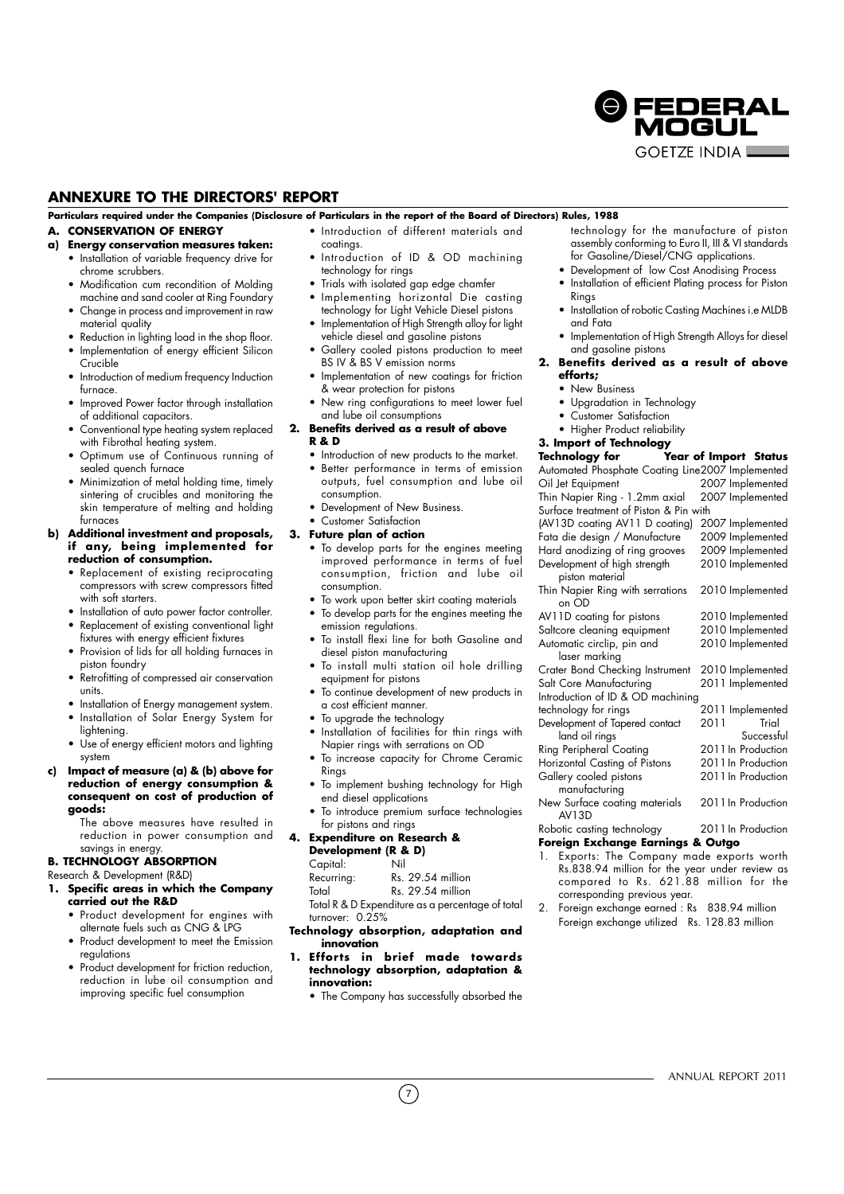## ANNEXURE TO THE DIRECTORS' REPORT

**Particulars required under the Companies (Disclosure of Particulars in the report of the Board of Directors) Rules, 1988**

### A. CONSERVATION OF ENERGY

**a) Energy conservation measures taken:**

- Installation of variable frequency drive for chrome scrubbers.
- Modification cum recondition of Molding machine and sand cooler at Ring Foundary
- Change in process and improvement in raw material quality
- Reduction in lighting load in the shop floor.
- Implementation of energy efficient Silicon Crucible
- Introduction of medium frequency Induction furnace.
- Improved Power factor through installation of additional capacitors.
- Conventional type heating system replaced with Fibrothal heating system.
- Optimum use of Continuous running of sealed quench furnace
- Minimization of metal holding time, timely sintering of crucibles and monitoring the skin temperature of melting and holding furnaces

**b) Additional investment and proposals, if any, being implemented for reduction of consumption.**

- Replacement of existing reciprocating compressors with screw compressors fitted with soft starters.
- Installation of auto power factor controller.
- Replacement of existing conventional light fixtures with energy efficient fixtures
- Provision of lids for all holding furnaces in piston foundry
- Retrofitting of compressed air conservation units.
- Installation of Energy management system.
- Installation of Solar Energy System for lightening.
- Use of energy efficient motors and lighting system

**c) Impact of measure (a) & (b) above for reduction of energy consumption & consequent on cost of production of goods:**

The above measures have resulted in reduction in power consumption and savings in energy.

### B. TECHNOLOGY ABSORPTION

Research & Development (R&D)

**1. Specific areas in which the Company carried out the R&D**

- Product development for engines with alternate fuels such as CNG & LPG
- Product development to meet the Emission regulations
- Product development for friction reduction, reduction in lube oil consumption and improving specific fuel consumption
- Introduction of different materials and coatings.
- Introduction of ID & OD machining technology for rings
- Trials with isolated gap edge chamfer
- Implementing horizontal Die casting technology for Light Vehicle Diesel pistons
- Implementation of High Strength alloy for light vehicle diesel and gasoline pistons
- Gallery cooled pistons production to meet BS IV & BS V emission norms
- Implementation of new coatings for friction & wear protection for pistons
- New ring configurations to meet lower fuel and lube oil consumptions

**2. Benefits derived as a result of above R & D**

- Introduction of new products to the market.
- Better performance in terms of emission outputs, fuel consumption and lube oil consumption.
- Development of New Business.
- Customer Satisfaction

**3. Future plan of action**

- To develop parts for the engines meeting improved performance in terms of fuel consumption, friction and lube oil consumption.
- To work upon better skirt coating materials
- To develop parts for the engines meeting the emission regulations.
- To install flexi line for both Gasoline and diesel piston manufacturing
- To install multi station oil hole drilling equipment for pistons
- To continue development of new products in a cost efficient manner.
- To upgrade the technology
- Installation of facilities for thin rings with Napier rings with serrations on OD
- To increase capacity for Chrome Ceramic Rings
- To implement bushing technology for High end diesel applications
- To introduce premium surface technologies for pistons and rings

**4. Expenditure on Research & Development (R & D)**

| | |
|---|---|
| Capital: | Nil |
| Recurring: | Rs. 29.54 million |
| Total | Rs. 29.54 million |

Total R & D Expenditure as a percentage of total turnover: 0.25%

**Technology absorption, adaptation and innovation**

**1. Efforts in brief made towards technology absorption, adaptation & innovation:**

- The Company has successfully absorbed the technology for the manufacture of piston assembly conforming to Euro II, III & VI standards for Gasoline/Diesel/CNG applications.
- Development of low Cost Anodising Process
- Installation of efficient Plating process for Piston Rings
- Installation of robotic Casting Machines i.e MLDB and Fata
- Implementation of High Strength Alloys for diesel and gasoline pistons

**2. Benefits derived as a result of above efforts;**

- New Business
- Upgradation in Technology
- Customer Satisfaction
- Higher Product reliability

**3. Import of Technology**

| Technology for | Year of Import | Status |
|---|---|---|
| Automated Phosphate Coating Line | 2007 | Implemented |
| Oil Jet Equipment | 2007 | Implemented |
| Thin Napier Ring - 1.2mm axial | 2007 | Implemented |
| Surface treatment of Piston & Pin with (AV13D coating AV11 D coating) | 2007 | Implemented |
| Fata die design / Manufacture | 2009 | Implemented |
| Hard anodizing of ring grooves | 2009 | Implemented |
| Development of high strength piston material | 2010 | Implemented |
| Thin Napier Ring with serrations on OD | 2010 | Implemented |
| AV11D coating for pistons | 2010 | Implemented |
| Saltcore cleaning equipment | 2010 | Implemented |
| Automatic circlip, pin and laser marking | 2010 | Implemented |
| Crater Bond Checking Instrument | 2010 | Implemented |
| Salt Core Manufacturing | 2011 | Implemented |
| Introduction of ID & OD machining technology for rings | 2011 | Implemented |
| Development of Tapered contact land oil rings | 2011 | Trial Successful |
| Ring Peripheral Coating | 2011 | In Production |
| Horizontal Casting of Pistons | 2011 | In Production |
| Gallery cooled pistons manufacturing | 2011 | In Production |
| New Surface coating materials AV13D | 2011 | In Production |
| Robotic casting technology | 2011 | In Production |

**Foreign Exchange Earnings & Outgo**

1. Exports: The Company made exports worth Rs.838.94 million for the year under review as compared to Rs. 621.88 million for the corresponding previous year.
2. Foreign exchange earned : Rs 838.94 million
   Foreign exchange utilized Rs. 128.83 million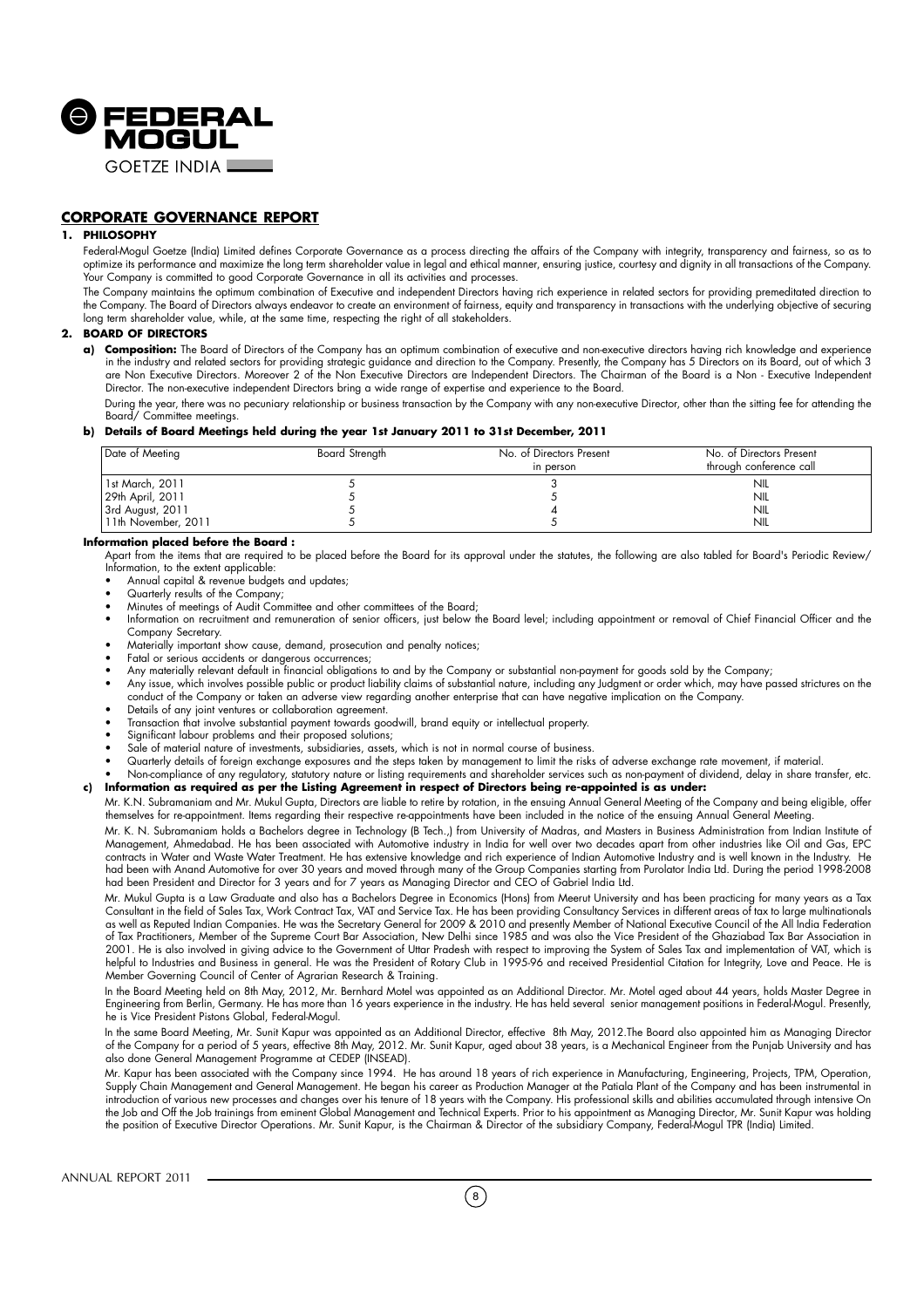## CORPORATE GOVERNANCE REPORT

### 1. PHILOSOPHY

Federal-Mogul Goetze (India) Limited defines Corporate Governance as a process directing the affairs of the Company with integrity, transparency and fairness, so as to optimize its performance and maximize the long term shareholder value in legal and ethical manner, ensuring justice, courtesy and dignity in all transactions of the Company. Your Company is committed to good Corporate Governance in all its activities and processes.

The Company maintains the optimum combination of Executive and independent Directors having rich experience in related sectors for providing premeditated direction to the Company. The Board of Directors always endeavor to create an environment of fairness, equity and transparency in transactions with the underlying objective of securing long term shareholder value, while, at the same time, respecting the right of all stakeholders.

### 2. BOARD OF DIRECTORS

**a) Composition:** The Board of Directors of the Company has an optimum combination of executive and non-executive directors having rich knowledge and experience in the industry and related sectors for providing strategic guidance and direction to the Company. Presently, the Company has 5 Directors on its Board, out of which 3 are Non Executive Directors. Moreover 2 of the Non Executive Directors are Independent Directors. The Chairman of the Board is a Non - Executive Independent Director. The non-executive independent Directors bring a wide range of expertise and experience to the Board.

During the year, there was no pecuniary relationship or business transaction by the Company with any non-executive Director, other than the sitting fee for attending the Board/ Committee meetings.

**b) Details of Board Meetings held during the year 1st January 2011 to 31st December, 2011**

| Date of Meeting | Board Strength | No. of Directors Present in person | No. of Directors Present through conference call |
|---|---|---|---|
| 1st March, 2011 | 5 | 3 | NIL |
| 29th April, 2011 | 5 | 5 | NIL |
| 3rd August, 2011 | 5 | 4 | NIL |
| 11th November, 2011 | 5 | 5 | NIL |

**Information placed before the Board :**

Apart from the items that are required to be placed before the Board for its approval under the statutes, the following are also tabled for Board's Periodic Review/ Information, to the extent applicable:

- Annual capital & revenue budgets and updates;
- Quarterly results of the Company;
- Minutes of meetings of Audit Committee and other committees of the Board;
- Information on recruitment and remuneration of senior officers, just below the Board level; including appointment or removal of Chief Financial Officer and the Company Secretary.
- Materially important show cause, demand, prosecution and penalty notices;
- Fatal or serious accidents or dangerous occurrences;
- Any materially relevant default in financial obligations to and by the Company or substantial non-payment for goods sold by the Company;
- Any issue, which involves possible public or product liability claims of substantial nature, including any Judgment or order which, may have passed strictures on the conduct of the Company or taken an adverse view regarding another enterprise that can have negative implication on the Company.
- Details of any joint ventures or collaboration agreement.
- Transaction that involve substantial payment towards goodwill, brand equity or intellectual property.
- Significant labour problems and their proposed solutions;
- Sale of material nature of investments, subsidiaries, assets, which is not in normal course of business.
- Quarterly details of foreign exchange exposures and the steps taken by management to limit the risks of adverse exchange rate movement, if material.
- Non-compliance of any regulatory, statutory nature or listing requirements and shareholder services such as non-payment of dividend, delay in share transfer, etc.

**c) Information as required as per the Listing Agreement in respect of Directors being re-appointed is as under:**

Mr. K.N. Subramaniam and Mr. Mukul Gupta, Directors are liable to retire by rotation, in the ensuing Annual General Meeting of the Company and being eligible, offer themselves for re-appointment. Items regarding their respective re-appointments have been included in the notice of the ensuing Annual General Meeting.

Mr. K. N. Subramaniam holds a Bachelors degree in Technology (B Tech.,) from University of Madras, and Masters in Business Administration from Indian Institute of Management, Ahmedabad. He has been associated with Automotive industry in India for well over two decades apart from other industries like Oil and Gas, EPC contracts in Water and Waste Water Treatment. He has extensive knowledge and rich experience of Indian Automotive Industry and is well known in the Industry. He had been with Anand Automotive for over 30 years and moved through many of the Group Companies starting from Purolator India Ltd. During the period 1998-2008 had been President and Director for 3 years and for 7 years as Managing Director and CEO of Gabriel India Ltd.

Mr. Mukul Gupta is a Law Graduate and also has a Bachelors Degree in Economics (Hons) from Meerut University and has been practicing for many years as a Tax Consultant in the field of Sales Tax, Work Contract Tax, VAT and Service Tax. He has been providing Consultancy Services in different areas of tax to large multinationals as well as Reputed Indian Companies. He was the Secretary General for 2009 & 2010 and presently Member of National Executive Council of the All India Federation of Tax Practitioners, Member of the Supreme Court Bar Association, New Delhi since 1985 and was also the Vice President of the Ghaziabad Tax Bar Association in 2001. He is also involved in giving advice to the Government of Uttar Pradesh with respect to improving the System of Sales Tax and implementation of VAT, which is helpful to Industries and Business in general. He was the President of Rotary Club in 1995-96 and received Presidential Citation for Integrity, Love and Peace. He is Member Governing Council of Center of Agrarian Research & Training.

In the Board Meeting held on 8th May, 2012, Mr. Bernhard Motel was appointed as an Additional Director. Mr. Motel aged about 44 years, holds Master Degree in Engineering from Berlin, Germany. He has more than 16 years experience in the industry. He has held several senior management positions in Federal-Mogul. Presently, he is Vice President Pistons Global, Federal-Mogul.

In the same Board Meeting, Mr. Sunit Kapur was appointed as an Additional Director, effective 8th May, 2012.The Board also appointed him as Managing Director of the Company for a period of 5 years, effective 8th May, 2012. Mr. Sunit Kapur, aged about 38 years, is a Mechanical Engineer from the Punjab University and has also done General Management Programme at CEDEP (INSEAD).

Mr. Kapur has been associated with the Company since 1994. He has around 18 years of rich experience in Manufacturing, Engineering, Projects, TPM, Operation, Supply Chain Management and General Management. He began his career as Production Manager at the Patiala Plant of the Company and has been instrumental in introduction of various new processes and changes over his tenure of 18 years with the Company. His professional skills and abilities accumulated through intensive On the Job and Off the Job trainings from eminent Global Management and Technical Experts. Prior to his appointment as Managing Director, Mr. Sunit Kapur was holding the position of Executive Director Operations. Mr. Sunit Kapur, is the Chairman & Director of the subsidiary Company, Federal-Mogul TPR (India) Limited.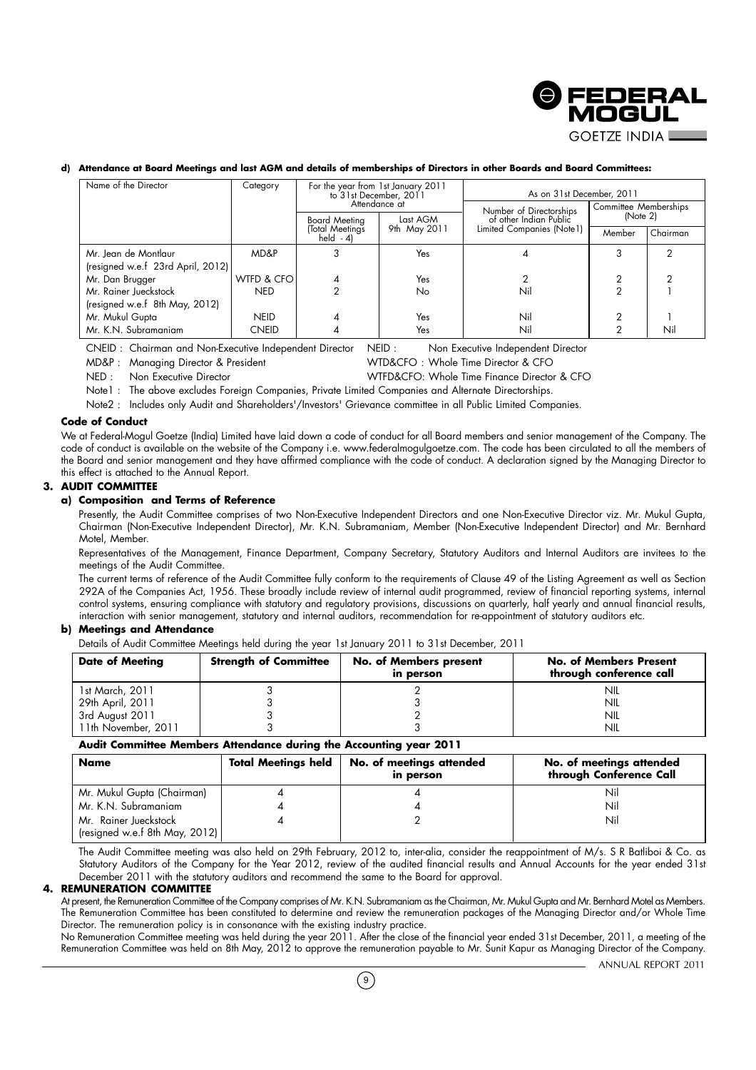**d) Attendance at Board Meetings and last AGM and details of memberships of Directors in other Boards and Board Committees:**

| Name of the Director | Category | For the year from 1st January 2011 to 31st December, 2011 Attendance at | | As on 31st December, 2011 | | |
|---|---|---|---|---|---|---|
| | | Board Meeting (Total Meetings held - 4) | Last AGM 9th May 2011 | Number of Directorships of other Indian Public Limited Companies (Note1) | Committee Memberships (Note 2) | |
| | | | | | Member | Chairman |
| Mr. Jean de Montlaur (resigned w.e.f 23rd April, 2012) | MD&P | 3 | Yes | 4 | 3 | 2 |
| Mr. Dan Brugger | WTFD & CFO | 4 | Yes | 2 | 2 | 2 |
| Mr. Rainer Jueckstock (resigned w.e.f 8th May, 2012) | NED | 2 | No | Nil | 2 | 1 |
| Mr. Mukul Gupta | NEID | 4 | Yes | Nil | 2 | 1 |
| Mr. K.N. Subramaniam | CNEID | 4 | Yes | Nil | 2 | Nil |

CNEID : Chairman and Non-Executive Independent Director NEID : Non Executive Independent Director

MD&P : Managing Director & President WTD&CFO : Whole Time Director & CFO

NED : Non Executive Director WTFD&CFO: Whole Time Finance Director & CFO

Note1 : The above excludes Foreign Companies, Private Limited Companies and Alternate Directorships.

Note2 : Includes only Audit and Shareholders'/Investors' Grievance committee in all Public Limited Companies.

**Code of Conduct**

We at Federal-Mogul Goetze (India) Limited have laid down a code of conduct for all Board members and senior management of the Company. The code of conduct is available on the website of the Company i.e. www.federalmogulgoetze.com. The code has been circulated to all the members of the Board and senior management and they have affirmed compliance with the code of conduct. A declaration signed by the Managing Director to this effect is attached to the Annual Report.

## 3. AUDIT COMMITTEE

### a) Composition and Terms of Reference

Presently, the Audit Committee comprises of two Non-Executive Independent Directors and one Non-Executive Director viz. Mr. Mukul Gupta, Chairman (Non-Executive Independent Director), Mr. K.N. Subramaniam, Member (Non-Executive Independent Director) and Mr. Bernhard Motel, Member.

Representatives of the Management, Finance Department, Company Secretary, Statutory Auditors and Internal Auditors are invitees to the meetings of the Audit Committee.

The current terms of reference of the Audit Committee fully conform to the requirements of Clause 49 of the Listing Agreement as well as Section 292A of the Companies Act, 1956. These broadly include review of internal audit programmed, review of financial reporting systems, internal control systems, ensuring compliance with statutory and regulatory provisions, discussions on quarterly, half yearly and annual financial results, interaction with senior management, statutory and internal auditors, recommendation for re-appointment of statutory auditors etc.

### b) Meetings and Attendance

Details of Audit Committee Meetings held during the year 1st January 2011 to 31st December, 2011

| Date of Meeting | Strength of Committee | No. of Members present in person | No. of Members Present through conference call |
|---|---|---|---|
| 1st March, 2011 | 3 | 2 | NIL |
| 29th April, 2011 | 3 | 3 | NIL |
| 3rd August 2011 | 3 | 2 | NIL |
| 11th November, 2011 | 3 | 3 | NIL |

**Audit Committee Members Attendance during the Accounting year 2011**

| Name | Total Meetings held | No. of meetings attended in person | No. of meetings attended through Conference Call |
|---|---|---|---|
| Mr. Mukul Gupta (Chairman) | 4 | 4 | Nil |
| Mr. K.N. Subramaniam | 4 | 4 | Nil |
| Mr. Rainer Jueckstock (resigned w.e.f 8th May, 2012) | 4 | 2 | Nil |

The Audit Committee meeting was also held on 29th February, 2012 to, inter-alia, consider the reappointment of M/s. S R Batliboi & Co. as Statutory Auditors of the Company for the Year 2012, review of the audited financial results and Annual Accounts for the year ended 31st December 2011 with the statutory auditors and recommend the same to the Board for approval.

## 4. REMUNERATION COMMITTEE

At present, the Remuneration Committee of the Company comprises of Mr. K.N. Subramaniam as the Chairman, Mr. Mukul Gupta and Mr. Bernhard Motel as Members. The Remuneration Committee has been constituted to determine and review the remuneration packages of the Managing Director and/or Whole Time Director. The remuneration policy is in consonance with the existing industry practice.

No Remuneration Committee meeting was held during the year 2011. After the close of the financial year ended 31st December, 2011, a meeting of the Remuneration Committee was held on 8th May, 2012 to approve the remuneration payable to Mr. Sunit Kapur as Managing Director of the Company.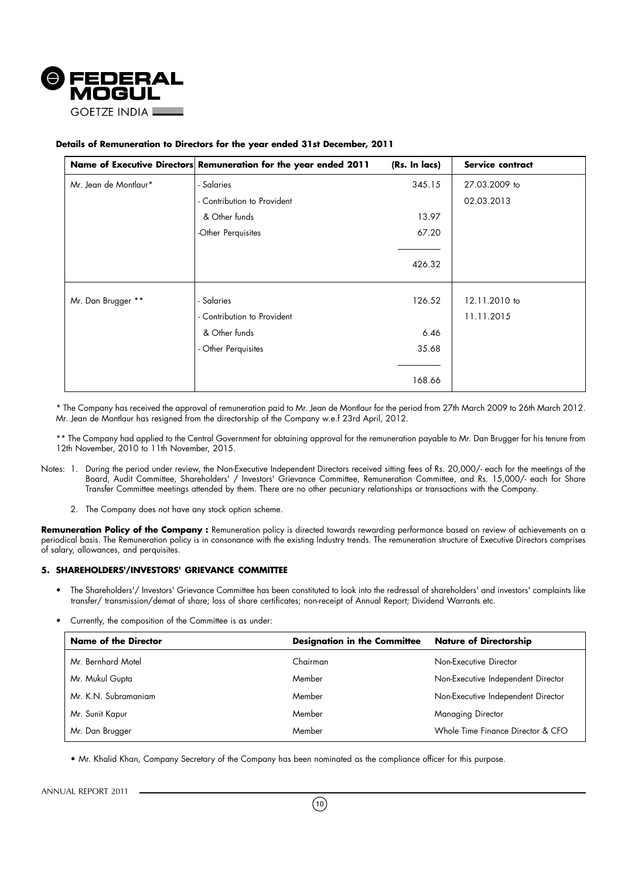**Details of Remuneration to Directors for the year ended 31st December, 2011**

| Name of Executive Directors | Remuneration for the year ended 2011 | (Rs. In lacs) | Service contract |
|---|---|---|---|
| Mr. Jean de Montlaur* | - Salaries | 345.15 | 27.03.2009 to |
| | - Contribution to Provident | | 02.03.2013 |
| | & Other funds | 13.97 | |
| | -Other Perquisites | 67.20 | |
| | | 426.32 | |
| Mr. Dan Brugger ** | - Salaries | 126.52 | 12.11.2010 to |
| | - Contribution to Provident | | 11.11.2015 |
| | & Other funds | 6.46 | |
| | - Other Perquisites | 35.68 | |
| | | 168.66 | |

\* The Company has received the approval of remuneration paid to Mr. Jean de Montlaur for the period from 27th March 2009 to 26th March 2012. Mr. Jean de Montlaur has resigned from the directorship of the Company w.e.f 23rd April, 2012.

\*\* The Company had applied to the Central Government for obtaining approval for the remuneration payable to Mr. Dan Brugger for his tenure from 12th November, 2010 to 11th November, 2015.

Notes:

1. During the period under review, the Non-Executive Independent Directors received sitting fees of Rs. 20,000/- each for the meetings of the Board, Audit Committee, Shareholders' / Investors' Grievance Committee, Remuneration Committee, and Rs. 15,000/- each for Share Transfer Committee meetings attended by them. There are no other pecuniary relationships or transactions with the Company.
2. The Company does not have any stock option scheme.

**Remuneration Policy of the Company :** Remuneration policy is directed towards rewarding performance based on review of achievements on a periodical basis. The Remuneration policy is in consonance with the existing Industry trends. The remuneration structure of Executive Directors comprises of salary, allowances, and perquisites.

### 5. SHAREHOLDERS'/INVESTORS' GRIEVANCE COMMITTEE

- The Shareholders'/ Investors' Grievance Committee has been constituted to look into the redressal of shareholders' and investors' complaints like transfer/ transmission/demat of share; loss of share certificates; non-receipt of Annual Report; Dividend Warrants etc.
- Currently, the composition of the Committee is as under:

| Name of the Director | Designation in the Committee | Nature of Directorship |
|---|---|---|
| Mr. Bernhard Motel | Chairman | Non-Executive Director |
| Mr. Mukul Gupta | Member | Non-Executive Independent Director |
| Mr. K.N. Subramaniam | Member | Non-Executive Independent Director |
| Mr. Sunit Kapur | Member | Managing Director |
| Mr. Dan Brugger | Member | Whole Time Finance Director & CFO |

- Mr. Khalid Khan, Company Secretary of the Company has been nominated as the compliance officer for this purpose.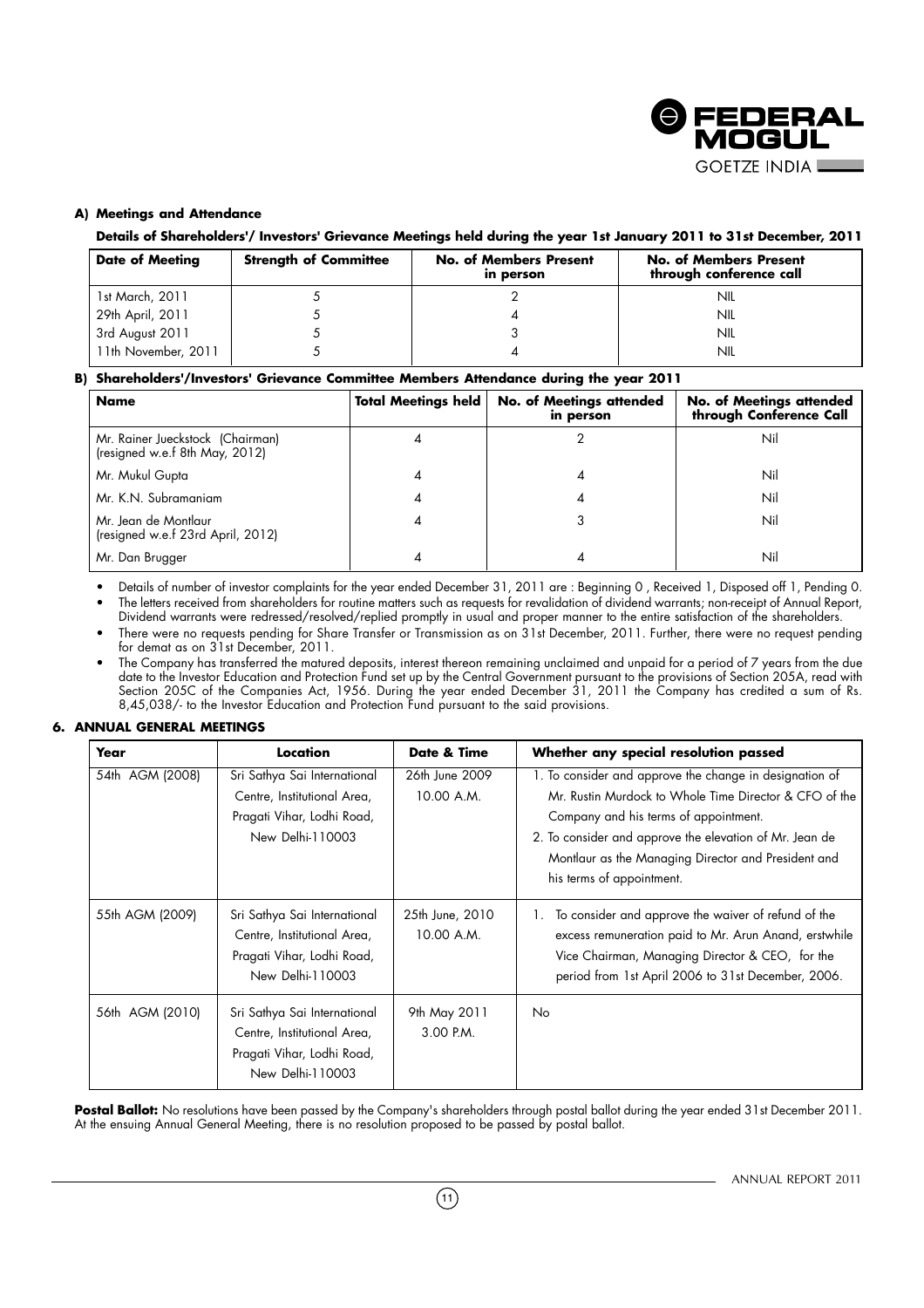#### A) Meetings and Attendance

**Details of Shareholders'/ Investors' Grievance Meetings held during the year 1st January 2011 to 31st December, 2011**

| Date of Meeting | Strength of Committee | No. of Members Present in person | No. of Members Present through conference call |
|---|---|---|---|
| 1st March, 2011 | 5 | 2 | NIL |
| 29th April, 2011 | 5 | 4 | NIL |
| 3rd August 2011 | 5 | 3 | NIL |
| 11th November, 2011 | 5 | 4 | NIL |

#### B) Shareholders'/Investors' Grievance Committee Members Attendance during the year 2011

| Name | Total Meetings held | No. of Meetings attended in person | No. of Meetings attended through Conference Call |
|---|---|---|---|
| Mr. Rainer Jueckstock (Chairman) (resigned w.e.f 8th May, 2012) | 4 | 2 | Nil |
| Mr. Mukul Gupta | 4 | 4 | Nil |
| Mr. K.N. Subramaniam | 4 | 4 | Nil |
| Mr. Jean de Montlaur (resigned w.e.f 23rd April, 2012) | 4 | 3 | Nil |
| Mr. Dan Brugger | 4 | 4 | Nil |

- Details of number of investor complaints for the year ended December 31, 2011 are : Beginning 0 , Received 1, Disposed off 1, Pending 0.
- The letters received from shareholders for routine matters such as requests for revalidation of dividend warrants; non-receipt of Annual Report, Dividend warrants were redressed/resolved/replied promptly in usual and proper manner to the entire satisfaction of the shareholders.
- There were no requests pending for Share Transfer or Transmission as on 31st December, 2011. Further, there were no request pending for demat as on 31st December, 2011.
- The Company has transferred the matured deposits, interest thereon remaining unclaimed and unpaid for a period of 7 years from the due date to the Investor Education and Protection Fund set up by the Central Government pursuant to the provisions of Section 205A, read with Section 205C of the Companies Act, 1956. During the year ended December 31, 2011 the Company has credited a sum of Rs. 8,45,038/- to the Investor Education and Protection Fund pursuant to the said provisions.

## 6. ANNUAL GENERAL MEETINGS

| Year | Location | Date & Time | Whether any special resolution passed |
|---|---|---|---|
| 54th AGM (2008) | Sri Sathya Sai International Centre, Institutional Area, Pragati Vihar, Lodhi Road, New Delhi-110003 | 26th June 2009 10.00 A.M. | 1. To consider and approve the change in designation of Mr. Rustin Murdock to Whole Time Director & CFO of the Company and his terms of appointment. 2. To consider and approve the elevation of Mr. Jean de Montlaur as the Managing Director and President and his terms of appointment. |
| 55th AGM (2009) | Sri Sathya Sai International Centre, Institutional Area, Pragati Vihar, Lodhi Road, New Delhi-110003 | 25th June, 2010 10.00 A.M. | 1. To consider and approve the waiver of refund of the excess remuneration paid to Mr. Arun Anand, erstwhile Vice Chairman, Managing Director & CEO, for the period from 1st April 2006 to 31st December, 2006. |
| 56th AGM (2010) | Sri Sathya Sai International Centre, Institutional Area, Pragati Vihar, Lodhi Road, New Delhi-110003 | 9th May 2011 3.00 P.M. | No |

**Postal Ballot:** No resolutions have been passed by the Company's shareholders through postal ballot during the year ended 31st December 2011. At the ensuing Annual General Meeting, there is no resolution proposed to be passed by postal ballot.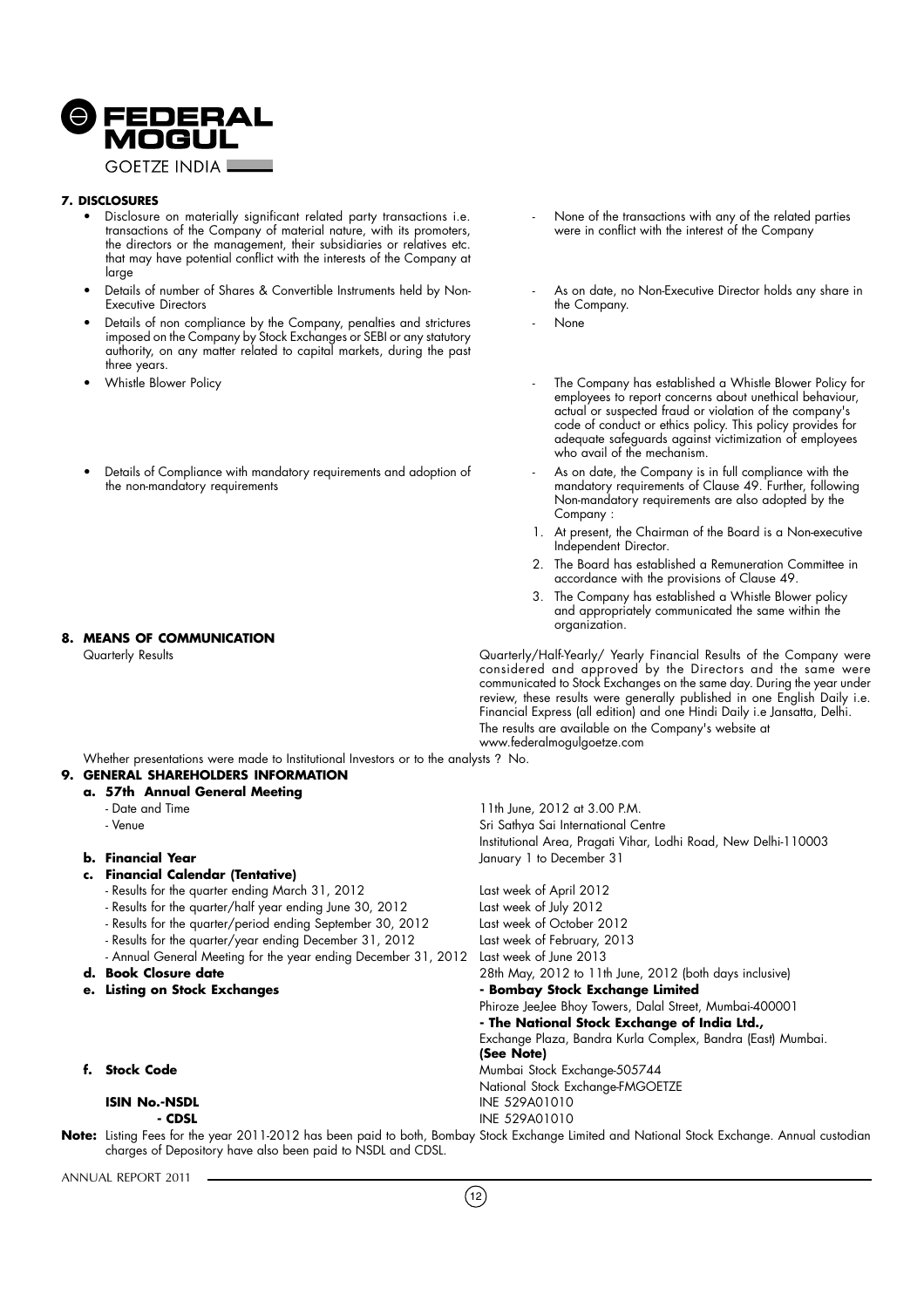## 7. DISCLOSURES

| | |
|---|---|
| • Disclosure on materially significant related party transactions i.e. transactions of the Company of material nature, with its promoters, the directors or the management, their subsidiaries or relatives etc. that may have potential conflict with the interests of the Company at large | - None of the transactions with any of the related parties were in conflict with the interest of the Company |
| • Details of number of Shares & Convertible Instruments held by Non-Executive Directors | - As on date, no Non-Executive Director holds any share in the Company. |
| • Details of non compliance by the Company, penalties and strictures imposed on the Company by Stock Exchanges or SEBI or any statutory authority, on any matter related to capital markets, during the past three years. | - None |
| • Whistle Blower Policy | - The Company has established a Whistle Blower Policy for employees to report concerns about unethical behaviour, actual or suspected fraud or violation of the company's code of conduct or ethics policy. This policy provides for adequate safeguards against victimization of employees who avail of the mechanism. |
| • Details of Compliance with mandatory requirements and adoption of the non-mandatory requirements | - As on date, the Company is in full compliance with the mandatory requirements of Clause 49. Further, following Non-mandatory requirements are also adopted by the Company :<br>1. At present, the Chairman of the Board is a Non-executive Independent Director.<br>2. The Board has established a Remuneration Committee in accordance with the provisions of Clause 49.<br>3. The Company has established a Whistle Blower policy and appropriately communicated the same within the organization. |

## 8. MEANS OF COMMUNICATION

| | |
|---|---|
| Quarterly Results | Quarterly/Half-Yearly/ Yearly Financial Results of the Company were considered and approved by the Directors and the same were communicated to Stock Exchanges on the same day. During the year under review, these results were generally published in one English Daily i.e. Financial Express (all edition) and one Hindi Daily i.e Jansatta, Delhi.<br>The results are available on the Company's website at www.federalmogulgoetze.com |

Whether presentations were made to Institutional Investors or to the analysts ? No.

## 9. GENERAL SHAREHOLDERS INFORMATION

| | |
|---|---|
| **a. 57th Annual General Meeting** | |
| - Date and Time | 11th June, 2012 at 3.00 P.M. |
| - Venue | Sri Sathya Sai International Centre<br>Institutional Area, Pragati Vihar, Lodhi Road, New Delhi-110003 |
| **b. Financial Year** | January 1 to December 31 |
| **c. Financial Calendar (Tentative)** | |
| - Results for the quarter ending March 31, 2012 | Last week of April 2012 |
| - Results for the quarter/half year ending June 30, 2012 | Last week of July 2012 |
| - Results for the quarter/period ending September 30, 2012 | Last week of October 2012 |
| - Results for the quarter/year ending December 31, 2012 | Last week of February, 2013 |
| - Annual General Meeting for the year ending December 31, 2012 | Last week of June 2013 |
| **d. Book Closure date** | 28th May, 2012 to 11th June, 2012 (both days inclusive) |
| **e. Listing on Stock Exchanges** | **- Bombay Stock Exchange Limited**<br>Phiroze JeeJee Bhoy Towers, Dalal Street, Mumbai-400001<br>**- The National Stock Exchange of India Ltd.,**<br>Exchange Plaza, Bandra Kurla Complex, Bandra (East) Mumbai.<br>**(See Note)** |
| **f. Stock Code** | Mumbai Stock Exchange-505744<br>National Stock Exchange-FMGOETZE |
| **ISIN No.-NSDL** | INE 529A01010 |
| **- CDSL** | INE 529A01010 |

**Note:** Listing Fees for the year 2011-2012 has been paid to both, Bombay Stock Exchange Limited and National Stock Exchange. Annual custodian charges of Depository have also been paid to NSDL and CDSL.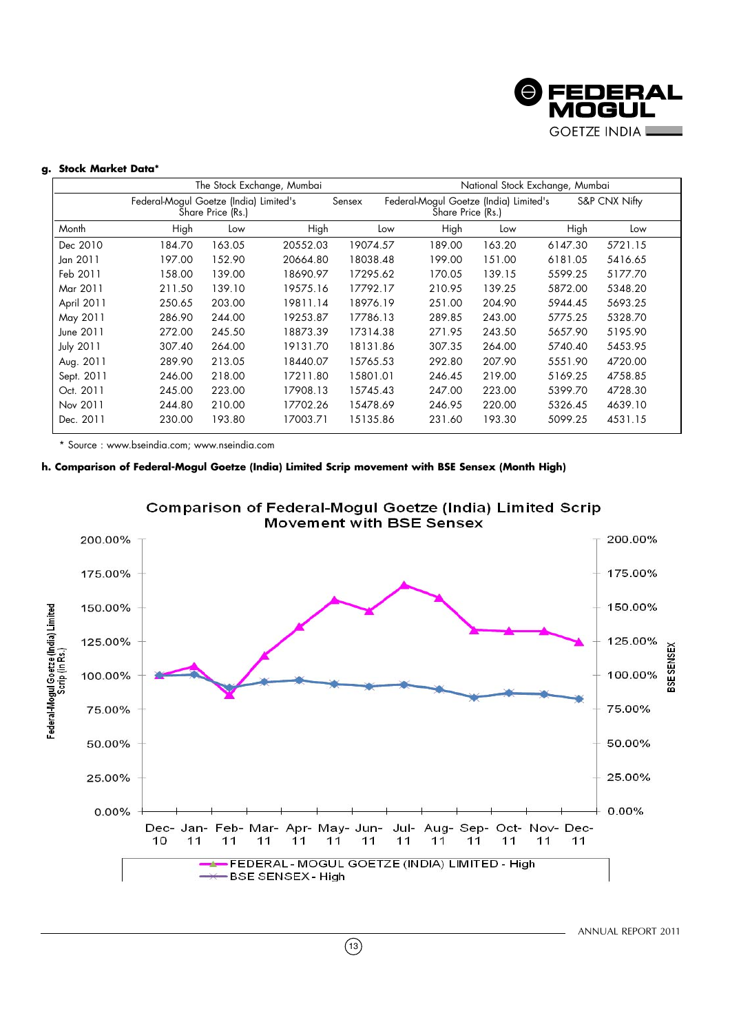**g. Stock Market Data***

| | The Stock Exchange, Mumbai | | | | National Stock Exchange, Mumbai | | | |
|---|---|---|---|---|---|---|---|---|
| | Federal-Mogul Goetze (India) Limited's Share Price (Rs.) | | Sensex | | Federal-Mogul Goetze (India) Limited's Share Price (Rs.) | | S&P CNX Nifty | |
| Month | High | Low | High | Low | High | Low | High | Low |
| Dec 2010 | 184.70 | 163.05 | 20552.03 | 19074.57 | 189.00 | 163.20 | 6147.30 | 5721.15 |
| Jan 2011 | 197.00 | 152.90 | 20664.80 | 18038.48 | 199.00 | 151.00 | 6181.05 | 5416.65 |
| Feb 2011 | 158.00 | 139.00 | 18690.97 | 17295.62 | 170.05 | 139.15 | 5599.25 | 5177.70 |
| Mar 2011 | 211.50 | 139.10 | 19575.16 | 17792.17 | 210.95 | 139.25 | 5872.00 | 5348.20 |
| April 2011 | 250.65 | 203.00 | 19811.14 | 18976.19 | 251.00 | 204.90 | 5944.45 | 5693.25 |
| May 2011 | 286.90 | 244.00 | 19253.87 | 17786.13 | 289.85 | 243.00 | 5775.25 | 5328.70 |
| June 2011 | 272.00 | 245.50 | 18873.39 | 17314.38 | 271.95 | 243.50 | 5657.90 | 5195.90 |
| July 2011 | 307.40 | 264.00 | 19131.70 | 18131.86 | 307.35 | 264.00 | 5740.40 | 5453.95 |
| Aug. 2011 | 289.90 | 213.05 | 18440.07 | 15765.53 | 292.80 | 207.90 | 5551.90 | 4720.00 |
| Sept. 2011 | 246.00 | 218.00 | 17211.80 | 15801.01 | 246.45 | 219.00 | 5169.25 | 4758.85 |
| Oct. 2011 | 245.00 | 223.00 | 17908.13 | 15745.43 | 247.00 | 223.00 | 5399.70 | 4728.30 |
| Nov 2011 | 244.80 | 210.00 | 17702.26 | 15478.69 | 246.95 | 220.00 | 5326.45 | 4639.10 |
| Dec. 2011 | 230.00 | 193.80 | 17003.71 | 15135.86 | 231.60 | 193.30 | 5099.25 | 4531.15 |

* Source : www.bseindia.com; www.nseindia.com

**h. Comparison of Federal-Mogul Goetze (India) Limited Scrip movement with BSE Sensex (Month High)**

Comparison of Federal-Mogul Goetze (India) Limited Scrip Movement with BSE Sensex

FEDERAL - MOGUL GOETZE (INDIA) LIMITED - High
BSE SENSEX - High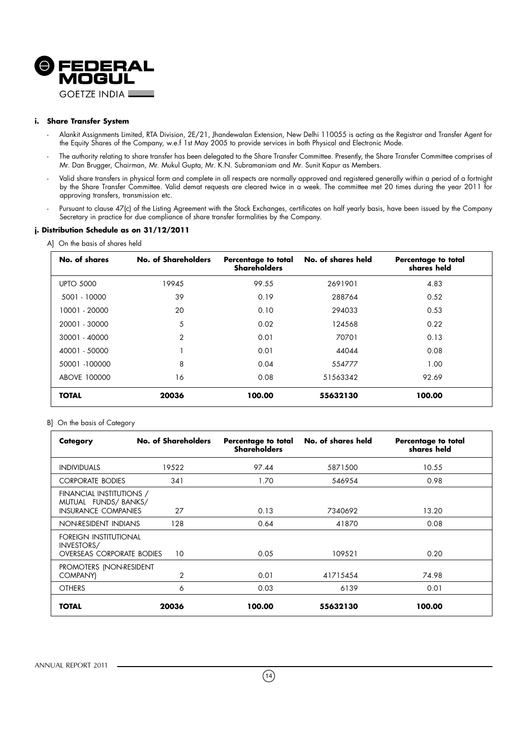### i. Share Transfer System

- Alankit Assignments Limited, RTA Division, 2E/21, Jhandewalan Extension, New Delhi 110055 is acting as the Registrar and Transfer Agent for the Equity Shares of the Company, w.e.f 1st May 2005 to provide services in both Physical and Electronic Mode.
- The authority relating to share transfer has been delegated to the Share Transfer Committee. Presently, the Share Transfer Committee comprises of Mr. Dan Brugger, Chairman, Mr. Mukul Gupta, Mr. K.N. Subramaniam and Mr. Sunit Kapur as Members.
- Valid share transfers in physical form and complete in all respects are normally approved and registered generally within a period of a fortnight by the Share Transfer Committee. Valid demat requests are cleared twice in a week. The committee met 20 times during the year 2011 for approving transfers, transmission etc.
- Pursuant to clause 47(c) of the Listing Agreement with the Stock Exchanges, certificates on half yearly basis, have been issued by the Company Secretary in practice for due compliance of share transfer formalities by the Company.

### j. Distribution Schedule as on 31/12/2011

A] On the basis of shares held

| No. of shares | No. of Shareholders | Percentage to total Shareholders | No. of shares held | Percentage to total shares held |
|---|---|---|---|---|
| UPTO 5000 | 19945 | 99.55 | 2691901 | 4.83 |
| 5001 - 10000 | 39 | 0.19 | 288764 | 0.52 |
| 10001 - 20000 | 20 | 0.10 | 294033 | 0.53 |
| 20001 - 30000 | 5 | 0.02 | 124568 | 0.22 |
| 30001 - 40000 | 2 | 0.01 | 70701 | 0.13 |
| 40001 - 50000 | 1 | 0.01 | 44044 | 0.08 |
| 50001 -100000 | 8 | 0.04 | 554777 | 1.00 |
| ABOVE 100000 | 16 | 0.08 | 51563342 | 92.69 |
| **TOTAL** | **20036** | **100.00** | **55632130** | **100.00** |

B] On the basis of Category

| Category | No. of Shareholders | Percentage to total Shareholders | No. of shares held | Percentage to total shares held |
|---|---|---|---|---|
| INDIVIDUALS | 19522 | 97.44 | 5871500 | 10.55 |
| CORPORATE BODIES | 341 | 1.70 | 546954 | 0.98 |
| FINANCIAL INSTITUTIONS / MUTUAL FUNDS/ BANKS/ INSURANCE COMPANIES | 27 | 0.13 | 7340692 | 13.20 |
| NON-RESIDENT INDIANS | 128 | 0.64 | 41870 | 0.08 |
| FOREIGN INSTITUTIONAL INVESTORS/ OVERSEAS CORPORATE BODIES | 10 | 0.05 | 109521 | 0.20 |
| PROMOTERS (NON-RESIDENT COMPANY) | 2 | 0.01 | 41715454 | 74.98 |
| OTHERS | 6 | 0.03 | 6139 | 0.01 |
| **TOTAL** | **20036** | **100.00** | **55632130** | **100.00** |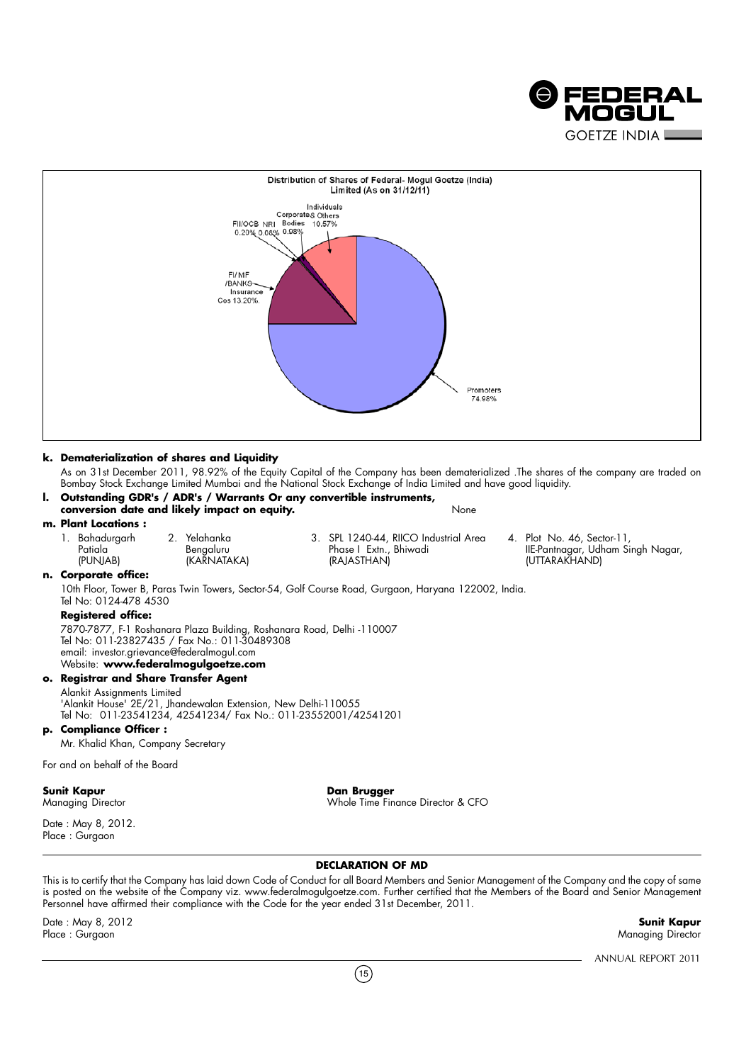Distribution of Shares of Federal- Mogul Goetze (India) Limited (As on 31/12/11)

| Category | Percentage |
|---|---|
| Promoters | 74.98% |
| FI/MF /BANKS Insurance Cos | 13.20% |
| Individuals & Others | 10.57% |
| Corporate Bodies | 0.98% |
| FII/OCB | 0.20% |
| NRI | 0.08% |

**k. Dematerialization of shares and Liquidity**

As on 31st December 2011, 98.92% of the Equity Capital of the Company has been dematerialized .The shares of the company are traded on Bombay Stock Exchange Limited Mumbai and the National Stock Exchange of India Limited and have good liquidity.

**l. Outstanding GDR's / ADR's / Warrants Or any convertible instruments, conversion date and likely impact on equity.** None

**m. Plant Locations :**

1. Bahadurgarh Patiala (PUNJAB)
2. Yelahanka Bengaluru (KARNATAKA)
3. SPL 1240-44, RIICO Industrial Area Phase I Extn., Bhiwadi (RAJASTHAN)
4. Plot No. 46, Sector-11, IIE-Pantnagar, Udham Singh Nagar, (UTTARAKHAND)

**n. Corporate office:**

10th Floor, Tower B, Paras Twin Towers, Sector-54, Golf Course Road, Gurgaon, Haryana 122002, India.
Tel No: 0124-478 4530

**Registered office:**

7870-7877, F-1 Roshanara Plaza Building, Roshanara Road, Delhi -110007
Tel No: 011-23827435 / Fax No.: 011-30489308
email: investor.grievance@federalmogul.com
Website: **www.federalmogulgoetze.com**

**o. Registrar and Share Transfer Agent**

Alankit Assignments Limited
'Alankit House' 2E/21, Jhandewalan Extension, New Delhi-110055
Tel No: 011-23541234, 42541234/ Fax No.: 011-23552001/42541201

**p. Compliance Officer :**

Mr. Khalid Khan, Company Secretary

For and on behalf of the Board

**Sunit Kapur**
Managing Director

**Dan Brugger**
Whole Time Finance Director & CFO

Date : May 8, 2012.
Place : Gurgaon

**DECLARATION OF MD**

This is to certify that the Company has laid down Code of Conduct for all Board Members and Senior Management of the Company and the copy of same is posted on the website of the Company viz. www.federalmogulgoetze.com. Further certified that the Members of the Board and Senior Management Personnel have affirmed their compliance with the Code for the year ended 31st December, 2011.

Date : May 8, 2012
Place : Gurgaon

**Sunit Kapur**
Managing Director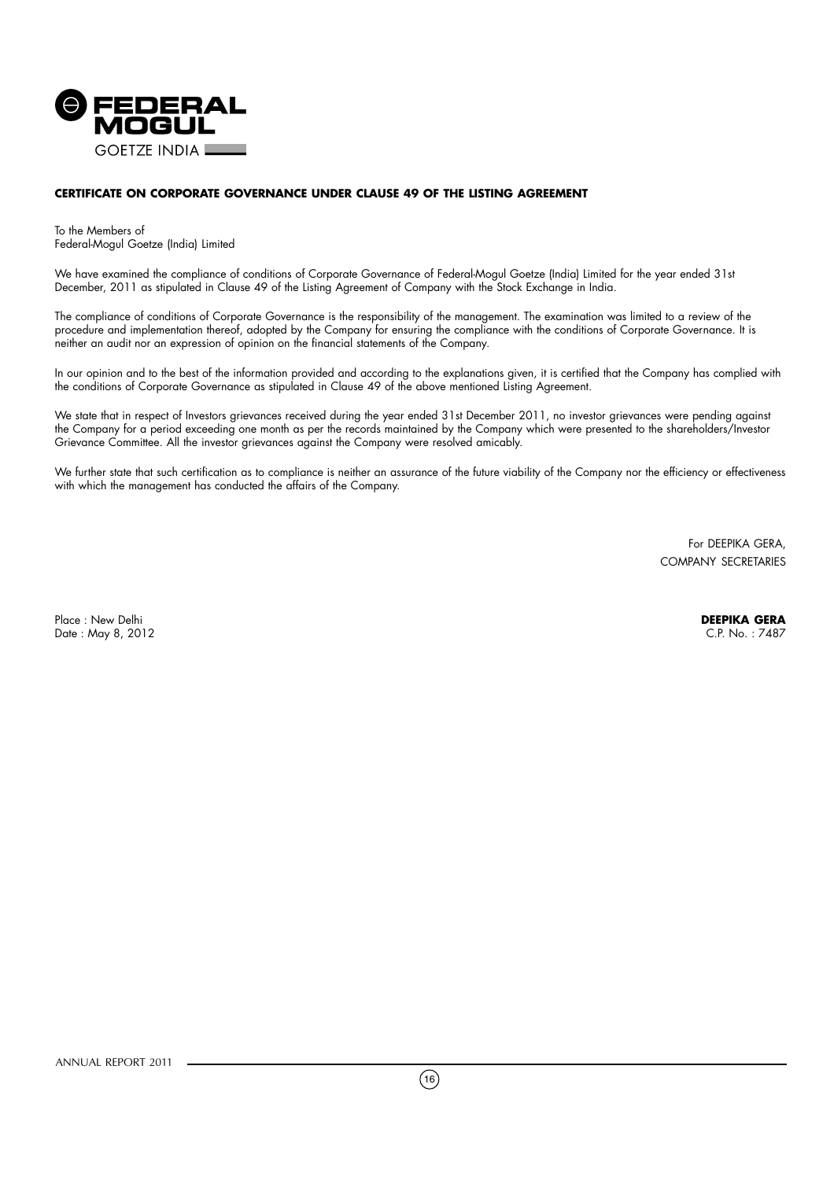## CERTIFICATE ON CORPORATE GOVERNANCE UNDER CLAUSE 49 OF THE LISTING AGREEMENT

To the Members of
Federal-Mogul Goetze (India) Limited

We have examined the compliance of conditions of Corporate Governance of Federal-Mogul Goetze (India) Limited for the year ended 31st December, 2011 as stipulated in Clause 49 of the Listing Agreement of Company with the Stock Exchange in India.

The compliance of conditions of Corporate Governance is the responsibility of the management. The examination was limited to a review of the procedure and implementation thereof, adopted by the Company for ensuring the compliance with the conditions of Corporate Governance. It is neither an audit nor an expression of opinion on the financial statements of the Company.

In our opinion and to the best of the information provided and according to the explanations given, it is certified that the Company has complied with the conditions of Corporate Governance as stipulated in Clause 49 of the above mentioned Listing Agreement.

We state that in respect of Investors grievances received during the year ended 31st December 2011, no investor grievances were pending against the Company for a period exceeding one month as per the records maintained by the Company which were presented to the shareholders/Investor Grievance Committee. All the investor grievances against the Company were resolved amicably.

We further state that such certification as to compliance is neither an assurance of the future viability of the Company nor the efficiency or effectiveness with which the management has conducted the affairs of the Company.

For DEEPIKA GERA,
COMPANY SECRETARIES

Place : New Delhi
Date : May 8, 2012

**DEEPIKA GERA**
C.P. No. : 7487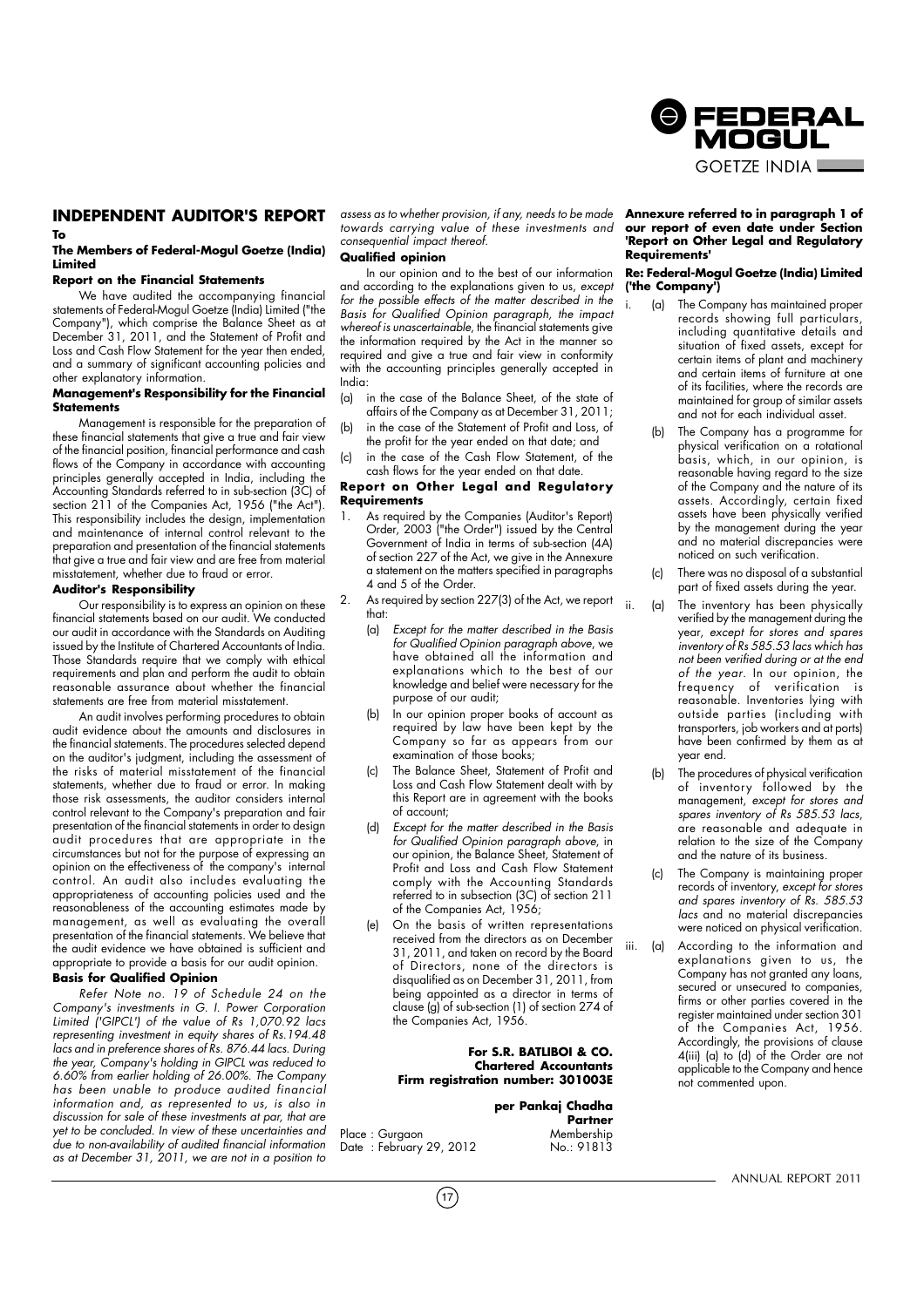# INDEPENDENT AUDITOR'S REPORT

**To**

**The Members of Federal-Mogul Goetze (India) Limited**

### Report on the Financial Statements

We have audited the accompanying financial statements of Federal-Mogul Goetze (India) Limited ("the Company"), which comprise the Balance Sheet as at December 31, 2011, and the Statement of Profit and Loss and Cash Flow Statement for the year then ended, and a summary of significant accounting policies and other explanatory information.

### Management's Responsibility for the Financial Statements

Management is responsible for the preparation of these financial statements that give a true and fair view of the financial position, financial performance and cash flows of the Company in accordance with accounting principles generally accepted in India, including the Accounting Standards referred to in sub-section (3C) of section 211 of the Companies Act, 1956 ("the Act"). This responsibility includes the design, implementation and maintenance of internal control relevant to the preparation and presentation of the financial statements that give a true and fair view and are free from material misstatement, whether due to fraud or error.

### Auditor's Responsibility

Our responsibility is to express an opinion on these financial statements based on our audit. We conducted our audit in accordance with the Standards on Auditing issued by the Institute of Chartered Accountants of India. Those Standards require that we comply with ethical requirements and plan and perform the audit to obtain reasonable assurance about whether the financial statements are free from material misstatement.

An audit involves performing procedures to obtain audit evidence about the amounts and disclosures in the financial statements. The procedures selected depend on the auditor's judgment, including the assessment of the risks of material misstatement of the financial statements, whether due to fraud or error. In making those risk assessments, the auditor considers internal control relevant to the Company's preparation and fair presentation of the financial statements in order to design audit procedures that are appropriate in the circumstances but not for the purpose of expressing an opinion on the effectiveness of the company's internal control. An audit also includes evaluating the appropriateness of accounting policies used and the reasonableness of the accounting estimates made by management, as well as evaluating the overall presentation of the financial statements. We believe that the audit evidence we have obtained is sufficient and appropriate to provide a basis for our audit opinion.

### Basis for Qualified Opinion

*Refer Note no. 19 of Schedule 24 on the Company's investments in G. I. Power Corporation Limited ('GIPCL') of the value of Rs 1,070.92 lacs representing investment in equity shares of Rs.194.48 lacs and in preference shares of Rs. 876.44 lacs. During the year, Company's holding in GIPCL was reduced to 6.60% from earlier holding of 26.00%. The Company has been unable to produce audited financial information and, as represented to us, is also in discussion for sale of these investments at par, that are yet to be concluded. In view of these uncertainties and due to non-availability of audited financial information as at December 31, 2011, we are not in a position to assess as to whether provision, if any, needs to be made towards carrying value of these investments and consequential impact thereof.*

### Qualified opinion

In our opinion and to the best of our information and according to the explanations given to us, *except for the possible effects of the matter described in the Basis for Qualified Opinion paragraph, the impact whereof is unascertainable*, the financial statements give the information required by the Act in the manner so required and give a true and fair view in conformity with the accounting principles generally accepted in India:

(a) in the case of the Balance Sheet, of the state of affairs of the Company as at December 31, 2011;

(b) in the case of the Statement of Profit and Loss, of the profit for the year ended on that date; and

(c) in the case of the Cash Flow Statement, of the cash flows for the year ended on that date.

### Report on Other Legal and Regulatory Requirements

1. As required by the Companies (Auditor's Report) Order, 2003 ("the Order") issued by the Central Government of India in terms of sub-section (4A) of section 227 of the Act, we give in the Annexure a statement on the matters specified in paragraphs 4 and 5 of the Order.

2. As required by section 227(3) of the Act, we report that:

   (a) *Except for the matter described in the Basis for Qualified Opinion paragraph above*, we have obtained all the information and explanations which to the best of our knowledge and belief were necessary for the purpose of our audit;

   (b) In our opinion proper books of account as required by law have been kept by the Company so far as appears from our examination of those books;

   (c) The Balance Sheet, Statement of Profit and Loss and Cash Flow Statement dealt with by this Report are in agreement with the books of account;

   (d) *Except for the matter described in the Basis for Qualified Opinion paragraph above*, in our opinion, the Balance Sheet, Statement of Profit and Loss and Cash Flow Statement comply with the Accounting Standards referred to in subsection (3C) of section 211 of the Companies Act, 1956;

   (e) On the basis of written representations received from the directors as on December 31, 2011, and taken on record by the Board of Directors, none of the directors is disqualified as on December 31, 2011, from being appointed as a director in terms of clause (g) of sub-section (1) of section 274 of the Companies Act, 1956.

**For S.R. BATLIBOI & CO.**
**Chartered Accountants**
**Firm registration number: 301003E**

**per Pankaj Chadha**
**Partner**
Membership No.: 91813

Place : Gurgaon
Date : February 29, 2012

### Annexure referred to in paragraph 1 of our report of even date under Section 'Report on Other Legal and Regulatory Requirements'

**Re: Federal-Mogul Goetze (India) Limited ('the Company')**

i. (a) The Company has maintained proper records showing full particulars, including quantitative details and situation of fixed assets, except for certain items of plant and machinery and certain items of furniture at one of its facilities, where the records are maintained for group of similar assets and not for each individual asset.

   (b) The Company has a programme for physical verification on a rotational basis, which, in our opinion, is reasonable having regard to the size of the Company and the nature of its assets. Accordingly, certain fixed assets have been physically verified by the management during the year and no material discrepancies were noticed on such verification.

   (c) There was no disposal of a substantial part of fixed assets during the year.

ii. (a) The inventory has been physically verified by the management during the year, *except for stores and spares inventory of Rs 585.53 lacs which has not been verified during or at the end of the year*. In our opinion, the frequency of verification is reasonable. Inventories lying with outside parties (including with transporters, job workers and at ports) have been confirmed by them as at year end.

   (b) The procedures of physical verification of inventory followed by the management, *except for stores and spares inventory of Rs 585.53 lacs*, are reasonable and adequate in relation to the size of the Company and the nature of its business.

   (c) The Company is maintaining proper records of inventory, *except for stores and spares inventory of Rs. 585.53 lacs* and no material discrepancies were noticed on physical verification.

iii. (a) According to the information and explanations given to us, the Company has not granted any loans, secured or unsecured to companies, firms or other parties covered in the register maintained under section 301 of the Companies Act, 1956. Accordingly, the provisions of clause 4(iii) (a) to (d) of the Order are not applicable to the Company and hence not commented upon.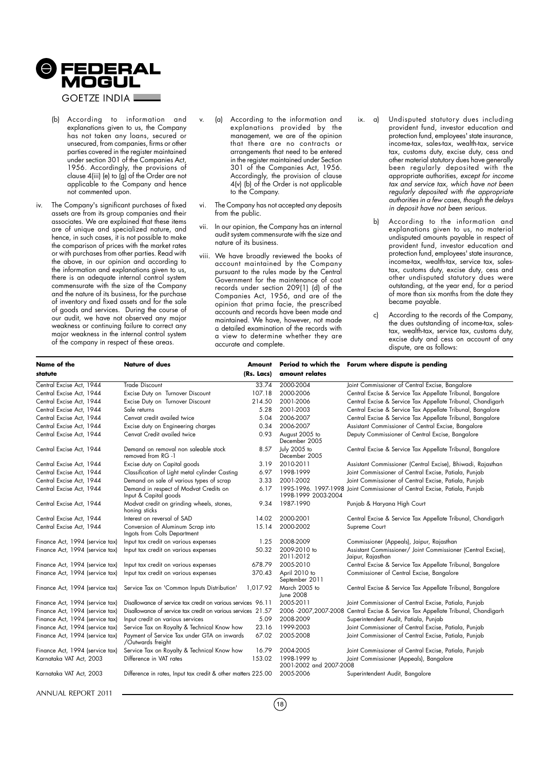(b) According to information and explanations given to us, the Company has not taken any loans, secured or unsecured, from companies, firms or other parties covered in the register maintained under section 301 of the Companies Act, 1956. Accordingly, the provisions of clause 4(iii) (e) to (g) of the Order are not applicable to the Company and hence not commented upon.

iv. The Company's significant purchases of fixed assets are from its group companies and their associates. We are explained that these items are of unique and specialized nature, and hence, in such cases, it is not possible to make the comparison of prices with the market rates or with purchases from other parties. Read with the above, in our opinion and according to the information and explanations given to us, there is an adequate internal control system commensurate with the size of the Company and the nature of its business, for the purchase of inventory and fixed assets and for the sale of goods and services. During the course of our audit, we have not observed any major weakness or continuing failure to correct any major weakness in the internal control system of the company in respect of these areas.

v. (a) According to the information and explanations provided by the management, we are of the opinion that there are no contracts or arrangements that need to be entered in the register maintained under Section 301 of the Companies Act, 1956. Accordingly, the provision of clause 4(v) (b) of the Order is not applicable to the Company.

vi. The Company has not accepted any deposits from the public.

vii. In our opinion, the Company has an internal audit system commensurate with the size and nature of its business.

viii. We have broadly reviewed the books of account maintained by the Company pursuant to the rules made by the Central Government for the maintenance of cost records under section 209(1) (d) of the Companies Act, 1956, and are of the opinion that prima facie, the prescribed accounts and records have been made and maintained. We have, however, not made a detailed examination of the records with a view to determine whether they are accurate and complete.

ix. a) Undisputed statutory dues including provident fund, investor education and protection fund, employees' state insurance, income-tax, sales-tax, wealth-tax, service tax, customs duty, excise duty, cess and other material statutory dues have generally been regularly deposited with the appropriate authorities, *except for income tax and service tax, which have not been regularly deposited with the appropriate authorities in a few cases, though the delays in deposit have not been serious.*

b) According to the information and explanations given to us, no material undisputed amounts payable in respect of provident fund, investor education and protection fund, employees' state insurance, income-tax, wealth-tax, service tax, sales-tax, customs duty, excise duty, cess and other undisputed statutory dues were outstanding, at the year end, for a period of more than six months from the date they became payable.

c) According to the records of the Company, the dues outstanding of income-tax, sales-tax, wealth-tax, service tax, customs duty, excise duty and cess on account of any dispute, are as follows:

| Name of the statute | Nature of dues | Amount (Rs. Lacs) | Period to which the amount relates | Forum where dispute is pending |
|---|---|---|---|---|
| Central Excise Act, 1944 | Trade Discount | 33.74 | 2000-2004 | Joint Commissioner of Central Excise, Bangalore |
| Central Excise Act, 1944 | Excise Duty on Turnover Discount | 107.18 | 2000-2006 | Central Excise & Service Tax Appellate Tribunal, Bangalore |
| Central Excise Act, 1944 | Excise Duty on Turnover Discount | 214.50 | 2001-2006 | Central Excise & Service Tax Appellate Tribunal, Chandigarh |
| Central Excise Act, 1944 | Sale returns | 5.28 | 2001-2003 | Central Excise & Service Tax Appellate Tribunal, Bangalore |
| Central Excise Act, 1944 | Cenvat credit availed twice | 5.04 | 2006-2007 | Central Excise & Service Tax Appellate Tribunal, Bangalore |
| Central Excise Act, 1944 | Excise duty on Engineering charges | 0.34 | 2006-2007 | Assistant Commissioner of Central Excise, Bangalore |
| Central Excise Act, 1944 | Cenvat Credit availed twice | 0.93 | August 2005 to December 2005 | Deputy Commissioner of Central Excise, Bangalore |
| Central Excise Act, 1944 | Demand on removal non saleable stock removed from RG -1 | 8.57 | July 2005 to December 2005 | Central Excise & Service Tax Appellate Tribunal, Bangalore |
| Central Excise Act, 1944 | Excise duty on Capital goods | 3.19 | 2010-2011 | Assistant Commissioner (Central Excise), Bhiwadi, Rajasthan |
| Central Excise Act, 1944 | Classification of Light metal cylinder Casting | 6.97 | 1998-1999 | Joint Commissioner of Central Excise, Patiala, Punjab |
| Central Excise Act, 1944 | Demand on sale of various types of scrap | 3.33 | 2001-2002 | Joint Commissioner of Central Excise, Patiala, Punjab |
| Central Excise Act, 1944 | Demand in respect of Modvat Credits on Input & Capital goods | 6.17 | 1995-1996, 1997-1998 1998-1999 2003-2004 | Joint Commissioner of Central Excise, Patiala, Punjab |
| Central Excise Act, 1944 | Modvat credit on grinding wheels, stones, honing sticks | 9.34 | 1987-1990 | Punjab & Haryana High Court |
| Central Excise Act, 1944 | Interest on reversal of SAD | 14.02 | 2000-2001 | Central Excise & Service Tax Appellate Tribunal, Chandigarh |
| Central Excise Act, 1944 | Conversion of Aluminum Scrap into Ingots from Colts Department | 15.14 | 2000-2002 | Supreme Court |
| Finance Act, 1994 (service tax) | Input tax credit on various expenses | 1.25 | 2008-2009 | Commissioner (Appeals), Jaipur, Rajasthan |
| Finance Act, 1994 (service tax) | Input tax credit on various expenses | 50.32 | 2009-2010 to 2011-2012 | Assistant Commissioner/ Joint Commissioner (Central Excise), Jaipur, Rajasthan |
| Finance Act, 1994 (service tax) | Input tax credit on various expenses | 678.79 | 2005-2010 | Central Excise & Service Tax Appellate Tribunal, Bangalore |
| Finance Act, 1994 (service tax) | Input tax credit on various expenses | 370.43 | April 2010 to September 2011 | Commissioner of Central Excise, Bangalore |
| Finance Act, 1994 (service tax) | Service Tax on 'Common Inputs Distribution' | 1,017.92 | March 2005 to June 2008 | Central Excise & Service Tax Appellate Tribunal, Bangalore |
| Finance Act, 1994 (service tax) | Disallowance of service tax credit on various services | 96.11 | 2005-2011 | Joint Commissioner of Central Excise, Patiala, Punjab |
| Finance Act, 1994 (service tax) | Disallowance of service tax credit on various services | 21.57 | 2006 -2007,2007-2008 | Central Excise & Service Tax Appellate Tribunal, Chandigarh |
| Finance Act, 1994 (service tax) | Input credit on various services | 5.09 | 2008-2009 | Superintendent Audit, Patiala, Punjab |
| Finance Act, 1994 (service tax) | Service Tax on Royalty & Technical Know how | 23.16 | 1999-2003 | Joint Commissioner of Central Excise, Patiala, Punjab |
| Finance Act, 1994 (service tax) | Payment of Service Tax under GTA on inwards /Outwards freight | 67.02 | 2005-2008 | Joint Commissioner of Central Excise, Patiala, Punjab |
| Finance Act, 1994 (service tax) | Service Tax on Royalty & Technical Know how | 16.79 | 2004-2005 | Joint Commissioner of Central Excise, Patiala, Punjab |
| Karnataka VAT Act, 2003 | Difference in VAT rates | 153.02 | 1998-1999 to 2001-2002 and 2007-2008 | Joint Commissioner (Appeals), Bangalore |
| Karnataka VAT Act, 2003 | Difference in rates, Input tax credit & other matters | 225.00 | 2005-2006 | Superintendent Audit, Bangalore |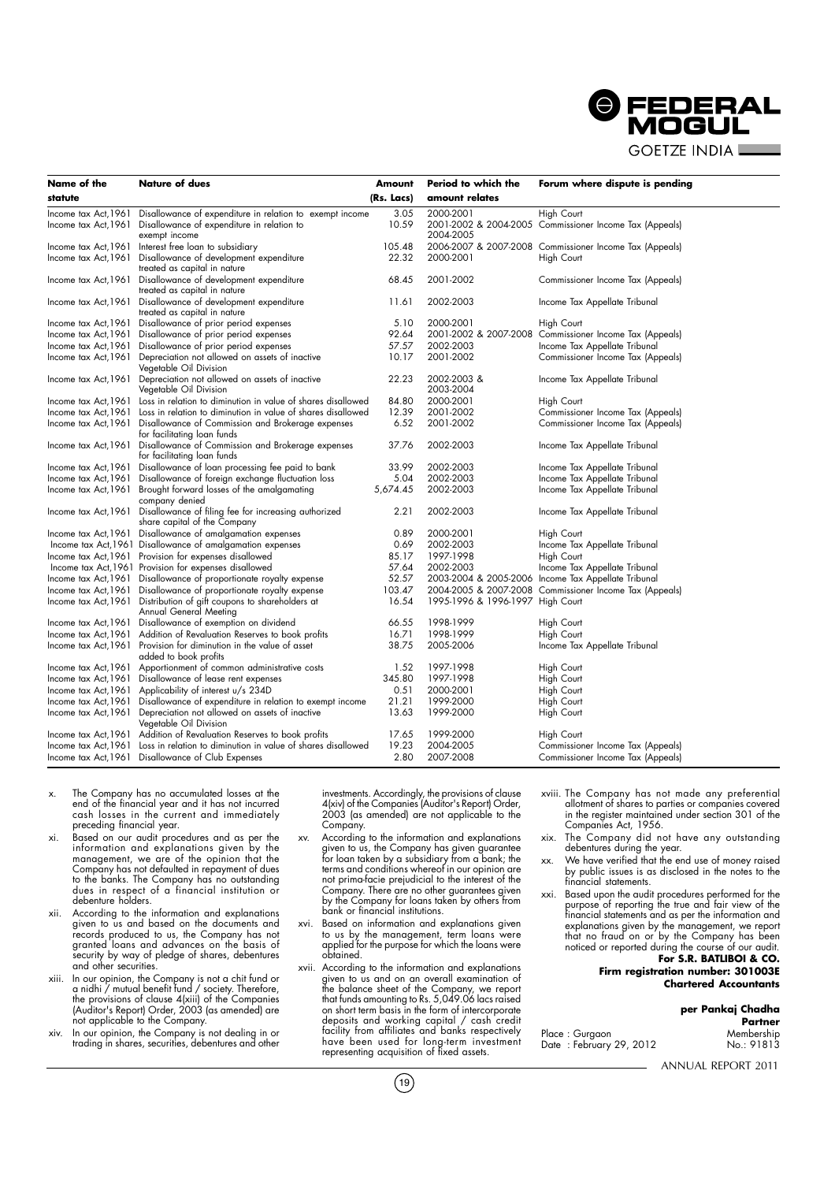| Name of the statute | Nature of dues | Amount (Rs. Lacs) | Period to which the amount relates | Forum where dispute is pending |
|---|---|---|---|---|
| Income tax Act,1961 | Disallowance of expenditure in relation to exempt income | 3.05 | 2000-2001 | High Court |
| Income tax Act,1961 | Disallowance of expenditure in relation to exempt income | 10.59 | 2001-2002 & 2004-2005 2004-2005 | Commissioner Income Tax (Appeals) |
| Income tax Act,1961 | Interest free loan to subsidiary | 105.48 | 2006-2007 & 2007-2008 | Commissioner Income Tax (Appeals) |
| Income tax Act,1961 | Disallowance of development expenditure treated as capital in nature | 22.32 | 2000-2001 | High Court |
| Income tax Act,1961 | Disallowance of development expenditure treated as capital in nature | 68.45 | 2001-2002 | Commissioner Income Tax (Appeals) |
| Income tax Act,1961 | Disallowance of development expenditure treated as capital in nature | 11.61 | 2002-2003 | Income Tax Appellate Tribunal |
| Income tax Act,1961 | Disallowance of prior period expenses | 5.10 | 2000-2001 | High Court |
| Income tax Act,1961 | Disallowance of prior period expenses | 92.64 | 2001-2002 & 2007-2008 | Commissioner Income Tax (Appeals) |
| Income tax Act,1961 | Disallowance of prior period expenses | 57.57 | 2002-2003 | Income Tax Appellate Tribunal |
| Income tax Act,1961 | Depreciation not allowed on assets of inactive Vegetable Oil Division | 10.17 | 2001-2002 | Commissioner Income Tax (Appeals) |
| Income tax Act,1961 | Depreciation not allowed on assets of inactive Vegetable Oil Division | 22.23 | 2002-2003 & 2003-2004 | Income Tax Appellate Tribunal |
| Income tax Act,1961 | Loss in relation to diminution in value of shares disallowed | 84.80 | 2000-2001 | High Court |
| Income tax Act,1961 | Loss in relation to diminution in value of shares disallowed | 12.39 | 2001-2002 | Commissioner Income Tax (Appeals) |
| Income tax Act,1961 | Disallowance of Commission and Brokerage expenses for facilitating loan funds | 6.52 | 2001-2002 | Commissioner Income Tax (Appeals) |
| Income tax Act,1961 | Disallowance of Commission and Brokerage expenses for facilitating loan funds | 37.76 | 2002-2003 | Income Tax Appellate Tribunal |
| Income tax Act,1961 | Disallowance of loan processing fee paid to bank | 33.99 | 2002-2003 | Income Tax Appellate Tribunal |
| Income tax Act,1961 | Disallowance of foreign exchange fluctuation loss | 5.04 | 2002-2003 | Income Tax Appellate Tribunal |
| Income tax Act,1961 | Brought forward losses of the amalgamating company denied | 5,674.45 | 2002-2003 | Income Tax Appellate Tribunal |
| Income tax Act,1961 | Disallowance of filing fee for increasing authorized share capital of the Company | 2.21 | 2002-2003 | Income Tax Appellate Tribunal |
| Income tax Act,1961 | Disallowance of amalgamation expenses | 0.89 | 2000-2001 | High Court |
| Income tax Act,1961 | Disallowance of amalgamation expenses | 0.69 | 2002-2003 | Income Tax Appellate Tribunal |
| Income tax Act,1961 | Provision for expenses disallowed | 85.17 | 1997-1998 | High Court |
| Income tax Act,1961 | Provision for expenses disallowed | 57.64 | 2002-2003 | Income Tax Appellate Tribunal |
| Income tax Act,1961 | Disallowance of proportionate royalty expense | 52.57 | 2003-2004 & 2005-2006 | Income Tax Appellate Tribunal |
| Income tax Act,1961 | Disallowance of proportionate royalty expense | 103.47 | 2004-2005 & 2007-2008 | Commissioner Income Tax (Appeals) |
| Income tax Act,1961 | Distribution of gift coupons to shareholders at Annual General Meeting | 16.54 | 1995-1996 & 1996-1997 | High Court |
| Income tax Act,1961 | Disallowance of exemption on dividend | 66.55 | 1998-1999 | High Court |
| Income tax Act,1961 | Addition of Revaluation Reserves to book profits | 16.71 | 1998-1999 | High Court |
| Income tax Act,1961 | Provision for diminution in the value of asset added to book profits | 38.75 | 2005-2006 | Income Tax Appellate Tribunal |
| Income tax Act,1961 | Apportionment of common administrative costs | 1.52 | 1997-1998 | High Court |
| Income tax Act,1961 | Disallowance of lease rent expenses | 345.80 | 1997-1998 | High Court |
| Income tax Act,1961 | Applicability of interest u/s 234D | 0.51 | 2000-2001 | High Court |
| Income tax Act,1961 | Disallowance of expenditure in relation to exempt income | 21.21 | 1999-2000 | High Court |
| Income tax Act,1961 | Depreciation not allowed on assets of inactive Vegetable Oil Division | 13.63 | 1999-2000 | High Court |
| Income tax Act,1961 | Addition of Revaluation Reserves to book profits | 17.65 | 1999-2000 | High Court |
| Income tax Act,1961 | Loss in relation to diminution in value of shares disallowed | 19.23 | 2004-2005 | Commissioner Income Tax (Appeals) |
| Income tax Act,1961 | Disallowance of Club Expenses | 2.80 | 2007-2008 | Commissioner Income Tax (Appeals) |

x. The Company has no accumulated losses at the end of the financial year and it has not incurred cash losses in the current and immediately preceding financial year.

xi. Based on our audit procedures and as per the information and explanations given by the management, we are of the opinion that the Company has not defaulted in repayment of dues to the banks. The Company has no outstanding dues in respect of a financial institution or debenture holders.

xii. According to the information and explanations given to us and based on the documents and records produced to us, the Company has not granted loans and advances on the basis of security by way of pledge of shares, debentures and other securities.

xiii. In our opinion, the Company is not a chit fund or a nidhi / mutual benefit fund / society. Therefore, the provisions of clause 4(xiii) of the Companies (Auditor's Report) Order, 2003 (as amended) are not applicable to the Company.

xiv. In our opinion, the Company is not dealing in or trading in shares, securities, debentures and other investments. Accordingly, the provisions of clause 4(xiv) of the Companies (Auditor's Report) Order, 2003 (as amended) are not applicable to the Company.

xv. According to the information and explanations given to us, the Company has given guarantee for loan taken by a subsidiary from a bank; the terms and conditions whereof in our opinion are not prima-facie prejudicial to the interest of the Company. There are no other guarantees given by the Company for loans taken by others from bank or financial institutions.

xvi. Based on information and explanations given to us by the management, term loans were applied for the purpose for which the loans were obtained.

xvii. According to the information and explanations given to us and on an overall examination of the balance sheet of the Company, we report that funds amounting to Rs. 5,049.06 lacs raised on short term basis in the form of intercorporate deposits and working capital / cash credit facility from affiliates and banks respectively have been used for long-term investment representing acquisition of fixed assets.

xviii. The Company has not made any preferential allotment of shares to parties or companies covered in the register maintained under section 301 of the Companies Act, 1956.

xix. The Company did not have any outstanding debentures during the year.

xx. We have verified that the end use of money raised by public issues is as disclosed in the notes to the financial statements.

xxi. Based upon the audit procedures performed for the purpose of reporting the true and fair view of the financial statements and as per the information and explanations given by the management, we report that no fraud on or by the Company has been noticed or reported during the course of our audit.

**For S.R. BATLIBOI & CO.**
**Firm registration number: 301003E**
**Chartered Accountants**

**per Pankaj Chadha**
**Partner**
Membership No.: 91813

Place : Gurgaon
Date : February 29, 2012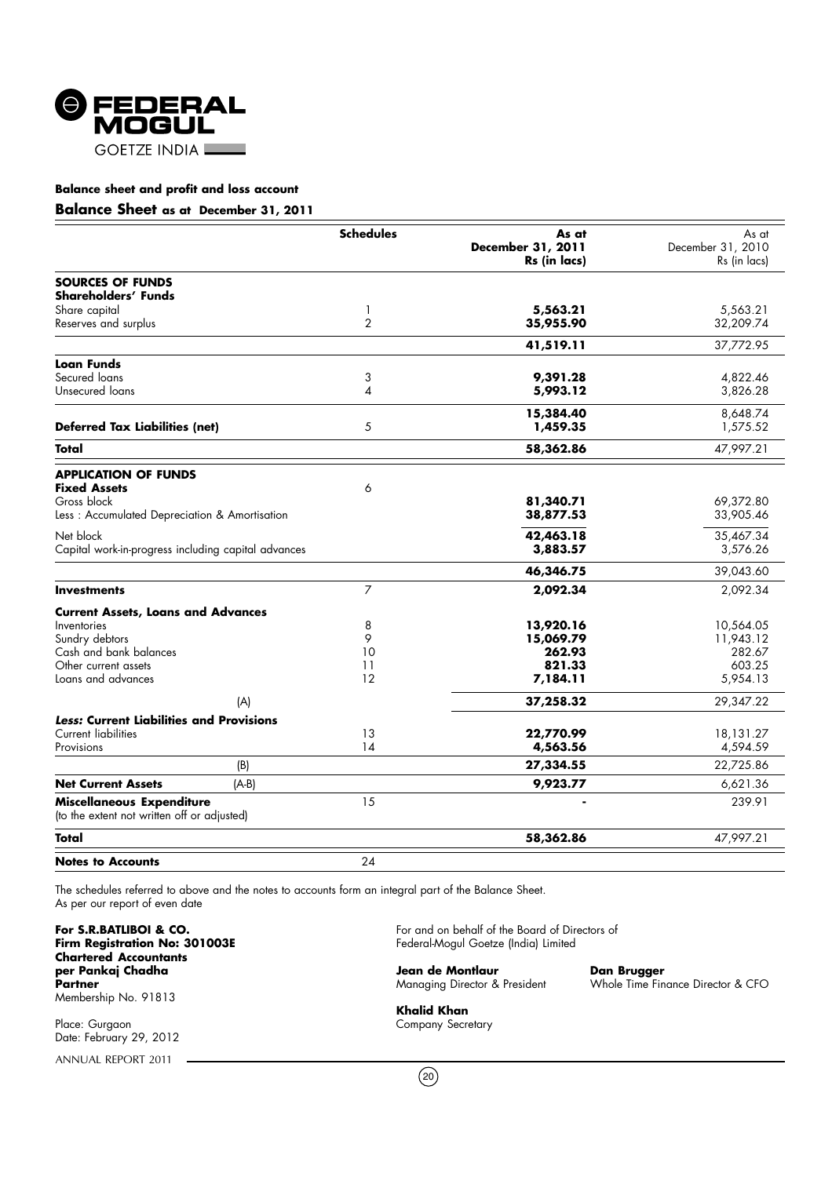FEDERAL MOGUL
GOETZE INDIA

## Balance sheet and profit and loss account

### Balance Sheet as at December 31, 2011

| | Schedules | As at December 31, 2011 Rs (in lacs) | As at December 31, 2010 Rs (in lacs) |
|---|---|---|---|
| **SOURCES OF FUNDS** | | | |
| **Shareholders' Funds** | | | |
| Share capital | 1 | **5,563.21** | 5,563.21 |
| Reserves and surplus | 2 | **35,955.90** | 32,209.74 |
| | | **41,519.11** | 37,772.95 |
| **Loan Funds** | | | |
| Secured loans | 3 | **9,391.28** | 4,822.46 |
| Unsecured loans | 4 | **5,993.12** | 3,826.28 |
| | | **15,384.40** | 8,648.74 |
| **Deferred Tax Liabilities (net)** | 5 | **1,459.35** | 1,575.52 |
| **Total** | | **58,362.86** | 47,997.21 |
| **APPLICATION OF FUNDS** | | | |
| **Fixed Assets** | 6 | | |
| Gross block | | **81,340.71** | 69,372.80 |
| Less : Accumulated Depreciation & Amortisation | | **38,877.53** | 33,905.46 |
| Net block | | **42,463.18** | 35,467.34 |
| Capital work-in-progress including capital advances | | **3,883.57** | 3,576.26 |
| | | **46,346.75** | 39,043.60 |
| **Investments** | 7 | **2,092.34** | 2,092.34 |
| **Current Assets, Loans and Advances** | | | |
| Inventories | 8 | **13,920.16** | 10,564.05 |
| Sundry debtors | 9 | **15,069.79** | 11,943.12 |
| Cash and bank balances | 10 | **262.93** | 282.67 |
| Other current assets | 11 | **821.33** | 603.25 |
| Loans and advances | 12 | **7,184.11** | 5,954.13 |
| (A) | | **37,258.32** | 29,347.22 |
| ***Less:* Current Liabilities and Provisions** | | | |
| Current liabilities | 13 | **22,770.99** | 18,131.27 |
| Provisions | 14 | **4,563.56** | 4,594.59 |
| (B) | | **27,334.55** | 22,725.86 |
| **Net Current Assets** (A-B) | | **9,923.77** | 6,621.36 |
| **Miscellaneous Expenditure** (to the extent not written off or adjusted) | 15 | **-** | 239.91 |
| **Total** | | **58,362.86** | 47,997.21 |
| **Notes to Accounts** | 24 | | |

The schedules referred to above and the notes to accounts form an integral part of the Balance Sheet.
As per our report of even date

**For S.R.BATLIBOI & CO.**
**Firm Registration No: 301003E**
**Chartered Accountants**
**per Pankaj Chadha**
**Partner**
Membership No. 91813

Place: Gurgaon
Date: February 29, 2012

For and on behalf of the Board of Directors of
Federal-Mogul Goetze (India) Limited

**Jean de Montlaur**
Managing Director & President

**Dan Brugger**
Whole Time Finance Director & CFO

**Khalid Khan**
Company Secretary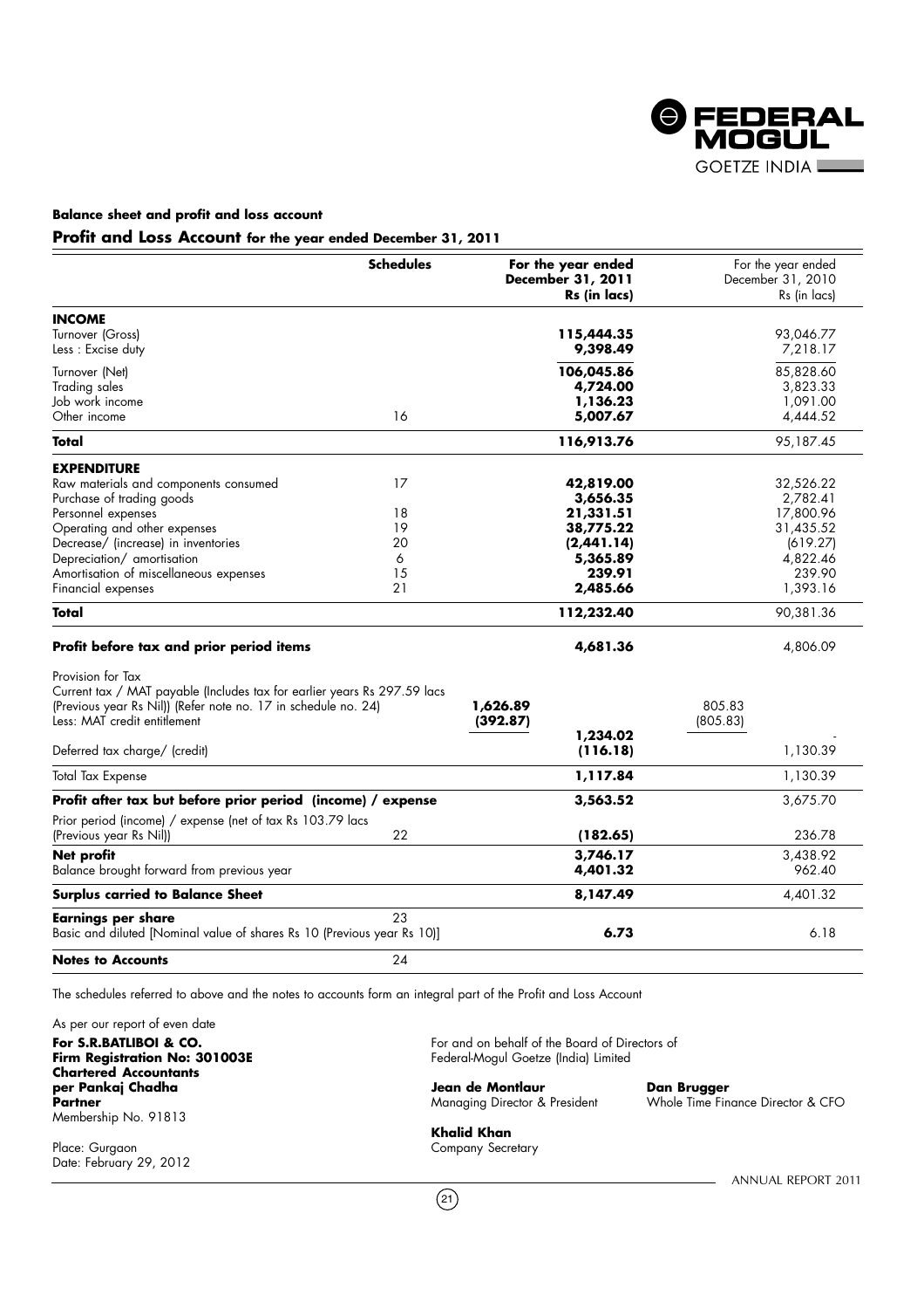## Balance sheet and profit and loss account

### Profit and Loss Account for the year ended December 31, 2011

| | Schedules | | For the year ended December 31, 2011 Rs (in lacs) | | For the year ended December 31, 2010 Rs (in lacs) |
|---|---|---|---|---|---|
| **INCOME** | | | | | |
| Turnover (Gross) | | | **115,444.35** | | 93,046.77 |
| Less : Excise duty | | | **9,398.49** | | 7,218.17 |
| Turnover (Net) | | | **106,045.86** | | 85,828.60 |
| Trading sales | | | **4,724.00** | | 3,823.33 |
| Job work income | | | **1,136.23** | | 1,091.00 |
| Other income | 16 | | **5,007.67** | | 4,444.52 |
| **Total** | | | **116,913.76** | | 95,187.45 |
| **EXPENDITURE** | | | | | |
| Raw materials and components consumed | 17 | | **42,819.00** | | 32,526.22 |
| Purchase of trading goods | | | **3,656.35** | | 2,782.41 |
| Personnel expenses | 18 | | **21,331.51** | | 17,800.96 |
| Operating and other expenses | 19 | | **38,775.22** | | 31,435.52 |
| Decrease/ (increase) in inventories | 20 | | **(2,441.14)** | | (619.27) |
| Depreciation/ amortisation | 6 | | **5,365.89** | | 4,822.46 |
| Amortisation of miscellaneous expenses | 15 | | **239.91** | | 239.90 |
| Financial expenses | 21 | | **2,485.66** | | 1,393.16 |
| **Total** | | | **112,232.40** | | 90,381.36 |
| **Profit before tax and prior period items** | | | **4,681.36** | | 4,806.09 |
| Provision for Tax | | | | | |
| Current tax / MAT payable (Includes tax for earlier years Rs 297.59 lacs (Previous year Rs Nil)) (Refer note no. 17 in schedule no. 24) | | **1,626.89** | | 805.83 | |
| Less: MAT credit entitlement | | **(392.87)** | | (805.83) | |
| | | | **1,234.02** | | - |
| Deferred tax charge/ (credit) | | | **(116.18)** | | 1,130.39 |
| Total Tax Expense | | | **1,117.84** | | 1,130.39 |
| **Profit after tax but before prior period (income) / expense** | | | **3,563.52** | | 3,675.70 |
| Prior period (income) / expense (net of tax Rs 103.79 lacs (Previous year Rs Nil)) | 22 | | **(182.65)** | | 236.78 |
| **Net profit** | | | **3,746.17** | | 3,438.92 |
| Balance brought forward from previous year | | | **4,401.32** | | 962.40 |
| **Surplus carried to Balance Sheet** | | | **8,147.49** | | 4,401.32 |
| **Earnings per share** | 23 | | | | |
| Basic and diluted [Nominal value of shares Rs 10 (Previous year Rs 10)] | | | **6.73** | | 6.18 |
| **Notes to Accounts** | 24 | | | | |

The schedules referred to above and the notes to accounts form an integral part of the Profit and Loss Account

As per our report of even date

**For S.R.BATLIBOI & CO.**
**Firm Registration No: 301003E**
**Chartered Accountants**
**per Pankaj Chadha**
**Partner**
Membership No. 91813

Place: Gurgaon
Date: February 29, 2012

For and on behalf of the Board of Directors of
Federal-Mogul Goetze (India) Limited

**Jean de Montlaur**
Managing Director & President

**Dan Brugger**
Whole Time Finance Director & CFO

**Khalid Khan**
Company Secretary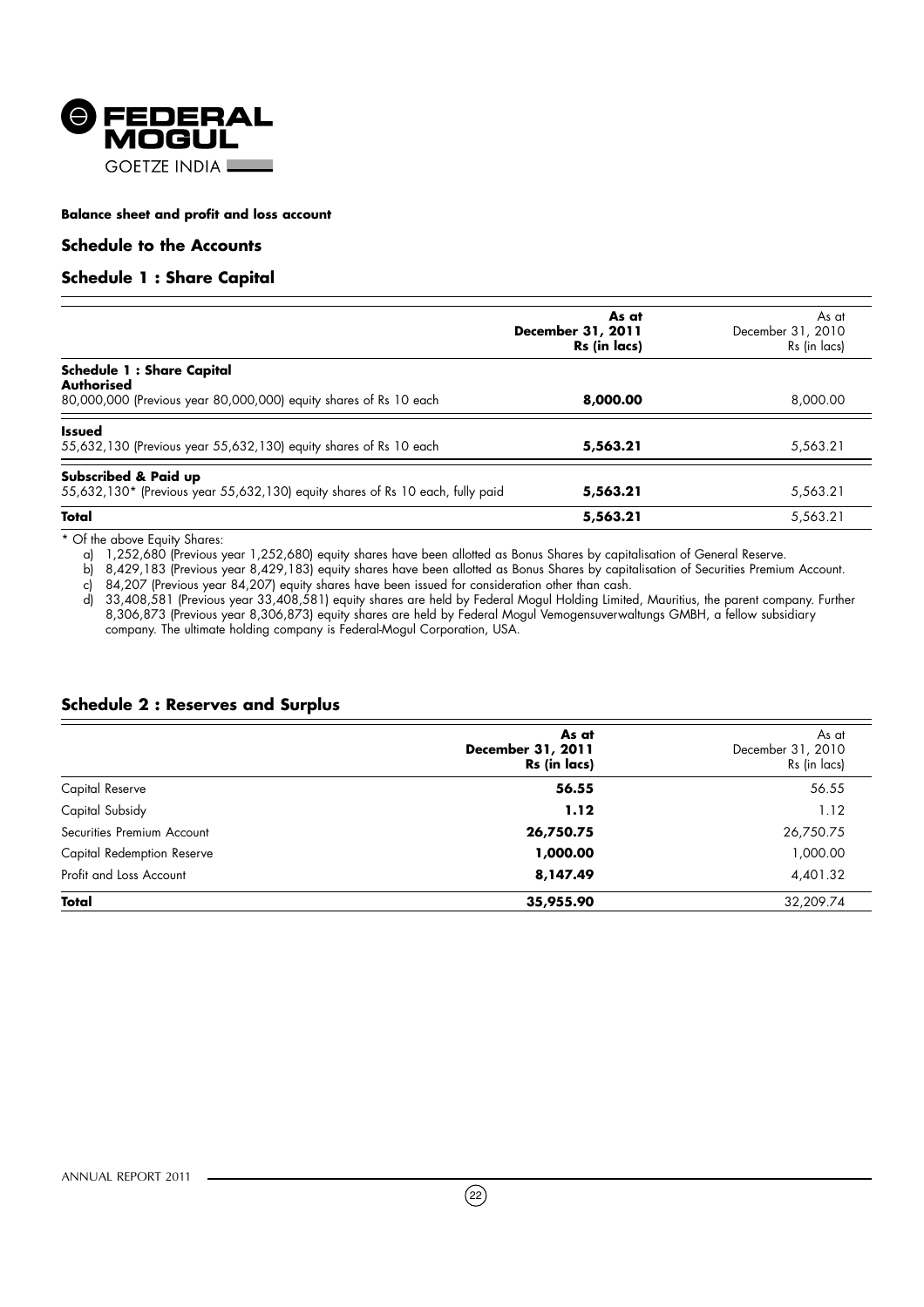**Balance sheet and profit and loss account**

## Schedule to the Accounts

## Schedule 1 : Share Capital

| | **As at December 31, 2011 Rs (in lacs)** | As at December 31, 2010 Rs (in lacs) |
|---|---|---|
| **Schedule 1 : Share Capital** | | |
| **Authorised** | | |
| 80,000,000 (Previous year 80,000,000) equity shares of Rs 10 each | **8,000.00** | 8,000.00 |
| **Issued** | | |
| 55,632,130 (Previous year 55,632,130) equity shares of Rs 10 each | **5,563.21** | 5,563.21 |
| **Subscribed & Paid up** | | |
| 55,632,130* (Previous year 55,632,130) equity shares of Rs 10 each, fully paid | **5,563.21** | 5,563.21 |
| **Total** | **5,563.21** | 5,563.21 |

* Of the above Equity Shares:

a) 1,252,680 (Previous year 1,252,680) equity shares have been allotted as Bonus Shares by capitalisation of General Reserve.

b) 8,429,183 (Previous year 8,429,183) equity shares have been allotted as Bonus Shares by capitalisation of Securities Premium Account.

c) 84,207 (Previous year 84,207) equity shares have been issued for consideration other than cash.

d) 33,408,581 (Previous year 33,408,581) equity shares are held by Federal Mogul Holding Limited, Mauritius, the parent company. Further 8,306,873 (Previous year 8,306,873) equity shares are held by Federal Mogul Vemogensuverwaltungs GMBH, a fellow subsidiary company. The ultimate holding company is Federal-Mogul Corporation, USA.

## Schedule 2 : Reserves and Surplus

| | **As at December 31, 2011 Rs (in lacs)** | As at December 31, 2010 Rs (in lacs) |
|---|---|---|
| Capital Reserve | **56.55** | 56.55 |
| Capital Subsidy | **1.12** | 1.12 |
| Securities Premium Account | **26,750.75** | 26,750.75 |
| Capital Redemption Reserve | **1,000.00** | 1,000.00 |
| Profit and Loss Account | **8,147.49** | 4,401.32 |
| **Total** | **35,955.90** | 32,209.74 |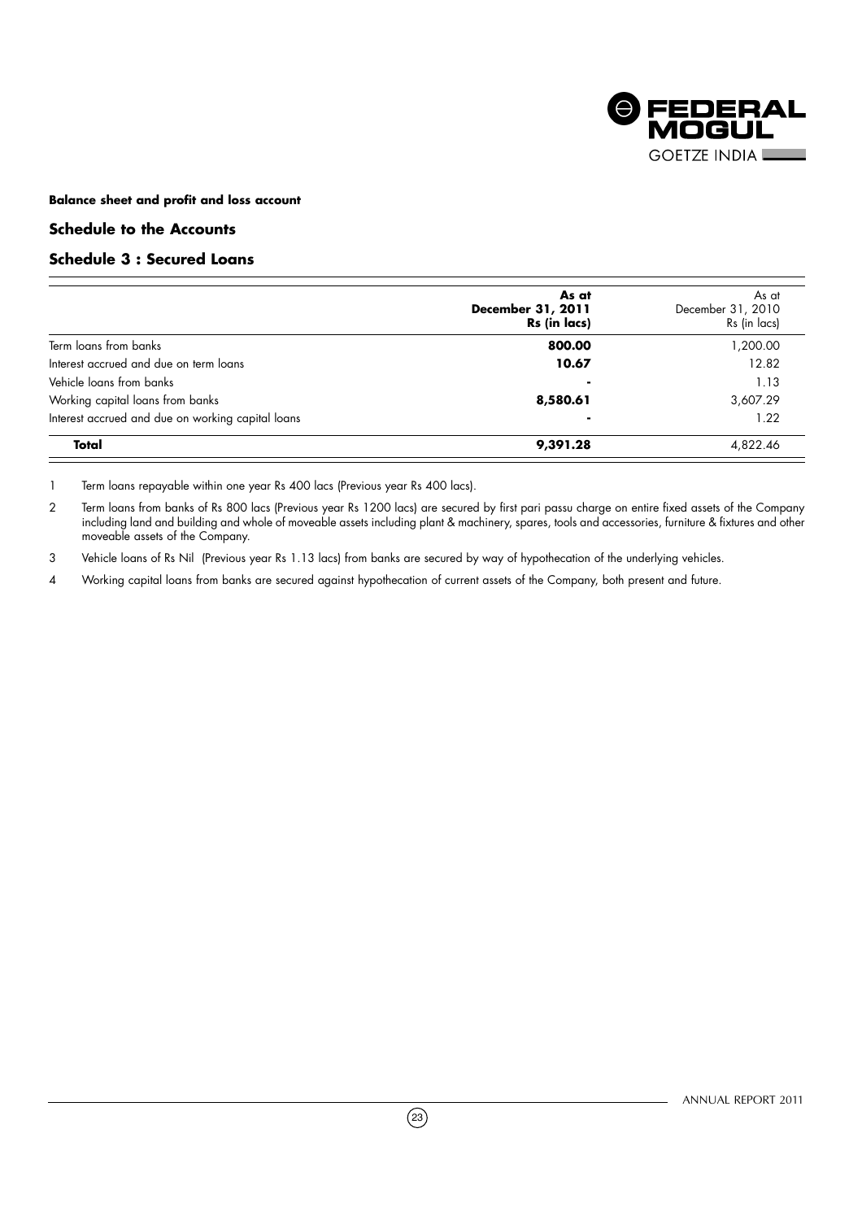**Balance sheet and profit and loss account**

## Schedule to the Accounts

## Schedule 3 : Secured Loans

| | **As at December 31, 2011 Rs (in lacs)** | As at December 31, 2010 Rs (in lacs) |
|---|---|---|
| Term loans from banks | **800.00** | 1,200.00 |
| Interest accrued and due on term loans | **10.67** | 12.82 |
| Vehicle loans from banks | **-** | 1.13 |
| Working capital loans from banks | **8,580.61** | 3,607.29 |
| Interest accrued and due on working capital loans | **-** | 1.22 |
| **Total** | **9,391.28** | 4,822.46 |

1 Term loans repayable within one year Rs 400 lacs (Previous year Rs 400 lacs).

2 Term loans from banks of Rs 800 lacs (Previous year Rs 1200 lacs) are secured by first pari passu charge on entire fixed assets of the Company including land and building and whole of moveable assets including plant & machinery, spares, tools and accessories, furniture & fixtures and other moveable assets of the Company.

3 Vehicle loans of Rs Nil (Previous year Rs 1.13 lacs) from banks are secured by way of hypothecation of the underlying vehicles.

4 Working capital loans from banks are secured against hypothecation of current assets of the Company, both present and future.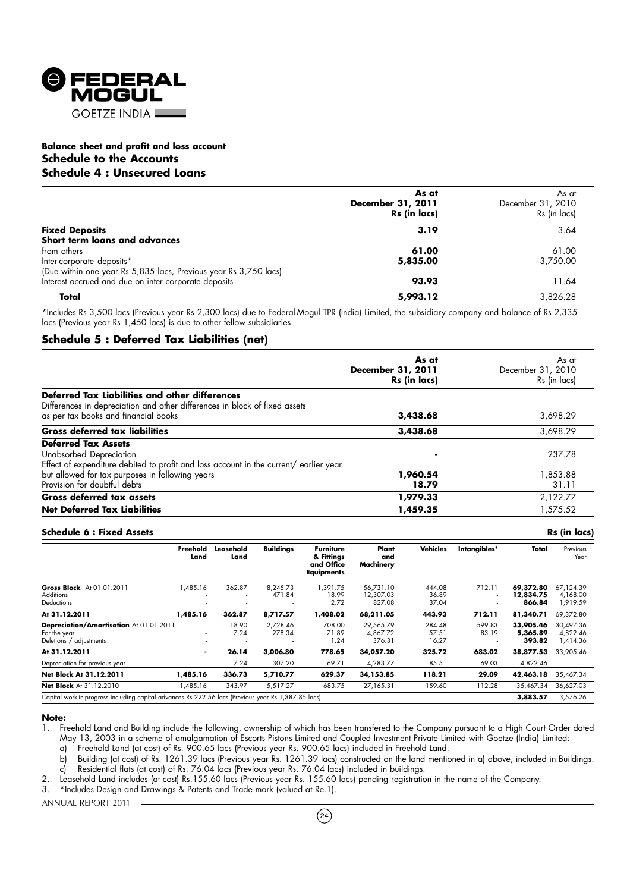## Balance sheet and profit and loss account

## Schedule to the Accounts

## Schedule 4 : Unsecured Loans

| | **As at December 31, 2011 Rs (in lacs)** | As at December 31, 2010 Rs (in lacs) |
|---|---|---|
| **Fixed Deposits** | **3.19** | 3.64 |
| **Short term loans and advances** | | |
| from others | **61.00** | 61.00 |
| Inter-corporate deposits* | **5,835.00** | 3,750.00 |
| (Due within one year Rs 5,835 lacs, Previous year Rs 3,750 lacs) | | |
| Interest accrued and due on inter corporate deposits | **93.93** | 11.64 |
| **Total** | **5,993.12** | 3,826.28 |

*Includes Rs 3,500 lacs (Previous year Rs 2,300 lacs) due to Federal-Mogul TPR (India) Limited, the subsidiary company and balance of Rs 2,335 lacs (Previous year Rs 1,450 lacs) is due to other fellow subsidiaries.

## Schedule 5 : Deferred Tax Liabilities (net)

| | **As at December 31, 2011 Rs (in lacs)** | As at December 31, 2010 Rs (in lacs) |
|---|---|---|
| **Deferred Tax Liabilities and other differences** | | |
| Differences in depreciation and other differences in block of fixed assets as per tax books and financial books | **3,438.68** | 3,698.29 |
| **Gross deferred tax liabilities** | **3,438.68** | 3,698.29 |
| **Deferred Tax Assets** | | |
| Unabsorbed Depreciation | **-** | 237.78 |
| Effect of expenditure debited to profit and loss account in the current/ earlier year but allowed for tax purposes in following years | **1,960.54** | 1,853.88 |
| Provision for doubtful debts | **18.79** | 31.11 |
| **Gross deferred tax assets** | **1,979.33** | 2,122.77 |
| **Net Deferred Tax Liabilities** | **1,459.35** | 1,575.52 |

## Schedule 6 : Fixed Assets

Rs (in lacs)

| | Freehold Land | Leasehold Land | Buildings | Furniture & Fittings and Office Equipments | Plant and Machinery | Vehicles | Intangibles* | Total | Previous Year |
|---|---|---|---|---|---|---|---|---|---|
| **Gross Block** At 01.01.2011 | 1,485.16 | 362.87 | 8,245.73 | 1,391.75 | 56,731.10 | 444.08 | 712.11 | **69,372.80** | 67,124.39 |
| Additions | - | - | 471.84 | 18.99 | 12,307.03 | 36.89 | - | **12,834.75** | 4,168.00 |
| Deductions | - | - | - | 2.72 | 827.08 | 37.04 | - | **866.84** | 1,919.59 |
| **At 31.12.2011** | **1,485.16** | **362.87** | **8,717.57** | **1,408.02** | **68,211.05** | **443.93** | **712.11** | **81,340.71** | 69,372.80 |
| **Depreciation/Amortisation** At 01.01.2011 | - | 18.90 | 2,728.46 | 708.00 | 29,565.79 | 284.48 | 599.83 | **33,905.46** | 30,497.36 |
| For the year | - | 7.24 | 278.34 | 71.89 | 4,867.72 | 57.51 | 83.19 | **5,365.89** | 4,822.46 |
| Deletions / adjustments | - | - | - | 1.24 | 376.31 | 16.27 | - | **393.82** | 1,414.36 |
| **At 31.12.2011** | **-** | **26.14** | **3,006.80** | **778.65** | **34,057.20** | **325.72** | **683.02** | **38,877.53** | 33,905.46 |
| Depreciation for previous year | - | 7.24 | 307.20 | 69.71 | 4,283.77 | 85.51 | 69.03 | 4,822.46 | - |
| **Net Block At 31.12.2011** | **1,485.16** | **336.73** | **5,710.77** | **629.37** | **34,153.85** | **118.21** | **29.09** | **42,463.18** | 35,467.34 |
| **Net Block** At 31.12.2010 | 1,485.16 | 343.97 | 5,517.27 | 683.75 | 27,165.31 | 159.60 | 112.28 | 35,467.34 | 36,627.03 |
| Capital work-in-progress including capital advances Rs 222.56 lacs (Previous year Rs 1,387.85 lacs) | | | | | | | | **3,883.57** | 3,576.26 |

**Note:**

1. Freehold Land and Building include the following, ownership of which has been transfered to the Company pursuant to a High Court Order dated May 13, 2003 in a scheme of amalgamation of Escorts Pistons Limited and Coupled Investment Private Limited with Goetze (India) Limited:
   a) Freehold Land (at cost) of Rs. 900.65 lacs (Previous year Rs. 900.65 lacs) included in Freehold Land.
   b) Building (at cost) of Rs. 1261.39 lacs (Previous year Rs. 1261.39 lacs) constructed on the land mentioned in a) above, included in Buildings.
   c) Residential flats (at cost) of Rs. 76.04 lacs (Previous year Rs. 76.04 lacs) included in buildings.
2. Leasehold Land includes (at cost) Rs.155.60 lacs (Previous year Rs. 155.60 lacs) pending registration in the name of the Company.
3. *Includes Design and Drawings & Patents and Trade mark (valued at Re.1).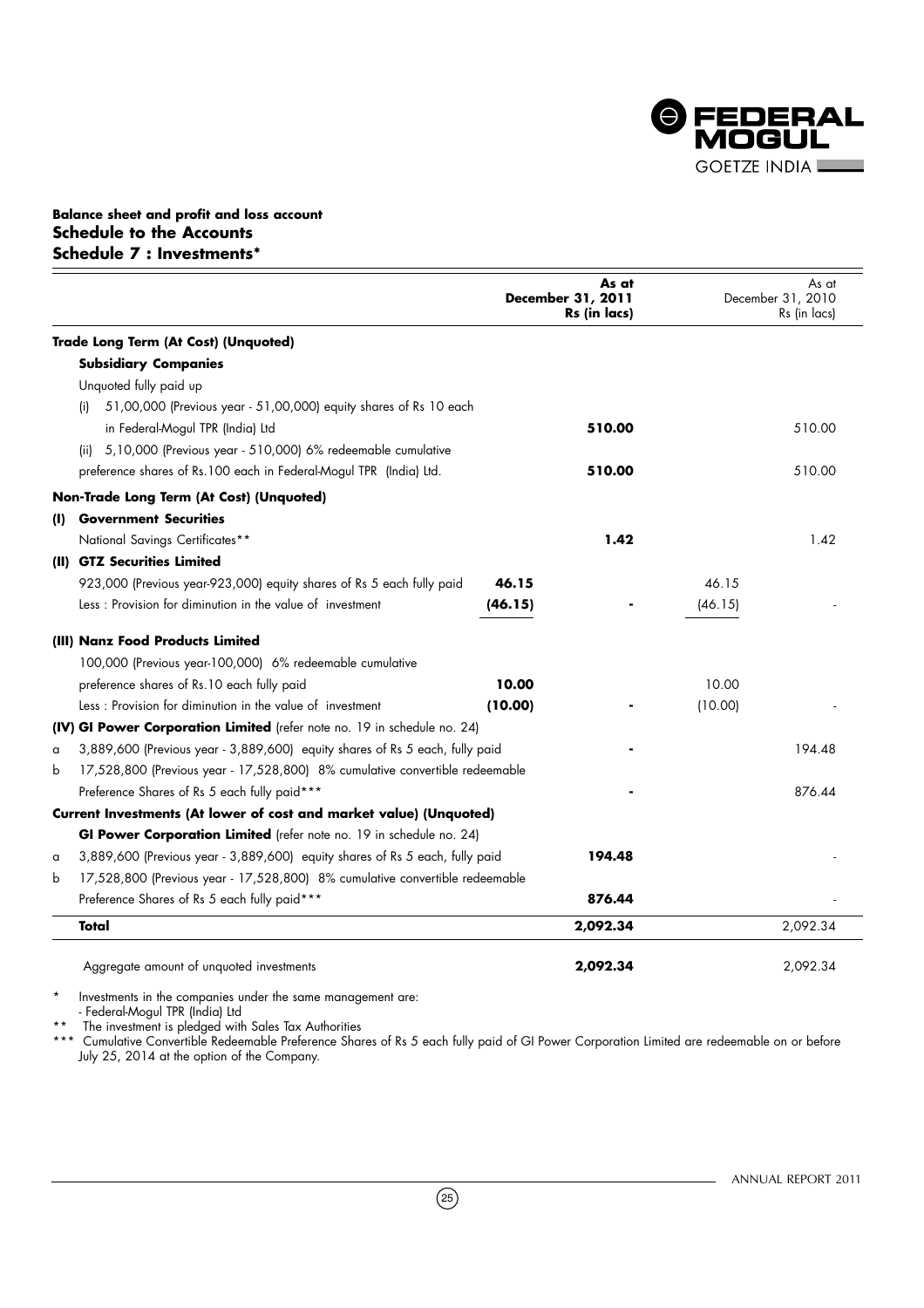**Balance sheet and profit and loss account**
## Schedule to the Accounts
### Schedule 7 : Investments*

| | | As at December 31, 2011 Rs (in lacs) | | As at December 31, 2010 Rs (in lacs) |
|---|---|---|---|---|
| **Trade Long Term (At Cost) (Unquoted)** | | | | |
| **Subsidiary Companies** | | | | |
| Unquoted fully paid up | | | | |
| (i) 51,00,000 (Previous year - 51,00,000) equity shares of Rs 10 each in Federal-Mogul TPR (India) Ltd | | **510.00** | | 510.00 |
| (ii) 5,10,000 (Previous year - 510,000) 6% redeemable cumulative preference shares of Rs.100 each in Federal-Mogul TPR (India) Ltd. | | **510.00** | | 510.00 |
| **Non-Trade Long Term (At Cost) (Unquoted)** | | | | |
| **(I) Government Securities** | | | | |
| National Savings Certificates** | | **1.42** | | 1.42 |
| **(II) GTZ Securities Limited** | | | | |
| 923,000 (Previous year-923,000) equity shares of Rs 5 each fully paid | **46.15** | | 46.15 | |
| Less : Provision for diminution in the value of investment | **(46.15)** | - | (46.15) | - |
| **(III) Nanz Food Products Limited** | | | | |
| 100,000 (Previous year-100,000) 6% redeemable cumulative preference shares of Rs.10 each fully paid | **10.00** | | 10.00 | |
| Less : Provision for diminution in the value of investment | **(10.00)** | - | (10.00) | - |
| **(IV) GI Power Corporation Limited** (refer note no. 19 in schedule no. 24) | | | | |
| a 3,889,600 (Previous year - 3,889,600) equity shares of Rs 5 each, fully paid | | - | | 194.48 |
| b 17,528,800 (Previous year - 17,528,800) 8% cumulative convertible redeemable Preference Shares of Rs 5 each fully paid*** | | - | | 876.44 |
| **Current Investments (At lower of cost and market value) (Unquoted)** | | | | |
| **GI Power Corporation Limited** (refer note no. 19 in schedule no. 24) | | | | |
| a 3,889,600 (Previous year - 3,889,600) equity shares of Rs 5 each, fully paid | | **194.48** | | - |
| b 17,528,800 (Previous year - 17,528,800) 8% cumulative convertible redeemable Preference Shares of Rs 5 each fully paid*** | | **876.44** | | - |
| **Total** | | **2,092.34** | | 2,092.34 |
| Aggregate amount of unquoted investments | | **2,092.34** | | 2,092.34 |

\* Investments in the companies under the same management are:
- Federal-Mogul TPR (India) Ltd

** The investment is pledged with Sales Tax Authorities

*** Cumulative Convertible Redeemable Preference Shares of Rs 5 each fully paid of GI Power Corporation Limited are redeemable on or before July 25, 2014 at the option of the Company.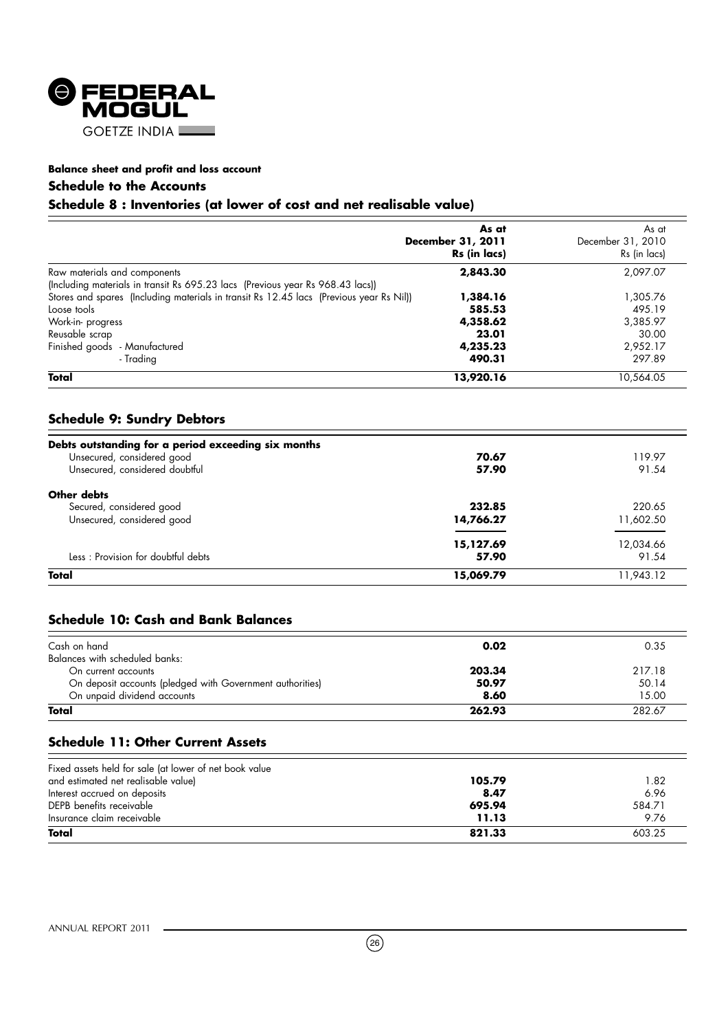## Balance sheet and profit and loss account

### Schedule to the Accounts

### Schedule 8 : Inventories (at lower of cost and net realisable value)

| | As at December 31, 2011 Rs (in lacs) | As at December 31, 2010 Rs (in lacs) |
|---|---|---|
| Raw materials and components (Including materials in transit Rs 695.23 lacs (Previous year Rs 968.43 lacs)) | **2,843.30** | 2,097.07 |
| Stores and spares (Including materials in transit Rs 12.45 lacs (Previous year Rs Nil)) | **1,384.16** | 1,305.76 |
| Loose tools | **585.53** | 495.19 |
| Work-in- progress | **4,358.62** | 3,385.97 |
| Reusable scrap | **23.01** | 30.00 |
| Finished goods - Manufactured | **4,235.23** | 2,952.17 |
| - Trading | **490.31** | 297.89 |
| **Total** | **13,920.16** | 10,564.05 |

### Schedule 9: Sundry Debtors

| | | |
|---|---|---|
| **Debts outstanding for a period exceeding six months** | | |
| Unsecured, considered good | **70.67** | 119.97 |
| Unsecured, considered doubtful | **57.90** | 91.54 |
| **Other debts** | | |
| Secured, considered good | **232.85** | 220.65 |
| Unsecured, considered good | **14,766.27** | 11,602.50 |
| | **15,127.69** | 12,034.66 |
| Less : Provision for doubtful debts | **57.90** | 91.54 |
| **Total** | **15,069.79** | 11,943.12 |

### Schedule 10: Cash and Bank Balances

| | | |
|---|---|---|
| Cash on hand | **0.02** | 0.35 |
| Balances with scheduled banks: | | |
| On current accounts | **203.34** | 217.18 |
| On deposit accounts (pledged with Government authorities) | **50.97** | 50.14 |
| On unpaid dividend accounts | **8.60** | 15.00 |
| **Total** | **262.93** | 282.67 |

### Schedule 11: Other Current Assets

| | | |
|---|---|---|
| Fixed assets held for sale (at lower of net book value and estimated net realisable value) | **105.79** | 1.82 |
| Interest accrued on deposits | **8.47** | 6.96 |
| DEPB benefits receivable | **695.94** | 584.71 |
| Insurance claim receivable | **11.13** | 9.76 |
| **Total** | **821.33** | 603.25 |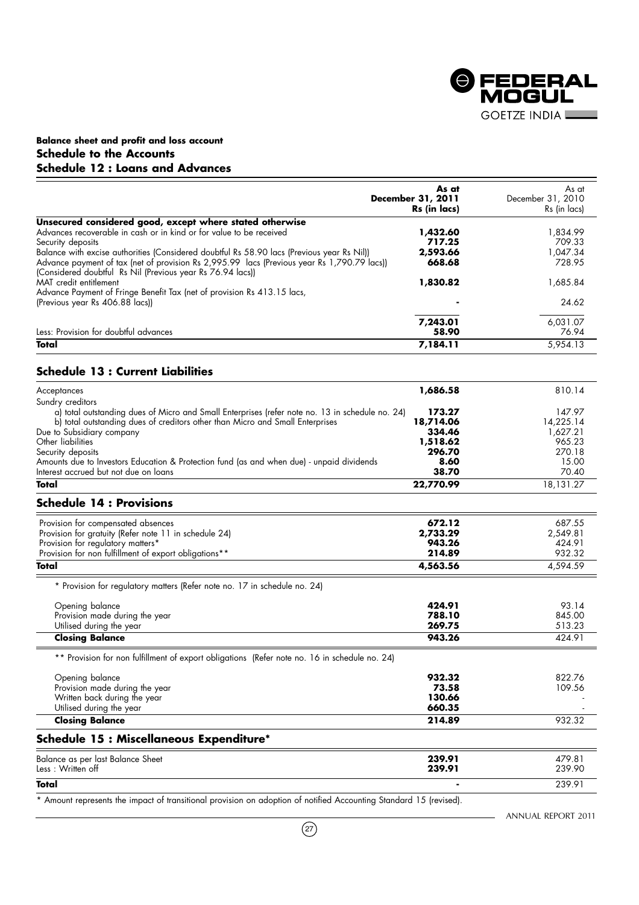## Balance sheet and profit and loss account

## Schedule to the Accounts

## Schedule 12 : Loans and Advances

| | **As at December 31, 2011 Rs (in lacs)** | As at December 31, 2010 Rs (in lacs) |
|---|---|---|
| **Unsecured considered good, except where stated otherwise** | | |
| Advances recoverable in cash or in kind or for value to be received | **1,432.60** | 1,834.99 |
| Security deposits | **717.25** | 709.33 |
| Balance with excise authorities (Considered doubtful Rs 58.90 lacs (Previous year Rs Nil)) | **2,593.66** | 1,047.34 |
| Advance payment of tax (net of provision Rs 2,995.99 lacs (Previous year Rs 1,790.79 lacs)) (Considered doubtful Rs Nil (Previous year Rs 76.94 lacs)) | **668.68** | 728.95 |
| MAT credit entitlement | **1,830.82** | 1,685.84 |
| Advance Payment of Fringe Benefit Tax (net of provision Rs 413.15 lacs, (Previous year Rs 406.88 lacs)) | **-** | 24.62 |
| | **7,243.01** | 6,031.07 |
| Less: Provision for doubtful advances | **58.90** | 76.94 |
| **Total** | **7,184.11** | 5,954.13 |

## Schedule 13 : Current Liabilities

| | | |
|---|---|---|
| Acceptances | **1,686.58** | 810.14 |
| Sundry creditors | | |
| a) total outstanding dues of Micro and Small Enterprises (refer note no. 13 in schedule no. 24) | **173.27** | 147.97 |
| b) total outstanding dues of creditors other than Micro and Small Enterprises | **18,714.06** | 14,225.14 |
| Due to Subsidiary company | **334.46** | 1,627.21 |
| Other liabilities | **1,518.62** | 965.23 |
| Security deposits | **296.70** | 270.18 |
| Amounts due to Investors Education & Protection fund (as and when due) - unpaid dividends | **8.60** | 15.00 |
| Interest accrued but not due on loans | **38.70** | 70.40 |
| **Total** | **22,770.99** | 18,131.27 |

## Schedule 14 : Provisions

| | | |
|---|---|---|
| Provision for compensated absences | **672.12** | 687.55 |
| Provision for gratuity (Refer note 11 in schedule 24) | **2,733.29** | 2,549.81 |
| Provision for regulatory matters* | **943.26** | 424.91 |
| Provision for non fulfillment of export obligations** | **214.89** | 932.32 |
| **Total** | **4,563.56** | 4,594.59 |

\* Provision for regulatory matters (Refer note no. 17 in schedule no. 24)

| | | |
|---|---|---|
| Opening balance | **424.91** | 93.14 |
| Provision made during the year | **788.10** | 845.00 |
| Utilised during the year | **269.75** | 513.23 |
| **Closing Balance** | **943.26** | 424.91 |

\** Provision for non fulfillment of export obligations (Refer note no. 16 in schedule no. 24)

| | | |
|---|---|---|
| Opening balance | **932.32** | 822.76 |
| Provision made during the year | **73.58** | 109.56 |
| Written back during the year | **130.66** | - |
| Utilised during the year | **660.35** | - |
| **Closing Balance** | **214.89** | 932.32 |

## Schedule 15 : Miscellaneous Expenditure*

| | | |
|---|---|---|
| Balance as per last Balance Sheet | **239.91** | 479.81 |
| Less : Written off | **239.91** | 239.90 |
| **Total** | **-** | 239.91 |

\* Amount represents the impact of transitional provision on adoption of notified Accounting Standard 15 (revised).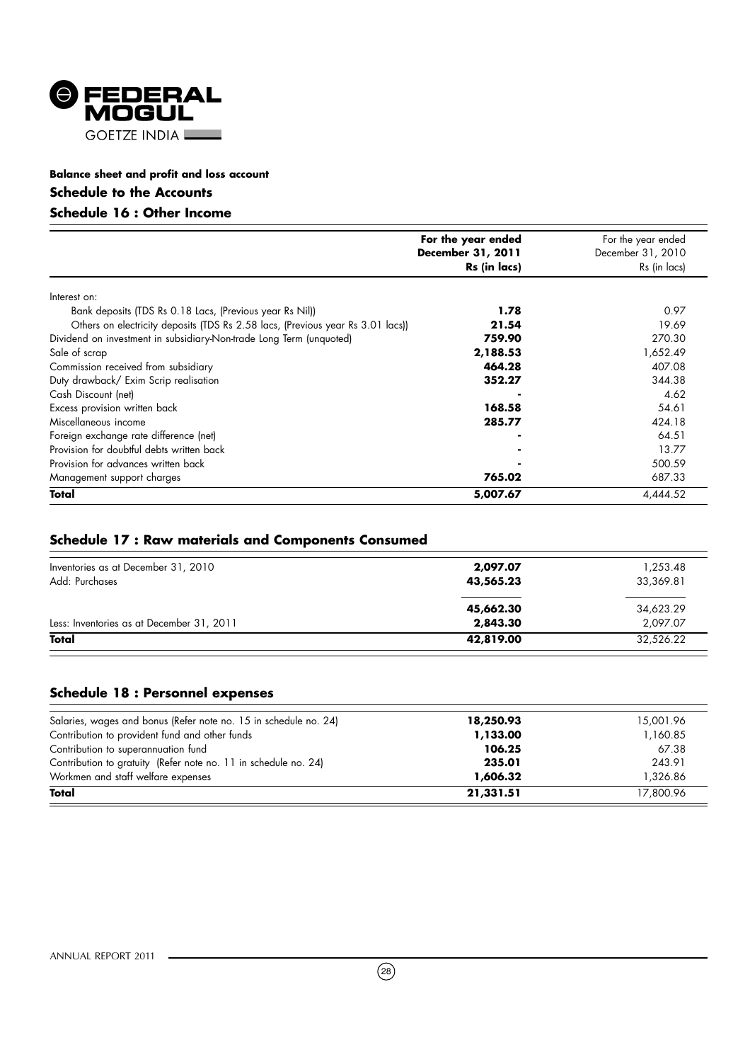## Balance sheet and profit and loss account

## Schedule to the Accounts

## Schedule 16 : Other Income

| | **For the year ended December 31, 2011 Rs (in lacs)** | For the year ended December 31, 2010 Rs (in lacs) |
|---|---|---|
| Interest on: | | |
| Bank deposits (TDS Rs 0.18 Lacs, (Previous year Rs Nil)) | **1.78** | 0.97 |
| Others on electricity deposits (TDS Rs 2.58 lacs, (Previous year Rs 3.01 lacs)) | **21.54** | 19.69 |
| Dividend on investment in subsidiary-Non-trade Long Term (unquoted) | **759.90** | 270.30 |
| Sale of scrap | **2,188.53** | 1,652.49 |
| Commission received from subsidiary | **464.28** | 407.08 |
| Duty drawback/ Exim Scrip realisation | **352.27** | 344.38 |
| Cash Discount (net) | **-** | 4.62 |
| Excess provision written back | **168.58** | 54.61 |
| Miscellaneous income | **285.77** | 424.18 |
| Foreign exchange rate difference (net) | **-** | 64.51 |
| Provision for doubtful debts written back | **-** | 13.77 |
| Provision for advances written back | **-** | 500.59 |
| Management support charges | **765.02** | 687.33 |
| **Total** | **5,007.67** | 4,444.52 |

## Schedule 17 : Raw materials and Components Consumed

| | | |
|---|---|---|
| Inventories as at December 31, 2010 | **2,097.07** | 1,253.48 |
| Add: Purchases | **43,565.23** | 33,369.81 |
| | **45,662.30** | 34,623.29 |
| Less: Inventories as at December 31, 2011 | **2,843.30** | 2,097.07 |
| **Total** | **42,819.00** | 32,526.22 |

## Schedule 18 : Personnel expenses

| | | |
|---|---|---|
| Salaries, wages and bonus (Refer note no. 15 in schedule no. 24) | **18,250.93** | 15,001.96 |
| Contribution to provident fund and other funds | **1,133.00** | 1,160.85 |
| Contribution to superannuation fund | **106.25** | 67.38 |
| Contribution to gratuity (Refer note no. 11 in schedule no. 24) | **235.01** | 243.91 |
| Workmen and staff welfare expenses | **1,606.32** | 1,326.86 |
| **Total** | **21,331.51** | 17,800.96 |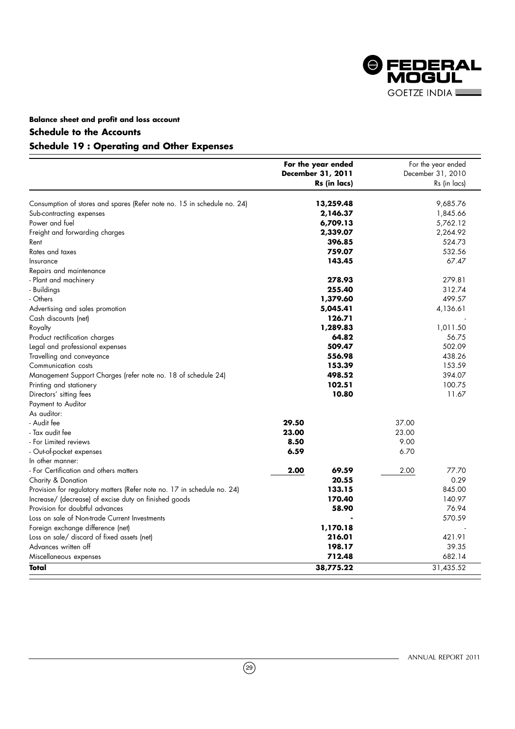**Balance sheet and profit and loss account**

## Schedule to the Accounts

## Schedule 19 : Operating and Other Expenses

| | For the year ended December 31, 2011 Rs (in lacs) | | For the year ended December 31, 2010 Rs (in lacs) | |
|---|---|---|---|---|
| Consumption of stores and spares (Refer note no. 15 in schedule no. 24) | | **13,259.48** | | 9,685.76 |
| Sub-contracting expenses | | **2,146.37** | | 1,845.66 |
| Power and fuel | | **6,709.13** | | 5,762.12 |
| Freight and forwarding charges | | **2,339.07** | | 2,264.92 |
| Rent | | **396.85** | | 524.73 |
| Rates and taxes | | **759.07** | | 532.56 |
| Insurance | | **143.45** | | 67.47 |
| Repairs and maintenance | | | | |
| - Plant and machinery | | **278.93** | | 279.81 |
| - Buildings | | **255.40** | | 312.74 |
| - Others | | **1,379.60** | | 499.57 |
| Advertising and sales promotion | | **5,045.41** | | 4,136.61 |
| Cash discounts (net) | | **126.71** | | - |
| Royalty | | **1,289.83** | | 1,011.50 |
| Product rectification charges | | **64.82** | | 56.75 |
| Legal and professional expenses | | **509.47** | | 502.09 |
| Travelling and conveyance | | **556.98** | | 438.26 |
| Communication costs | | **153.39** | | 153.59 |
| Management Support Charges (refer note no. 18 of schedule 24) | | **498.52** | | 394.07 |
| Printing and stationery | | **102.51** | | 100.75 |
| Directors' sitting fees | | **10.80** | | 11.67 |
| Payment to Auditor | | | | |
| As auditor: | | | | |
| - Audit fee | **29.50** | | 37.00 | |
| - Tax audit fee | **23.00** | | 23.00 | |
| - For Limited reviews | **8.50** | | 9.00 | |
| - Out-of-pocket expenses | **6.59** | | 6.70 | |
| In other manner: | | | | |
| - For Certification and others matters | **2.00** | **69.59** | 2.00 | 77.70 |
| Charity & Donation | | **20.55** | | 0.29 |
| Provision for regulatory matters (Refer note no. 17 in schedule no. 24) | | **133.15** | | 845.00 |
| Increase/ (decrease) of excise duty on finished goods | | **170.40** | | 140.97 |
| Provision for doubtful advances | | **58.90** | | 76.94 |
| Loss on sale of Non-trade Current Investments | | **-** | | 570.59 |
| Foreign exchange difference (net) | | **1,170.18** | | - |
| Loss on sale/ discard of fixed assets (net) | | **216.01** | | 421.91 |
| Advances written off | | **198.17** | | 39.35 |
| Miscellaneous expenses | | **712.48** | | 682.14 |
| **Total** | | **38,775.22** | | 31,435.52 |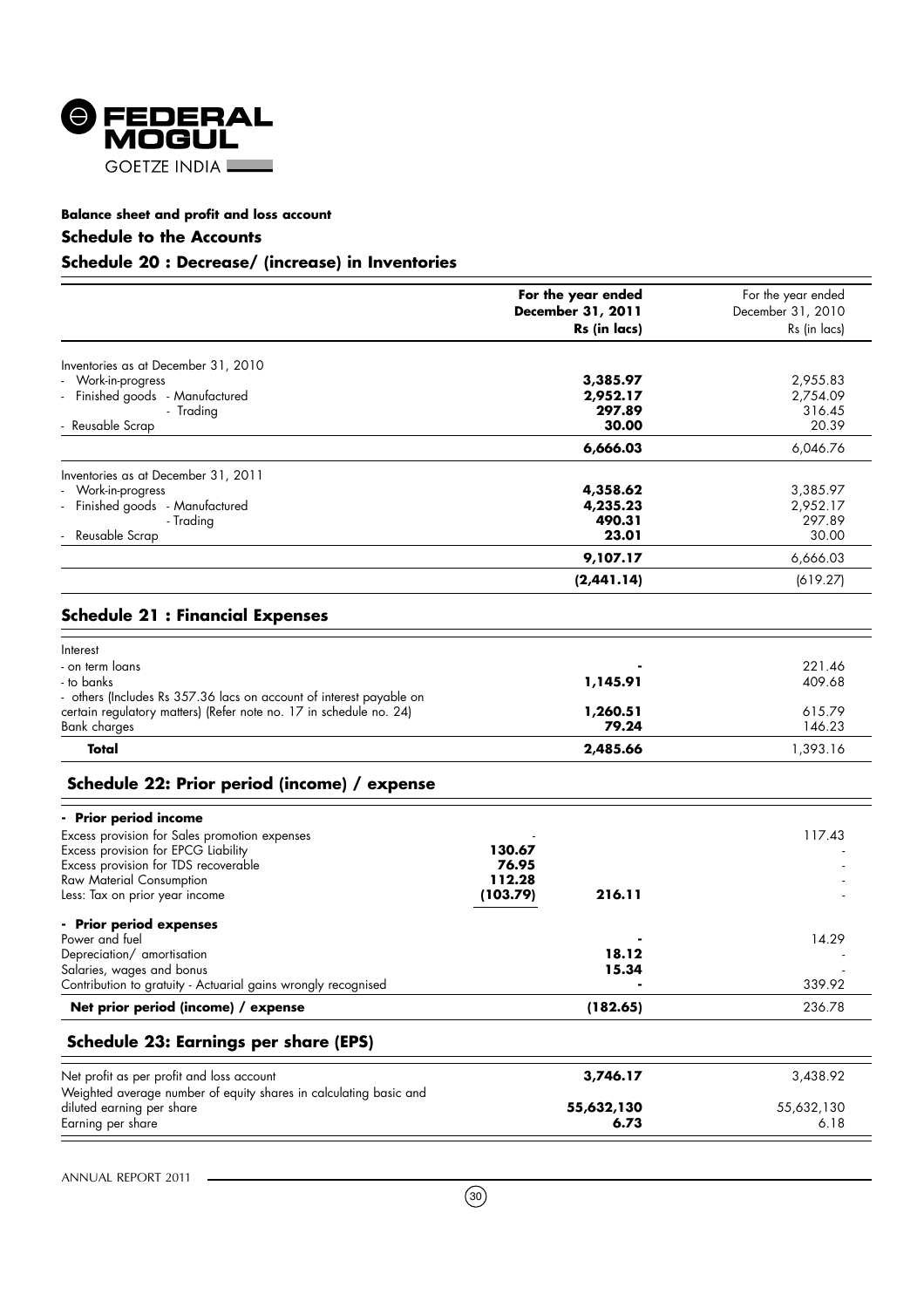**Balance sheet and profit and loss account**

**Schedule to the Accounts**

## Schedule 20 : Decrease/ (increase) in Inventories

| | | For the year ended December 31, 2011 Rs (in lacs) | For the year ended December 31, 2010 Rs (in lacs) |
|---|---|---|---|
| Inventories as at December 31, 2010 | | | |
| - Work-in-progress | | **3,385.97** | 2,955.83 |
| - Finished goods - Manufactured | | **2,952.17** | 2,754.09 |
| - Trading | | **297.89** | 316.45 |
| - Reusable Scrap | | **30.00** | 20.39 |
| | | **6,666.03** | 6,046.76 |
| Inventories as at December 31, 2011 | | | |
| - Work-in-progress | | **4,358.62** | 3,385.97 |
| - Finished goods - Manufactured | | **4,235.23** | 2,952.17 |
| - Trading | | **490.31** | 297.89 |
| - Reusable Scrap | | **23.01** | 30.00 |
| | | **9,107.17** | 6,666.03 |
| | | **(2,441.14)** | (619.27) |

## Schedule 21 : Financial Expenses

| | | | |
|---|---|---|---|
| Interest | | | |
| - on term loans | | **-** | 221.46 |
| - to banks | | **1,145.91** | 409.68 |
| - others (Includes Rs 357.36 lacs on account of interest payable on certain regulatory matters) (Refer note no. 17 in schedule no. 24) | | **1,260.51** | 615.79 |
| Bank charges | | **79.24** | 146.23 |
| **Total** | | **2,485.66** | 1,393.16 |

## Schedule 22: Prior period (income) / expense

| | | | |
|---|---|---|---|
| **- Prior period income** | | | |
| Excess provision for Sales promotion expenses | - | | 117.43 |
| Excess provision for EPCG Liability | **130.67** | | - |
| Excess provision for TDS recoverable | **76.95** | | - |
| Raw Material Consumption | **112.28** | | - |
| Less: Tax on prior year income | **(103.79)** | **216.11** | - |
| **- Prior period expenses** | | | |
| Power and fuel | | **-** | 14.29 |
| Depreciation/ amortisation | | **18.12** | - |
| Salaries, wages and bonus | | **15.34** | - |
| Contribution to gratuity - Actuarial gains wrongly recognised | | **-** | 339.92 |
| **Net prior period (income) / expense** | | **(182.65)** | 236.78 |

## Schedule 23: Earnings per share (EPS)

| | | | |
|---|---|---|---|
| Net profit as per profit and loss account | | **3,746.17** | 3,438.92 |
| Weighted average number of equity shares in calculating basic and diluted earning per share | | **55,632,130** | 55,632,130 |
| Earning per share | | **6.73** | 6.18 |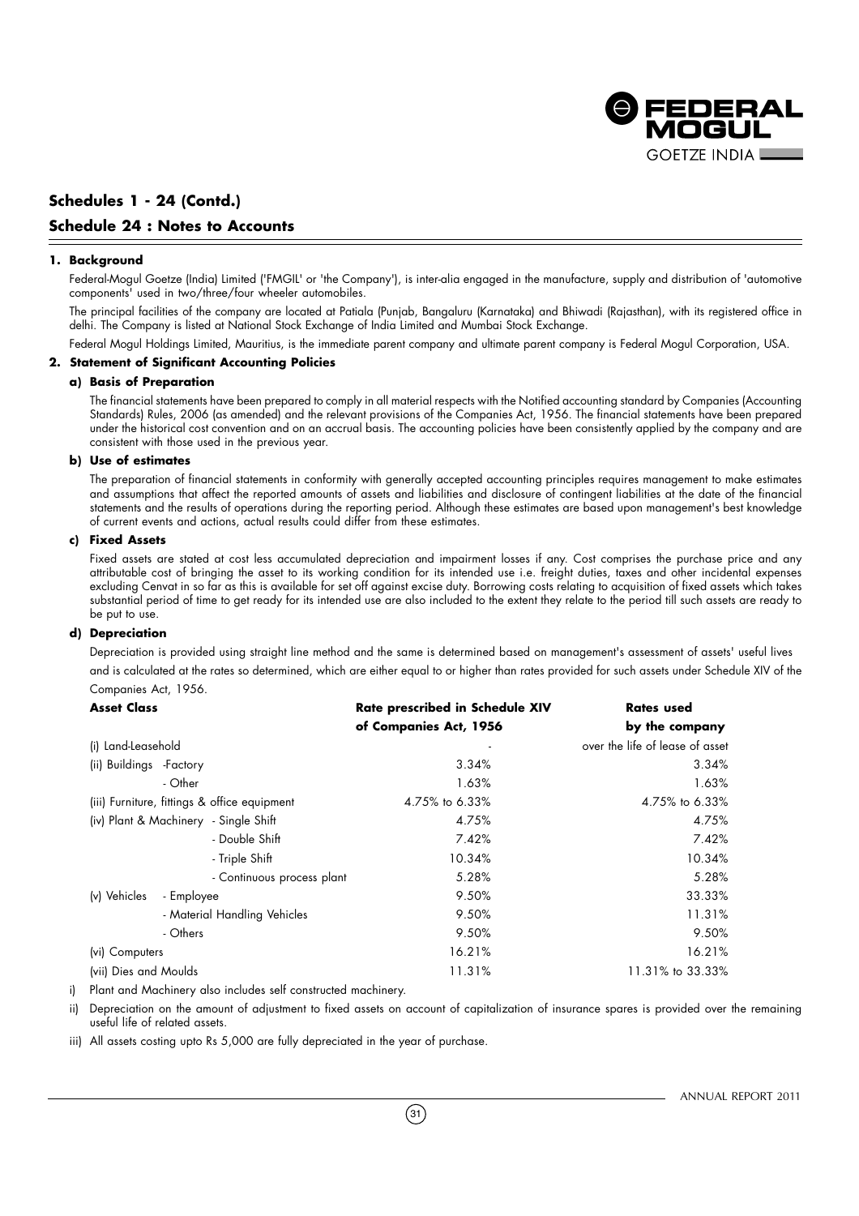## Schedules 1 - 24 (Contd.)

## Schedule 24 : Notes to Accounts

### 1. Background

Federal-Mogul Goetze (India) Limited ('FMGIL' or 'the Company'), is inter-alia engaged in the manufacture, supply and distribution of 'automotive components' used in two/three/four wheeler automobiles.

The principal facilities of the company are located at Patiala (Punjab, Bangaluru (Karnataka) and Bhiwadi (Rajasthan), with its registered office in delhi. The Company is listed at National Stock Exchange of India Limited and Mumbai Stock Exchange.

Federal Mogul Holdings Limited, Mauritius, is the immediate parent company and ultimate parent company is Federal Mogul Corporation, USA.

### 2. Statement of Significant Accounting Policies

#### a) Basis of Preparation

The financial statements have been prepared to comply in all material respects with the Notified accounting standard by Companies (Accounting Standards) Rules, 2006 (as amended) and the relevant provisions of the Companies Act, 1956. The financial statements have been prepared under the historical cost convention and on an accrual basis. The accounting policies have been consistently applied by the company and are consistent with those used in the previous year.

#### b) Use of estimates

The preparation of financial statements in conformity with generally accepted accounting principles requires management to make estimates and assumptions that affect the reported amounts of assets and liabilities and disclosure of contingent liabilities at the date of the financial statements and the results of operations during the reporting period. Although these estimates are based upon management's best knowledge of current events and actions, actual results could differ from these estimates.

#### c) Fixed Assets

Fixed assets are stated at cost less accumulated depreciation and impairment losses if any. Cost comprises the purchase price and any attributable cost of bringing the asset to its working condition for its intended use i.e. freight duties, taxes and other incidental expenses excluding Cenvat in so far as this is available for set off against excise duty. Borrowing costs relating to acquisition of fixed assets which takes substantial period of time to get ready for its intended use are also included to the extent they relate to the period till such assets are ready to be put to use.

#### d) Depreciation

Depreciation is provided using straight line method and the same is determined based on management's assessment of assets' useful lives and is calculated at the rates so determined, which are either equal to or higher than rates provided for such assets under Schedule XIV of the Companies Act, 1956.

| Asset Class | | Rate prescribed in Schedule XIV of Companies Act, 1956 | Rates used by the company |
|---|---|---|---|
| (i) Land-Leasehold | | - | over the life of lease of asset |
| (ii) Buildings | -Factory | 3.34% | 3.34% |
| | - Other | 1.63% | 1.63% |
| (iii) Furniture, fittings & office equipment | | 4.75% to 6.33% | 4.75% to 6.33% |
| (iv) Plant & Machinery | - Single Shift | 4.75% | 4.75% |
| | - Double Shift | 7.42% | 7.42% |
| | - Triple Shift | 10.34% | 10.34% |
| | - Continuous process plant | 5.28% | 5.28% |
| (v) Vehicles | - Employee | 9.50% | 33.33% |
| | - Material Handling Vehicles | 9.50% | 11.31% |
| | - Others | 9.50% | 9.50% |
| (vi) Computers | | 16.21% | 16.21% |
| (vii) Dies and Moulds | | 11.31% | 11.31% to 33.33% |

i) Plant and Machinery also includes self constructed machinery.

ii) Depreciation on the amount of adjustment to fixed assets on account of capitalization of insurance spares is provided over the remaining useful life of related assets.

iii) All assets costing upto Rs 5,000 are fully depreciated in the year of purchase.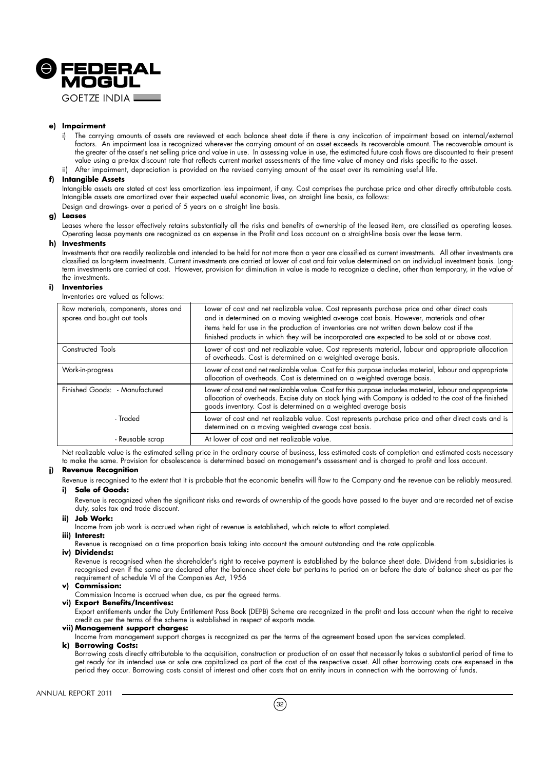**e) Impairment**

i) The carrying amounts of assets are reviewed at each balance sheet date if there is any indication of impairment based on internal/external factors. An impairment loss is recognized wherever the carrying amount of an asset exceeds its recoverable amount. The recoverable amount is the greater of the asset's net selling price and value in use. In assessing value in use, the estimated future cash flows are discounted to their present value using a pre-tax discount rate that reflects current market assessments of the time value of money and risks specific to the asset.

ii) After impairment, depreciation is provided on the revised carrying amount of the asset over its remaining useful life.

**f) Intangible Assets**

Intangible assets are stated at cost less amortization less impairment, if any. Cost comprises the purchase price and other directly attributable costs. Intangible assets are amortized over their expected useful economic lives, on straight line basis, as follows:

Design and drawings- over a period of 5 years on a straight line basis.

**g) Leases**

Leases where the lessor effectively retains substantially all the risks and benefits of ownership of the leased item, are classified as operating leases. Operating lease payments are recognized as an expense in the Profit and Loss account on a straight-line basis over the lease term.

**h) Investments**

Investments that are readily realizable and intended to be held for not more than a year are classified as current investments. All other investments are classified as long-term investments. Current investments are carried at lower of cost and fair value determined on an individual investment basis. Long-term investments are carried at cost. However, provision for diminution in value is made to recognize a decline, other than temporary, in the value of the investments.

**i) Inventories**

Inventories are valued as follows:

| | |
|---|---|
| Raw materials, components, stores and spares and bought out tools | Lower of cost and net realizable value. Cost represents purchase price and other direct costs and is determined on a moving weighted average cost basis. However, materials and other items held for use in the production of inventories are not written down below cost if the finished products in which they will be incorporated are expected to be sold at or above cost. |
| Constructed Tools | Lower of cost and net realizable value. Cost represents material, labour and appropriate allocation of overheads. Cost is determined on a weighted average basis. |
| Work-in-progress | Lower of cost and net realizable value. Cost for this purpose includes material, labour and appropriate allocation of overheads. Cost is determined on a weighted average basis. |
| Finished Goods: - Manufactured | Lower of cost and net realizable value. Cost for this purpose includes material, labour and appropriate allocation of overheads. Excise duty on stock lying with Company is added to the cost of the finished goods inventory. Cost is determined on a weighted average basis |
| - Traded | Lower of cost and net realizable value. Cost represents purchase price and other direct costs and is determined on a moving weighted average cost basis. |
| - Reusable scrap | At lower of cost and net realizable value. |

Net realizable value is the estimated selling price in the ordinary course of business, less estimated costs of completion and estimated costs necessary to make the same. Provision for obsolescence is determined based on management's assessment and is charged to profit and loss account.

**j) Revenue Recognition**

Revenue is recognised to the extent that it is probable that the economic benefits will flow to the Company and the revenue can be reliably measured.

**i) Sale of Goods:**

Revenue is recognized when the significant risks and rewards of ownership of the goods have passed to the buyer and are recorded net of excise duty, sales tax and trade discount.

**ii) Job Work:**

Income from job work is accrued when right of revenue is established, which relate to effort completed.

**iii) Interest:**

Revenue is recognised on a time proportion basis taking into account the amount outstanding and the rate applicable.

**iv) Dividends:**

Revenue is recognised when the shareholder's right to receive payment is established by the balance sheet date. Dividend from subsidiaries is recognised even if the same are declared after the balance sheet date but pertains to period on or before the date of balance sheet as per the requirement of schedule VI of the Companies Act, 1956

**v) Commission:**

Commission Income is accrued when due, as per the agreed terms.

**vi) Export Benefits/Incentives:**

Export entitlements under the Duty Entitlement Pass Book (DEPB) Scheme are recognized in the profit and loss account when the right to receive credit as per the terms of the scheme is established in respect of exports made.

**vii) Management support charges:**

Income from management support charges is recognized as per the terms of the agreement based upon the services completed.

**k) Borrowing Costs:**

Borrowing costs directly attributable to the acquisition, construction or production of an asset that necessarily takes a substantial period of time to get ready for its intended use or sale are capitalized as part of the cost of the respective asset. All other borrowing costs are expensed in the period they occur. Borrowing costs consist of interest and other costs that an entity incurs in connection with the borrowing of funds.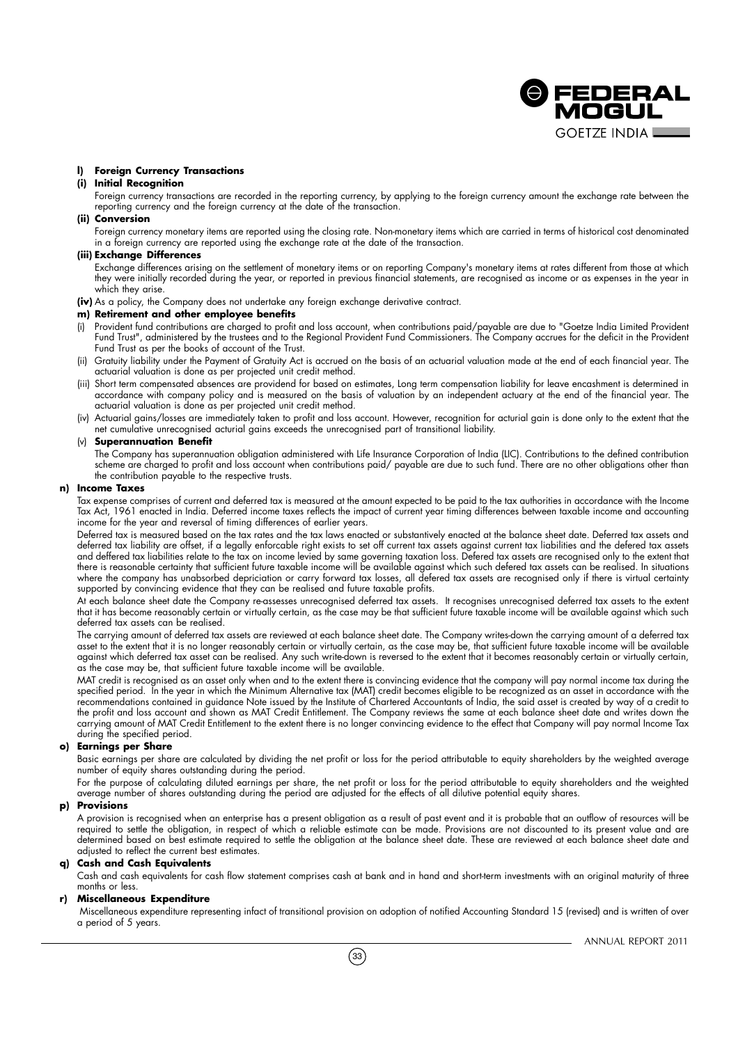**l) Foreign Currency Transactions**

**(i) Initial Recognition**

Foreign currency transactions are recorded in the reporting currency, by applying to the foreign currency amount the exchange rate between the reporting currency and the foreign currency at the date of the transaction.

**(ii) Conversion**

Foreign currency monetary items are reported using the closing rate. Non-monetary items which are carried in terms of historical cost denominated in a foreign currency are reported using the exchange rate at the date of the transaction.

**(iii) Exchange Differences**

Exchange differences arising on the settlement of monetary items or on reporting Company's monetary items at rates different from those at which they were initially recorded during the year, or reported in previous financial statements, are recognised as income or as expenses in the year in which they arise.

**(iv)** As a policy, the Company does not undertake any foreign exchange derivative contract.

**m) Retirement and other employee benefits**

(i) Provident fund contributions are charged to profit and loss account, when contributions paid/payable are due to "Goetze India Limited Provident Fund Trust", administered by the trustees and to the Regional Provident Fund Commissioners. The Company accrues for the deficit in the Provident Fund Trust as per the books of account of the Trust.

(ii) Gratuity liability under the Payment of Gratuity Act is accrued on the basis of an actuarial valuation made at the end of each financial year. The actuarial valuation is done as per projected unit credit method.

(iii) Short term compensated absences are providend for based on estimates, Long term compensation liability for leave encashment is determined in accordance with company policy and is measured on the basis of valuation by an independent actuary at the end of the financial year. The actuarial valuation is done as per projected unit credit method.

(iv) Actuarial gains/losses are immediately taken to profit and loss account. However, recognition for acturial gain is done only to the extent that the net cumulative unrecognised acturial gains exceeds the unrecognised part of transitional liability.

(v) **Superannuation Benefit**

The Company has superannuation obligation administered with Life Insurance Corporation of India (LIC). Contributions to the defined contribution scheme are charged to profit and loss account when contributions paid/ payable are due to such fund. There are no other obligations other than the contribution payable to the respective trusts.

**n) Income Taxes**

Tax expense comprises of current and deferred tax is measured at the amount expected to be paid to the tax authorities in accordance with the Income Tax Act, 1961 enacted in India. Deferred income taxes reflects the impact of current year timing differences between taxable income and accounting income for the year and reversal of timing differences of earlier years.

Deferred tax is measured based on the tax rates and the tax laws enacted or substantively enacted at the balance sheet date. Deferred tax assets and deferred tax liability are offset, if a legally enforcable right exists to set off current tax assets against current tax liabilities and the defered tax assets and deffered tax liabilities relate to the tax on income levied by same governing taxation loss. Defered tax assets are recognised only to the extent that there is reasonable certainty that sufficient future taxable income will be available against which such defered tax assets can be realised. In situations where the company has unabsorbed depriciation or carry forward tax losses, all defered tax assets are recognised only if there is virtual certainty supported by convincing evidence that they can be realised and future taxable profits.

At each balance sheet date the Company re-assesses unrecognised deferred tax assets. It recognises unrecognised deferred tax assets to the extent that it has become reasonably certain or virtually certain, as the case may be that sufficient future taxable income will be available against which such deferred tax assets can be realised.

The carrying amount of deferred tax assets are reviewed at each balance sheet date. The Company writes-down the carrying amount of a deferred tax asset to the extent that it is no longer reasonably certain or virtually certain, as the case may be, that sufficient future taxable income will be available against which deferred tax asset can be realised. Any such write-down is reversed to the extent that it becomes reasonably certain or virtually certain, as the case may be, that sufficient future taxable income will be available.

MAT credit is recognised as an asset only when and to the extent there is convincing evidence that the company will pay normal income tax during the specified period. In the year in which the Minimum Alternative tax (MAT) credit becomes eligible to be recognized as an asset in accordance with the recommendations contained in guidance Note issued by the Institute of Chartered Accountants of India, the said asset is created by way of a credit to the profit and loss account and shown as MAT Credit Entitlement. The Company reviews the same at each balance sheet date and writes down the carrying amount of MAT Credit Entitlement to the extent there is no longer convincing evidence to the effect that Company will pay normal Income Tax during the specified period.

**o) Earnings per Share**

Basic earnings per share are calculated by dividing the net profit or loss for the period attributable to equity shareholders by the weighted average number of equity shares outstanding during the period.

For the purpose of calculating diluted earnings per share, the net profit or loss for the period attributable to equity shareholders and the weighted average number of shares outstanding during the period are adjusted for the effects of all dilutive potential equity shares.

**p) Provisions**

A provision is recognised when an enterprise has a present obligation as a result of past event and it is probable that an outflow of resources will be required to settle the obligation, in respect of which a reliable estimate can be made. Provisions are not discounted to its present value and are determined based on best estimate required to settle the obligation at the balance sheet date. These are reviewed at each balance sheet date and adjusted to reflect the current best estimates.

**q) Cash and Cash Equivalents**

Cash and cash equivalents for cash flow statement comprises cash at bank and in hand and short-term investments with an original maturity of three months or less.

**r) Miscellaneous Expenditure**

Miscellaneous expenditure representing infact of transitional provision on adoption of notified Accounting Standard 15 (revised) and is written of over a period of 5 years.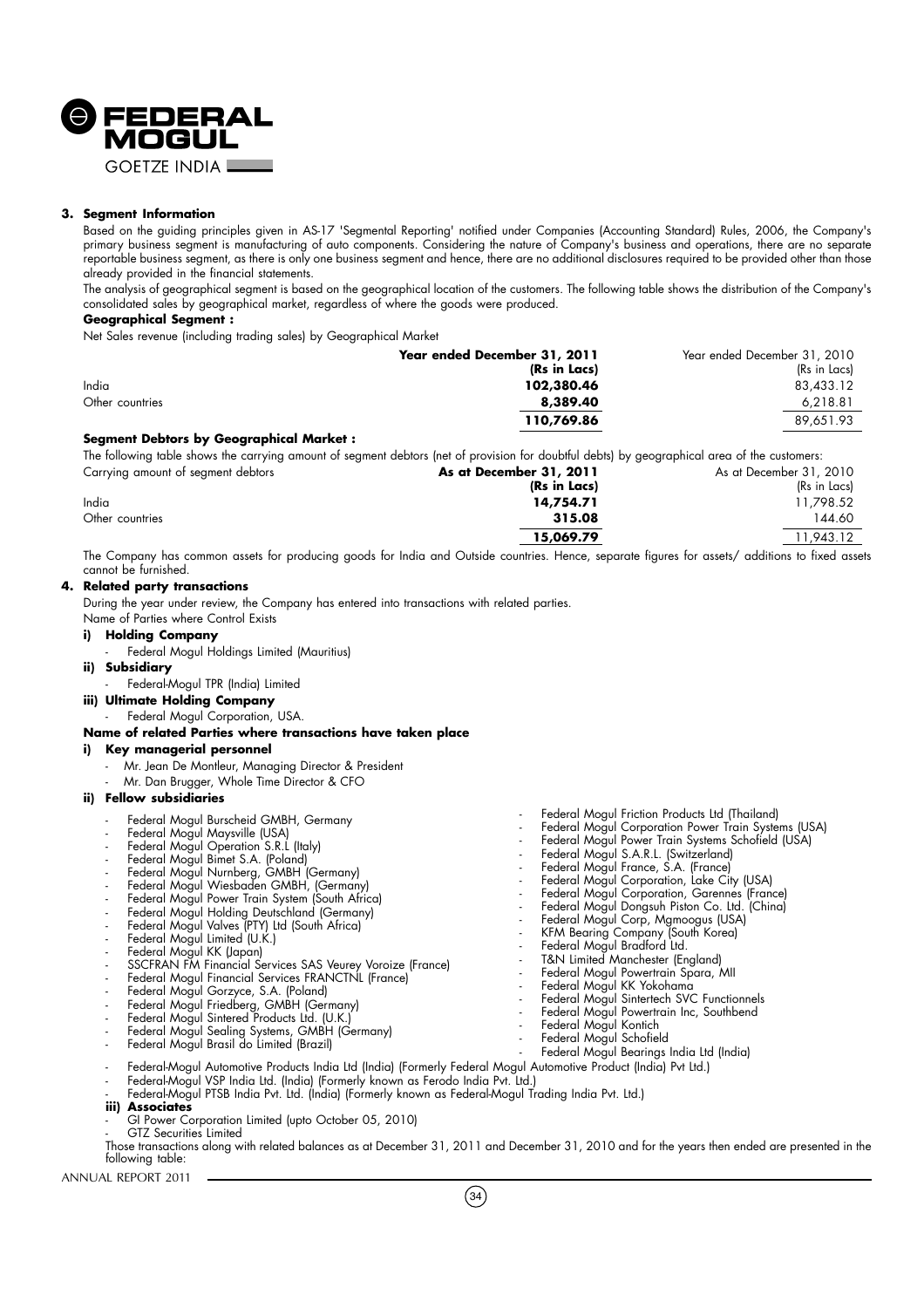### 3. Segment Information

Based on the guiding principles given in AS-17 'Segmental Reporting' notified under Companies (Accounting Standard) Rules, 2006, the Company's primary business segment is manufacturing of auto components. Considering the nature of Company's business and operations, there are no separate reportable business segment, as there is only one business segment and hence, there are no additional disclosures required to be provided other than those already provided in the financial statements.

The analysis of geographical segment is based on the geographical location of the customers. The following table shows the distribution of the Company's consolidated sales by geographical market, regardless of where the goods were produced.

**Geographical Segment :**

Net Sales revenue (including trading sales) by Geographical Market

| | **Year ended December 31, 2011 (Rs in Lacs)** | Year ended December 31, 2010 (Rs in Lacs) |
|---|---|---|
| India | **102,380.46** | 83,433.12 |
| Other countries | **8,389.40** | 6,218.81 |
| | **110,769.86** | 89,651.93 |

**Segment Debtors by Geographical Market :**

The following table shows the carrying amount of segment debtors (net of provision for doubtful debts) by geographical area of the customers:

| Carrying amount of segment debtors | **As at December 31, 2011 (Rs in Lacs)** | As at December 31, 2010 (Rs in Lacs) |
|---|---|---|
| India | **14,754.71** | 11,798.52 |
| Other countries | **315.08** | 144.60 |
| | **15,069.79** | 11,943.12 |

The Company has common assets for producing goods for India and Outside countries. Hence, separate figures for assets/ additions to fixed assets cannot be furnished.

### 4. Related party transactions

During the year under review, the Company has entered into transactions with related parties.

Name of Parties where Control Exists

**i) Holding Company**

- Federal Mogul Holdings Limited (Mauritius)

**ii) Subsidiary**

- Federal-Mogul TPR (India) Limited

**iii) Ultimate Holding Company**

- Federal Mogul Corporation, USA.

**Name of related Parties where transactions have taken place**

**i) Key managerial personnel**

- Mr. Jean De Montleur, Managing Director & President
- Mr. Dan Brugger, Whole Time Director & CFO

**ii) Fellow subsidiaries**

- Federal Mogul Burscheid GMBH, Germany
- Federal Mogul Maysville (USA)
- Federal Mogul Operation S.R.L (Italy)
- Federal Mogul Bimet S.A. (Poland)
- Federal Mogul Nurnberg, GMBH (Germany)
- Federal Mogul Wiesbaden GMBH, (Germany)
- Federal Mogul Power Train System (South Africa)
- Federal Mogul Holding Deutschland (Germany)
- Federal Mogul Valves (PTY) Ltd (South Africa)
- Federal Mogul Limited (U.K.)
- Federal Mogul KK (Japan)
- SSCFRAN FM Financial Services SAS Veurey Voroize (France)
- Federal Mogul Financial Services FRANCTNL (France)
- Federal Mogul Gorzyce, S.A. (Poland)
- Federal Mogul Friedberg, GMBH (Germany)
- Federal Mogul Sintered Products Ltd. (U.K.)
- Federal Mogul Sealing Systems, GMBH (Germany)
- Federal Mogul Brasil do Limited (Brazil)
- Federal Mogul Friction Products Ltd (Thailand)
- Federal Mogul Corporation Power Train Systems (USA)
- Federal Mogul Power Train Systems Schofield (USA)
- Federal Mogul S.A.R.L. (Switzerland)
- Federal Mogul France, S.A. (France)
- Federal Mogul Corporation, Lake City (USA)
- Federal Mogul Corporation, Garennes (France)
- Federal Mogul Dongsuh Piston Co. Ltd. (China)
- Federal Mogul Corp, Mgmoogus (USA)
- KFM Bearing Company (South Korea)
- Federal Mogul Bradford Ltd.
- T&N Limited Manchester (England)
- Federal Mogul Powertrain Spara, MII
- Federal Mogul KK Yokohama
- Federal Mogul Sintertech SVC Functionnels
- Federal Mogul Powertrain Inc, Southbend
- Federal Mogul Kontich
- Federal Mogul Schofield
- Federal Mogul Bearings India Ltd (India)
- Federal-Mogul Automotive Products India Ltd (India) (Formerly Federal Mogul Automotive Product (India) Pvt Ltd.)
- Federal-Mogul VSP India Ltd. (India) (Formerly known as Ferodo India Pvt. Ltd.)
- Federal-Mogul PTSB India Pvt. Ltd. (India) (Formerly known as Federal-Mogul Trading India Pvt. Ltd.)

**iii) Associates**

- GI Power Corporation Limited (upto October 05, 2010)
- GTZ Securities Limited

Those transactions along with related balances as at December 31, 2011 and December 31, 2010 and for the years then ended are presented in the following table: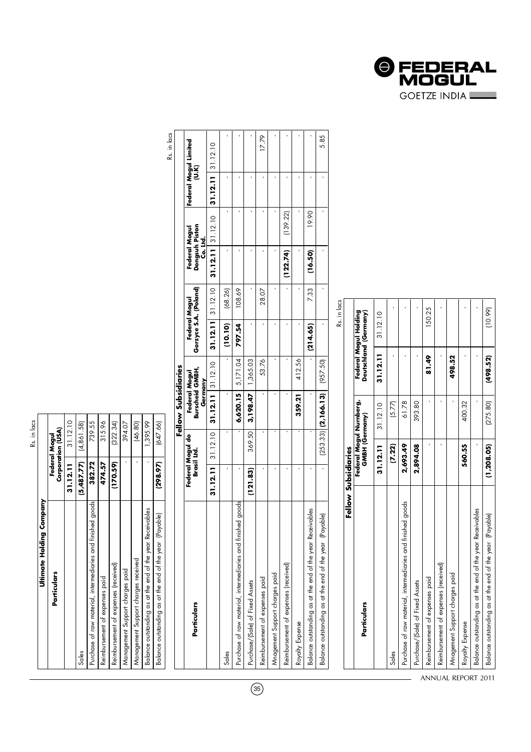Rs. in lacs

| Ultimate Holding Company | | |
|---|---|---|
| **Particulars** | **Federal Mogul Corporation (USA)** | |
| | **31.12.11** | 31.12.10 |
| Sales | **(5,487.77)** | (4,861.58) |
| Purchase of raw material, intermediaries and finished goods | **382.72** | 739.55 |
| Reimbursement of expenses paid | **474.57** | 315.96 |
| Reimbursement of expenses (received) | **(170.59)** | (322.34) |
| Management Support charges paid | - | 394.07 |
| Management Support charges received | - | (46.80) |
| Balance outstanding as at the end of the year Receivables | - | 1,395.99 |
| Balance outstanding as at the end of the year (Payable) | **(298.97)** | (647.66) |

Rs. in lacs

| Fellow Subsidiaries | | | | | | | | | | |
|---|---|---|---|---|---|---|---|---|---|---|
| **Particulars** | **Federal Mogul do Brasil ltd.** | | **Federal Mogul Burscheid GMBH, Germany** | | **Federal Mogul Gorzyce S.A. (Poland)** | | **Federal Mogul Dongsuh Piston Co. Ltd.** | | **Federal Mogul Limited (U.K)** | |
| | **31.12.11** | 31.12.10 | **31.12.11** | 31.12.10 | **31.12.11** | 31.12.10 | **31.12.11** | 31.12.10 | **31.12.11** | 31.12.10 |
| Sales | - | - | - | - | **(10.10)** | (68.26) | - | - | - | - |
| Purchase of raw material, intermediaries and finished goods | - | - | **6,620.15** | 5,171.04 | **797.54** | 108.69 | - | - | - | - |
| Purchase/(Sale) of Fixed Assets | **(121.83)** | 369.50 | **3,198.47** | 1,365.03 | - | - | - | - | - | - |
| Reimbursement of expenses paid | - | - | - | 53.76 | - | 28.07 | - | - | - | 17.79 |
| Mnagement Support charges paid | - | - | - | - | - | - | - | - | - | - |
| Reimbursement of expenses (received) | - | - | - | - | - | - | **(122.74)** | (139.22) | - | - |
| Royalty Expense | - | - | **359.21** | 412.56 | - | - | - | - | - | - |
| Balance outstanding as at the end of the year Receivables | - | - | - | - | **(214.65)** | 7.33 | **(16.50)** | 19.90 | - | - |
| Balance outstanding as at the end of the year (Payable) | - | (253.33) | **(2,166.13)** | (957.50) | - | - | - | - | - | 5.85 |

Rs. in lacs

| Fellow Subsidiaries | | | | |
|---|---|---|---|---|
| **Particulars** | **Federal Mogul Numberg, GMBH (Germany)** | | **Federal Mogul Holding Deutschland (Germany)** | |
| | **31.12.11** | 31.12.10 | **31.12.11** | 31.12.10 |
| Sales | **(7.22)** | (5.77) | - | - |
| Purchase of raw material, intermediaries and finished goods | **2,693.49** | 61.78 | - | - |
| Purchase/(Sale) of Fixed Assets | **2,894.08** | 393.80 | - | - |
| Reimbursement of expenses paid | - | - | **81.49** | 150.25 |
| Reimbursement of expenses (received) | - | - | - | - |
| Mnagement Support charges paid | - | - | **498.52** | |
| Royalty Expense | **560.55** | 400.32 | - | - |
| Balance outstanding as at the end of the year Receivables | - | - | - | - |
| Balance outstanding as at the end of the year (Payable) | **(1,208.05)** | (275.80) | **(498.52)** | (10.99) |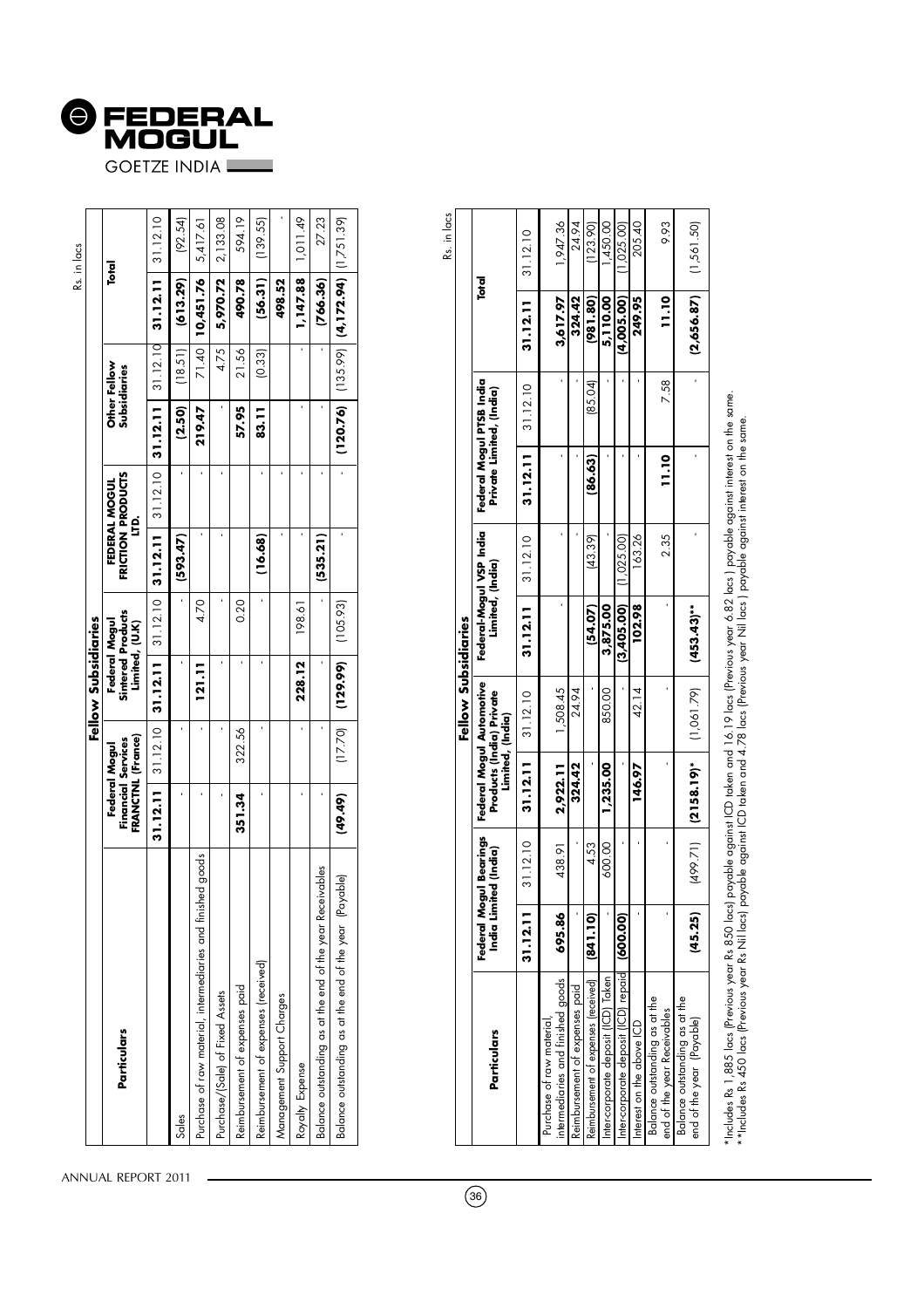Rs. in lacs

| Particulars | Fellow Subsidiaries | | | | | | | | | |
|---|---|---|---|---|---|---|---|---|---|---|
| | Federal Mogul Financial Services FRANCTNL (France) | | Federal Mogul Sintered Products Limited, (U.K) | | FEDERAL MOGUL FRICTION PRODUCTS LTD. | | Other Fellow Subsidiaries | | Total | |
| | **31.12.11** | 31.12.10 | **31.12.11** | 31.12.10 | **31.12.11** | 31.12.10 | **31.12.11** | 31.12.10 | **31.12.11** | 31.12.10 |
| Sales | - | - | - | - | **(593.47)** | - | **(2.50)** | (18.51) | **(613.29)** | (92.54) |
| Purchase of raw material, intermediaries and finished goods | - | - | **121.11** | 4.70 | - | - | **219.47** | 71.40 | **10,451.76** | 5,417.61 |
| Purchase/(Sale) of Fixed Assets | - | - | - | - | - | - | - | 4.75 | **5,970.72** | 2,133.08 |
| Reimbursement of expenses paid | **351.34** | 322.56 | - | 0.20 | | | **57.95** | 21.56 | **490.78** | 594.19 |
| Reimbursement of expenses (received) | - | - | - | - | **(16.68)** | - | **83.11** | (0.33) | **(56.31)** | (139.55) |
| Management Support Charges | - | - | - | - | - | - | | | **498.52** | - |
| Royalty Expense | - | - | **228.12** | 198.61 | - | - | - | - | **1,147.88** | 1,011.49 |
| Balance outstanding as at the end of the year Receivables | - | - | - | - | **(535.21)** | - | - | - | **(766.36)** | 27.23 |
| Balance outstanding as at the end of the year (Payable) | **(49.49)** | (17.70) | **(129.99)** | (105.93) | - | - | **(120.76)** | (135.99) | **(4,172.94)** | (1,751.39) |

Rs. in lacs

| Particulars | Fellow Subsidiaries | | | | | | | | | |
|---|---|---|---|---|---|---|---|---|---|---|
| | Federal Mogul Bearings India Limited (India) | | Federal Mogul Automotive Products (India) Private Limited, (India) | | Federal-Mogul VSP India Limited, (India) | | Federal Mogul PTSB India Private Limited, (India) | | Total | |
| | **31.12.11** | 31.12.10 | **31.12.11** | 31.12.10 | **31.12.11** | 31.12.10 | **31.12.11** | 31.12.10 | **31.12.11** | 31.12.10 |
| Purchase of raw material, intermediaries and finished goods | **695.86** | 438.91 | **2,922.11** | 1,508.45 | | - | - | - | **3,617.97** | 1,947.36 |
| Reimbursement of expenses paid | - | - | **324.42** | 24.94 | | - | - | - | **324.42** | 24.94 |
| Reimbursement of expenses (received) | **(841.10)** | 4.53 | - | - | **(54.07)** | (43.39) | **(86.63)** | (85.04) | **(981.80)** | (123.90) |
| Inter-corporate deposit (ICD) Taken | - | 600.00 | **1,235.00** | 850.00 | **3,875.00** | - | - | - | **5,110.00** | 1,450.00 |
| Inter-corporate deposit (ICD) repaid | **(600.00)** | - | - | - | **(3,405.00)** | (1,025.00) | - | - | **(4,005.00)** | (1,025.00) |
| Interest on the above ICD | - | - | **146.97** | 42.14 | **102.98** | 163.26 | - | - | **249.95** | 205.40 |
| Balance outstanding as at the end of the year Receivables | - | - | - | - | - | 2.35 | **11.10** | 7.58 | **11.10** | 9.93 |
| Balance outstanding as at the end of the year (Payable) | **(45.25)** | (499.71) | **(2158.19)*** | (1,061.79) | **(453.43)**** | - | - | - | **(2,656.87)** | (1,561.50) |

*Includes Rs 1,885 lacs (Previous year Rs 850 lacs) payable against ICD taken and 16.19 lacs (Previous year 6.82 lacs) payable against interest on the same.
**Includes Rs 450 lacs (Previous year Rs Nil lacs) payable against ICD taken and 4.78 lacs (Previous year Nil lacs) payable against interest on the same.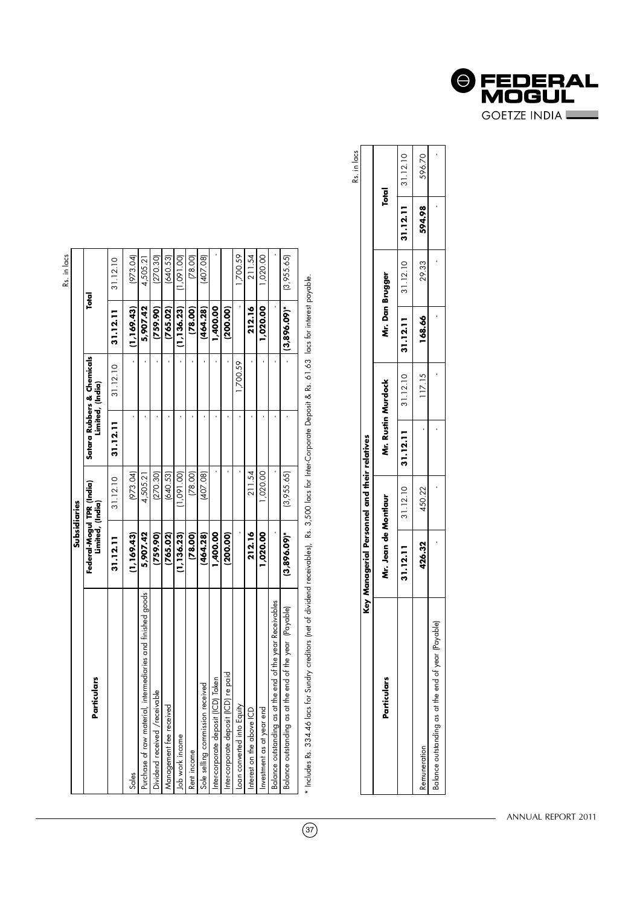Rs. in lacs

| Particulars | Subsidiaries | | | | | |
|---|---|---|---|---|---|---|
| | Federal-Mogul TPR (India) Limited, (India) | | Satara Rubbers & Chemicals Limited, (India) | | Total | |
| | **31.12.11** | 31.12.10 | **31.12.11** | 31.12.10 | **31.12.11** | 31.12.10 |
| Sales | **(1,169.43)** | (973.04) | - | - | **(1,169.43)** | (973.04) |
| Purchase of raw material, intermediaries and finished goods | **5,907.42** | 4,505.21 | - | - | **5,907.42** | 4,505.21 |
| Dividend received /receivable | **(759.90)** | (270.30) | - | - | **(759.90)** | (270.30) |
| Management fee received | **(765.02)** | (640.53) | - | - | **(765.02)** | (640.53) |
| Job work income | **(1,136.23)** | (1,091.00) | - | - | **(1,136.23)** | (1,091.00) |
| Rent income | **(78.00)** | (78.00) | - | - | **(78.00)** | (78.00) |
| Sole selling commission received | **(464.28)** | (407.08) | - | - | **(464.28)** | (407.08) |
| Inter-corporate deposit (ICD) Taken | **1,400.00** | - | - | - | **1,400.00** | - |
| Inter-corporate deposit (ICD) re paid | **(200.00)** | - | - | - | **(200.00)** | - |
| Loan converted into Equity | - | - | - | 1,700.59 | - | 1,700.59 |
| Interest on the above ICD | **212.16** | 211.54 | - | - | **212.16** | 211.54 |
| Investment as at year end | **1,020.00** | 1,020.00 | - | - | **1,020.00** | 1,020.00 |
| Balance outstanding as at the end of the year Receivables | - | - | - | - | - | - |
| Balance outstanding as at the end of the year (Payable) | **(3,896.09)*** | (3,955.65) | - | - | **(3,896.09)*** | (3,955.65) |

* Includes Rs. 334.46 lacs for Sundry creditors (net of dividend receivables), Rs. 3,500 lacs for Inter-Corporate Deposit & Rs. 61.63 lacs for interest payable.

Rs. in lacs

| Particulars | Key Managerial Personnel and their relatives | | | | | | | |
|---|---|---|---|---|---|---|---|---|
| | Mr. Jean de Montlaur | | Mr. Rustin Murdock | | Mr. Dan Brugger | | Total | |
| | **31.12.11** | 31.12.10 | **31.12.11** | 31.12.10 | **31.12.11** | 31.12.10 | **31.12.11** | 31.12.10 |
| Remuneration | **426.32** | 450.22 | - | 117.15 | **168.66** | 29.33 | **594.98** | 596.70 |
| Balance outstanding as at the end of year (Payable) | - | - | - | - | - | - | - | - |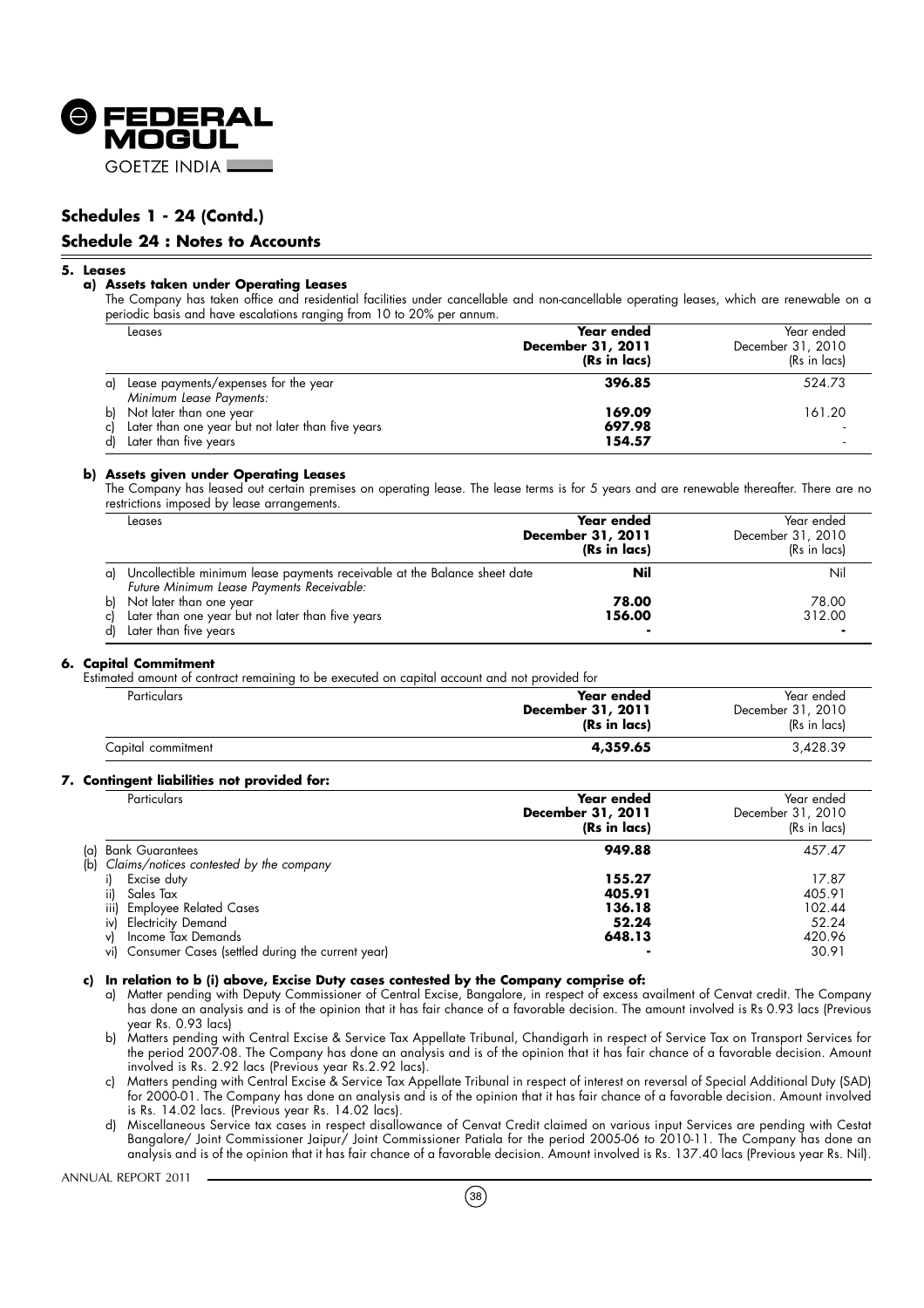## Schedules 1 - 24 (Contd.)

## Schedule 24 : Notes to Accounts

**5. Leases**

**a) Assets taken under Operating Leases**

The Company has taken office and residential facilities under cancellable and non-cancellable operating leases, which are renewable on a periodic basis and have escalations ranging from 10 to 20% per annum.

| Leases | **Year ended December 31, 2011 (Rs in lacs)** | Year ended December 31, 2010 (Rs in lacs) |
|---|---|---|
| a) Lease payments/expenses for the year | **396.85** | 524.73 |
| *Minimum Lease Payments:* | | |
| b) Not later than one year | **169.09** | 161.20 |
| c) Later than one year but not later than five years | **697.98** | - |
| d) Later than five years | **154.57** | - |

**b) Assets given under Operating Leases**

The Company has leased out certain premises on operating lease. The lease terms is for 5 years and are renewable thereafter. There are no restrictions imposed by lease arrangements.

| Leases | **Year ended December 31, 2011 (Rs in lacs)** | Year ended December 31, 2010 (Rs in lacs) |
|---|---|---|
| a) Uncollectible minimum lease payments receivable at the Balance sheet date | **Nil** | Nil |
| *Future Minimum Lease Payments Receivable:* | | |
| b) Not later than one year | **78.00** | 78.00 |
| c) Later than one year but not later than five years | **156.00** | 312.00 |
| d) Later than five years | **-** | **-** |

**6. Capital Commitment**

Estimated amount of contract remaining to be executed on capital account and not provided for

| Particulars | **Year ended December 31, 2011 (Rs in lacs)** | Year ended December 31, 2010 (Rs in lacs) |
|---|---|---|
| Capital commitment | **4,359.65** | 3,428.39 |

**7. Contingent liabilities not provided for:**

| Particulars | **Year ended December 31, 2011 (Rs in lacs)** | Year ended December 31, 2010 (Rs in lacs) |
|---|---|---|
| (a) Bank Guarantees | **949.88** | 457.47 |
| (b) *Claims/notices contested by the company* | | |
| i) Excise duty | **155.27** | 17.87 |
| ii) Sales Tax | **405.91** | 405.91 |
| iii) Employee Related Cases | **136.18** | 102.44 |
| iv) Electricity Demand | **52.24** | 52.24 |
| v) Income Tax Demands | **648.13** | 420.96 |
| vi) Consumer Cases (settled during the current year) | **-** | 30.91 |

**c) In relation to b (i) above, Excise Duty cases contested by the Company comprise of:**

a) Matter pending with Deputy Commissioner of Central Excise, Bangalore, in respect of excess availment of Cenvat credit. The Company has done an analysis and is of the opinion that it has fair chance of a favorable decision. The amount involved is Rs 0.93 lacs (Previous year Rs. 0.93 lacs)

b) Matters pending with Central Excise & Service Tax Appellate Tribunal, Chandigarh in respect of Service Tax on Transport Services for the period 2007-08. The Company has done an analysis and is of the opinion that it has fair chance of a favorable decision. Amount involved is Rs. 2.92 lacs (Previous year Rs.2.92 lacs).

c) Matters pending with Central Excise & Service Tax Appellate Tribunal in respect of interest on reversal of Special Additional Duty (SAD) for 2000-01. The Company has done an analysis and is of the opinion that it has fair chance of a favorable decision. Amount involved is Rs. 14.02 lacs. (Previous year Rs. 14.02 lacs).

d) Miscellaneous Service tax cases in respect disallowance of Cenvat Credit claimed on various input Services are pending with Cestat Bangalore/ Joint Commissioner Jaipur/ Joint Commissioner Patiala for the period 2005-06 to 2010-11. The Company has done an analysis and is of the opinion that it has fair chance of a favorable decision. Amount involved is Rs. 137.40 lacs (Previous year Rs. Nil).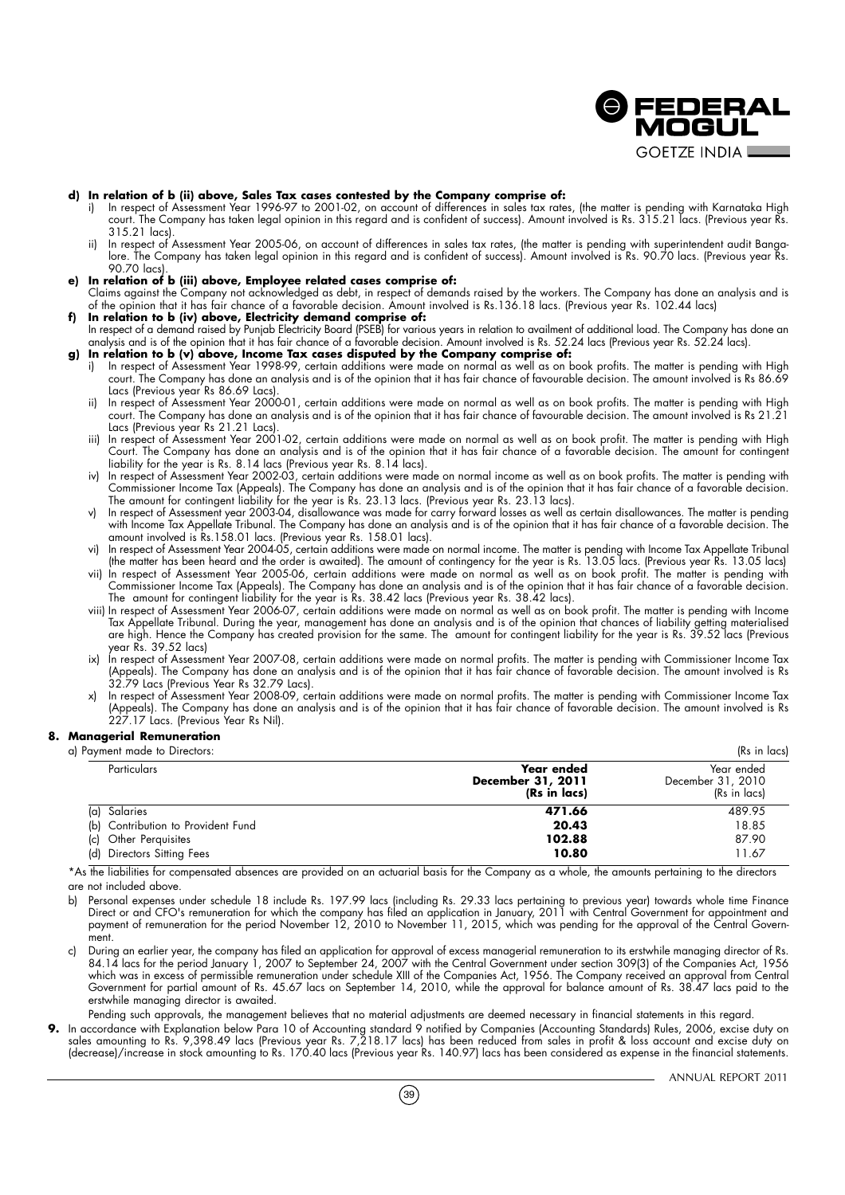**d) In relation of b (ii) above, Sales Tax cases contested by the Company comprise of:**

i) In respect of Assessment Year 1996-97 to 2001-02, on account of differences in sales tax rates, (the matter is pending with Karnataka High court. The Company has taken legal opinion in this regard and is confident of success). Amount involved is Rs. 315.21 lacs. (Previous year Rs. 315.21 lacs).

ii) In respect of Assessment Year 2005-06, on account of differences in sales tax rates, (the matter is pending with superintendent audit Bangalore. The Company has taken legal opinion in this regard and is confident of success). Amount involved is Rs. 90.70 lacs. (Previous year Rs. 90.70 lacs).

**e) In relation of b (iii) above, Employee related cases comprise of:**

Claims against the Company not acknowledged as debt, in respect of demands raised by the workers. The Company has done an analysis and is of the opinion that it has fair chance of a favorable decision. Amount involved is Rs.136.18 lacs. (Previous year Rs. 102.44 lacs)

**f) In relation to b (iv) above, Electricity demand comprise of:**

In respect of a demand raised by Punjab Electricity Board (PSEB) for various years in relation to availment of additional load. The Company has done an analysis and is of the opinion that it has fair chance of a favorable decision. Amount involved is Rs. 52.24 lacs (Previous year Rs. 52.24 lacs).

**g) In relation to b (v) above, Income Tax cases disputed by the Company comprise of:**

i) In respect of Assessment Year 1998-99, certain additions were made on normal as well as on book profits. The matter is pending with High court. The Company has done an analysis and is of the opinion that it has fair chance of favourable decision. The amount involved is Rs 86.69 Lacs (Previous year Rs 86.69 Lacs).

ii) In respect of Assessment Year 2000-01, certain additions were made on normal as well as on book profits. The matter is pending with High court. The Company has done an analysis and is of the opinion that it has fair chance of favourable decision. The amount involved is Rs 21.21 Lacs (Previous year Rs 21.21 Lacs).

iii) In respect of Assessment Year 2001-02, certain additions were made on normal as well as on book profit. The matter is pending with High Court. The Company has done an analysis and is of the opinion that it has fair chance of a favorable decision. The amount for contingent liability for the year is Rs. 8.14 lacs (Previous year Rs. 8.14 lacs).

iv) In respect of Assessment Year 2002-03, certain additions were made on normal income as well as on book profits. The matter is pending with Commissioner Income Tax (Appeals). The Company has done an analysis and is of the opinion that it has fair chance of a favorable decision. The amount for contingent liability for the year is Rs. 23.13 lacs. (Previous year Rs. 23.13 lacs).

v) In respect of Assessment year 2003-04, disallowance was made for carry forward losses as well as certain disallowances. The matter is pending with Income Tax Appellate Tribunal. The Company has done an analysis and is of the opinion that it has fair chance of a favorable decision. The amount involved is Rs.158.01 lacs. (Previous year Rs. 158.01 lacs).

vi) In respect of Assessment Year 2004-05, certain additions were made on normal income. The matter is pending with Income Tax Appellate Tribunal (the matter has been heard and the order is awaited). The amount of contingency for the year is Rs. 13.05 lacs. (Previous year Rs. 13.05 lacs)

vii) In respect of Assessment Year 2005-06, certain additions were made on normal as well as on book profit. The matter is pending with Commissioner Income Tax (Appeals). The Company has done an analysis and is of the opinion that it has fair chance of a favorable decision. The amount for contingent liability for the year is Rs. 38.42 lacs (Previous year Rs. 38.42 lacs).

viii) In respect of Assessment Year 2006-07, certain additions were made on normal as well as on book profit. The matter is pending with Income Tax Appellate Tribunal. During the year, management has done an analysis and is of the opinion that chances of liability getting materialised are high. Hence the Company has created provision for the same. The amount for contingent liability for the year is Rs. 39.52 lacs (Previous year Rs. 39.52 lacs)

ix) In respect of Assessment Year 2007-08, certain additions were made on normal profits. The matter is pending with Commissioner Income Tax (Appeals). The Company has done an analysis and is of the opinion that it has fair chance of favorable decision. The amount involved is Rs 32.79 Lacs (Previous Year Rs 32.79 Lacs).

x) In respect of Assessment Year 2008-09, certain additions were made on normal profits. The matter is pending with Commissioner Income Tax (Appeals). The Company has done an analysis and is of the opinion that it has fair chance of favorable decision. The amount involved is Rs 227.17 Lacs. (Previous Year Rs Nil).

## 8. Managerial Remuneration

a) Payment made to Directors: (Rs in lacs)

| Particulars | **Year ended December 31, 2011 (Rs in lacs)** | Year ended December 31, 2010 (Rs in lacs) |
|---|---|---|
| (a) Salaries | **471.66** | 489.95 |
| (b) Contribution to Provident Fund | **20.43** | 18.85 |
| (c) Other Perquisites | **102.88** | 87.90 |
| (d) Directors Sitting Fees | **10.80** | 11.67 |

*As the liabilities for compensated absences are provided on an actuarial basis for the Company as a whole, the amounts pertaining to the directors are not included above.

b) Personal expenses under schedule 18 include Rs. 197.99 lacs (including Rs. 29.33 lacs pertaining to previous year) towards whole time Finance Direct or and CFO's remuneration for which the company has filed an application in January, 2011 with Central Government for appointment and payment of remuneration for the period November 12, 2010 to November 11, 2015, which was pending for the approval of the Central Government.

c) During an earlier year, the company has filed an application for approval of excess managerial remuneration to its erstwhile managing director of Rs. 84.14 lacs for the period January 1, 2007 to September 24, 2007 with the Central Government under section 309(3) of the Companies Act, 1956 which was in excess of permissible remuneration under schedule XIII of the Companies Act, 1956. The Company received an approval from Central Government for partial amount of Rs. 45.67 lacs on September 14, 2010, while the approval for balance amount of Rs. 38.47 lacs paid to the erstwhile managing director is awaited.

Pending such approvals, the management believes that no material adjustments are deemed necessary in financial statements in this regard.

**9.** In accordance with Explanation below Para 10 of Accounting standard 9 notified by Companies (Accounting Standards) Rules, 2006, excise duty on sales amounting to Rs. 9,398.49 lacs (Previous year Rs. 7,218.17 lacs) has been reduced from sales in profit & loss account and excise duty on (decrease)/increase in stock amounting to Rs. 170.40 lacs (Previous year Rs. 140.97) lacs has been considered as expense in the financial statements.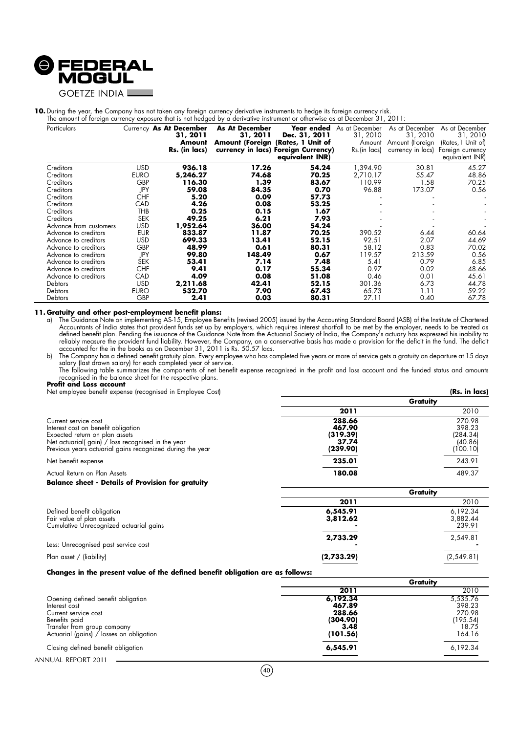**10.** During the year, the Company has not taken any foreign currency derivative instruments to hedge its foreign currency risk. The amount of foreign currency exposure that is not hedged by a derivative instrument or otherwise as at December 31, 2011:

| Particulars | Currency | **As At December 31, 2011 Amount Rs. (in lacs)** | **As At December 31, 2011 Amount (Foreign currency in lacs)** | **Year ended Dec. 31, 2011 (Rates, 1 Unit of Foreign Currency) equivalent INR)** | As at December 31, 2010 Amount Rs.(in lacs) | As at December 31, 2010 Amount (Foreign currency in lacs) | As at December 31, 2010 (Rates,1 Unit of) Foreign currency equivalent INR) |
|---|---|---|---|---|---|---|---|
| Creditors | USD | **936.18** | **17.26** | **54.24** | 1,394.90 | 30.81 | 45.27 |
| Creditors | EURO | **5,246.27** | **74.68** | **70.25** | 2,710.17 | 55.47 | 48.86 |
| Creditors | GBP | **116.30** | **1.39** | **83.67** | 110.99 | 1.58 | 70.25 |
| Creditors | JPY | **59.08** | **84.35** | **0.70** | 96.88 | 173.07 | 0.56 |
| Creditors | CHF | **5.20** | **0.09** | **57.73** | - | - | - |
| Creditors | CAD | **4.26** | **0.08** | **53.25** | - | - | - |
| Creditors | THB | **0.25** | **0.15** | **1.67** | - | - | - |
| Creditors | SEK | **49.25** | **6.21** | **7.93** | - | - | - |
| Advance from customers | USD | **1,952.64** | **36.00** | **54.24** | - | - | - |
| Advance to creditors | EUR | **833.87** | **11.87** | **70.25** | 390.52 | 6.44 | 60.64 |
| Advance to creditors | USD | **699.33** | **13.41** | **52.15** | 92.51 | 2.07 | 44.69 |
| Advance to creditors | GBP | **48.99** | **0.61** | **80.31** | 58.12 | 0.83 | 70.02 |
| Advance to creditors | JPY | **99.80** | **148.49** | **0.67** | 119.57 | 213.59 | 0.56 |
| Advance to creditors | SEK | **53.41** | **7.14** | **7.48** | 5.41 | 0.79 | 6.85 |
| Advance to creditors | CHF | **9.41** | **0.17** | **55.34** | 0.97 | 0.02 | 48.66 |
| Advance to creditors | CAD | **4.09** | **0.08** | **51.08** | 0.46 | 0.01 | 45.61 |
| Debtors | USD | **2,211.68** | **42.41** | **52.15** | 301.36 | 6.73 | 44.78 |
| Debtors | EURO | **532.70** | **7.90** | **67.43** | 65.73 | 1.11 | 59.22 |
| Debtors | GBP | **2.41** | **0.03** | **80.31** | 27.11 | 0.40 | 67.78 |

**11. Gratuity and other post-employment benefit plans:**

a) The Guidance Note on implementing AS-15, Employee Benefits (revised 2005) issued by the Accounting Standard Board (ASB) of the Institute of Chartered Accountants of India states that provident funds set up by employers, which requires interest shortfall to be met by the employer, needs to be treated as defined benefit plan. Pending the issuance of the Guidance Note from the Actuarial Society of India, the Company's actuary has expressed his inability to reliably measure the provident fund liability. However, the Company, on a conservative basis has made a provision for the deficit in the fund. The deficit accounted for the in the books as on December 31, 2011 is Rs. 50.57 lacs.

b) The Company has a defined benefit gratuity plan. Every employee who has completed five years or more of service gets a gratuity on departure at 15 days salary (last drawn salary) for each completed year of service.

The following table summarizes the components of net benefit expense recognised in the profit and loss account and the funded status and amounts recognised in the balance sheet for the respective plans.

**Profit and Loss account**

Net employee benefit expense (recognised in Employee Cost) **(Rs. in lacs)**

| | Gratuity | |
|---|---|---|
| | **2011** | 2010 |
| Current service cost | **288.66** | 270.98 |
| Interest cost on benefit obligation | **467.90** | 398.23 |
| Expected return on plan assets | **(319.39)** | (284.34) |
| Net actuarial( gain) / loss recognised in the year | **37.74** | (40.86) |
| Previous years actuarial gains recognized during the year | **(239.90)** | (100.10) |
| Net benefit expense | **235.01** | 243.91 |
| Actual Return on Plan Assets | **180.08** | 489.37 |

**Balance sheet - Details of Provision for gratuity**

| | Gratuity | |
|---|---|---|
| | **2011** | 2010 |
| Defined benefit obligation | **6,545.91** | 6,192.34 |
| Fair value of plan assets | **3,812.62** | 3,882.44 |
| Cumulative Unrecognized actuarial gains | **-** | 239.91 |
| | **2,733.29** | 2,549.81 |
| Less: Unrecognised past service cost | **-** | **-** |
| Plan asset / (liability) | **(2,733.29)** | (2,549.81) |

**Changes in the present value of the defined benefit obligation are as follows:**

| | Gratuity | |
|---|---|---|
| | **2011** | 2010 |
| Opening defined benefit obligation | **6,192.34** | 5,535.76 |
| Interest cost | **467.89** | 398.23 |
| Current service cost | **288.66** | 270.98 |
| Benefits paid | **(304.90)** | (195.54) |
| Transfer from group company | **3.48** | 18.75 |
| Actuarial (gains) / losses on obligation | **(101.56)** | 164.16 |
| Closing defined benefit obligation | **6,545.91** | 6,192.34 |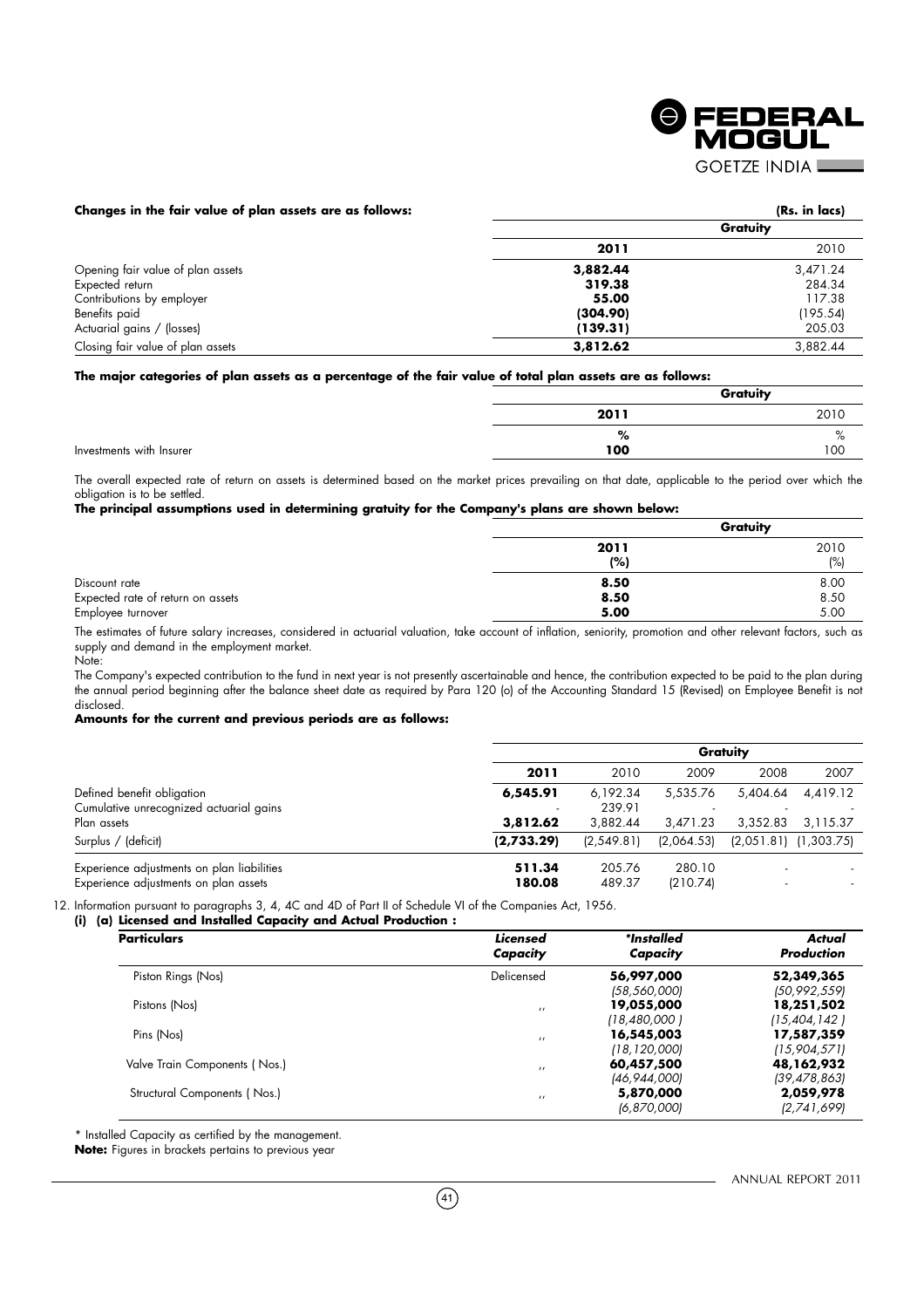**Changes in the fair value of plan assets are as follows:**

| | Gratuity (Rs. in lacs) | |
|---|---|---|
| | **2011** | 2010 |
| Opening fair value of plan assets | **3,882.44** | 3,471.24 |
| Expected return | **319.38** | 284.34 |
| Contributions by employer | **55.00** | 117.38 |
| Benefits paid | **(304.90)** | (195.54) |
| Actuarial gains / (losses) | **(139.31)** | 205.03 |
| Closing fair value of plan assets | **3,812.62** | 3,882.44 |

**The major categories of plan assets as a percentage of the fair value of total plan assets are as follows:**

| | Gratuity | |
|---|---|---|
| | **2011** | 2010 |
| | **%** | % |
| Investments with Insurer | **100** | 100 |

The overall expected rate of return on assets is determined based on the market prices prevailing on that date, applicable to the period over which the obligation is to be settled.

**The principal assumptions used in determining gratuity for the Company's plans are shown below:**

| | Gratuity | |
|---|---|---|
| | **2011 (%)** | 2010 (%) |
| Discount rate | **8.50** | 8.00 |
| Expected rate of return on assets | **8.50** | 8.50 |
| Employee turnover | **5.00** | 5.00 |

The estimates of future salary increases, considered in actuarial valuation, take account of inflation, seniority, promotion and other relevant factors, such as supply and demand in the employment market.

Note:

The Company's expected contribution to the fund in next year is not presently ascertainable and hence, the contribution expected to be paid to the plan during the annual period beginning after the balance sheet date as required by Para 120 (o) of the Accounting Standard 15 (Revised) on Employee Benefit is not disclosed.

**Amounts for the current and previous periods are as follows:**

| | Gratuity | | | | |
|---|---|---|---|---|---|
| | **2011** | 2010 | 2009 | 2008 | 2007 |
| Defined benefit obligation | **6,545.91** | 6,192.34 | 5,535.76 | 5,404.64 | 4,419.12 |
| Cumulative unrecognized actuarial gains | - | 239.91 | - | - | - |
| Plan assets | **3,812.62** | 3,882.44 | 3,471.23 | 3,352.83 | 3,115.37 |
| Surplus / (deficit) | **(2,733.29)** | (2,549.81) | (2,064.53) | (2,051.81) | (1,303.75) |
| Experience adjustments on plan liabilities | **511.34** | 205.76 | 280.10 | - | - |
| Experience adjustments on plan assets | **180.08** | 489.37 | (210.74) | - | - |

12. Information pursuant to paragraphs 3, 4, 4C and 4D of Part II of Schedule VI of the Companies Act, 1956.

**(i) (a) Licensed and Installed Capacity and Actual Production :**

| **Particulars** | ***Licensed Capacity*** | ***\*Installed Capacity*** | ***Actual Production*** |
|---|---|---|---|
| Piston Rings (Nos) | Delicensed | **56,997,000** | **52,349,365** |
| | | *(58,560,000)* | *(50,992,559)* |
| Pistons (Nos) | ,, | **19,055,000** | **18,251,502** |
| | | *(18,480,000 )* | *(15,404,142 )* |
| Pins (Nos) | ,, | **16,545,003** | **17,587,359** |
| | | *(18,120,000)* | *(15,904,571)* |
| Valve Train Components ( Nos.) | ,, | **60,457,500** | **48,162,932** |
| | | *(46,944,000)* | *(39,478,863)* |
| Structural Components ( Nos.) | ,, | **5,870,000** | **2,059,978** |
| | | *(6,870,000)* | *(2,741,699)* |

\* Installed Capacity as certified by the management.

**Note:** Figures in brackets pertains to previous year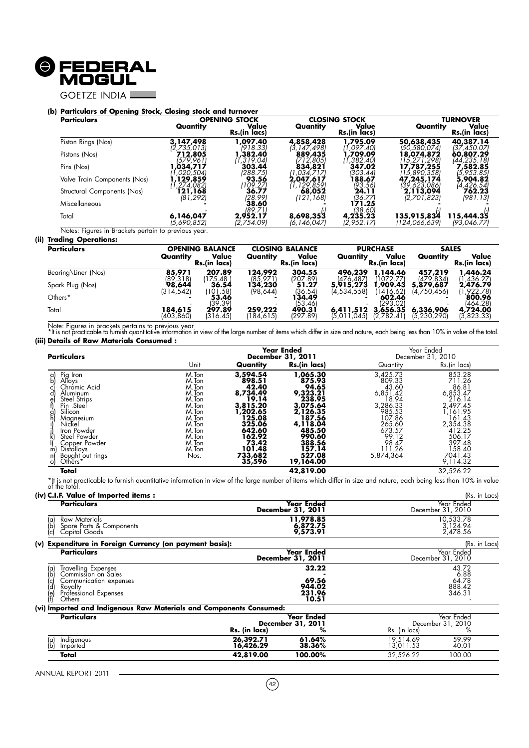**(b) Particulars of Opening Stock, Closing stock and turnover**

| Particulars | OPENING STOCK | | CLOSING STOCK | | TURNOVER | |
|---|---|---|---|---|---|---|
| | Quantity | Value Rs.(in lacs) | Quantity | Value Rs.(in lacs) | Quantity | Value Rs.(in lacs) |
| Piston Rings (Nos) | **3,147,498** | **1,097.40** | **4,858,428** | **1,795.09** | **50,638,435** | **40,387.14** |
| | (2,735,013) | (918.33) | (3,147,498) | (1,097.40) | (50,580,074) | (37,450.07) |
| Pistons (Nos) | **712,805** | **1,382.40** | **889,435** | **1,709.09** | **18,074,872** | **60,807.29** |
| | (579,961) | (1,319.04) | (712,805) | (1,382.40) | (15,271,298) | (44,235.18) |
| Pins (Nos) | **1,034,717** | **303.44** | **834,821** | **347.02** | **17,787,255** | **7,582.85** |
| | (1,020,504) | (288.75) | (1,034,717) | (303.44) | (15,890,358) | (5,953.85) |
| Valve Train Components (Nos) | **1,129,859** | **93.56** | **2,047,617** | **188.67** | **47,245,174** | **5,904.82** |
| | (1,274,082) | (109.27) | (1,129,859) | (93.56) | (39,623,086) | (4,426.54) |
| Structural Components (Nos) | **121,168** | **36.77** | **68,052** | **24.11** | **2,113,094** | **762.23** |
| | (81,292) | (28.99) | (121,168) | (36.77) | (2,701,823) | (981.13) |
| Miscellaneous | - | **38.60** | - | **171.25** | | - |
| | | (89.71) | (-) | (38.60) | (-) | (-) |
| Total | **6,146,047** | **2,952.17** | **8,698,353** | **4,235.23** | **135,915,834** | **115,444.35** |
| | (5,690,852) | (2,754.09) | (6,146,047) | (2,952.17) | (124,066,639) | (93,046.77) |

Notes: Figures in Brackets pertain to previous year.

**(ii) Trading Operations:**

| Particulars | OPENING BALANCE | | CLOSING BALANCE | | PURCHASE | | SALES | |
|---|---|---|---|---|---|---|---|---|
| | Quantity | Value Rs.(in lacs) | Quantity | Value Rs.(in lacs) | Quantity | Value Rs.(in lacs) | Quantity | Value Rs.(in lacs) |
| Bearing\Liner (Nos) | **85,971** | **207.89** | **124,992** | **304.55** | **496,239** | **1,144.46** | **457,219** | **1,446.24** |
| | (89,318) | (175.48 ) | (85,971) | (207.89) | (476,487) | (1072.77) | (479,834) | (1,436.27) |
| Spark Plug (Nos) | **98,644** | **36.54** | **134,230** | **51.27** | **5,915,273** | **1,909.43** | **5,879,687** | **2,476.79** |
| | (314,542) | (101.58) | (98,644) | (36.54) | (4,534,558) | (1416.62) | (4,750,456) | (1,922.78) |
| Others* | - | **53.46** | - | **134.49** | - | **602.46** | - | **800.96** |
| | - | (39.39) | | (53.46) | - | (293.02) | - | (464.28) |
| Total | **184,615** | **297.89** | **259,222** | **490.31** | **6,411,512** | **3,656.35** | **6,336,906** | **4,724.00** |
| | (403,860) | (316.45) | (184,615) | (297.89) | (5,011,045) | (2,782.41) | (5,230,290) | (3,823.33) |

Note: Figures in brackets pertains to previous year

*It is not practicable to furnish quantitative information in view of the large number of items which differ in size and nature, each being less than 10% in value of the total.

**(iii) Details of Raw Materials Consumed :**

| Particulars | Unit | Year Ended December 31, 2011 Quantity | Year Ended December 31, 2011 Rs.(in lacs) | Year Ended December 31, 2010 Quantity | Year Ended December 31, 2010 Rs.(in lacs) |
|---|---|---|---|---|---|
| a) Pig Iron | M.Ton | **3,594.54** | **1,065.30** | 3,425.73 | 853.28 |
| b) Alloys | M.Ton | **898.51** | **875.93** | 809.33 | 711.26 |
| c) Chromic Acid | M.Ton | **42.40** | **94.65** | 43.60 | 86.81 |
| d) Aluminum | M.Ton | **8,734.49** | **9,323.21** | 6,851.42 | 6,853.47 |
| e) Steel Strips | M.Ton | **19.14** | **238.95** | 18.94 | 216.14 |
| f) Pin .Steel | M.Ton | **3,815.20** | **3,075.64** | 3,286.33 | 2,497.45 |
| g) Silicon | M.Ton | **1,202.65** | **2,126.35** | 985.53 | 1,161.95 |
| h) Magnesium | M.Ton | **125.08** | **187.56** | 107.86 | 161.43 |
| i) Nickel | M.Ton | **325.06** | **4,118.04** | 265.60 | 2,354.38 |
| j) Iron Powder | M.Ton | **642.60** | **485.50** | 673.57 | 412.25 |
| k) Steel Powder | M.Ton | **162.92** | **990.60** | 99.12 | 506.17 |
| l) Copper Powder | M.Ton | **73.42** | **388.56** | 98.47 | 397.48 |
| m) Distalloys | M.Ton | **101.48** | **157.14** | 111.26 | 158.40 |
| n) Bought out rings | Nos. | **733,682** | **527.08** | 5,874,364 | 7041.43 |
| o) Others* | | **35,596** | **19,164.00** | | 9,114.32 |
| **Total** | | | **42,819.00** | | 32,526.22 |

*It is not practicable to furnish quantitative information in view of the large number of items which differ in size and nature, each being less than 10% in value of the total.

**(iv) C.I.F. Value of Imported items :** (Rs. in Lacs)

| Particulars | Year Ended December 31, 2011 | Year Ended December 31, 2010 |
|---|---|---|
| (a) Raw Materials | **11,978.85** | 10,533.78 |
| (b) Spare Parts & Components | **6,872.75** | 3,124.94 |
| (c) Capital Goods | **9,573.91** | 2,478.56 |

**(v) Expenditure in Foreign Currency (on payment basis):** (Rs. in Lacs)

| Particulars | Year Ended December 31, 2011 | Year Ended December 31, 2010 |
|---|---|---|
| (a) Travelling Expenses | **32.22** | 43.72 |
| (b) Commission on Sales | **-** | 6.88 |
| (c) Communication expenses | **69.56** | 64.78 |
| (d) Royalty | **944.02** | 888.42 |
| (e) Professional Expenses | **231.96** | 346.31 |
| (f) Others | **10.51** | - |

**(vi) Imported and Indigenous Raw Materials and Components Consumed:**

| Particulars | Year Ended December 31, 2011 Rs. (in lacs) | Year Ended December 31, 2011 % | Year Ended December 31, 2010 Rs. (in lacs) | Year Ended December 31, 2010 % |
|---|---|---|---|---|
| (a) Indigenous | **26,392.71** | **61.64%** | 19,514.69 | 59.99 |
| (b) Imported | **16,426.29** | **38.36%** | 13,011.53 | 40.01 |
| **Total** | **42,819.00** | **100.00%** | 32,526.22 | 100.00 |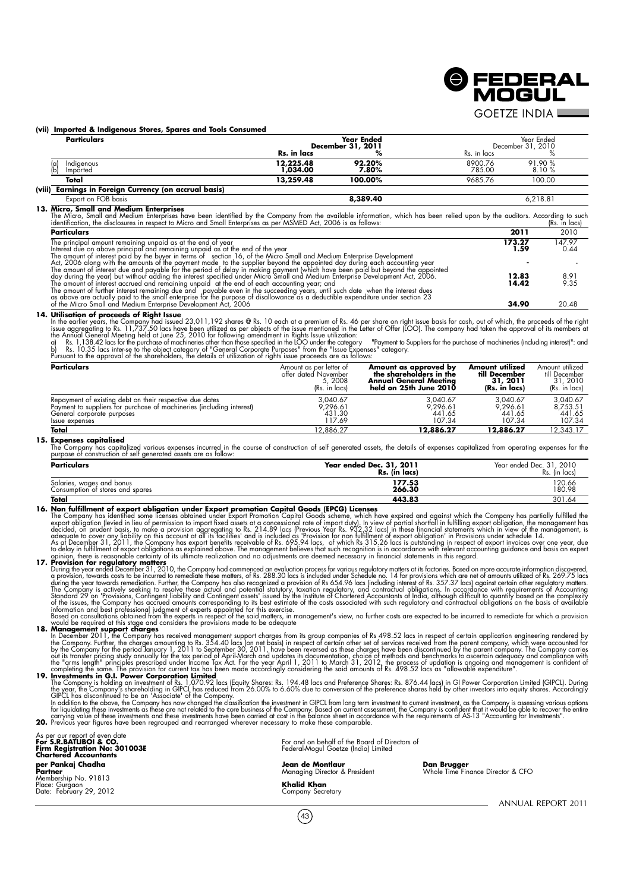**(vii) Imported & Indigenous Stores, Spares and Tools Consumed**

| Particulars | Year Ended December 31, 2011 Rs. in lacs | % | Year Ended December 31, 2010 Rs. in lacs | % |
|---|---|---|---|---|
| (a) Indigenous | 12,225.48 | 92.20% | 8900.76 | 91.90 % |
| (b) Imported | 1,034.00 | 7.80% | 785.00 | 8.10 % |
| **Total** | **13,259.48** | **100.00%** | 9685.76 | 100.00 |

**(viii) Earnings in Foreign Currency (on accrual basis)**

| | Year Ended December 31, 2011 | Year Ended December 31, 2010 |
|---|---|---|
| Export on FOB basis | **8,389.40** | 6,218.81 |

**13. Micro, Small and Medium Enterprises**

The Micro, Small and Medium Enterprises have been identified by the Company from the available information, which has been relied upon by the auditors. According to such identification, the disclosures in respect to Micro and Small Enterprises as per MSMED Act, 2006 is as follows: (Rs. in lacs)

| Particulars | 2011 | 2010 |
|---|---|---|
| The principal amount remaining unpaid as at the end of year | **173.27** | 147.97 |
| Interest due on above principal and remaining unpaid as at the end of the year | **1.59** | 0.44 |
| The amount of interest paid by the buyer in terms of section 16, of the Micro Small and Medium Enterprise Development Act, 2006 along with the amounts of the payment made to the supplier beyond the appointed day during each accounting year | **-** | - |
| The amount of interest due and payable for the period of delay in making payment (which have been paid but beyond the appointed day during the year) but without adding the interest specified under Micro Small and Medium Enterprise Development Act, 2006. | **12.83** | 8.91 |
| The amount of interest accrued and remaining unpaid at the end of each accounting year; and | **14.42** | 9.35 |
| The amount of further interest remaining due and payable even in the succeeding years, until such date when the interest dues as above are actually paid to the small enterprise for the purpose of disallowance as a deductible expenditure under section 23 of the Micro Small and Medium Enterprise Development Act, 2006 | **34.90** | 20.48 |

**14. Utilisation of proceeds of Right Issue**

In the earlier years, the Company had issued 23,011,192 shares @ Rs. 10 each at a premium of Rs. 46 per share on right issue basis for cash, out of which, the proceeds of the right issue aggregating to Rs. 11,737.50 lacs have been utilized as per objects of the issue mentioned in the Letter of Offer (LOO). The company had taken the approval of its members at the Annual General Meeting held at June 25, 2010 for following amendment in Rights Issue utilization:

a) Rs. 1,138.42 lacs for the purchase of machineries other than those specified in the LOO under the category "Payment to Suppliers for the purchase of machineries (including interest)": and

b) Rs. 10.35 lacs inter-se to the object category of "General Corporate Purposes" from the "Issue Expenses" category.

Pursuant to the approval of the shareholders, the details of utilization of rights issue proceeds are as follows:

| Particulars | Amount as per letter of offer dated November 5, 2008 (Rs. in lacs) | Amount as approved by the shareholders in the Annual General Meeting held on 25th June 2010 | Amount utilized till December 31, 2011 (Rs. in lacs) | Amount utilized till December 31, 2010 (Rs. in lacs) |
|---|---|---|---|---|
| Repayment of existing debt on their respective due dates | 3,040.67 | 3,040.67 | 3,040.67 | 3,040.67 |
| Payment to suppliers for purchase of machineries (including interest) | 9,296.61 | 9,296.61 | 9,296.61 | 8,753.51 |
| General corporate purposes | 431.30 | 441.65 | 441.65 | 441.65 |
| Issue expenses | 117.69 | 107.34 | 107.34 | 107.34 |
| **Total** | 12,886.27 | **12,886.27** | **12,886.27** | 12,343.17 |

**15. Expenses capitalised**

The Company has capitalized various expenses incurred in the course of construction of self generated assets, the details of expenses capitalized from operating expenses for the purpose of construction of self generated assets are as follow:

| Particulars | Year ended Dec. 31, 2011 Rs. (in lacs) | Year ended Dec. 31, 2010 Rs. (in lacs) |
|---|---|---|
| Salaries, wages and bonus | **177.53** | 120.66 |
| Consumption of stores and spares | **266.30** | 180.98 |
| **Total** | **443.83** | 301.64 |

**16. Non fulfillment of export obligation under Export promotion Capital Goods (EPCG) Licenses**

The Company has identified some licenses obtained under Export Promotion Capital Goods scheme, which have expired and against which the Company has partially fulfilled the export obligation (levied in lieu of permission to import fixed assets at a concessional rate of import duty). In view of partial shortfall in fulfilling export obligation, the management has decided, on prudent basis, to make a provision aggregating to Rs. 214.89 lacs (Previous Year Rs. 932.32 lacs) in these financial statements which in view of the management, is adequate to cover any liability on this account at all its facilities' and is included as 'Provision for non fulfillment of export obligation' in Provisions under schedule 14.

As at December 31, 2011, the Company has export benefits receivable of Rs. 695.94 lacs, of which Rs 315.26 lacs is outstanding in respect of export invoices over one year, due to delay in fulfillment of export obligations as explained above. The management believes that such recognition is in accordance with relevant accounting guidance and basis an expert opinion, there is reasonable certainty of its ultimate realization and no adjustments are deemed necessary in financial statements in this regard.

**17. Provision for regulatory matters**

During the year ended December 31, 2010, the Company had commenced an evaluation process for various regulatory matters at its factories. Based on more accurate information discovered, a provision, towards costs to be incurred to remediate these matters, of Rs. 288.30 lacs is included under Schedule no. 14 for provisions which are net of amounts utilized of Rs. 269.75 lacs during the year towards remediation. Further, the Company has also recognized a provision of Rs 654.96 lacs (including interest of Rs. 357.37 lacs) against certain other regulatory matters. The Company is actively seeking to resolve these actual and potential statutory, taxation regulatory, and contractual obligations. In accordance with requirements of Accounting Standard 29 on 'Provisions, Contingent liability and Contingent assets' issued by the Institute of Chartered Accountants of India, although difficult to quantify based on the complexity of the issues, the Company has accrued amounts corresponding to its best estimate of the costs associated with such regulatory and contractual obligations on the basis of available information and best professional judgment of experts appointed for this exercise.

Based on consultations obtained from the experts in respect of the said matters, in management's view, no further costs are expected to be incurred to remediate for which a provision would be required at this stage and considers the provisions made to be adequate

**18. Management support charges**

In December 2011, the Company has received management support charges from its group companies of Rs 498.52 lacs in respect of certain application engineering rendered by the Company. Further, the charges amounting to Rs. 354.40 lacs (on net basis) in respect of certain other set of services received from the parent company, which were accounted for by the Company for the period January 1, 2011 to September 30, 2011, have been reversed as these charges have been discontinued by the parent company. The Company carries out its transfer pricing study annually for the tax period of April-March and updates its documentation, choice of methods and benchmarks to ascertain adequacy and compliance with the "arms length" principles prescribed under Income Tax Act. For the year April 1, 2011 to March 31, 2012, the process of updation is ongoing and management is confident of completing the same. The provision for current tax has been made accordingly considering the said amounts of Rs. 498.52 lacs as "allowable expenditure".

**19. Investments in G.I. Power Corporation Limited**

The Company is holding an investment of Rs. 1,070.92 lacs (Equity Shares: Rs. 194.48 lacs and Preference Shares: Rs. 876.44 lacs) in GI Power Corporation Limited (GIPCL). During the year, the Company's shareholding in GIPCL has reduced from 26.00% to 6.60% due to conversion of the preference shares held by other investors into equity shares. Accordingly GIPCL has discontinued to be an 'Associate' of the Company.

In addition to the above, the Company has now changed the classification the investment in GIPCL from long term investment to current investment, as the Company is assessing various options for liquidating these investments as these are not related to the core business of the Company. Based on current assessment, the Company is confident that it would be able to recover the entire carrying value of these investments and these investments have been carried at cost in the balance sheet in accordance with the requirements of AS-13 "Accounting for Investments".

**20.** Previous year figures have been regrouped and rearranged wherever necessary to make these comparable.

As per our report of even date
**For S.R.BATLIBOI & CO.**
**Firm Registration No: 301003E**
**Chartered Accountants**

**per Pankaj Chadha**
**Partner**
Membership No. 91813
Place: Gurgaon
Date: February 29, 2012

For and on behalf of the Board of Directors of
Federal-Mogul Goetze (India) Limited

**Jean de Montlaur**
Managing Director & President

**Dan Brugger**
Whole Time Finance Director & CFO

**Khalid Khan**
Company Secretary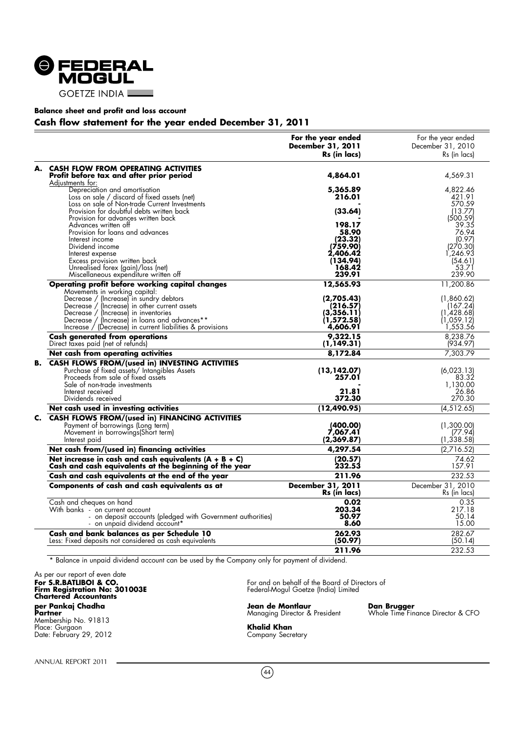# FEDERAL MOGUL
GOETZE INDIA

**Balance sheet and profit and loss account**

## Cash flow statement for the year ended December 31, 2011

| | For the year ended December 31, 2011 Rs (in lacs) | For the year ended December 31, 2010 Rs (in lacs) |
|---|---|---|
| **A. CASH FLOW FROM OPERATING ACTIVITIES** | | |
| **Profit before tax and after prior period** | **4,864.01** | 4,569.31 |
| Adjustments for: | | |
| Depreciation and amortisation | **5,365.89** | 4,822.46 |
| Loss on sale / discard of fixed assets (net) | **216.01** | 421.91 |
| Loss on sale of Non-trade Current Investments | **-** | 570.59 |
| Provision for doubtful debts written back | **(33.64)** | (13.77) |
| Provision for advances written back | **-** | (500.59) |
| Advances written off | **198.17** | 39.35 |
| Provision for loans and advances | **58.90** | 76.94 |
| Interest income | **(23.32)** | (0.97) |
| Dividend income | **(759.90)** | (270.30) |
| Interest expense | **2,406.42** | 1,246.93 |
| Excess provision written back | **(134.94)** | (54.61) |
| Unrealised forex (gain)/loss (net) | **168.42** | 53.71 |
| Miscellaneous expenditure written off | **239.91** | 239.90 |
| **Operating profit before working capital changes** | **12,565.93** | 11,200.86 |
| Movements in working capital: | | |
| Decrease / (Increase) in sundry debtors | **(2,705.43)** | (1,860.62) |
| Decrease / (Increase) in other current assets | **(216.57)** | (167.24) |
| Decrease / (Increase) in inventories | **(3,356.11)** | (1,428.68) |
| Decrease / (Increase) in loans and advances** | **(1,572.58)** | (1,059.12) |
| Increase / (Decrease) in current liabilities & provisions | **4,606.91** | 1,553.56 |
| **Cash generated from operations** | **9,322.15** | 8,238.76 |
| Direct taxes paid (net of refunds) | **(1,149.31)** | (934.97) |
| **Net cash from operating activities** | **8,172.84** | 7,303.79 |
| **B. CASH FLOWS FROM/(used in) INVESTING ACTIVITIES** | | |
| Purchase of fixed assets/ Intangibles Assets | **(13,142.07)** | (6,023.13) |
| Proceeds from sale of fixed assets | **257.01** | 83.32 |
| Sale of non-trade investments | **-** | 1,130.00 |
| Interest received | **21.81** | 26.86 |
| Dividends received | **372.30** | 270.30 |
| **Net cash used in investing activities** | **(12,490.95)** | (4,512.65) |
| **C. CASH FLOWS FROM/(used in) FINANCING ACTIVITIES** | | |
| Payment of borrowings (Long term) | **(400.00)** | (1,300.00) |
| Movement in borrowings(Short term) | **7,067.41** | (77.94) |
| Interest paid | **(2,369.87)** | (1,338.58) |
| **Net cash from/(used in) financing activities** | **4,297.54** | (2,716.52) |
| **Net increase in cash and cash equivalents (A + B + C)** | **(20.57)** | 74.62 |
| **Cash and cash equivalents at the beginning of the year** | **232.53** | 157.91 |
| **Cash and cash equivalents at the end of the year** | **211.96** | 232.53 |
| **Components of cash and cash equivalents as at** | **December 31, 2011 Rs (in lacs)** | December 31, 2010 Rs (in lacs) |
| Cash and cheques on hand | **0.02** | 0.35 |
| With banks - on current account | **203.34** | 217.18 |
| - on deposit accounts (pledged with Government authorities) | **50.97** | 50.14 |
| - on unpaid dividend account* | **8.60** | 15.00 |
| **Cash and bank balances as per Schedule 10** | **262.93** | 282.67 |
| Less: Fixed deposits not considered as cash equivalents | **(50.97)** | (50.14) |
| | **211.96** | 232.53 |

\* Balance in unpaid dividend account can be used by the Company only for payment of dividend.

As per our report of even date
**For S.R.BATLIBOI & CO.**
**Firm Registration No: 301003E**
**Chartered Accountants**
**per Pankaj Chadha**
**Partner**
Membership No. 91813
Place: Gurgaon
Date: February 29, 2012

For and on behalf of the Board of Directors of
Federal-Mogul Goetze (India) Limited

**Jean de Montlaur**
Managing Director & President

**Dan Brugger**
Whole Time Finance Director & CFO

**Khalid Khan**
Company Secretary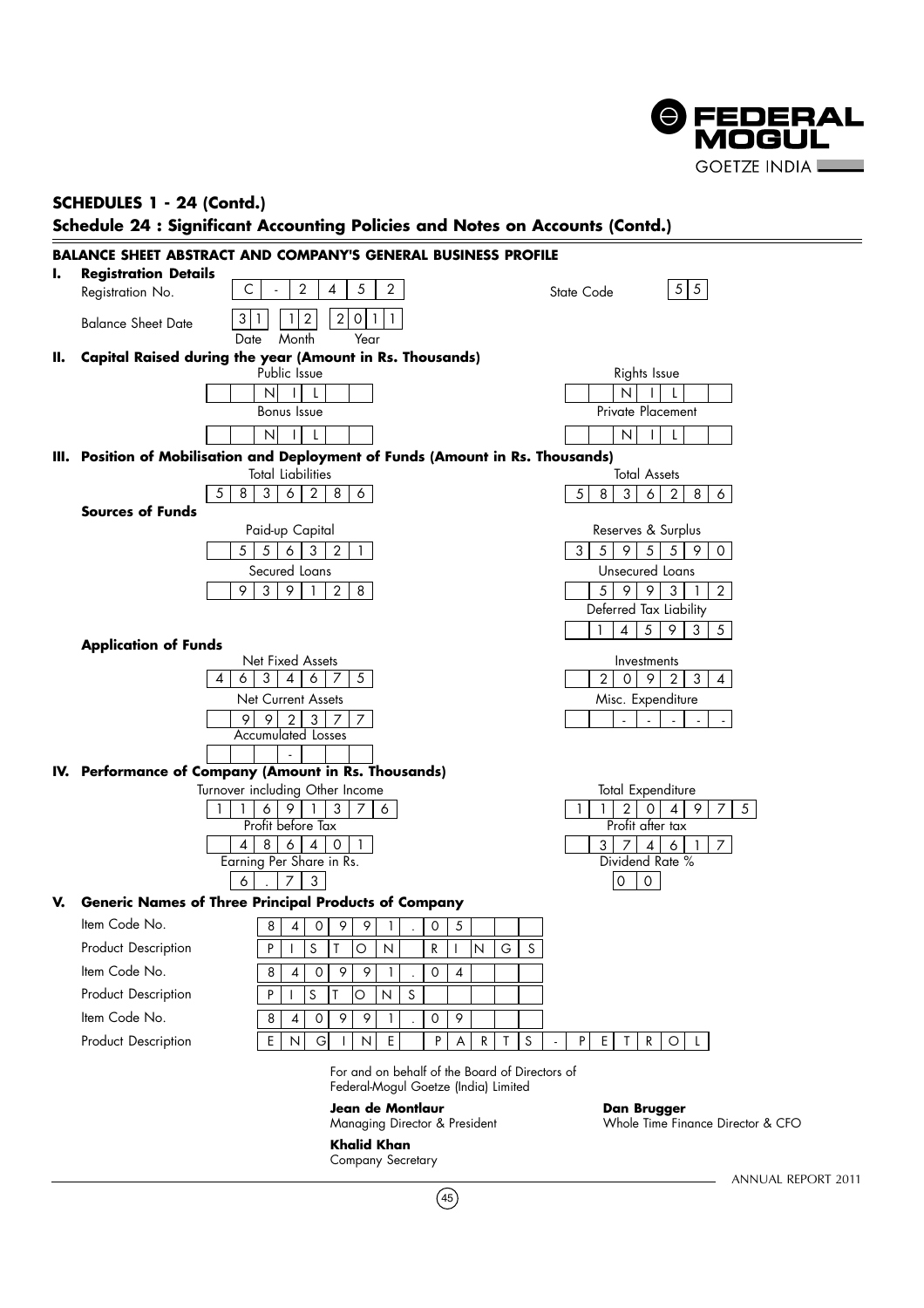## SCHEDULES 1 - 24 (Contd.)

### Schedule 24 : Significant Accounting Policies and Notes on Accounts (Contd.)

**BALANCE SHEET ABSTRACT AND COMPANY'S GENERAL BUSINESS PROFILE**

**I. Registration Details**

| | | | |
|---|---|---|---|
| Registration No. | C-24552 | State Code | 55 |
| Balance Sheet Date | 31 12 2011 (Date Month Year) | | |

**II. Capital Raised during the year (Amount in Rs. Thousands)**

| | | | |
|---|---|---|---|
| Public Issue | NIL | Rights Issue | NIL |
| Bonus Issue | NIL | Private Placement | NIL |

**III. Position of Mobilisation and Deployment of Funds (Amount in Rs. Thousands)**

| | | | |
|---|---|---|---|
| Total Liabilities | 5836286 | Total Assets | 5836286 |

**Sources of Funds**

| | | | |
|---|---|---|---|
| Paid-up Capital | 556321 | Reserves & Surplus | 3595590 |
| Secured Loans | 939128 | Unsecured Loans | 599312 |
| | | Deferred Tax Liability | 145935 |

**Application of Funds**

| | | | |
|---|---|---|---|
| Net Fixed Assets | 4634675 | Investments | 209234 |
| Net Current Assets | 992377 | Misc. Expenditure | - |
| Accumulated Losses | - | | |

**IV. Performance of Company (Amount in Rs. Thousands)**

| | | | |
|---|---|---|---|
| Turnover including Other Income | 11691376 | Total Expenditure | 11204975 |
| Profit before Tax | 486401 | Profit after tax | 374617 |
| Earning Per Share in Rs. | 6.73 | Dividend Rate % | 00 |

**V. Generic Names of Three Principal Products of Company**

| | |
|---|---|
| Item Code No. | 840991.05 |
| Product Description | PISTON RINGS |
| Item Code No. | 840991.04 |
| Product Description | PISTONS |
| Item Code No. | 840991.09 |
| Product Description | ENGINE PARTS - PETROL |

For and on behalf of the Board of Directors of
Federal-Mogul Goetze (India) Limited

**Jean de Montlaur**
Managing Director & President

**Dan Brugger**
Whole Time Finance Director & CFO

**Khalid Khan**
Company Secretary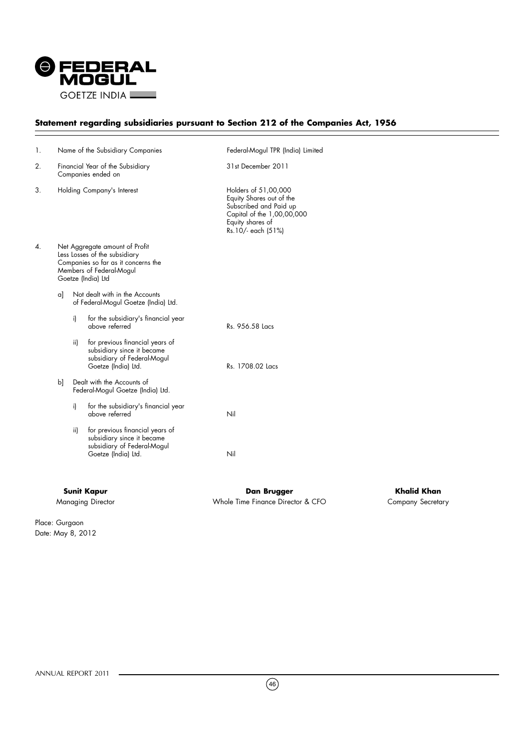# Statement regarding subsidiaries pursuant to Section 212 of the Companies Act, 1956

| | | | |
|---|---|---|---|
| 1. | Name of the Subsidiary Companies | | Federal-Mogul TPR (India) Limited |
| 2. | Financial Year of the Subsidiary Companies ended on | | 31st December 2011 |
| 3. | Holding Company's Interest | | Holders of 51,00,000 Equity Shares out of the Subscribed and Paid up Capital of the 1,00,00,000 Equity shares of Rs.10/- each (51%) |
| 4. | Net Aggregate amount of Profit Less Losses of the subsidiary Companies so far as it concerns the Members of Federal-Mogul Goetze (India) Ltd | | |
| | a] Not dealt with in the Accounts of Federal-Mogul Goetze (India) Ltd. | | |
| | | i) for the subsidiary's financial year above referred | Rs. 956.58 Lacs |
| | | ii) for previous financial years of subsidiary since it became subsidiary of Federal-Mogul Goetze (India) Ltd. | Rs. 1708.02 Lacs |
| | b] Dealt with the Accounts of Federal-Mogul Goetze (India) Ltd. | | |
| | | i) for the subsidiary's financial year above referred | Nil |
| | | ii) for previous financial years of subsidiary since it became subsidiary of Federal-Mogul Goetze (India) Ltd. | Nil |

| **Sunit Kapur** | **Dan Brugger** | **Khalid Khan** |
|---|---|---|
| Managing Director | Whole Time Finance Director & CFO | Company Secretary |

Place: Gurgaon
Date: May 8, 2012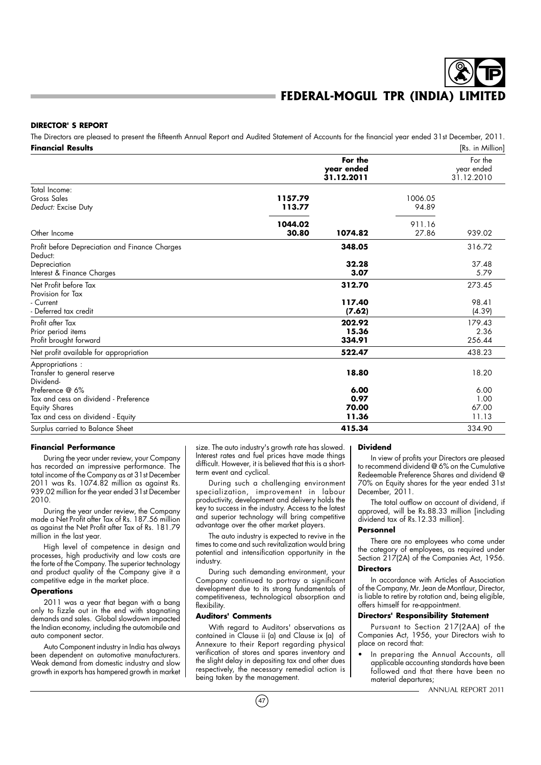# FEDERAL-MOGUL TPR (INDIA) LIMITED

## DIRECTOR' S REPORT

The Directors are pleased to present the fifteenth Annual Report and Audited Statement of Accounts for the financial year ended 31st December, 2011.

### Financial Results

[Rs. in Million]

| | | **For the year ended 31.12.2011** | | For the year ended 31.12.2010 |
|---|---|---|---|---|
| Total Income: | | | | |
| Gross Sales | **1157.79** | | 1006.05 | |
| *Deduct:* Excise Duty | **113.77** | | 94.89 | |
| | **1044.02** | | 911.16 | |
| Other Income | **30.80** | **1074.82** | 27.86 | 939.02 |
| Profit before Depreciation and Finance Charges | | **348.05** | | 316.72 |
| Deduct: | | | | |
| Depreciation | | **32.28** | | 37.48 |
| Interest & Finance Charges | | **3.07** | | 5.79 |
| Net Profit before Tax | | **312.70** | | 273.45 |
| Provision for Tax | | | | |
| - Current | | **117.40** | | 98.41 |
| - Deferred tax credit | | **(7.62)** | | (4.39) |
| Profit after Tax | | **202.92** | | 179.43 |
| Prior period items | | **15.36** | | 2.36 |
| Profit brought forward | | **334.91** | | 256.44 |
| Net profit available for appropriation | | **522.47** | | 438.23 |
| Appropriations : | | | | |
| Transfer to general reserve | | **18.80** | | 18.20 |
| Dividend- | | | | |
| Preference @ 6% | | **6.00** | | 6.00 |
| Tax and cess on dividend - Preference | | **0.97** | | 1.00 |
| Equity Shares | | **70.00** | | 67.00 |
| Tax and cess on dividend - Equity | | **11.36** | | 11.13 |
| Surplus carried to Balance Sheet | | **415.34** | | 334.90 |

### Financial Performance

During the year under review, your Company has recorded an impressive performance. The total income of the Company as at 31st December 2011 was Rs. 1074.82 million as against Rs. 939.02 million for the year ended 31st December 2010.

During the year under review, the Company made a Net Profit after Tax of Rs. 187.56 million as against the Net Profit after Tax of Rs. 181.79 million in the last year.

High level of competence in design and processes, high productivity and low costs are the forte of the Company. The superior technology and product quality of the Company give it a competitive edge in the market place.

### Operations

2011 was a year that began with a bang only to fizzle out in the end with stagnating demands and sales. Global slowdown impacted the Indian economy, including the automobile and auto component sector.

Auto Component industry in India has always been dependent on automotive manufacturers. Weak demand from domestic industry and slow growth in exports has hampered growth in market size. The auto industry's growth rate has slowed. Interest rates and fuel prices have made things difficult. However, it is believed that this is a short-term event and cyclical.

During such a challenging environment specialization, improvement in labour productivity, development and delivery holds the key to success in the industry. Access to the latest and superior technology will bring competitive advantage over the other market players.

The auto industry is expected to revive in the times to come and such revitalization would bring potential and intensification opportunity in the industry.

During such demanding environment, your Company continued to portray a significant development due to its strong fundamentals of competitiveness, technological absorption and flexibility.

### Auditors' Comments

With regard to Auditors' observations as contained in Clause ii (a) and Clause ix (a) of Annexure to their Report regarding physical verification of stores and spares inventory and the slight delay in depositing tax and other dues respectively, the necessary remedial action is being taken by the management.

### Dividend

In view of profits your Directors are pleased to recommend dividend @ 6% on the Cumulative Redeemable Preference Shares and dividend @ 70% on Equity shares for the year ended 31st December, 2011.

The total outflow on account of dividend, if approved, will be Rs.88.33 million [including dividend tax of Rs.12.33 million].

### Personnel

There are no employees who come under the category of employees, as required under Section 217(2A) of the Companies Act, 1956.

### Directors

In accordance with Articles of Association of the Company, Mr. Jean de Montlaur, Director, is liable to retire by rotation and, being eligible, offers himself for re-appointment.

### Directors' Responsibility Statement

Pursuant to Section 217(2AA) of the Companies Act, 1956, your Directors wish to place on record that:

- In preparing the Annual Accounts, all applicable accounting standards have been followed and that there have been no material departures;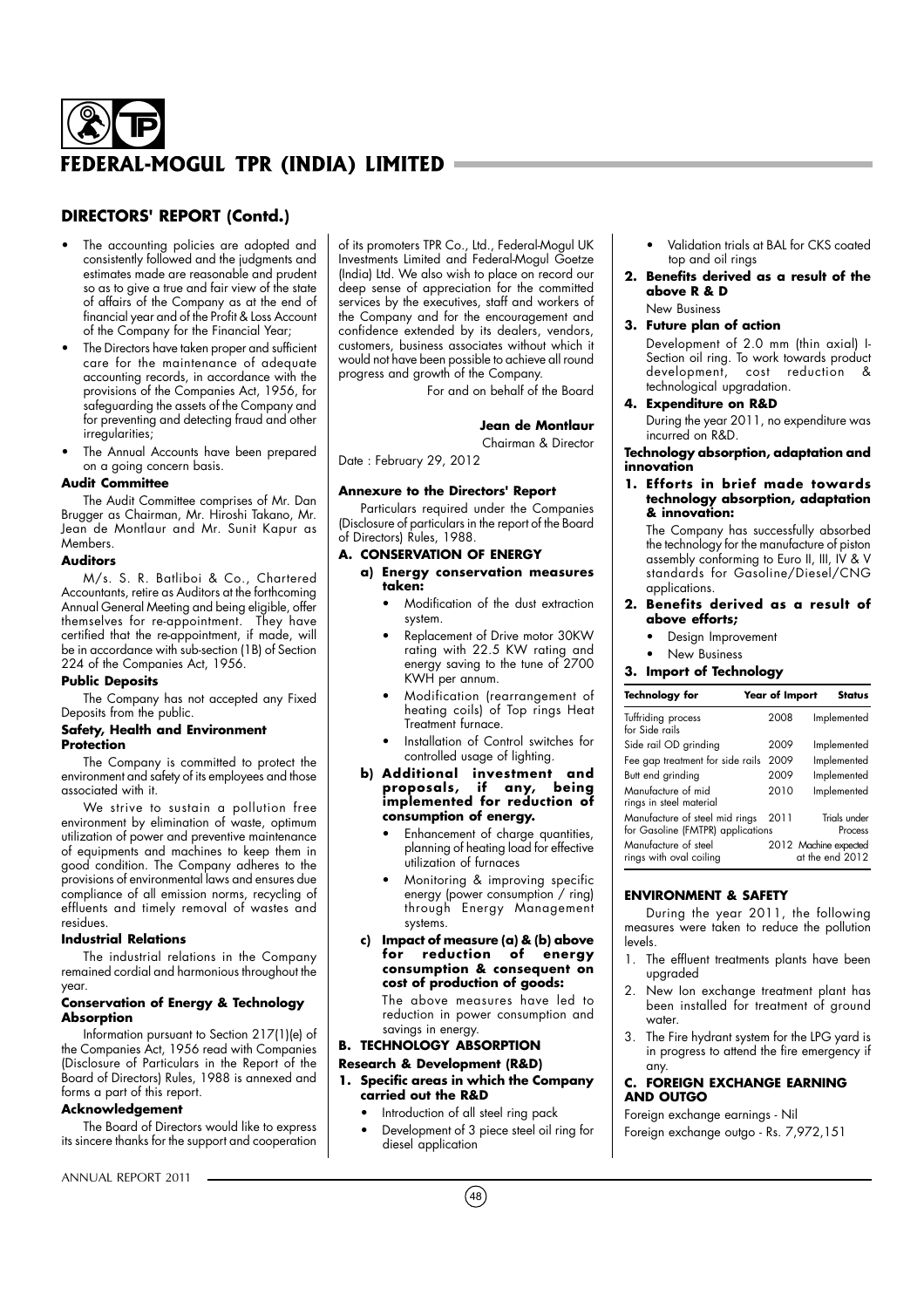## DIRECTORS' REPORT (Contd.)

- The accounting policies are adopted and consistently followed and the judgments and estimates made are reasonable and prudent so as to give a true and fair view of the state of affairs of the Company as at the end of financial year and of the Profit & Loss Account of the Company for the Financial Year;
- The Directors have taken proper and sufficient care for the maintenance of adequate accounting records, in accordance with the provisions of the Companies Act, 1956, for safeguarding the assets of the Company and for preventing and detecting fraud and other irregularities;
- The Annual Accounts have been prepared on a going concern basis.

**Audit Committee**

The Audit Committee comprises of Mr. Dan Brugger as Chairman, Mr. Hiroshi Takano, Mr. Jean de Montlaur and Mr. Sunit Kapur as Members.

**Auditors**

M/s. S. R. Batliboi & Co., Chartered Accountants, retire as Auditors at the forthcoming Annual General Meeting and being eligible, offer themselves for re-appointment. They have certified that the re-appointment, if made, will be in accordance with sub-section (1B) of Section 224 of the Companies Act, 1956.

**Public Deposits**

The Company has not accepted any Fixed Deposits from the public.

**Safety, Health and Environment Protection**

The Company is committed to protect the environment and safety of its employees and those associated with it.

We strive to sustain a pollution free environment by elimination of waste, optimum utilization of power and preventive maintenance of equipments and machines to keep them in good condition. The Company adheres to the provisions of environmental laws and ensures due compliance of all emission norms, recycling of effluents and timely removal of wastes and residues.

**Industrial Relations**

The industrial relations in the Company remained cordial and harmonious throughout the year.

**Conservation of Energy & Technology Absorption**

Information pursuant to Section 217(1)(e) of the Companies Act, 1956 read with Companies (Disclosure of Particulars in the Report of the Board of Directors) Rules, 1988 is annexed and forms a part of this report.

**Acknowledgement**

The Board of Directors would like to express its sincere thanks for the support and cooperation of its promoters TPR Co., Ltd., Federal-Mogul UK Investments Limited and Federal-Mogul Goetze (India) Ltd. We also wish to place on record our deep sense of appreciation for the committed services by the executives, staff and workers of the Company and for the encouragement and confidence extended by its dealers, vendors, customers, business associates without which it would not have been possible to achieve all round progress and growth of the Company.

For and on behalf of the Board

**Jean de Montlaur**
Chairman & Director

Date : February 29, 2012

**Annexure to the Directors' Report**

Particulars required under the Companies (Disclosure of particulars in the report of the Board of Directors) Rules, 1988.

**A. CONSERVATION OF ENERGY**

**a) Energy conservation measures taken:**

- Modification of the dust extraction system.
- Replacement of Drive motor 30KW rating with 22.5 KW rating and energy saving to the tune of 2700 KWH per annum.
- Modification (rearrangement of heating coils) of Top rings Heat Treatment furnace.
- Installation of Control switches for controlled usage of lighting.

**b) Additional investment and proposals, if any, being implemented for reduction of consumption of energy.**

- Enhancement of charge quantities, planning of heating load for effective utilization of furnaces
- Monitoring & improving specific energy (power consumption / ring) through Energy Management systems.

**c) Impact of measure (a) & (b) above for reduction of energy consumption & consequent on cost of production of goods:**

The above measures have led to reduction in power consumption and savings in energy.

**B. TECHNOLOGY ABSORPTION**

**Research & Development (R&D)**

**1. Specific areas in which the Company carried out the R&D**

- Introduction of all steel ring pack
- Development of 3 piece steel oil ring for diesel application
- Validation trials at BAL for CKS coated top and oil rings

**2. Benefits derived as a result of the above R & D**

New Business

**3. Future plan of action**

Development of 2.0 mm (thin axial) I-Section oil ring. To work towards product development, cost reduction & technological upgradation.

**4. Expenditure on R&D**

During the year 2011, no expenditure was incurred on R&D.

**Technology absorption, adaptation and innovation**

**1. Efforts in brief made towards technology absorption, adaptation & innovation:**

The Company has successfully absorbed the technology for the manufacture of piston assembly conforming to Euro II, III, IV & V standards for Gasoline/Diesel/CNG applications.

**2. Benefits derived as a result of above efforts;**

- Design Improvement
- New Business

**3. Import of Technology**

| Technology for | Year of Import | Status |
|---|---|---|
| Tuffriding process for Side rails | 2008 | Implemented |
| Side rail OD grinding | 2009 | Implemented |
| Fee gap treatment for side rails | 2009 | Implemented |
| Butt end grinding | 2009 | Implemented |
| Manufacture of mid rings in steel material | 2010 | Implemented |
| Manufacture of steel mid rings for Gasoline (FMTPR) applications | 2011 | Trials under Process |
| Manufacture of steel rings with oval coiling | 2012 | Machine expected at the end 2012 |

**ENVIRONMENT & SAFETY**

During the year 2011, the following measures were taken to reduce the pollution levels.

1. The effluent treatments plants have been upgraded
2. New Ion exchange treatment plant has been installed for treatment of ground water.
3. The Fire hydrant system for the LPG yard is in progress to attend the fire emergency if any.

**C. FOREIGN EXCHANGE EARNING AND OUTGO**

Foreign exchange earnings - Nil

Foreign exchange outgo - Rs. 7,972,151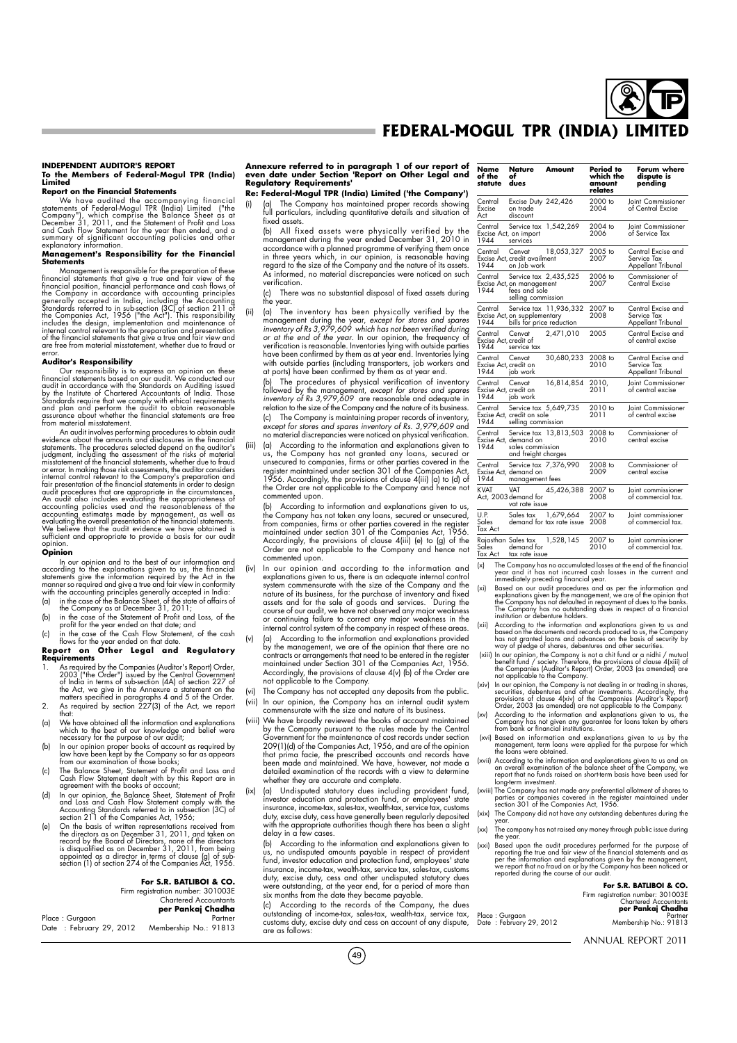## INDEPENDENT AUDITOR'S REPORT

**To the Members of Federal-Mogul TPR (India) Limited**

### Report on the Financial Statements

We have audited the accompanying financial statements of Federal-Mogul TPR (India) Limited ("the Company"), which comprise the Balance Sheet as at December 31, 2011, and the Statement of Profit and Loss and Cash Flow Statement for the year then ended, and a summary of significant accounting policies and other explanatory information.

### Management's Responsibility for the Financial Statements

Management is responsible for the preparation of these financial statements that give a true and fair view of the financial position, financial performance and cash flows of the Company in accordance with accounting principles generally accepted in India, including the Accounting Standards referred to in sub-section (3C) of section 211 of the Companies Act, 1956 ("the Act"). This responsibility includes the design, implementation and maintenance of internal control relevant to the preparation and presentation of the financial statements that give a true and fair view and are free from material misstatement, whether due to fraud or error.

### Auditor's Responsibility

Our responsibility is to express an opinion on these financial statements based on our audit. We conducted our audit in accordance with the Standards on Auditing issued by the Institute of Chartered Accountants of India. Those Standards require that we comply with ethical requirements and plan and perform the audit to obtain reasonable assurance about whether the financial statements are free from material misstatement.

An audit involves performing procedures to obtain audit evidence about the amounts and disclosures in the financial statements. The procedures selected depend on the auditor's judgment, including the assessment of the risks of material misstatement of the financial statements, whether due to fraud or error. In making those risk assessments, the auditor considers internal control relevant to the Company's preparation and fair presentation of the financial statements in order to design audit procedures that are appropriate in the circumstances. An audit also includes evaluating the appropriateness of accounting policies used and the reasonableness of the accounting estimates made by management, as well as evaluating the overall presentation of the financial statements. We believe that the audit evidence we have obtained is sufficient and appropriate to provide a basis for our audit opinion.

### Opinion

In our opinion and to the best of our information and according to the explanations given to us, the financial statements give the information required by the Act in the manner so required and give a true and fair view in conformity with the accounting principles generally accepted in India:

(a) in the case of the Balance Sheet, of the state of affairs of the Company as at December 31, 2011;

(b) in the case of the Statement of Profit and Loss, of the profit for the year ended on that date; and

(c) in the case of the Cash Flow Statement, of the cash flows for the year ended on that date.

### Report on Other Legal and Regulatory Requirements

1. As required by the Companies (Auditor's Report) Order, 2003 ("the Order") issued by the Central Government of India in terms of sub-section (4A) of section 227 of the Act, we give in the Annexure a statement on the matters specified in paragraphs 4 and 5 of the Order.
2. As required by section 227(3) of the Act, we report that:

(a) We have obtained all the information and explanations which to the best of our knowledge and belief were necessary for the purpose of our audit;

(b) In our opinion proper books of account as required by law have been kept by the Company so far as appears from our examination of those books;

(c) The Balance Sheet, Statement of Profit and Loss and Cash Flow Statement dealt with by this Report are in agreement with the books of account;

(d) In our opinion, the Balance Sheet, Statement of Profit and Loss and Cash Flow Statement comply with the Accounting Standards referred to in subsection (3C) of section 211 of the Companies Act, 1956;

(e) On the basis of written representations received from the directors as on December 31, 2011, and taken on record by the Board of Directors, none of the directors is disqualified as on December 31, 2011, from being appointed as a director in terms of clause (g) of sub-section (1) of section 274 of the Companies Act, 1956.

**For S.R. BATLIBOI & CO.**
Firm registration number: 301003E
Chartered Accountants
**per Pankaj Chadha**
Partner
Membership No.: 91813

Place : Gurgaon
Date : February 29, 2012

## Annexure referred to in paragraph 1 of our report of even date under Section 'Report on Other Legal and Regulatory Requirements'

**Re: Federal-Mogul TPR (India) Limited ('the Company')**

(i) (a) The Company has maintained proper records showing full particulars, including quantitative details and situation of fixed assets.

(b) All fixed assets were physically verified by the management during the year ended December 31, 2010 in accordance with a planned programme of verifying them once in three years which, in our opinion, is reasonable having regard to the size of the Company and the nature of its assets. As informed, no material discrepancies were noticed on such verification.

(c) There was no substantial disposal of fixed assets during the year.

(ii) (a) The inventory has been physically verified by the management during the year, *except for stores and spares inventory of Rs 3,979,609 which has not been verified during or at the end of the year.* In our opinion, the frequency of verification is reasonable. Inventories lying with outside parties have been confirmed by them as at year end. Inventories lying with outside parties (including transporters, job workers and at ports) have been confirmed by them as at year end.

(b) The procedures of physical verification of inventory followed by the management, *except for stores and spares inventory of Rs 3,979,609* are reasonable and adequate in relation to the size of the Company and the nature of its business.

(c) The Company is maintaining proper records of inventory, *except for stores and spares inventory of Rs. 3,979,609* and no material discrepancies were noticed on physical verification.

(iii) (a) According to the information and explanations given to us, the Company has not granted any loans, secured or unsecured to companies, firms or other parties covered in the register maintained under section 301 of the Companies Act, 1956. Accordingly, the provisions of clause 4(iii) (a) to (d) of the Order are not applicable to the Company and hence not commented upon.

(b) According to information and explanations given to us, the Company has not taken any loans, secured or unsecured, from companies, firms or other parties covered in the register maintained under section 301 of the Companies Act, 1956. Accordingly, the provisions of clause 4(iii) (e) to (g) of the Order are not applicable to the Company and hence not commented upon.

(iv) In our opinion and according to the information and explanations given to us, there is an adequate internal control system commensurate with the size of the Company and the nature of its business, for the purchase of inventory and fixed assets and for the sale of goods and services. During the course of our audit, we have not observed any major weakness or continuing failure to correct any major weakness in the internal control system of the company in respect of these areas.

(v) (a) According to the information and explanations provided by the management, we are of the opinion that there are no contracts or arrangements that need to be entered in the register maintained under Section 301 of the Companies Act, 1956. Accordingly, the provisions of clause 4(v) (b) of the Order are not applicable to the Company.

(vi) The Company has not accepted any deposits from the public.

(vii) In our opinion, the Company has an internal audit system commensurate with the size and nature of its business.

(viii) We have broadly reviewed the books of account maintained by the Company pursuant to the rules made by the Central Government for the maintenance of cost records under section 209(1)(d) of the Companies Act, 1956, and are of the opinion that prima facie, the prescribed accounts and records have been made and maintained. We have, however, not made a detailed examination of the records with a view to determine whether they are accurate and complete.

(ix) (a) Undisputed statutory dues including provident fund, investor education and protection fund, or employees' state insurance, income-tax, sales-tax, wealth-tax, service tax, customs duty, excise duty, cess have generally been regularly deposited with the appropriate authorities though there has been a slight delay in a few cases.

(b) According to the information and explanations given to us, no undisputed amounts payable in respect of provident fund, investor education and protection fund, employees' state insurance, income-tax, wealth-tax, service tax, sales-tax, customs duty, excise duty, cess and other undisputed statutory dues were outstanding, at the year end, for a period of more than six months from the date they became payable.

(c) According to the records of the Company, the dues outstanding of income-tax, sales-tax, wealth-tax, service tax, customs duty, excise duty and cess on account of any dispute, are as follows:

| Name of the statute | Nature of dues | Amount | Period to which the amount relates | Forum where dispute is pending |
|---|---|---|---|---|
| Central Excise Act | Excise Duty on trade discount | 242,426 | 2000 to 2004 | Joint Commissioner of Central Excise |
| Central Excise Act, 1944 | Service tax on import services | 1,542,269 | 2004 to 2006 | Joint Commissioner of Service Tax |
| Central Excise Act, 1944 | Cenvat credit availment on Job work | 18,053,327 | 2005 to 2007 | Central Excise and Service Tax Appellant Tribunal |
| Central Excise Act, 1944 | Service tax on management fees and sole selling commission | 2,435,525 | 2006 to 2007 | Commissioner of Central Excise |
| Central Excise Act, 1944 | Service tax on supplementary bills for price reduction | 11,936,332 | 2007 to 2008 | Central Excise and Service Tax Appellant Tribunal |
| Central Excise Act, 1944 | Cenvat credit of service tax | 2,471,010 | 2005 | Central Excise and of central excise |
| Central Excise Act, 1944 | Cenvat credit on job work | 30,680,233 | 2008 to 2010 | Central Excise and Service Tax Appellant Tribunal |
| Central Excise Act, 1944 | Cenvat credit on job work | 16,814,854 | 2010, 2011 | Joint Commissioner of central excise |
| Central Excise Act, 1944 | Service tax credit on sole selling commission | 5,649,735 | 2010 to 2011 | Joint Commissioner of central excise |
| Central Excise Act, 1944 | Service tax demand on sales commission and freight charges | 13,813,503 | 2008 to 2010 | Commissioner of central excise |
| Central Excise Act, 1944 | Service tax demand on management fees | 7,376,990 | 2008 to 2009 | Commissioner of central excise |
| KVAT Act, 2003 | VAT demand for vat rate issue | 45,426,388 | 2007 to 2008 | Joint commissioner of commercial tax. |
| U.P. Sales Tax Act | Sales tax demand for tax rate issue | 1,679,664 | 2007 to 2008 | Joint commissioner of commercial tax. |
| Rajasthan Sales Tax Act | Sales tax demand for tax rate issue | 1,528,145 | 2007 to 2010 | Joint commissioner of commercial tax. |

(x) The Company has no accumulated losses at the end of the financial year and it has not incurred cash losses in the current and immediately preceding financial year.

(xi) Based on our audit procedures and as per the information and explanations given by the management, we are of the opinion that the Company has not defaulted in repayment of dues to the banks. The Company has no outstanding dues in respect of a financial institution or debenture holders.

(xii) According to the information and explanations given to us and based on the documents and records produced to us, the Company has not granted loans and advances on the basis of security by way of pledge of shares, debentures and other securities.

(xiii) In our opinion, the Company is not a chit fund or a nidhi / mutual benefit fund / society. Therefore, the provisions of clause 4(xiii) of the Companies (Auditor's Report) Order, 2003 (as amended) are not applicable to the Company.

(xiv) In our opinion, the Company is not dealing in or trading in shares, securities, debentures and other investments. Accordingly, the provisions of clause 4(xiv) of the Companies (Auditor's Report) Order, 2003 (as amended) are not applicable to the Company.

(xv) According to the information and explanations given to us, the Company has not given any guarantee for loans taken by others from bank or financial institutions.

(xvi) Based on information and explanations given to us by the management, term loans were applied for the purpose for which the loans were obtained.

(xvii) According to the information and explanations given to us and on an overall examination of the balance sheet of the Company, we report that no funds raised on short-term basis have been used for long-term investment.

(xviii) The Company has not made any preferential allotment of shares to parties or companies covered in the register maintained under section 301 of the Companies Act, 1956.

(xix) The Company did not have any outstanding debentures during the year.

(xx) The company has not raised any money through public issue during the year.

(xxi) Based upon the audit procedures performed for the purpose of reporting the true and fair view of the financial statements and as per the information and explanations given by the management, we report that no fraud on or by the Company has been noticed or reported during the course of our audit.

**For S.R. BATLIBOI & CO.**
Firm registration number: 301003E
Chartered Accountants
**per Pankaj Chadha**
Partner
Membership No.: 91813

Place : Gurgaon
Date : February 29, 2012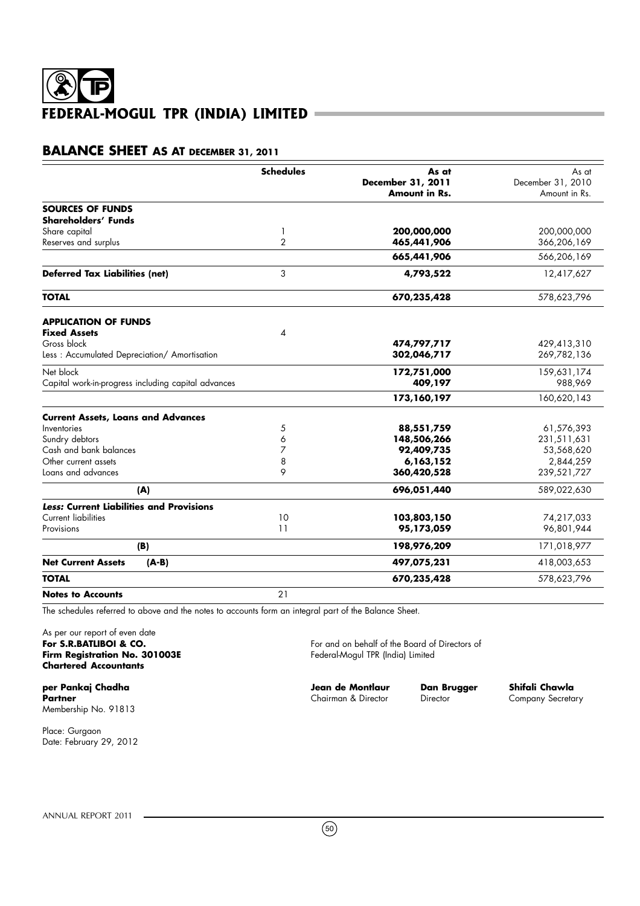# FEDERAL-MOGUL TPR (INDIA) LIMITED

## BALANCE SHEET AS AT DECEMBER 31, 2011

| | Schedules | As at December 31, 2011 Amount in Rs. | As at December 31, 2010 Amount in Rs. |
|---|---|---|---|
| **SOURCES OF FUNDS** | | | |
| **Shareholders' Funds** | | | |
| Share capital | 1 | **200,000,000** | 200,000,000 |
| Reserves and surplus | 2 | **465,441,906** | 366,206,169 |
| | | **665,441,906** | 566,206,169 |
| **Deferred Tax Liabilities (net)** | 3 | **4,793,522** | 12,417,627 |
| **TOTAL** | | **670,235,428** | 578,623,796 |
| **APPLICATION OF FUNDS** | | | |
| **Fixed Assets** | 4 | | |
| Gross block | | **474,797,717** | 429,413,310 |
| Less : Accumulated Depreciation/ Amortisation | | **302,046,717** | 269,782,136 |
| Net block | | **172,751,000** | 159,631,174 |
| Capital work-in-progress including capital advances | | **409,197** | 988,969 |
| | | **173,160,197** | 160,620,143 |
| **Current Assets, Loans and Advances** | | | |
| Inventories | 5 | **88,551,759** | 61,576,393 |
| Sundry debtors | 6 | **148,506,266** | 231,511,631 |
| Cash and bank balances | 7 | **92,409,735** | 53,568,620 |
| Other current assets | 8 | **6,163,152** | 2,844,259 |
| Loans and advances | 9 | **360,420,528** | 239,521,727 |
| **(A)** | | **696,051,440** | 589,022,630 |
| ***Less:* Current Liabilities and Provisions** | | | |
| Current liabilities | 10 | **103,803,150** | 74,217,033 |
| Provisions | 11 | **95,173,059** | 96,801,944 |
| **(B)** | | **198,976,209** | 171,018,977 |
| **Net Current Assets (A-B)** | | **497,075,231** | 418,003,653 |
| **TOTAL** | | **670,235,428** | 578,623,796 |
| **Notes to Accounts** | 21 | | |

The schedules referred to above and the notes to accounts form an integral part of the Balance Sheet.

As per our report of even date
**For S.R.BATLIBOI & CO.**
**Firm Registration No. 301003E**
**Chartered Accountants**

**per Pankaj Chadha**
**Partner**
Membership No. 91813

Place: Gurgaon
Date: February 29, 2012

For and on behalf of the Board of Directors of
Federal-Mogul TPR (India) Limited

**Jean de Montlaur** — Chairman & Director
**Dan Brugger** — Director
**Shifali Chawla** — Company Secretary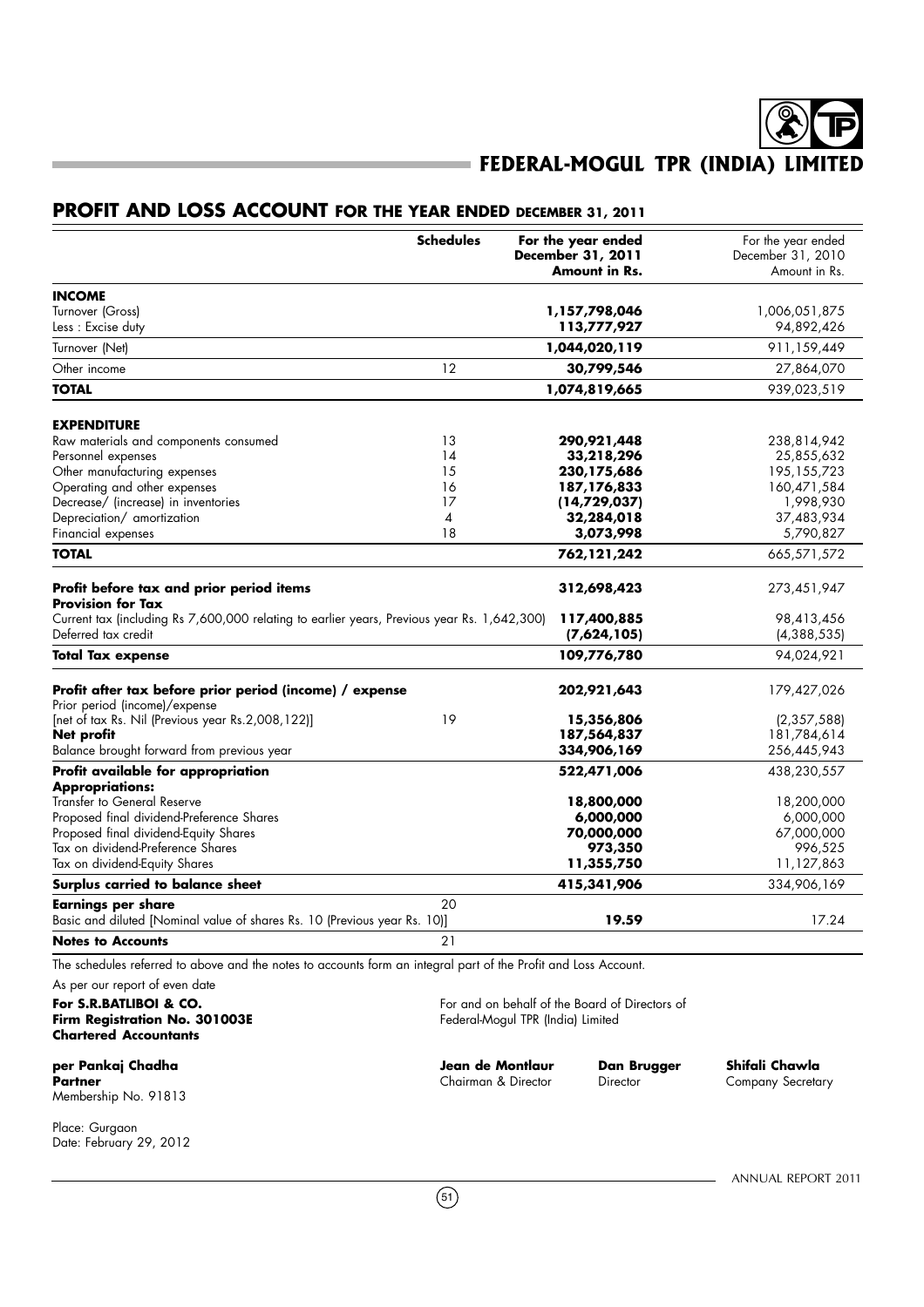# FEDERAL-MOGUL TPR (INDIA) LIMITED

## PROFIT AND LOSS ACCOUNT FOR THE YEAR ENDED DECEMBER 31, 2011

| | Schedules | For the year ended December 31, 2011 Amount in Rs. | For the year ended December 31, 2010 Amount in Rs. |
|---|---|---|---|
| **INCOME** | | | |
| Turnover (Gross) | | **1,157,798,046** | 1,006,051,875 |
| Less : Excise duty | | **113,777,927** | 94,892,426 |
| Turnover (Net) | | **1,044,020,119** | 911,159,449 |
| Other income | 12 | **30,799,546** | 27,864,070 |
| **TOTAL** | | **1,074,819,665** | 939,023,519 |
| **EXPENDITURE** | | | |
| Raw materials and components consumed | 13 | **290,921,448** | 238,814,942 |
| Personnel expenses | 14 | **33,218,296** | 25,855,632 |
| Other manufacturing expenses | 15 | **230,175,686** | 195,155,723 |
| Operating and other expenses | 16 | **187,176,833** | 160,471,584 |
| Decrease/ (increase) in inventories | 17 | **(14,729,037)** | 1,998,930 |
| Depreciation/ amortization | 4 | **32,284,018** | 37,483,934 |
| Financial expenses | 18 | **3,073,998** | 5,790,827 |
| **TOTAL** | | **762,121,242** | 665,571,572 |
| **Profit before tax and prior period items** | | **312,698,423** | 273,451,947 |
| **Provision for Tax** | | | |
| Current tax (including Rs 7,600,000 relating to earlier years, Previous year Rs. 1,642,300) | | **117,400,885** | 98,413,456 |
| Deferred tax credit | | **(7,624,105)** | (4,388,535) |
| **Total Tax expense** | | **109,776,780** | 94,024,921 |
| **Profit after tax before prior period (income) / expense** | | **202,921,643** | 179,427,026 |
| Prior period (income)/expense [net of tax Rs. Nil (Previous year Rs.2,008,122)] | 19 | **15,356,806** | (2,357,588) |
| **Net profit** | | **187,564,837** | 181,784,614 |
| Balance brought forward from previous year | | **334,906,169** | 256,445,943 |
| **Profit available for appropriation** | | **522,471,006** | 438,230,557 |
| **Appropriations:** | | | |
| Transfer to General Reserve | | **18,800,000** | 18,200,000 |
| Proposed final dividend-Preference Shares | | **6,000,000** | 6,000,000 |
| Proposed final dividend-Equity Shares | | **70,000,000** | 67,000,000 |
| Tax on dividend-Preference Shares | | **973,350** | 996,525 |
| Tax on dividend-Equity Shares | | **11,355,750** | 11,127,863 |
| **Surplus carried to balance sheet** | | **415,341,906** | 334,906,169 |
| **Earnings per share** | 20 | | |
| Basic and diluted [Nominal value of shares Rs. 10 (Previous year Rs. 10)] | | **19.59** | 17.24 |
| **Notes to Accounts** | 21 | | |

The schedules referred to above and the notes to accounts form an integral part of the Profit and Loss Account.

As per our report of even date

**For S.R.BATLIBOI & CO.**
**Firm Registration No. 301003E**
**Chartered Accountants**

For and on behalf of the Board of Directors of
Federal-Mogul TPR (India) Limited

**per Pankaj Chadha**
**Partner**
Membership No. 91813

**Jean de Montlaur**
Chairman & Director

**Dan Brugger**
Director

**Shifali Chawla**
Company Secretary

Place: Gurgaon
Date: February 29, 2012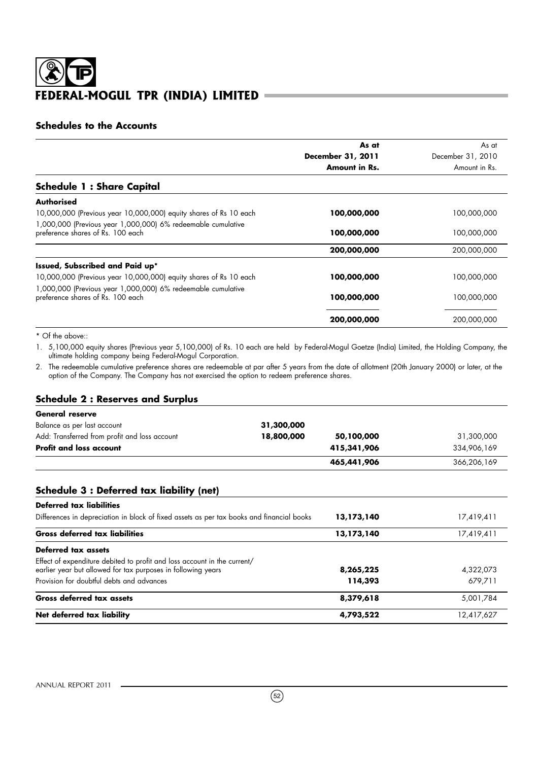# FEDERAL-MOGUL TPR (INDIA) LIMITED

## Schedules to the Accounts

| | As at December 31, 2011 Amount in Rs. | As at December 31, 2010 Amount in Rs. |
|---|---|---|
| **Schedule 1 : Share Capital** | | |
| **Authorised** | | |
| 10,000,000 (Previous year 10,000,000) equity shares of Rs 10 each | **100,000,000** | 100,000,000 |
| 1,000,000 (Previous year 1,000,000) 6% redeemable cumulative preference shares of Rs. 100 each | **100,000,000** | 100,000,000 |
| | **200,000,000** | 200,000,000 |
| **Issued, Subscribed and Paid up*** | | |
| 10,000,000 (Previous year 10,000,000) equity shares of Rs 10 each | **100,000,000** | 100,000,000 |
| 1,000,000 (Previous year 1,000,000) 6% redeemable cumulative preference shares of Rs. 100 each | **100,000,000** | 100,000,000 |
| | **200,000,000** | 200,000,000 |

* Of the above::

1. 5,100,000 equity shares (Previous year 5,100,000) of Rs. 10 each are held by Federal-Mogul Goetze (India) Limited, the Holding Company, the ultimate holding company being Federal-Mogul Corporation.
2. The redeemable cumulative preference shares are redeemable at par after 5 years from the date of allotment (20th January 2000) or later, at the option of the Company. The Company has not exercised the option to redeem preference shares.

### Schedule 2 : Reserves and Surplus

| | | As at December 31, 2011 | As at December 31, 2010 |
|---|---|---|---|
| **General reserve** | | | |
| Balance as per last account | 31,300,000 | | |
| Add: Transferred from profit and loss account | 18,800,000 | **50,100,000** | 31,300,000 |
| **Profit and loss account** | | **415,341,906** | 334,906,169 |
| | | **465,441,906** | 366,206,169 |

### Schedule 3 : Deferred tax liability (net)

| | As at December 31, 2011 | As at December 31, 2010 |
|---|---|---|
| **Deferred tax liabilities** | | |
| Differences in depreciation in block of fixed assets as per tax books and financial books | **13,173,140** | 17,419,411 |
| **Gross deferred tax liabilities** | **13,173,140** | 17,419,411 |
| **Deferred tax assets** | | |
| Effect of expenditure debited to profit and loss account in the current/ earlier year but allowed for tax purposes in following years | **8,265,225** | 4,322,073 |
| Provision for doubtful debts and advances | **114,393** | 679,711 |
| **Gross deferred tax assets** | **8,379,618** | 5,001,784 |
| **Net deferred tax liability** | **4,793,522** | 12,417,627 |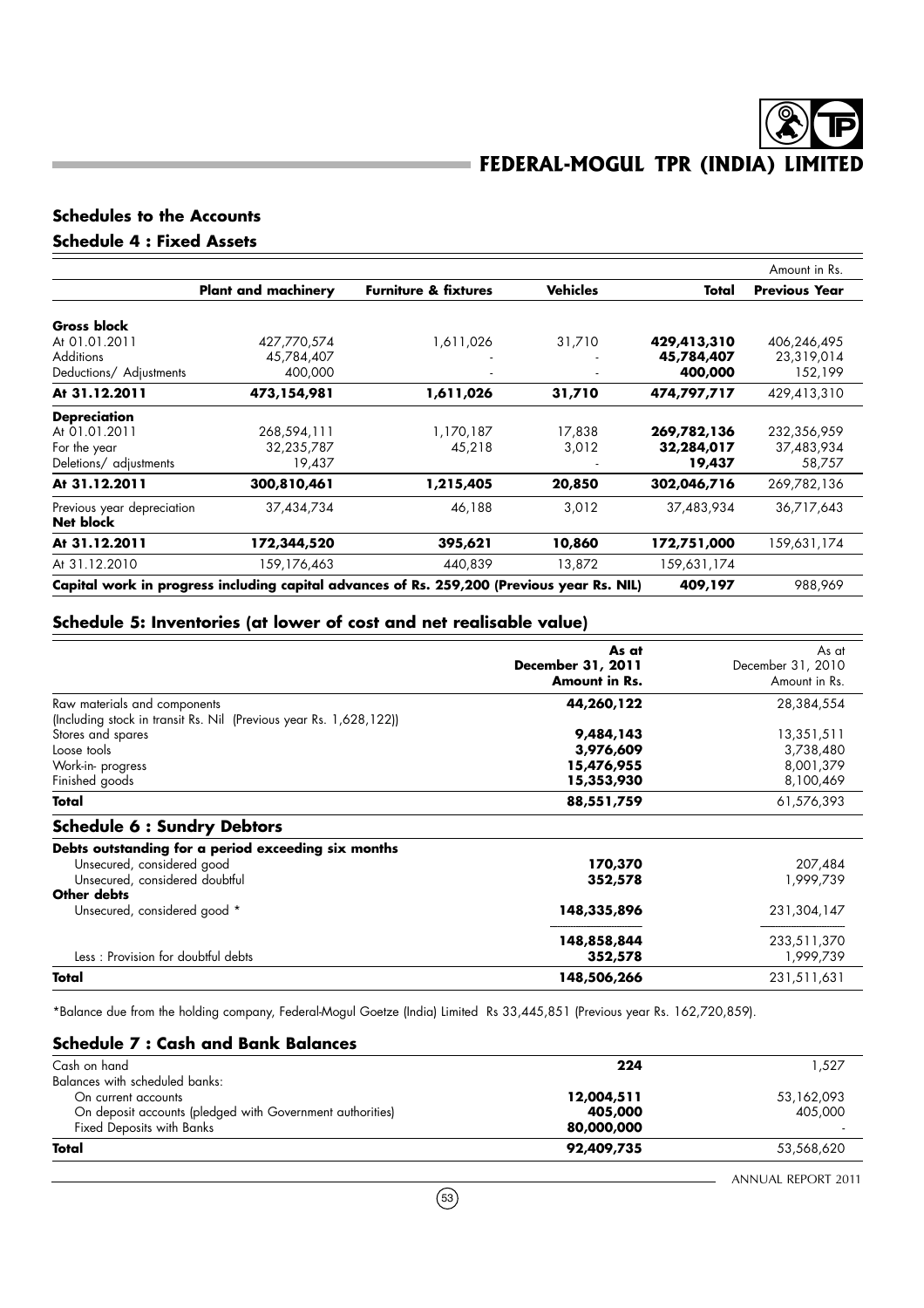## Schedules to the Accounts

### Schedule 4 : Fixed Assets

Amount in Rs.

| | Plant and machinery | Furniture & fixtures | Vehicles | Total | Previous Year |
|---|---|---|---|---|---|
| **Gross block** | | | | | |
| At 01.01.2011 | 427,770,574 | 1,611,026 | 31,710 | **429,413,310** | 406,246,495 |
| Additions | 45,784,407 | - | - | **45,784,407** | 23,319,014 |
| Deductions/ Adjustments | 400,000 | - | - | **400,000** | 152,199 |
| **At 31.12.2011** | **473,154,981** | **1,611,026** | **31,710** | **474,797,717** | 429,413,310 |
| **Depreciation** | | | | | |
| At 01.01.2011 | 268,594,111 | 1,170,187 | 17,838 | **269,782,136** | 232,356,959 |
| For the year | 32,235,787 | 45,218 | 3,012 | **32,284,017** | 37,483,934 |
| Deletions/ adjustments | 19,437 | | - | **19,437** | 58,757 |
| **At 31.12.2011** | **300,810,461** | **1,215,405** | **20,850** | **302,046,716** | 269,782,136 |
| Previous year depreciation | 37,434,734 | 46,188 | 3,012 | 37,483,934 | 36,717,643 |
| **Net block** | | | | | |
| **At 31.12.2011** | **172,344,520** | **395,621** | **10,860** | **172,751,000** | 159,631,174 |
| At 31.12.2010 | 159,176,463 | 440,839 | 13,872 | 159,631,174 | |
| **Capital work in progress including capital advances of Rs. 259,200 (Previous year Rs. NIL)** | | | | **409,197** | 988,969 |

### Schedule 5: Inventories (at lower of cost and net realisable value)

| | As at December 31, 2011 Amount in Rs. | As at December 31, 2010 Amount in Rs. |
|---|---|---|
| Raw materials and components (Including stock in transit Rs. Nil (Previous year Rs. 1,628,122)) | **44,260,122** | 28,384,554 |
| Stores and spares | **9,484,143** | 13,351,511 |
| Loose tools | **3,976,609** | 3,738,480 |
| Work-in- progress | **15,476,955** | 8,001,379 |
| Finished goods | **15,353,930** | 8,100,469 |
| **Total** | **88,551,759** | 61,576,393 |

### Schedule 6 : Sundry Debtors

| | As at December 31, 2011 Amount in Rs. | As at December 31, 2010 Amount in Rs. |
|---|---|---|
| **Debts outstanding for a period exceeding six months** | | |
| Unsecured, considered good | **170,370** | 207,484 |
| Unsecured, considered doubtful | **352,578** | 1,999,739 |
| **Other debts** | | |
| Unsecured, considered good * | **148,335,896** | 231,304,147 |
| | **148,858,844** | 233,511,370 |
| Less : Provision for doubtful debts | **352,578** | 1,999,739 |
| **Total** | **148,506,266** | 231,511,631 |

*Balance due from the holding company, Federal-Mogul Goetze (India) Limited Rs 33,445,851 (Previous year Rs. 162,720,859).

### Schedule 7 : Cash and Bank Balances

| | As at December 31, 2011 Amount in Rs. | As at December 31, 2010 Amount in Rs. |
|---|---|---|
| Cash on hand | **224** | 1,527 |
| Balances with scheduled banks: | | |
| On current accounts | **12,004,511** | 53,162,093 |
| On deposit accounts (pledged with Government authorities) | **405,000** | 405,000 |
| Fixed Deposits with Banks | **80,000,000** | - |
| **Total** | **92,409,735** | 53,568,620 |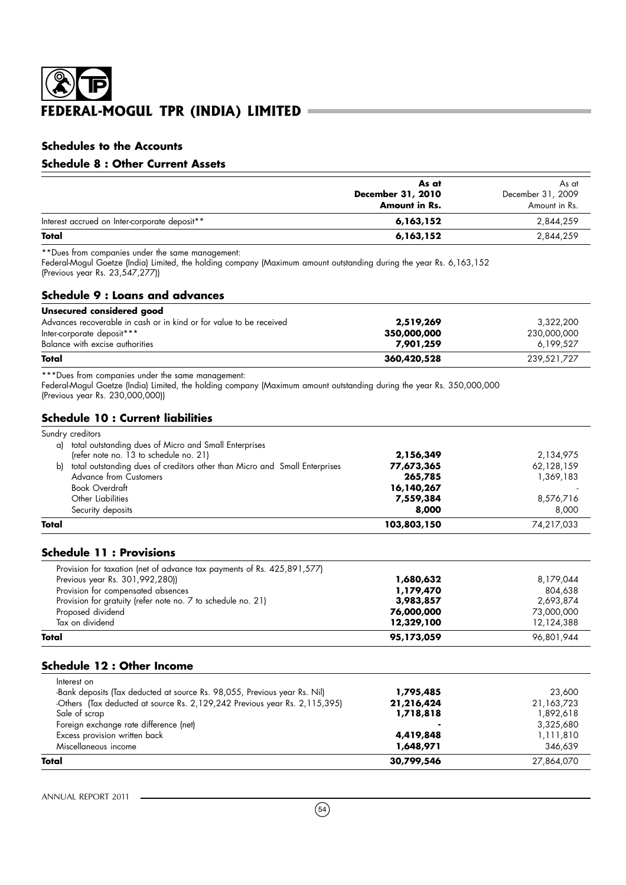## Schedules to the Accounts

### Schedule 8 : Other Current Assets

| | **As at December 31, 2010 Amount in Rs.** | As at December 31, 2009 Amount in Rs. |
|---|---|---|
| Interest accrued on Inter-corporate deposit** | **6,163,152** | 2,844,259 |
| **Total** | **6,163,152** | 2,844,259 |

**Dues from companies under the same management:
Federal-Mogul Goetze (India) Limited, the holding company (Maximum amount outstanding during the year Rs. 6,163,152 (Previous year Rs. 23,547,277))

### Schedule 9 : Loans and advances

| | | |
|---|---|---|
| **Unsecured considered good** | | |
| Advances recoverable in cash or in kind or for value to be received | **2,519,269** | 3,322,200 |
| Inter-corporate deposit*** | **350,000,000** | 230,000,000 |
| Balance with excise authorities | **7,901,259** | 6,199,527 |
| **Total** | **360,420,528** | 239,521,727 |

***Dues from companies under the same management:
Federal-Mogul Goetze (India) Limited, the holding company (Maximum amount outstanding during the year Rs. 350,000,000 (Previous year Rs. 230,000,000))

### Schedule 10 : Current liabilities

| | | |
|---|---|---|
| Sundry creditors | | |
| a) total outstanding dues of Micro and Small Enterprises (refer note no. 13 to schedule no. 21) | **2,156,349** | 2,134,975 |
| b) total outstanding dues of creditors other than Micro and Small Enterprises | **77,673,365** | 62,128,159 |
| Advance from Customers | **265,785** | 1,369,183 |
| Book Overdraft | **16,140,267** | - |
| Other Liabilities | **7,559,384** | 8,576,716 |
| Security deposits | **8,000** | 8,000 |
| **Total** | **103,803,150** | 74,217,033 |

### Schedule 11 : Provisions

| | | |
|---|---|---|
| Provision for taxation (net of advance tax payments of Rs. 425,891,577) Previous year Rs. 301,992,280)) | **1,680,632** | 8,179,044 |
| Provision for compensated absences | **1,179,470** | 804,638 |
| Provision for gratuity (refer note no. 7 to schedule no. 21) | **3,983,857** | 2,693,874 |
| Proposed dividend | **76,000,000** | 73,000,000 |
| Tax on dividend | **12,329,100** | 12,124,388 |
| **Total** | **95,173,059** | 96,801,944 |

### Schedule 12 : Other Income

| | | |
|---|---|---|
| Interest on | | |
| -Bank deposits (Tax deducted at source Rs. 98,055, Previous year Rs. Nil) | **1,795,485** | 23,600 |
| -Others (Tax deducted at source Rs. 2,129,242 Previous year Rs. 2,115,395) | **21,216,424** | 21,163,723 |
| Sale of scrap | **1,718,818** | 1,892,618 |
| Foreign exchange rate difference (net) | **-** | 3,325,680 |
| Excess provision written back | **4,419,848** | 1,111,810 |
| Miscellaneous income | **1,648,971** | 346,639 |
| **Total** | **30,799,546** | 27,864,070 |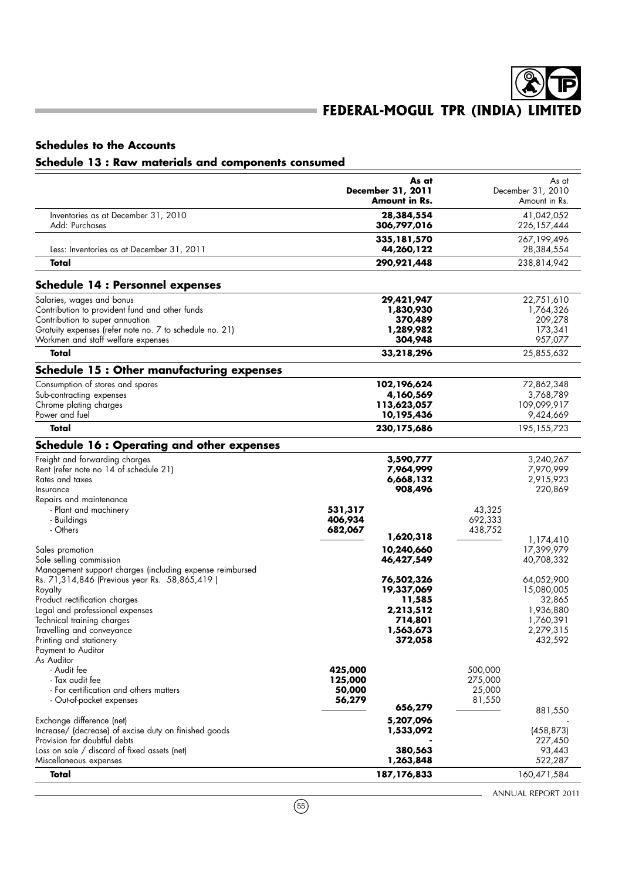## Schedules to the Accounts

### Schedule 13 : Raw materials and components consumed

| | | As at December 31, 2011 Amount in Rs. | | As at December 31, 2010 Amount in Rs. |
|---|---|---|---|---|
| Inventories as at December 31, 2010 | | **28,384,554** | | 41,042,052 |
| Add: Purchases | | **306,797,016** | | 226,157,444 |
| | | **335,181,570** | | 267,199,496 |
| Less: Inventories as at December 31, 2011 | | **44,260,122** | | 28,384,554 |
| **Total** | | **290,921,448** | | 238,814,942 |

### Schedule 14 : Personnel expenses

| | | | | |
|---|---|---|---|---|
| Salaries, wages and bonus | | **29,421,947** | | 22,751,610 |
| Contribution to provident fund and other funds | | **1,830,930** | | 1,764,326 |
| Contribution to super annuation | | **370,489** | | 209,278 |
| Gratuity expenses (refer note no. 7 to schedule no. 21) | | **1,289,982** | | 173,341 |
| Workmen and staff welfare expenses | | **304,948** | | 957,077 |
| **Total** | | **33,218,296** | | 25,855,632 |

### Schedule 15 : Other manufacturing expenses

| | | | | |
|---|---|---|---|---|
| Consumption of stores and spares | | **102,196,624** | | 72,862,348 |
| Sub-contracting expenses | | **4,160,569** | | 3,768,789 |
| Chrome plating charges | | **113,623,057** | | 109,099,917 |
| Power and fuel | | **10,195,436** | | 9,424,669 |
| **Total** | | **230,175,686** | | 195,155,723 |

### Schedule 16 : Operating and other expenses

| | | | | |
|---|---|---|---|---|
| Freight and forwarding charges | | **3,590,777** | | 3,240,267 |
| Rent (refer note no 14 of schedule 21) | | **7,964,999** | | 7,970,999 |
| Rates and taxes | | **6,668,132** | | 2,915,923 |
| Insurance | | **908,496** | | 220,869 |
| Repairs and maintenance | | | | |
| - Plant and machinery | **531,317** | | 43,325 | |
| - Buildings | **406,934** | | 692,333 | |
| - Others | **682,067** | **1,620,318** | 438,752 | 1,174,410 |
| Sales promotion | | **10,240,660** | | 17,399,979 |
| Sole selling commission | | **46,427,549** | | 40,708,332 |
| Management support charges (including expense reimbursed Rs. 71,314,846 (Previous year Rs. 58,865,419 ) | | **76,502,326** | | 64,052,900 |
| Royalty | | **19,337,069** | | 15,080,005 |
| Product rectification charges | | **11,585** | | 32,865 |
| Legal and professional expenses | | **2,213,512** | | 1,936,880 |
| Technical training charges | | **714,801** | | 1,760,391 |
| Travelling and conveyance | | **1,563,673** | | 2,279,315 |
| Printing and stationery | | **372,058** | | 432,592 |
| Payment to Auditor | | | | |
| As Auditor | | | | |
| - Audit fee | **425,000** | | 500,000 | |
| - Tax audit fee | **125,000** | | 275,000 | |
| - For certification and others matters | **50,000** | | 25,000 | |
| - Out-of-pocket expenses | **56,279** | **656,279** | 81,550 | 881,550 |
| Exchange difference (net) | | **5,207,096** | | - |
| Increase/ (decrease) of excise duty on finished goods | | **1,533,092** | | (458,873) |
| Provision for doubtful debts | | **-** | | 227,450 |
| Loss on sale / discard of fixed assets (net) | | **380,563** | | 93,443 |
| Miscellaneous expenses | | **1,263,848** | | 522,287 |
| **Total** | | **187,176,833** | | 160,471,584 |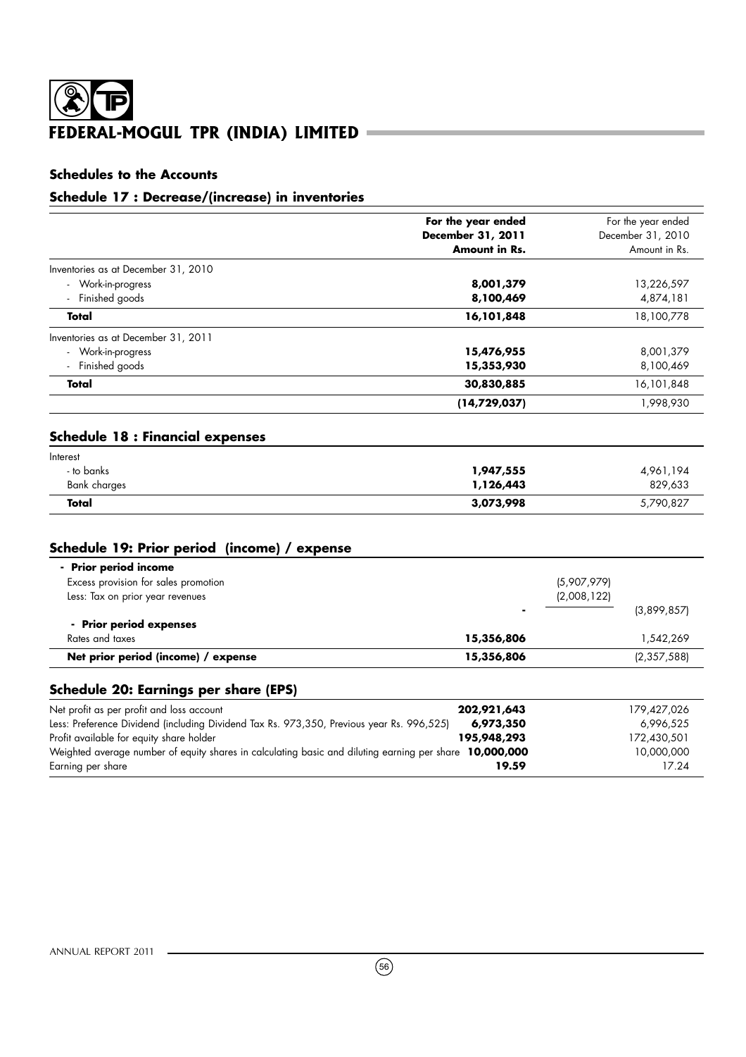# FEDERAL-MOGUL TPR (INDIA) LIMITED

## Schedules to the Accounts

### Schedule 17 : Decrease/(increase) in inventories

| | **For the year ended December 31, 2011 Amount in Rs.** | For the year ended December 31, 2010 Amount in Rs. |
|---|---|---|
| Inventories as at December 31, 2010 | | |
| - Work-in-progress | **8,001,379** | 13,226,597 |
| - Finished goods | **8,100,469** | 4,874,181 |
| **Total** | **16,101,848** | 18,100,778 |
| Inventories as at December 31, 2011 | | |
| - Work-in-progress | **15,476,955** | 8,001,379 |
| - Finished goods | **15,353,930** | 8,100,469 |
| **Total** | **30,830,885** | 16,101,848 |
| | **(14,729,037)** | 1,998,930 |

### Schedule 18 : Financial expenses

| | | |
|---|---|---|
| Interest | | |
| - to banks | **1,947,555** | 4,961,194 |
| Bank charges | **1,126,443** | 829,633 |
| **Total** | **3,073,998** | 5,790,827 |

### Schedule 19: Prior period (income) / expense

| | | | |
|---|---|---|---|
| **- Prior period income** | | | |
| Excess provision for sales promotion | | (5,907,979) | |
| Less: Tax on prior year revenues | | (2,008,122) | |
| | - | | (3,899,857) |
| **- Prior period expenses** | | | |
| Rates and taxes | **15,356,806** | | 1,542,269 |
| **Net prior period (income) / expense** | **15,356,806** | | (2,357,588) |

### Schedule 20: Earnings per share (EPS)

| | | |
|---|---|---|
| Net profit as per profit and loss account | **202,921,643** | 179,427,026 |
| Less: Preference Dividend (including Dividend Tax Rs. 973,350, Previous year Rs. 996,525) | **6,973,350** | 6,996,525 |
| Profit available for equity share holder | **195,948,293** | 172,430,501 |
| Weighted average number of equity shares in calculating basic and diluting earning per share | **10,000,000** | 10,000,000 |
| Earning per share | **19.59** | 17.24 |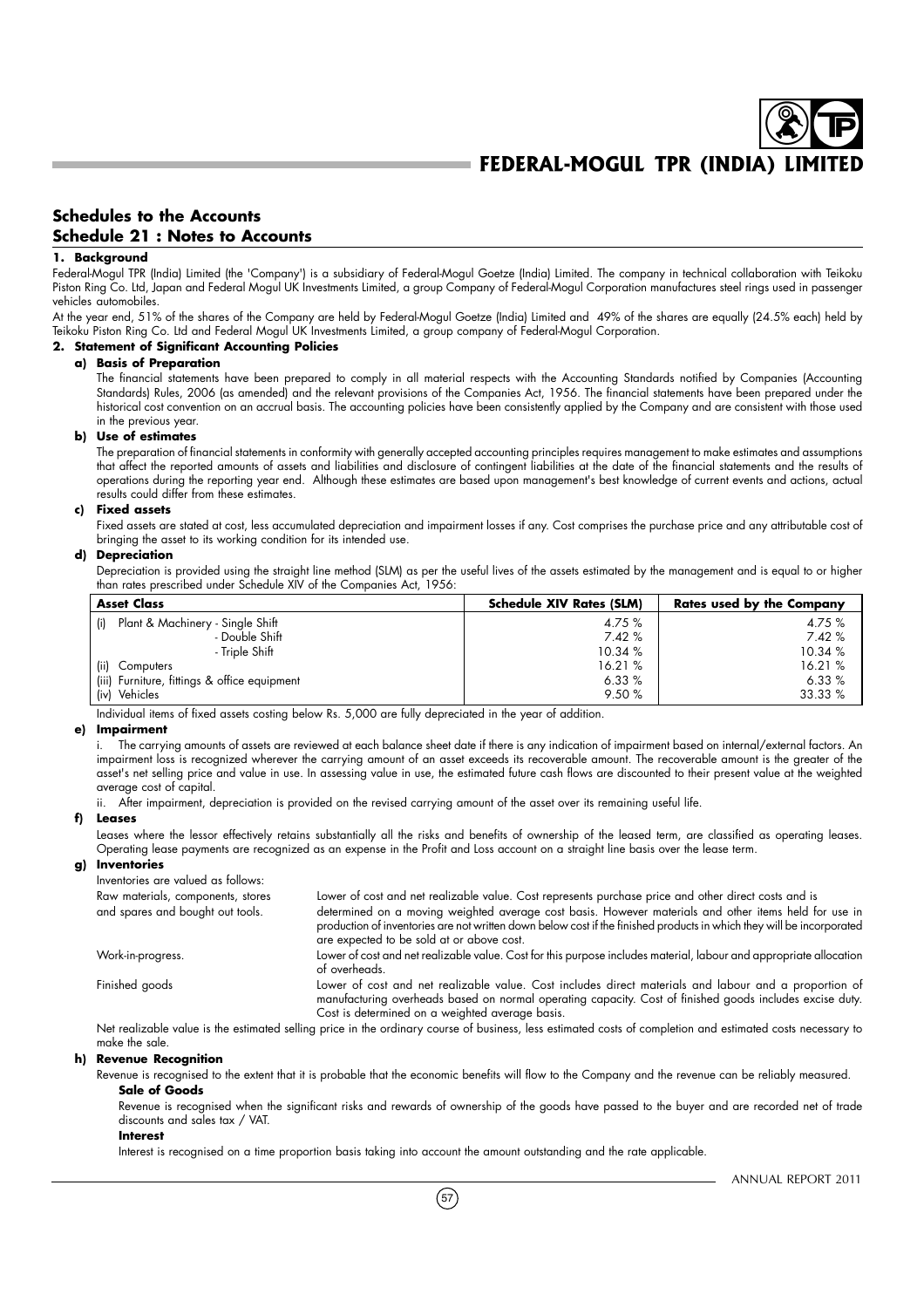## Schedules to the Accounts

## Schedule 21 : Notes to Accounts

### 1. Background

Federal-Mogul TPR (India) Limited (the 'Company') is a subsidiary of Federal-Mogul Goetze (India) Limited. The company in technical collaboration with Teikoku Piston Ring Co. Ltd, Japan and Federal Mogul UK Investments Limited, a group Company of Federal-Mogul Corporation manufactures steel rings used in passenger vehicles automobiles.

At the year end, 51% of the shares of the Company are held by Federal-Mogul Goetze (India) Limited and 49% of the shares are equally (24.5% each) held by Teikoku Piston Ring Co. Ltd and Federal Mogul UK Investments Limited, a group company of Federal-Mogul Corporation.

### 2. Statement of Significant Accounting Policies

**a) Basis of Preparation**

The financial statements have been prepared to comply in all material respects with the Accounting Standards notified by Companies (Accounting Standards) Rules, 2006 (as amended) and the relevant provisions of the Companies Act, 1956. The financial statements have been prepared under the historical cost convention on an accrual basis. The accounting policies have been consistently applied by the Company and are consistent with those used in the previous year.

**b) Use of estimates**

The preparation of financial statements in conformity with generally accepted accounting principles requires management to make estimates and assumptions that affect the reported amounts of assets and liabilities and disclosure of contingent liabilities at the date of the financial statements and the results of operations during the reporting year end. Although these estimates are based upon management's best knowledge of current events and actions, actual results could differ from these estimates.

**c) Fixed assets**

Fixed assets are stated at cost, less accumulated depreciation and impairment losses if any. Cost comprises the purchase price and any attributable cost of bringing the asset to its working condition for its intended use.

**d) Depreciation**

Depreciation is provided using the straight line method (SLM) as per the useful lives of the assets estimated by the management and is equal to or higher than rates prescribed under Schedule XIV of the Companies Act, 1956:

| Asset Class | Schedule XIV Rates (SLM) | Rates used by the Company |
|---|---|---|
| (i) Plant & Machinery - Single Shift | 4.75 % | 4.75 % |
| - Double Shift | 7.42 % | 7.42 % |
| - Triple Shift | 10.34 % | 10.34 % |
| (ii) Computers | 16.21 % | 16.21 % |
| (iii) Furniture, fittings & office equipment | 6.33 % | 6.33 % |
| (iv) Vehicles | 9.50 % | 33.33 % |

Individual items of fixed assets costing below Rs. 5,000 are fully depreciated in the year of addition.

**e) Impairment**

i. The carrying amounts of assets are reviewed at each balance sheet date if there is any indication of impairment based on internal/external factors. An impairment loss is recognized wherever the carrying amount of an asset exceeds its recoverable amount. The recoverable amount is the greater of the asset's net selling price and value in use. In assessing value in use, the estimated future cash flows are discounted to their present value at the weighted average cost of capital.

ii. After impairment, depreciation is provided on the revised carrying amount of the asset over its remaining useful life.

**f) Leases**

Leases where the lessor effectively retains substantially all the risks and benefits of ownership of the leased term, are classified as operating leases. Operating lease payments are recognized as an expense in the Profit and Loss account on a straight line basis over the lease term.

**g) Inventories**

Inventories are valued as follows:

| | |
|---|---|
| Raw materials, components, stores and spares and bought out tools. | Lower of cost and net realizable value. Cost represents purchase price and other direct costs and is determined on a moving weighted average cost basis. However materials and other items held for use in production of inventories are not written down below cost if the finished products in which they will be incorporated are expected to be sold at or above cost. |
| Work-in-progress. | Lower of cost and net realizable value. Cost for this purpose includes material, labour and appropriate allocation of overheads. |
| Finished goods | Lower of cost and net realizable value. Cost includes direct materials and labour and a proportion of manufacturing overheads based on normal operating capacity. Cost of finished goods includes excise duty. Cost is determined on a weighted average basis. |

Net realizable value is the estimated selling price in the ordinary course of business, less estimated costs of completion and estimated costs necessary to make the sale.

**h) Revenue Recognition**

Revenue is recognised to the extent that it is probable that the economic benefits will flow to the Company and the revenue can be reliably measured.

**Sale of Goods**

Revenue is recognised when the significant risks and rewards of ownership of the goods have passed to the buyer and are recorded net of trade discounts and sales tax / VAT.

**Interest**

Interest is recognised on a time proportion basis taking into account the amount outstanding and the rate applicable.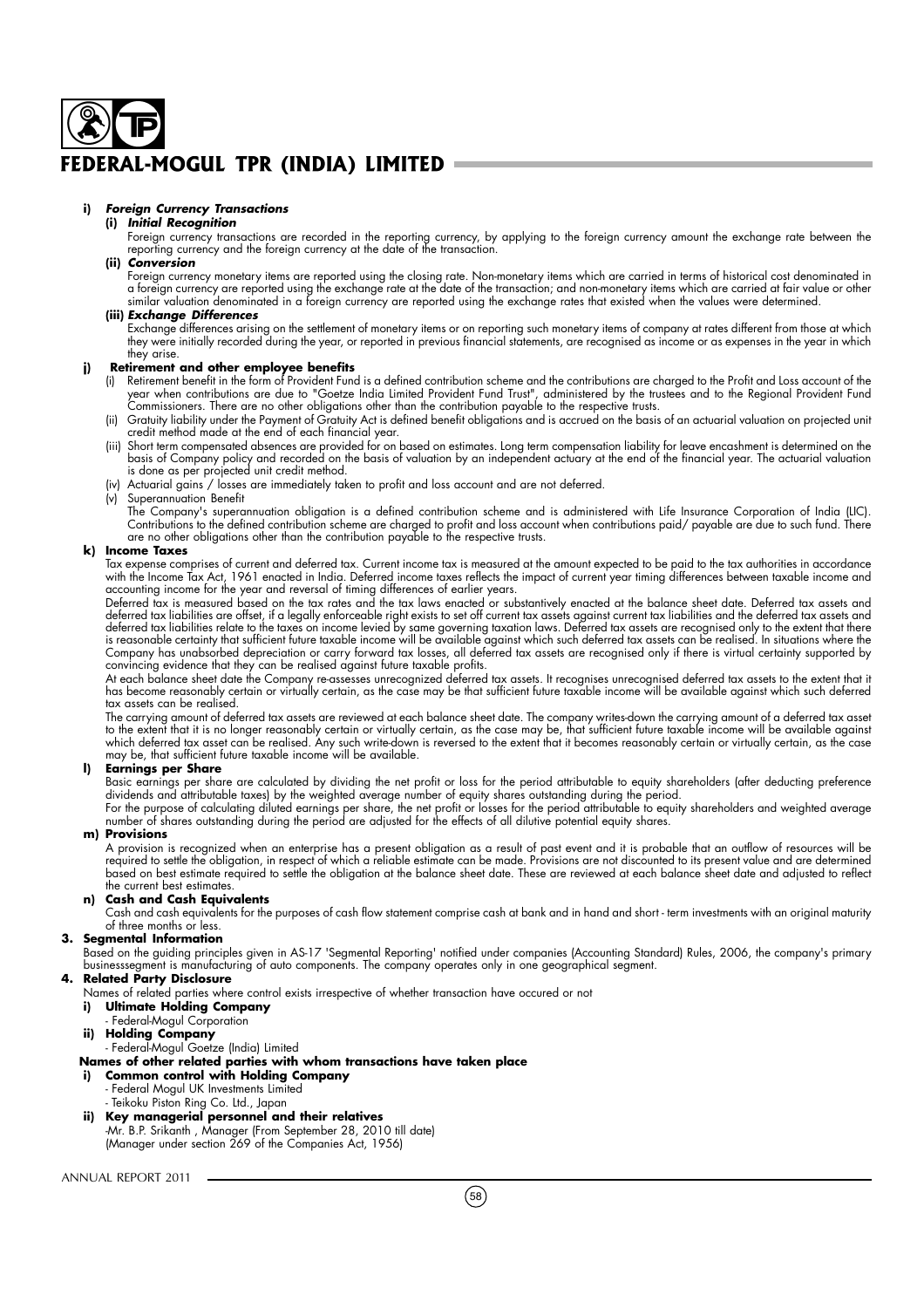**i) *Foreign Currency Transactions***

**(i) *Initial Recognition***

Foreign currency transactions are recorded in the reporting currency, by applying to the foreign currency amount the exchange rate between the reporting currency and the foreign currency at the date of the transaction.

**(ii) *Conversion***

Foreign currency monetary items are reported using the closing rate. Non-monetary items which are carried in terms of historical cost denominated in a foreign currency are reported using the exchange rate at the date of the transaction; and non-monetary items which are carried at fair value or other similar valuation denominated in a foreign currency are reported using the exchange rates that existed when the values were determined.

**(iii) *Exchange Differences***

Exchange differences arising on the settlement of monetary items or on reporting such monetary items of company at rates different from those at which they were initially recorded during the year, or reported in previous financial statements, are recognised as income or as expenses in the year in which they arise.

**j) Retirement and other employee benefits**

(i) Retirement benefit in the form of Provident Fund is a defined contribution scheme and the contributions are charged to the Profit and Loss account of the year when contributions are due to "Goetze India Limited Provident Fund Trust", administered by the trustees and to the Regional Provident Fund Commissioners. There are no other obligations other than the contribution payable to the respective trusts.

(ii) Gratuity liability under the Payment of Gratuity Act is defined benefit obligations and is accrued on the basis of an actuarial valuation on projected unit credit method made at the end of each financial year.

(iii) Short term compensated absences are provided for on based on estimates. Long term compensation liability for leave encashment is determined on the basis of Company policy and recorded on the basis of valuation by an independent actuary at the end of the financial year. The actuarial valuation is done as per projected unit credit method.

(iv) Actuarial gains / losses are immediately taken to profit and loss account and are not deferred.

(v) Superannuation Benefit

The Company's superannuation obligation is a defined contribution scheme and is administered with Life Insurance Corporation of India (LIC). Contributions to the defined contribution scheme are charged to profit and loss account when contributions paid/ payable are due to such fund. There are no other obligations other than the contribution payable to the respective trusts.

**k) Income Taxes**

Tax expense comprises of current and deferred tax. Current income tax is measured at the amount expected to be paid to the tax authorities in accordance with the Income Tax Act, 1961 enacted in India. Deferred income taxes reflects the impact of current year timing differences between taxable income and accounting income for the year and reversal of timing differences of earlier years.

Deferred tax is measured based on the tax rates and the tax laws enacted or substantively enacted at the balance sheet date. Deferred tax assets and deferred tax liabilities are offset, if a legally enforceable right exists to set off current tax assets against current tax liabilities and the deferred tax assets and deferred tax liabilities relate to the taxes on income levied by same governing taxation laws. Deferred tax assets are recognised only to the extent that there is reasonable certainty that sufficient future taxable income will be available against which such deferred tax assets can be realised. In situations where the Company has unabsorbed depreciation or carry forward tax losses, all deferred tax assets are recognised only if there is virtual certainty supported by convincing evidence that they can be realised against future taxable profits.

At each balance sheet date the Company re-assesses unrecognized deferred tax assets. It recognises unrecognised deferred tax assets to the extent that it has become reasonably certain or virtually certain, as the case may be that sufficient future taxable income will be available against which such deferred tax assets can be realised.

The carrying amount of deferred tax assets are reviewed at each balance sheet date. The company writes-down the carrying amount of a deferred tax asset to the extent that it is no longer reasonably certain or virtually certain, as the case may be, that sufficient future taxable income will be available against which deferred tax asset can be realised. Any such write-down is reversed to the extent that it becomes reasonably certain or virtually certain, as the case may be, that sufficient future taxable income will be available.

**l) Earnings per Share**

Basic earnings per share are calculated by dividing the net profit or loss for the period attributable to equity shareholders (after deducting preference dividends and attributable taxes) by the weighted average number of equity shares outstanding during the period.

For the purpose of calculating diluted earnings per share, the net profit or losses for the period attributable to equity shareholders and weighted average number of shares outstanding during the period are adjusted for the effects of all dilutive potential equity shares.

**m) Provisions**

A provision is recognized when an enterprise has a present obligation as a result of past event and it is probable that an outflow of resources will be required to settle the obligation, in respect of which a reliable estimate can be made. Provisions are not discounted to its present value and are determined based on best estimate required to settle the obligation at the balance sheet date. These are reviewed at each balance sheet date and adjusted to reflect the current best estimates.

**n) Cash and Cash Equivalents**

Cash and cash equivalents for the purposes of cash flow statement comprise cash at bank and in hand and short - term investments with an original maturity of three months or less.

**3. Segmental Information**

Based on the guiding principles given in AS-17 'Segmental Reporting' notified under companies (Accounting Standard) Rules, 2006, the company's primary businesssegment is manufacturing of auto components. The company operates only in one geographical segment.

**4. Related Party Disclosure**

Names of related parties where control exists irrespective of whether transaction have occured or not

**i) Ultimate Holding Company**

- Federal-Mogul Corporation

**ii) Holding Company**

- Federal-Mogul Goetze (India) Limited

**Names of other related parties with whom transactions have taken place**

**i) Common control with Holding Company**

- Federal Mogul UK Investments Limited
- Teikoku Piston Ring Co. Ltd., Japan

**ii) Key managerial personnel and their relatives**

-Mr. B.P. Srikanth , Manager (From September 28, 2010 till date)
(Manager under section 269 of the Companies Act, 1956)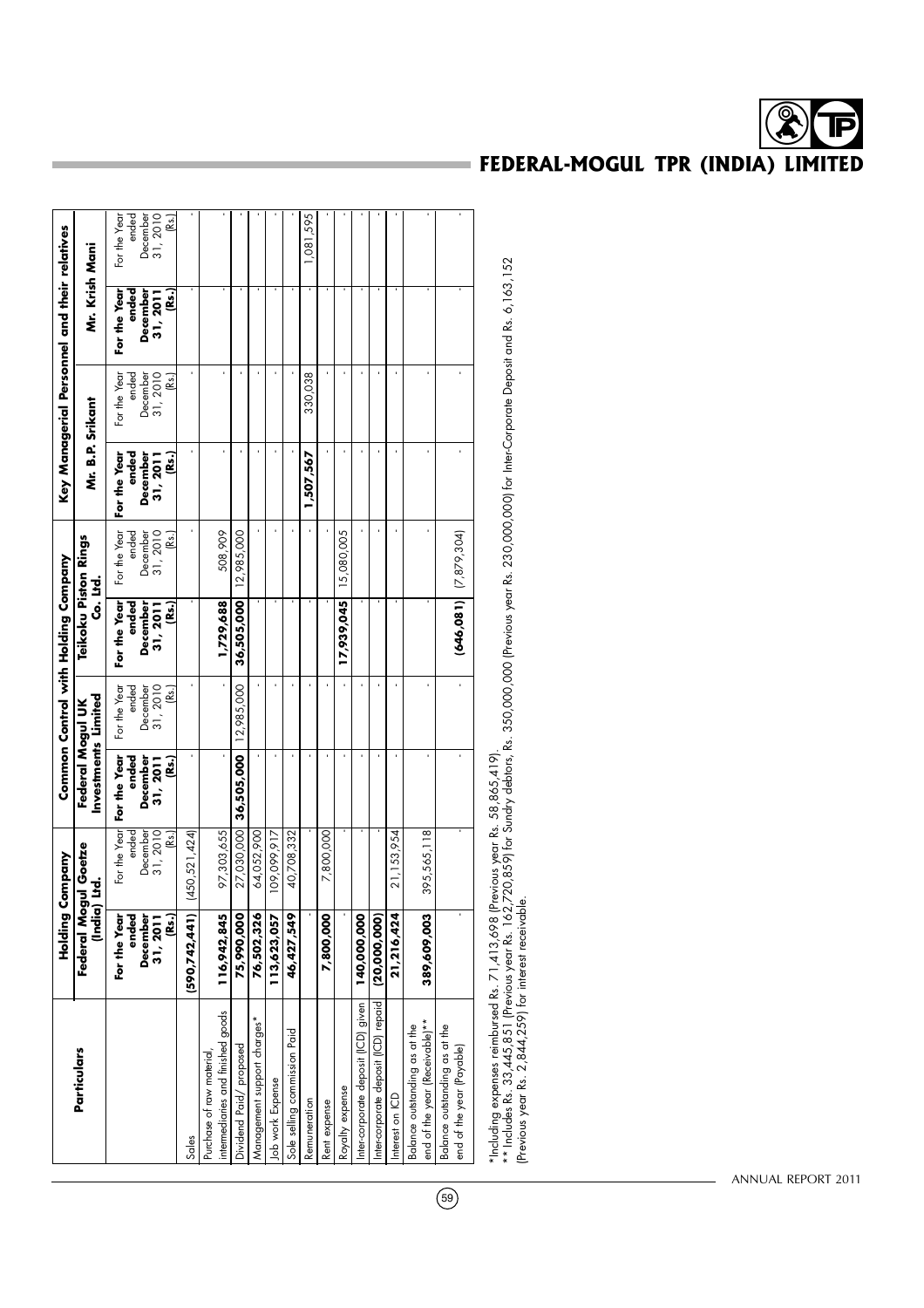| Particulars | Holding Company | | Common Control with Holding Company | | | | Key Managerial Personnel and their relatives | | | |
|---|---|---|---|---|---|---|---|---|---|---|
| | Federal Mogul Goetze (India) Ltd. | | Federal Mogul UK Investments Limited | | Teikoku Piston Rings Co. Ltd. | | Mr. B.P. Srikant | | Mr. Krish Mani | |
| | **For the Year ended December 31, 2011 (Rs.)** | For the Year ended December 31, 2010 (Rs.) | **For the Year ended December 31, 2011 (Rs.)** | For the Year ended December 31, 2010 (Rs.) | **For the Year ended December 31, 2011 (Rs.)** | For the Year ended December 31, 2010 (Rs.) | **For the Year ended December 31, 2011 (Rs.)** | For the Year ended December 31, 2010 (Rs.) | **For the Year ended December 31, 2011 (Rs.)** | For the Year ended December 31, 2010 (Rs.) |
| Sales | **(590,742,441)** | (450,521,424) | - | - | - | - | - | - | - | - |
| Purchase of raw material, intermediaries and finished goods | **116,942,845** | 97,303,655 | - | - | **1,729,688** | 508,909 | - | - | - | - |
| Dividend Paid/ proposed | **75,990,000** | 27,030,000 | **36,505,000** | 12,985,000 | **36,505,000** | 12,985,000 | - | - | - | - |
| Management support charges* | **76,502,326** | 64,052,900 | - | - | - | - | - | - | - | - |
| Job work Expense | **113,623,057** | 109,099,917 | - | - | - | - | - | - | - | - |
| Sole selling commission Paid | **46,427,549** | 40,708,332 | - | - | - | - | - | - | - | - |
| Remuneration | - | - | - | - | - | - | **1,507,567** | 330,038 | - | 1,081,595 |
| Rent expense | **7,800,000** | 7,800,000 | - | - | - | - | - | - | - | - |
| Royalty expense | - | - | - | - | **17,939,045** | 15,080,005 | - | - | - | - |
| Inter-corporate deposit (ICD) given | **140,000,000** | - | - | - | - | - | - | - | - | - |
| Inter-corporate deposit (ICD) repaid | **(20,000,000)** | - | - | - | - | - | - | - | - | - |
| Interest on ICD | **21,216,424** | 21,153,954 | - | - | - | - | - | - | - | - |
| Balance outstanding as at the end of the year (Receivable)** | **389,609,003** | 395,565,118 | - | - | - | - | - | - | - | - |
| Balance outstanding as at the end of the year (Payable) | - | - | - | - | **(646,081)** | (7,879,304) | - | - | - | - |

*Including expenses reimbursed Rs. 71,413,698 (Previous year Rs. 58,865,419).

** Includes Rs. 33,445,851 (Previous year Rs. 162,720,859) for Sundry debtors, Rs. 350,000,000 (Previous year Rs. 230,000,000) for Inter-Corporate Deposit and Rs. 6,163,152 (Previous year Rs. 2,844,259) for interest receivable.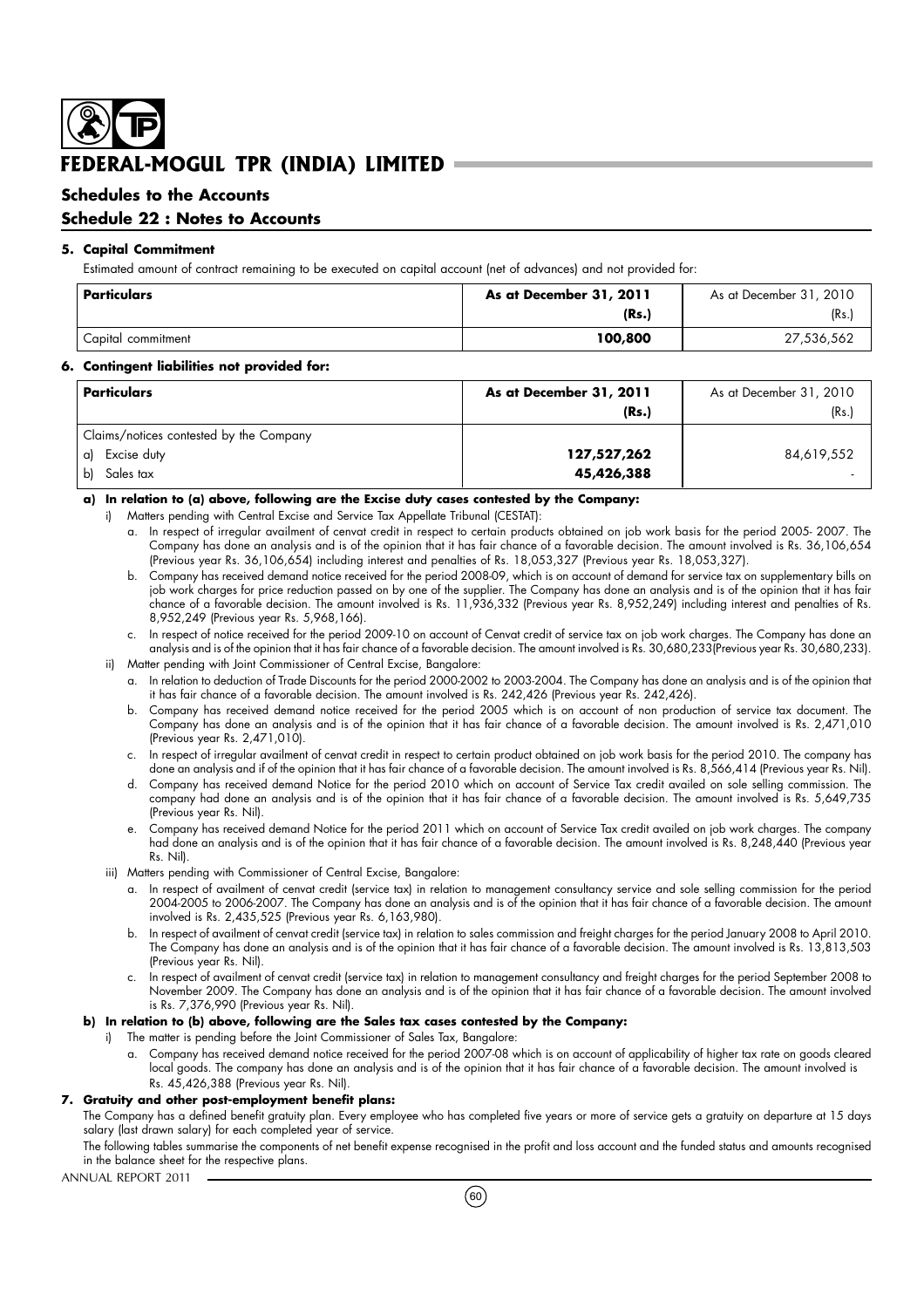# FEDERAL-MOGUL TPR (INDIA) LIMITED

## Schedules to the Accounts

## Schedule 22 : Notes to Accounts

### 5. Capital Commitment

Estimated amount of contract remaining to be executed on capital account (net of advances) and not provided for:

| Particulars | As at December 31, 2011 (Rs.) | As at December 31, 2010 (Rs.) |
|---|---|---|
| Capital commitment | 100,800 | 27,536,562 |

### 6. Contingent liabilities not provided for:

| Particulars | As at December 31, 2011 (Rs.) | As at December 31, 2010 (Rs.) |
|---|---|---|
| Claims/notices contested by the Company | | |
| a) Excise duty | 127,527,262 | 84,619,552 |
| b) Sales tax | 45,426,388 | - |

**a) In relation to (a) above, following are the Excise duty cases contested by the Company:**

i) Matters pending with Central Excise and Service Tax Appellate Tribunal (CESTAT):

a. In respect of irregular availment of cenvat credit in respect to certain products obtained on job work basis for the period 2005- 2007. The Company has done an analysis and is of the opinion that it has fair chance of a favorable decision. The amount involved is Rs. 36,106,654 (Previous year Rs. 36,106,654) including interest and penalties of Rs. 18,053,327 (Previous year Rs. 18,053,327).

b. Company has received demand notice received for the period 2008-09, which is on account of demand for service tax on supplementary bills on job work charges for price reduction passed on by one of the supplier. The Company has done an analysis and is of the opinion that it has fair chance of a favorable decision. The amount involved is Rs. 11,936,332 (Previous year Rs. 8,952,249) including interest and penalties of Rs. 8,952,249 (Previous year Rs. 5,968,166).

c. In respect of notice received for the period 2009-10 on account of Cenvat credit of service tax on job work charges. The Company has done an analysis and is of the opinion that it has fair chance of a favorable decision. The amount involved is Rs. 30,680,233(Previous year Rs. 30,680,233).

ii) Matter pending with Joint Commissioner of Central Excise, Bangalore:

a. In relation to deduction of Trade Discounts for the period 2000-2002 to 2003-2004. The Company has done an analysis and is of the opinion that it has fair chance of a favorable decision. The amount involved is Rs. 242,426 (Previous year Rs. 242,426).

b. Company has received demand notice received for the period 2005 which is on account of non production of service tax document. The Company has done an analysis and is of the opinion that it has fair chance of a favorable decision. The amount involved is Rs. 2,471,010 (Previous year Rs. 2,471,010).

c. In respect of irregular availment of cenvat credit in respect to certain product obtained on job work basis for the period 2010. The company has done an analysis and if of the opinion that it has fair chance of a favorable decision. The amount involved is Rs. 8,566,414 (Previous year Rs. Nil).

d. Company has received demand Notice for the period 2010 which on account of Service Tax credit availed on sole selling commission. The company had done an analysis and is of the opinion that it has fair chance of a favorable decision. The amount involved is Rs. 5,649,735 (Previous year Rs. Nil).

e. Company has received demand Notice for the period 2011 which on account of Service Tax credit availed on job work charges. The company had done an analysis and is of the opinion that it has fair chance of a favorable decision. The amount involved is Rs. 8,248,440 (Previous year Rs. Nil).

iii) Matters pending with Commissioner of Central Excise, Bangalore:

a. In respect of availment of cenvat credit (service tax) in relation to management consultancy service and sole selling commission for the period 2004-2005 to 2006-2007. The Company has done an analysis and is of the opinion that it has fair chance of a favorable decision. The amount involved is Rs. 2,435,525 (Previous year Rs. 6,163,980).

b. In respect of availment of cenvat credit (service tax) in relation to sales commission and freight charges for the period January 2008 to April 2010. The Company has done an analysis and is of the opinion that it has fair chance of a favorable decision. The amount involved is Rs. 13,813,503 (Previous year Rs. Nil).

c. In respect of availment of cenvat credit (service tax) in relation to management consultancy and freight charges for the period September 2008 to November 2009. The Company has done an analysis and is of the opinion that it has fair chance of a favorable decision. The amount involved is Rs. 7,376,990 (Previous year Rs. Nil).

**b) In relation to (b) above, following are the Sales tax cases contested by the Company:**

i) The matter is pending before the Joint Commissioner of Sales Tax, Bangalore:

a. Company has received demand notice received for the period 2007-08 which is on account of applicability of higher tax rate on goods cleared local goods. The company has done an analysis and is of the opinion that it has fair chance of a favorable decision. The amount involved is Rs. 45,426,388 (Previous year Rs. Nil).

### 7. Gratuity and other post-employment benefit plans:

The Company has a defined benefit gratuity plan. Every employee who has completed five years or more of service gets a gratuity on departure at 15 days salary (last drawn salary) for each completed year of service.

The following tables summarise the components of net benefit expense recognised in the profit and loss account and the funded status and amounts recognised in the balance sheet for the respective plans.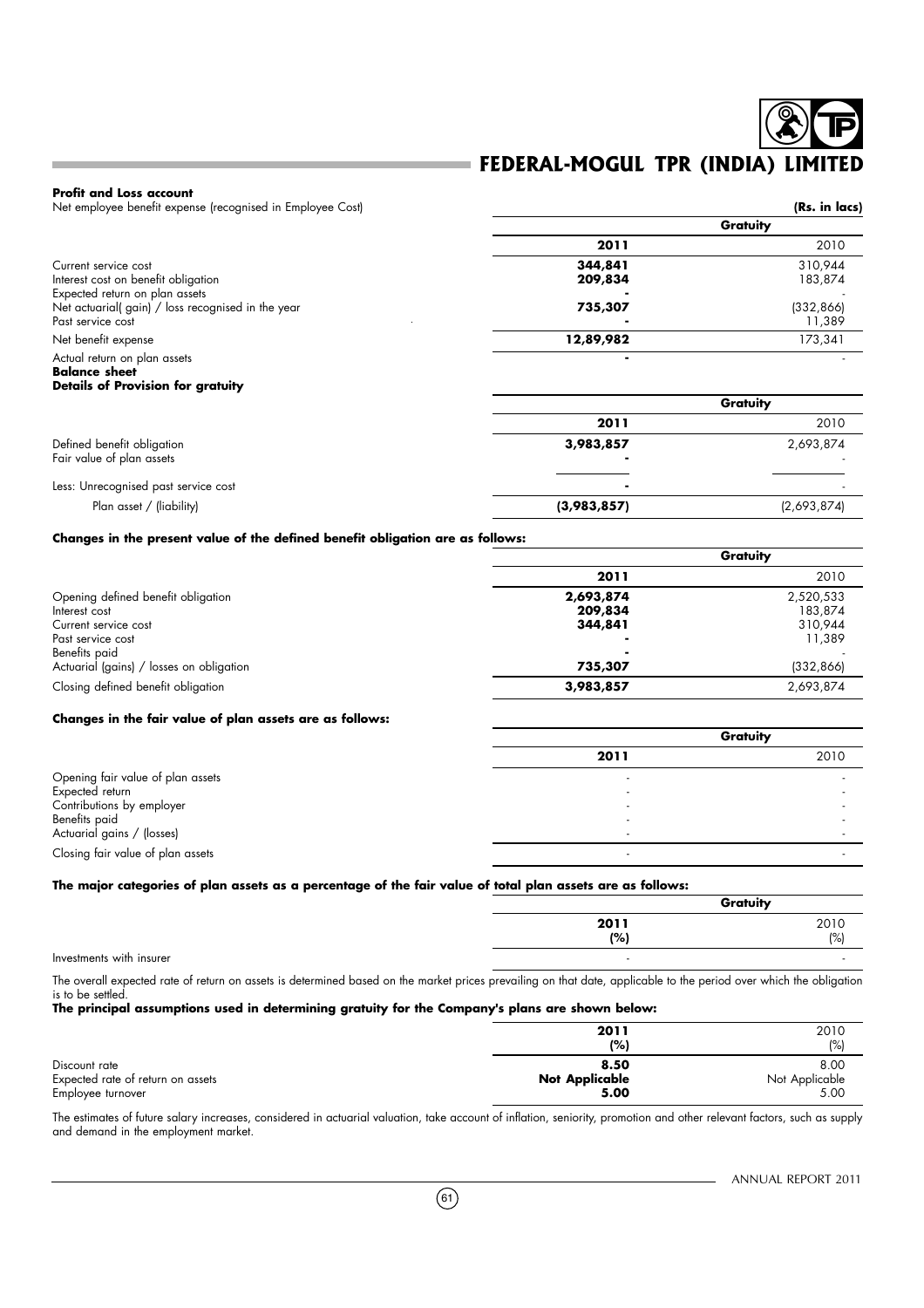**Profit and Loss account**

Net employee benefit expense (recognised in Employee Cost)

| | Gratuity | |
|---|---|---|
| | **2011** | 2010 |
| Current service cost | **344,841** | 310,944 |
| Interest cost on benefit obligation | **209,834** | 183,874 |
| Expected return on plan assets | **-** | - |
| Net actuarial( gain) / loss recognised in the year | **735,307** | (332,866) |
| Past service cost | **-** | 11,389 |
| Net benefit expense | **12,89,982** | 173,341 |
| Actual return on plan assets | **-** | - |

(Rs. in lacs)

**Balance sheet**

**Details of Provision for gratuity**

| | Gratuity | |
|---|---|---|
| | **2011** | 2010 |
| Defined benefit obligation | **3,983,857** | 2,693,874 |
| Fair value of plan assets | **-** | - |
| Less: Unrecognised past service cost | **-** | - |
| Plan asset / (liability) | **(3,983,857)** | (2,693,874) |

**Changes in the present value of the defined benefit obligation are as follows:**

| | Gratuity | |
|---|---|---|
| | **2011** | 2010 |
| Opening defined benefit obligation | **2,693,874** | 2,520,533 |
| Interest cost | **209,834** | 183,874 |
| Current service cost | **344,841** | 310,944 |
| Past service cost | **-** | 11,389 |
| Benefits paid | **-** | - |
| Actuarial (gains) / losses on obligation | **735,307** | (332,866) |
| Closing defined benefit obligation | **3,983,857** | 2,693,874 |

**Changes in the fair value of plan assets are as follows:**

| | Gratuity | |
|---|---|---|
| | **2011** | 2010 |
| Opening fair value of plan assets | - | - |
| Expected return | - | - |
| Contributions by employer | - | - |
| Benefits paid | - | - |
| Actuarial gains / (losses) | - | - |
| Closing fair value of plan assets | - | - |

**The major categories of plan assets as a percentage of the fair value of total plan assets are as follows:**

| | Gratuity | |
|---|---|---|
| | **2011 (%)** | 2010 (%) |
| Investments with insurer | - | - |

The overall expected rate of return on assets is determined based on the market prices prevailing on that date, applicable to the period over which the obligation is to be settled.

**The principal assumptions used in determining gratuity for the Company's plans are shown below:**

| | **2011 (%)** | 2010 (%) |
|---|---|---|
| Discount rate | **8.50** | 8.00 |
| Expected rate of return on assets | **Not Applicable** | Not Applicable |
| Employee turnover | **5.00** | 5.00 |

The estimates of future salary increases, considered in actuarial valuation, take account of inflation, seniority, promotion and other relevant factors, such as supply and demand in the employment market.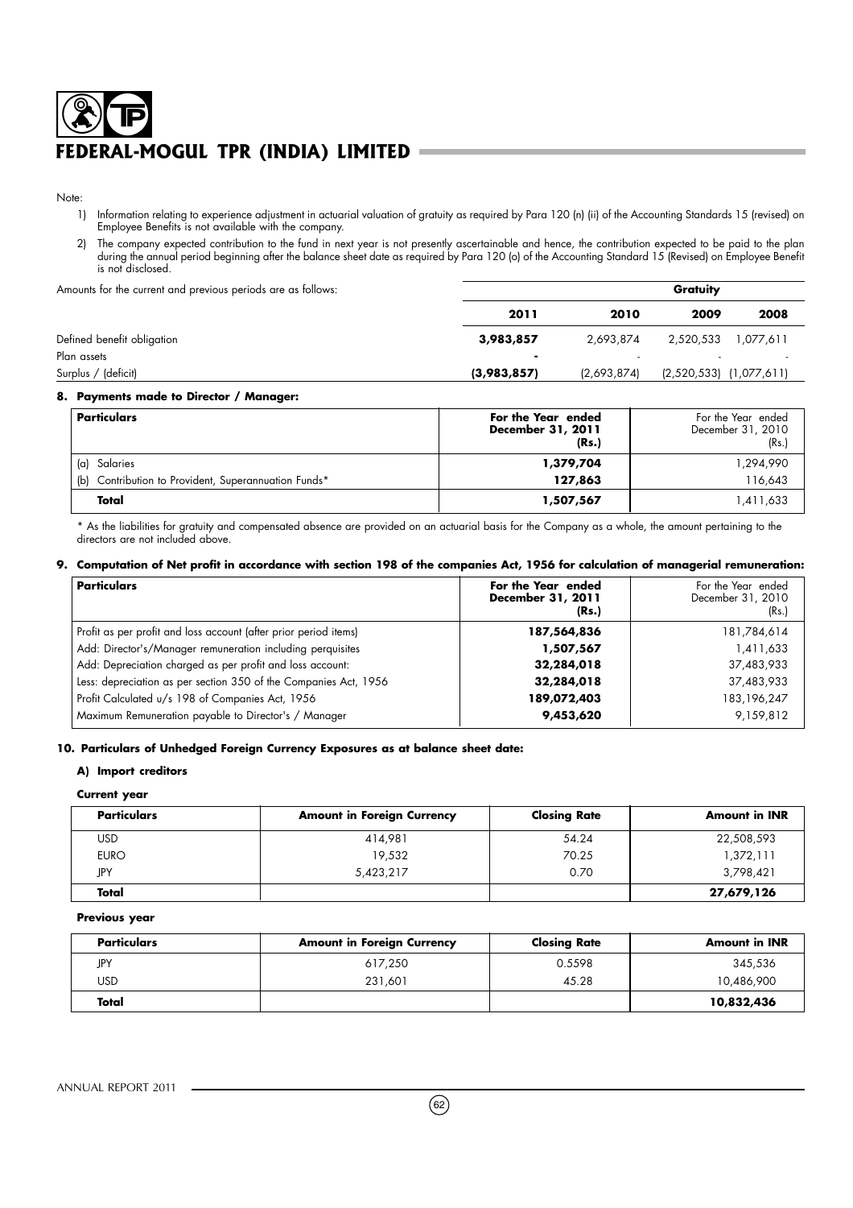Note:

1) Information relating to experience adjustment in actuarial valuation of gratuity as required by Para 120 (n) (ii) of the Accounting Standards 15 (revised) on Employee Benefits is not available with the company.

2) The company expected contribution to the fund in next year is not presently ascertainable and hence, the contribution expected to be paid to the plan during the annual period beginning after the balance sheet date as required by Para 120 (o) of the Accounting Standard 15 (Revised) on Employee Benefit is not disclosed.

| Amounts for the current and previous periods are as follows: | Gratuity | | | |
|---|---|---|---|---|
| | **2011** | **2010** | **2009** | **2008** |
| Defined benefit obligation | **3,983,857** | 2,693,874 | 2,520,533 | 1,077,611 |
| Plan assets | **-** | - | - | - |
| Surplus / (deficit) | **(3,983,857)** | (2,693,874) | (2,520,533) | (1,077,611) |

**8. Payments made to Director / Manager:**

| **Particulars** | **For the Year ended December 31, 2011 (Rs.)** | For the Year ended December 31, 2010 (Rs.) |
|---|---|---|
| (a) Salaries | **1,379,704** | 1,294,990 |
| (b) Contribution to Provident, Superannuation Funds* | **127,863** | 116,643 |
| **Total** | **1,507,567** | 1,411,633 |

* As the liabilities for gratuity and compensated absence are provided on an actuarial basis for the Company as a whole, the amount pertaining to the directors are not included above.

**9. Computation of Net profit in accordance with section 198 of the companies Act, 1956 for calculation of managerial remuneration:**

| **Particulars** | **For the Year ended December 31, 2011 (Rs.)** | For the Year ended December 31, 2010 (Rs.) |
|---|---|---|
| Profit as per profit and loss account (after prior period items) | **187,564,836** | 181,784,614 |
| Add: Director's/Manager remuneration including perquisites | **1,507,567** | 1,411,633 |
| Add: Depreciation charged as per profit and loss account: | **32,284,018** | 37,483,933 |
| Less: depreciation as per section 350 of the Companies Act, 1956 | **32,284,018** | 37,483,933 |
| Profit Calculated u/s 198 of Companies Act, 1956 | **189,072,403** | 183,196,247 |
| Maximum Remuneration payable to Director's / Manager | **9,453,620** | 9,159,812 |

**10. Particulars of Unhedged Foreign Currency Exposures as at balance sheet date:**

**A) Import creditors**

**Current year**

| **Particulars** | **Amount in Foreign Currency** | **Closing Rate** | **Amount in INR** |
|---|---|---|---|
| USD | 414,981 | 54.24 | 22,508,593 |
| EURO | 19,532 | 70.25 | 1,372,111 |
| JPY | 5,423,217 | 0.70 | 3,798,421 |
| **Total** | | | **27,679,126** |

**Previous year**

| **Particulars** | **Amount in Foreign Currency** | **Closing Rate** | **Amount in INR** |
|---|---|---|---|
| JPY | 617,250 | 0.5598 | 345,536 |
| USD | 231,601 | 45.28 | 10,486,900 |
| **Total** | | | **10,832,436** |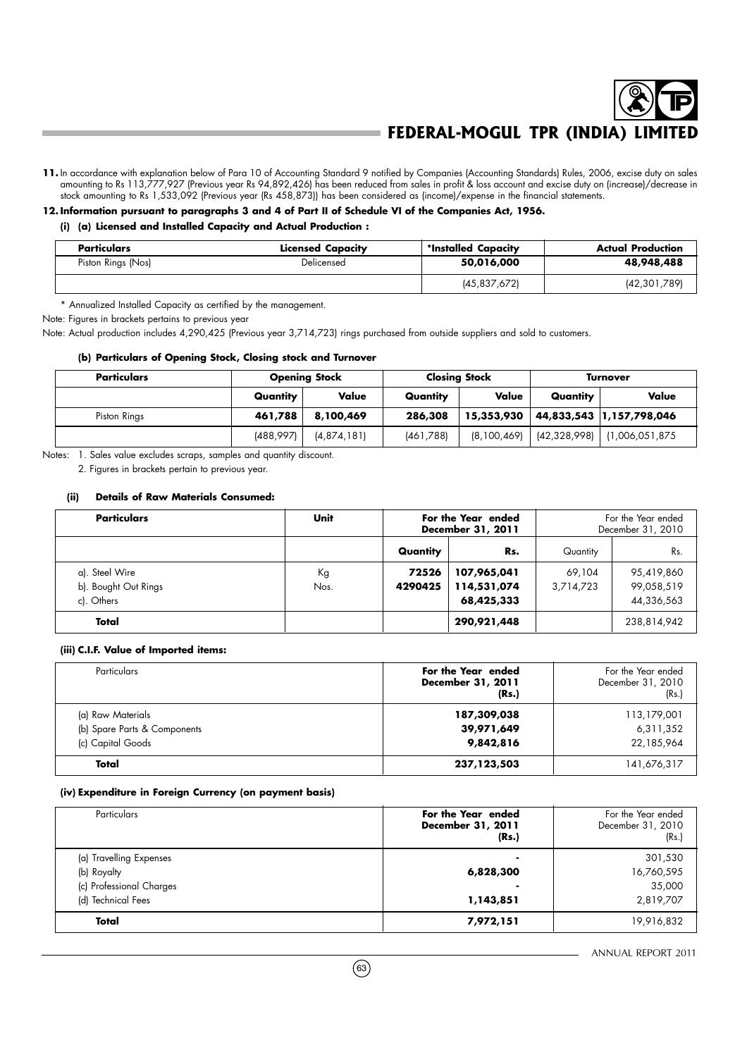**11.** In accordance with explanation below of Para 10 of Accounting Standard 9 notified by Companies (Accounting Standards) Rules, 2006, excise duty on sales amounting to Rs 113,777,927 (Previous year Rs 94,892,426) has been reduced from sales in profit & loss account and excise duty on (increase)/decrease in stock amounting to Rs 1,533,092 (Previous year (Rs 458,873)) has been considered as (income)/expense in the financial statements.

**12. Information pursuant to paragraphs 3 and 4 of Part II of Schedule VI of the Companies Act, 1956.**

**(i) (a) Licensed and Installed Capacity and Actual Production :**

| Particulars | Licensed Capacity | *Installed Capacity | Actual Production |
|---|---|---|---|
| Piston Rings (Nos) | Delicensed | **50,016,000** | **48,948,488** |
| | | (45,837,672) | (42,301,789) |

\* Annualized Installed Capacity as certified by the management.

Note: Figures in brackets pertains to previous year

Note: Actual production includes 4,290,425 (Previous year 3,714,723) rings purchased from outside suppliers and sold to customers.

**(b) Particulars of Opening Stock, Closing stock and Turnover**

| Particulars | Opening Stock | | Closing Stock | | Turnover | |
|---|---|---|---|---|---|---|
| | Quantity | Value | Quantity | Value | Quantity | Value |
| Piston Rings | **461,788** | **8,100,469** | **286,308** | **15,353,930** | **44,833,543** | **1,157,798,046** |
| | (488,997) | (4,874,181) | (461,788) | (8,100,469) | (42,328,998) | (1,006,051,875 |

Notes: 1. Sales value excludes scraps, samples and quantity discount.

2. Figures in brackets pertain to previous year.

**(ii) Details of Raw Materials Consumed:**

| Particulars | Unit | For the Year ended December 31, 2011 | | For the Year ended December 31, 2010 | |
|---|---|---|---|---|---|
| | | Quantity | Rs. | Quantity | Rs. |
| a). Steel Wire | Kg | **72526** | **107,965,041** | 69,104 | 95,419,860 |
| b). Bought Out Rings | Nos. | **4290425** | **114,531,074** | 3,714,723 | 99,058,519 |
| c). Others | | | **68,425,333** | | 44,336,563 |
| **Total** | | | **290,921,448** | | 238,814,942 |

**(iii) C.I.F. Value of Imported items:**

| Particulars | For the Year ended December 31, 2011 (Rs.) | For the Year ended December 31, 2010 (Rs.) |
|---|---|---|
| (a) Raw Materials | **187,309,038** | 113,179,001 |
| (b) Spare Parts & Components | **39,971,649** | 6,311,352 |
| (c) Capital Goods | **9,842,816** | 22,185,964 |
| **Total** | **237,123,503** | 141,676,317 |

**(iv) Expenditure in Foreign Currency (on payment basis)**

| Particulars | For the Year ended December 31, 2011 (Rs.) | For the Year ended December 31, 2010 (Rs.) |
|---|---|---|
| (a) Travelling Expenses | - | 301,530 |
| (b) Royalty | **6,828,300** | 16,760,595 |
| (c) Professional Charges | - | 35,000 |
| (d) Technical Fees | **1,143,851** | 2,819,707 |
| **Total** | **7,972,151** | 19,916,832 |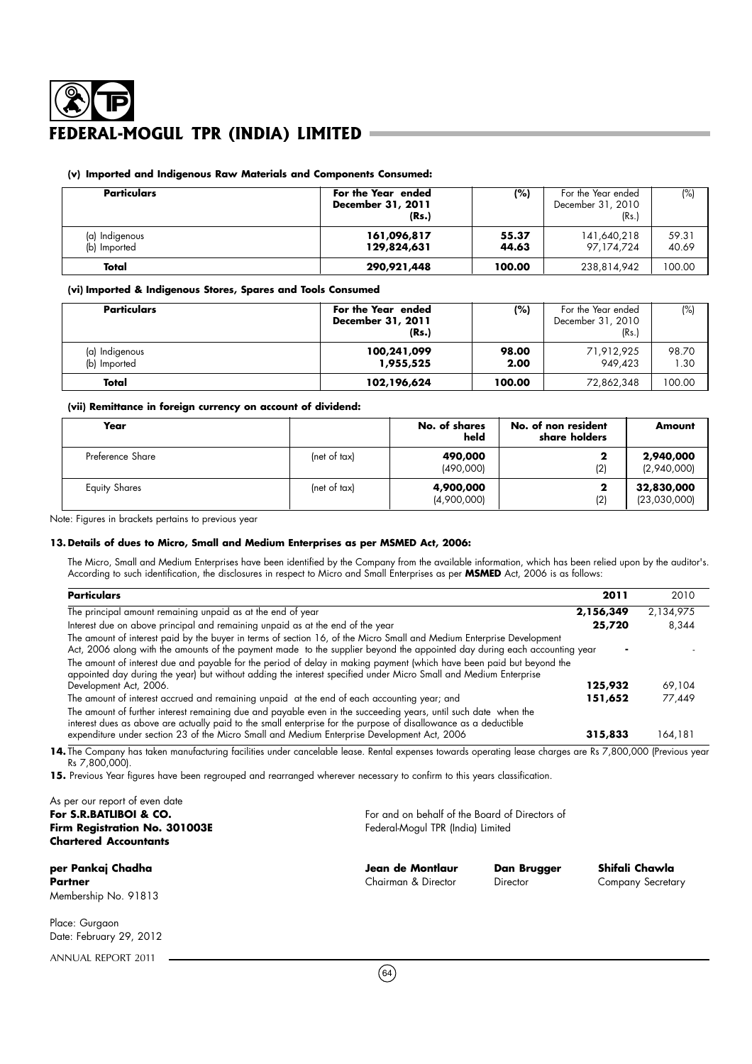#### (v) Imported and Indigenous Raw Materials and Components Consumed:

| Particulars | For the Year ended December 31, 2011 (Rs.) | (%) | For the Year ended December 31, 2010 (Rs.) | (%) |
|---|---|---|---|---|
| (a) Indigenous | **161,096,817** | **55.37** | 141,640,218 | 59.31 |
| (b) Imported | **129,824,631** | **44.63** | 97,174,724 | 40.69 |
| **Total** | **290,921,448** | **100.00** | 238,814,942 | 100.00 |

#### (vi) Imported & Indigenous Stores, Spares and Tools Consumed

| Particulars | For the Year ended December 31, 2011 (Rs.) | (%) | For the Year ended December 31, 2010 (Rs.) | (%) |
|---|---|---|---|---|
| (a) Indigenous | **100,241,099** | **98.00** | 71,912,925 | 98.70 |
| (b) Imported | **1,955,525** | **2.00** | 949,423 | 1.30 |
| **Total** | **102,196,624** | **100.00** | 72,862,348 | 100.00 |

#### (vii) Remittance in foreign currency on account of dividend:

| Year | | No. of shares held | No. of non resident share holders | Amount |
|---|---|---|---|---|
| Preference Share | (net of tax) | **490,000** (490,000) | **2** (2) | **2,940,000** (2,940,000) |
| Equity Shares | (net of tax) | **4,900,000** (4,900,000) | **2** (2) | **32,830,000** (23,030,000) |

Note: Figures in brackets pertains to previous year

**13. Details of dues to Micro, Small and Medium Enterprises as per MSMED Act, 2006:**

The Micro, Small and Medium Enterprises have been identified by the Company from the available information, which has been relied upon by the auditor's. According to such identification, the disclosures in respect to Micro and Small Enterprises as per **MSMED** Act, 2006 is as follows:

| Particulars | 2011 | 2010 |
|---|---|---|
| The principal amount remaining unpaid as at the end of year | **2,156,349** | 2,134,975 |
| Interest due on above principal and remaining unpaid as at the end of the year | **25,720** | 8,344 |
| The amount of interest paid by the buyer in terms of section 16, of the Micro Small and Medium Enterprise Development Act, 2006 along with the amounts of the payment made to the supplier beyond the appointed day during each accounting year | **-** | - |
| The amount of interest due and payable for the period of delay in making payment (which have been paid but beyond the appointed day during the year) but without adding the interest specified under Micro Small and Medium Enterprise Development Act, 2006. | **125,932** | 69,104 |
| The amount of interest accrued and remaining unpaid at the end of each accounting year; and | **151,652** | 77,449 |
| The amount of further interest remaining due and payable even in the succeeding years, until such date when the interest dues as above are actually paid to the small enterprise for the purpose of disallowance as a deductible expenditure under section 23 of the Micro Small and Medium Enterprise Development Act, 2006 | **315,833** | 164,181 |

**14.** The Company has taken manufacturing facilities under cancelable lease. Rental expenses towards operating lease charges are Rs 7,800,000 (Previous year Rs 7,800,000).

**15.** Previous Year figures have been regrouped and rearranged wherever necessary to confirm to this years classification.

As per our report of even date
**For S.R.BATLIBOI & CO.**
**Firm Registration No. 301003E**
**Chartered Accountants**

**per Pankaj Chadha**
**Partner**
Membership No. 91813

Place: Gurgaon
Date: February 29, 2012

For and on behalf of the Board of Directors of
Federal-Mogul TPR (India) Limited

**Jean de Montlaur**
Chairman & Director

**Dan Brugger**
Director

**Shifali Chawla**
Company Secretary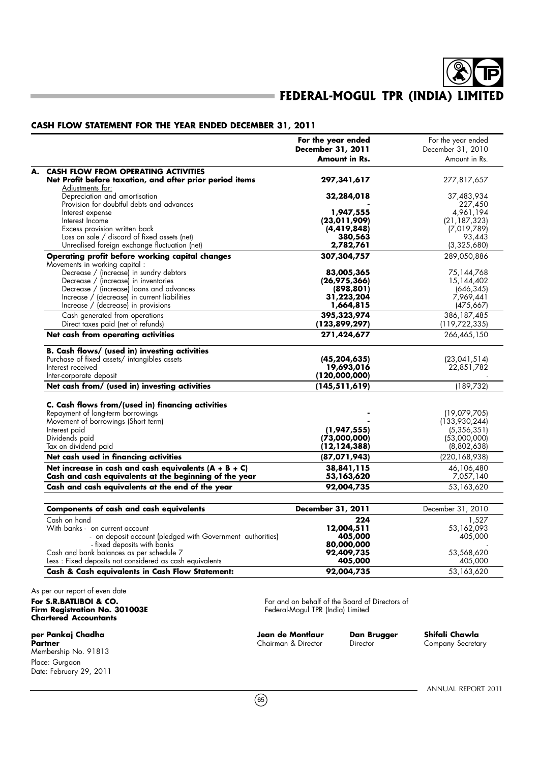# CASH FLOW STATEMENT FOR THE YEAR ENDED DECEMBER 31, 2011

| | **For the year ended December 31, 2011 Amount in Rs.** | For the year ended December 31, 2010 Amount in Rs. |
|---|---|---|
| **A. CASH FLOW FROM OPERATING ACTIVITIES** | | |
| **Net Profit before taxation, and after prior period items** | **297,341,617** | 277,817,657 |
| Adjustments for: | | |
| Depreciation and amortisation | **32,284,018** | 37,483,934 |
| Provision for doubtful debts and advances | **-** | 227,450 |
| Interest expense | **1,947,555** | 4,961,194 |
| Interest Income | **(23,011,909)** | (21,187,323) |
| Excess provision written back | **(4,419,848)** | (7,019,789) |
| Loss on sale / discard of fixed assets (net) | **380,563** | 93,443 |
| Unrealised foreign exchange fluctuation (net) | **2,782,761** | (3,325,680) |
| **Operating profit before working capital changes** | **307,304,757** | 289,050,886 |
| Movements in working capital : | | |
| Decrease / (increase) in sundry debtors | **83,005,365** | 75,144,768 |
| Decrease / (increase) in inventories | **(26,975,366)** | 15,144,402 |
| Decrease / (increase) loans and advances | **(898,801)** | (646,345) |
| Increase / (decrease) in current liabilities | **31,223,204** | 7,969,441 |
| Increase / (decrease) in provisions | **1,664,815** | (475,667) |
| Cash generated from operations | **395,323,974** | 386,187,485 |
| Direct taxes paid (net of refunds) | **(123,899,297)** | (119,722,335) |
| **Net cash from operating activities** | **271,424,677** | 266,465,150 |
| **B. Cash flows/ (used in) investing activities** | | |
| Purchase of fixed assets/ intangibles assets | **(45,204,635)** | (23,041,514) |
| Interest received | **19,693,016** | 22,851,782 |
| Inter-corporate deposit | **(120,000,000)** | - |
| **Net cash from/ (used in) investing activities** | **(145,511,619)** | (189,732) |
| **C. Cash flows from/(used in) financing activities** | | |
| Repayment of long-term borrowings | **-** | (19,079,705) |
| Movement of borrowings (Short term) | **-** | (133,930,244) |
| Interest paid | **(1,947,555)** | (5,356,351) |
| Dividends paid | **(73,000,000)** | (53,000,000) |
| Tax on dividend paid | **(12,124,388)** | (8,802,638) |
| **Net cash used in financing activities** | **(87,071,943)** | (220,168,938) |
| **Net increase in cash and cash equivalents (A + B + C)** | **38,841,115** | 46,106,480 |
| **Cash and cash equivalents at the beginning of the year** | **53,163,620** | 7,057,140 |
| **Cash and cash equivalents at the end of the year** | **92,004,735** | 53,163,620 |

| **Components of cash and cash equivalents** | **December 31, 2011** | December 31, 2010 |
|---|---|---|
| Cash on hand | **224** | 1,527 |
| With banks - on current account | **12,004,511** | 53,162,093 |
| - on deposit account (pledged with Government authorities) | **405,000** | 405,000 |
| - fixed deposits with banks | **80,000,000** | - |
| Cash and bank balances as per schedule 7 | **92,409,735** | 53,568,620 |
| Less : Fixed deposits not considered as cash equivalents | **405,000** | 405,000 |
| **Cash & Cash equivalents in Cash Flow Statement:** | **92,004,735** | 53,163,620 |

As per our report of even date

**For S.R.BATLIBOI & CO.**
**Firm Registration No. 301003E**
**Chartered Accountants**

**per Pankaj Chadha**
**Partner**
Membership No. 91813
Place: Gurgaon
Date: February 29, 2011

For and on behalf of the Board of Directors of
Federal-Mogul TPR (India) Limited

| **Jean de Montlaur** | **Dan Brugger** | **Shifali Chawla** |
|---|---|---|
| Chairman & Director | Director | Company Secretary |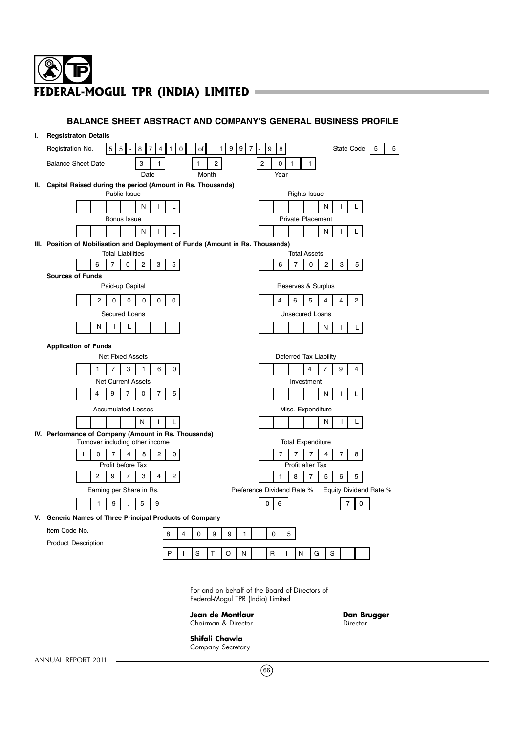# FEDERAL-MOGUL TPR (INDIA) LIMITED

## BALANCE SHEET ABSTRACT AND COMPANY'S GENERAL BUSINESS PROFILE

**I. Regsistraton Details**

| | | | |
|---|---|---|---|
| Registration No. | 55-87410 of 1997-98 | State Code | 55 |
| Balance Sheet Date | 31 (Date) 12 (Month) 2011 (Year) | | |

**II. Capital Raised during the period (Amount in Rs. Thousands)**

| Public Issue | Rights Issue |
|---|---|
| NIL | NIL |
| **Bonus Issue** | **Private Placement** |
| NIL | NIL |

**III. Position of Mobilisation and Deployment of Funds (Amount in Rs. Thousands)**

| Total Liabilities | Total Assets |
|---|---|
| 670235 | 670235 |

**Sources of Funds**

| Paid-up Capital | Reserves & Surplus |
|---|---|
| 200000 | 465442 |
| **Secured Loans** | **Unsecured Loans** |
| NIL | NIL |

**Application of Funds**

| Net Fixed Assets | Deferred Tax Liability |
|---|---|
| 173160 | 4794 |
| **Net Current Assets** | **Investment** |
| 497075 | NIL |
| **Accumulated Losses** | **Misc. Expenditure** |
| NIL | NIL |

**IV. Performance of Company (Amount in Rs. Thousands)**

| Turnover including other income | Total Expenditure |
|---|---|
| 1074820 | 777478 |
| **Profit before Tax** | **Profit after Tax** |
| 297342 | 187565 |

| Earning per Share in Rs. | Preference Dividend Rate % | Equity Dividend Rate % |
|---|---|---|
| 19.59 | 06 | 70 |

**V. Generic Names of Three Principal Products of Company**

| | |
|---|---|
| Item Code No. | 840991.05 |
| Product Description | PISTON RINGS |

For and on behalf of the Board of Directors of
Federal-Mogul TPR (India) Limited

**Jean de Montlaur**
Chairman & Director

**Dan Brugger**
Director

**Shifali Chawla**
Company Secretary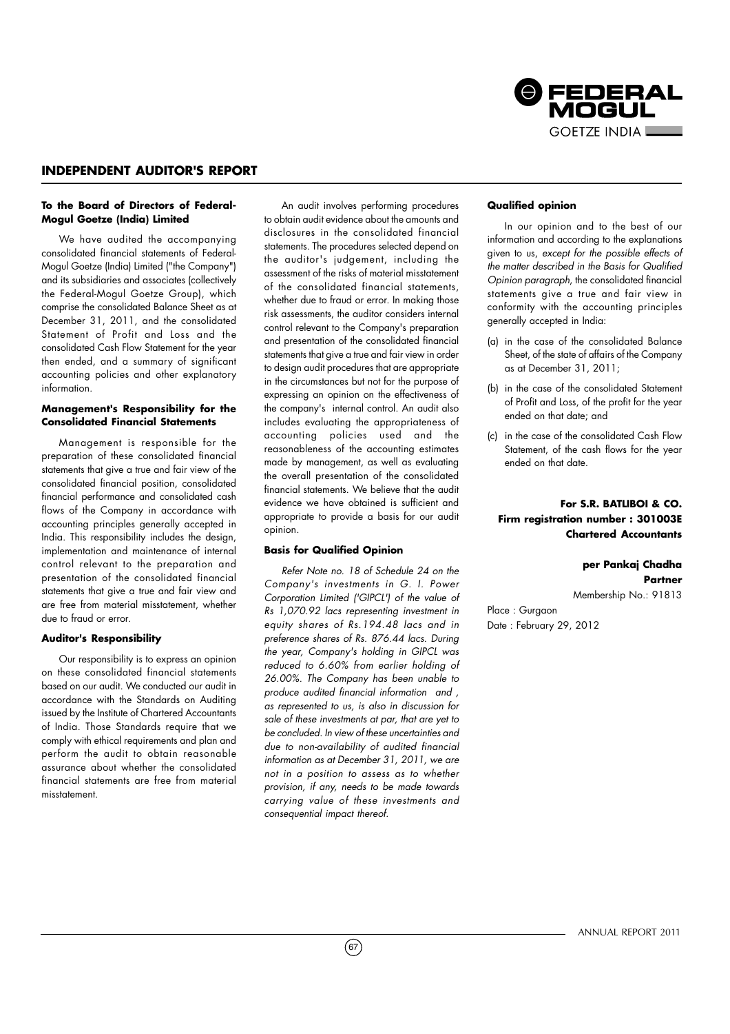# INDEPENDENT AUDITOR'S REPORT

**To the Board of Directors of Federal-Mogul Goetze (India) Limited**

We have audited the accompanying consolidated financial statements of Federal-Mogul Goetze (India) Limited ("the Company") and its subsidiaries and associates (collectively the Federal-Mogul Goetze Group), which comprise the consolidated Balance Sheet as at December 31, 2011, and the consolidated Statement of Profit and Loss and the consolidated Cash Flow Statement for the year then ended, and a summary of significant accounting policies and other explanatory information.

### Management's Responsibility for the Consolidated Financial Statements

Management is responsible for the preparation of these consolidated financial statements that give a true and fair view of the consolidated financial position, consolidated financial performance and consolidated cash flows of the Company in accordance with accounting principles generally accepted in India. This responsibility includes the design, implementation and maintenance of internal control relevant to the preparation and presentation of the consolidated financial statements that give a true and fair view and are free from material misstatement, whether due to fraud or error.

### Auditor's Responsibility

Our responsibility is to express an opinion on these consolidated financial statements based on our audit. We conducted our audit in accordance with the Standards on Auditing issued by the Institute of Chartered Accountants of India. Those Standards require that we comply with ethical requirements and plan and perform the audit to obtain reasonable assurance about whether the consolidated financial statements are free from material misstatement.

An audit involves performing procedures to obtain audit evidence about the amounts and disclosures in the consolidated financial statements. The procedures selected depend on the auditor's judgement, including the assessment of the risks of material misstatement of the consolidated financial statements, whether due to fraud or error. In making those risk assessments, the auditor considers internal control relevant to the Company's preparation and presentation of the consolidated financial statements that give a true and fair view in order to design audit procedures that are appropriate in the circumstances but not for the purpose of expressing an opinion on the effectiveness of the company's internal control. An audit also includes evaluating the appropriateness of accounting policies used and the reasonableness of the accounting estimates made by management, as well as evaluating the overall presentation of the consolidated financial statements. We believe that the audit evidence we have obtained is sufficient and appropriate to provide a basis for our audit opinion.

### Basis for Qualified Opinion

*Refer Note no. 18 of Schedule 24 on the Company's investments in G. I. Power Corporation Limited ('GIPCL') of the value of Rs 1,070.92 lacs representing investment in equity shares of Rs.194.48 lacs and in preference shares of Rs. 876.44 lacs. During the year, Company's holding in GIPCL was reduced to 6.60% from earlier holding of 26.00%. The Company has been unable to produce audited financial information and , as represented to us, is also in discussion for sale of these investments at par, that are yet to be concluded. In view of these uncertainties and due to non-availability of audited financial information as at December 31, 2011, we are not in a position to assess as to whether provision, if any, needs to be made towards carrying value of these investments and consequential impact thereof.*

### Qualified opinion

In our opinion and to the best of our information and according to the explanations given to us, *except for the possible effects of the matter described in the Basis for Qualified Opinion paragraph*, the consolidated financial statements give a true and fair view in conformity with the accounting principles generally accepted in India:

(a) in the case of the consolidated Balance Sheet, of the state of affairs of the Company as at December 31, 2011;

(b) in the case of the consolidated Statement of Profit and Loss, of the profit for the year ended on that date; and

(c) in the case of the consolidated Cash Flow Statement, of the cash flows for the year ended on that date.

**For S.R. BATLIBOI & CO.**
**Firm registration number : 301003E**
**Chartered Accountants**

**per Pankaj Chadha**
**Partner**
Membership No.: 91813

Place : Gurgaon
Date : February 29, 2012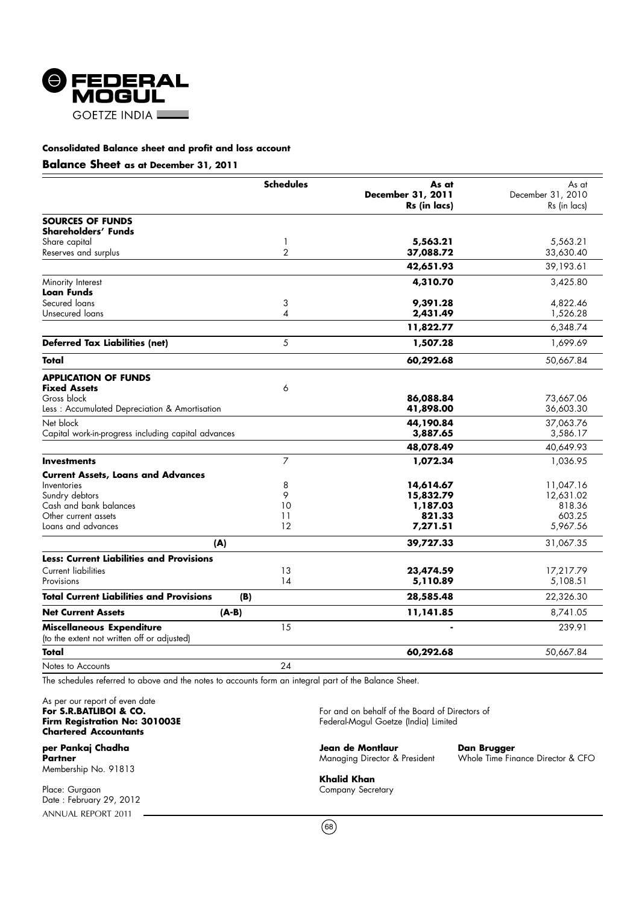# Consolidated Balance sheet and profit and loss account

## Balance Sheet as at December 31, 2011

| | Schedules | As at December 31, 2011 Rs (in lacs) | As at December 31, 2010 Rs (in lacs) |
|---|---|---|---|
| **SOURCES OF FUNDS** | | | |
| **Shareholders' Funds** | | | |
| Share capital | 1 | **5,563.21** | 5,563.21 |
| Reserves and surplus | 2 | **37,088.72** | 33,630.40 |
| | | **42,651.93** | 39,193.61 |
| Minority Interest | | **4,310.70** | 3,425.80 |
| **Loan Funds** | | | |
| Secured loans | 3 | **9,391.28** | 4,822.46 |
| Unsecured loans | 4 | **2,431.49** | 1,526.28 |
| | | **11,822.77** | 6,348.74 |
| **Deferred Tax Liabilities (net)** | 5 | **1,507.28** | 1,699.69 |
| **Total** | | **60,292.68** | 50,667.84 |
| **APPLICATION OF FUNDS** | | | |
| **Fixed Assets** | 6 | | |
| Gross block | | **86,088.84** | 73,667.06 |
| Less : Accumulated Depreciation & Amortisation | | **41,898.00** | 36,603.30 |
| Net block | | **44,190.84** | 37,063.76 |
| Capital work-in-progress including capital advances | | **3,887.65** | 3,586.17 |
| | | **48,078.49** | 40,649.93 |
| **Investments** | 7 | **1,072.34** | 1,036.95 |
| **Current Assets, Loans and Advances** | | | |
| Inventories | 8 | **14,614.67** | 11,047.16 |
| Sundry debtors | 9 | **15,832.79** | 12,631.02 |
| Cash and bank balances | 10 | **1,187.03** | 818.36 |
| Other current assets | 11 | **821.33** | 603.25 |
| Loans and advances | 12 | **7,271.51** | 5,967.56 |
| **(A)** | | **39,727.33** | 31,067.35 |
| **Less: Current Liabilities and Provisions** | | | |
| Current liabilities | 13 | **23,474.59** | 17,217.79 |
| Provisions | 14 | **5,110.89** | 5,108.51 |
| **Total Current Liabilities and Provisions (B)** | | **28,585.48** | 22,326.30 |
| **Net Current Assets (A-B)** | | **11,141.85** | 8,741.05 |
| **Miscellaneous Expenditure** (to the extent not written off or adjusted) | 15 | **-** | 239.91 |
| **Total** | | **60,292.68** | 50,667.84 |
| Notes to Accounts | 24 | | |

The schedules referred to above and the notes to accounts form an integral part of the Balance Sheet.

As per our report of even date
**For S.R.BATLIBOI & CO.**
**Firm Registration No: 301003E**
**Chartered Accountants**

**per Pankaj Chadha**
**Partner**
Membership No. 91813

Place: Gurgaon
Date : February 29, 2012

For and on behalf of the Board of Directors of
Federal-Mogul Goetze (India) Limited

**Jean de Montlaur**
Managing Director & President

**Dan Brugger**
Whole Time Finance Director & CFO

**Khalid Khan**
Company Secretary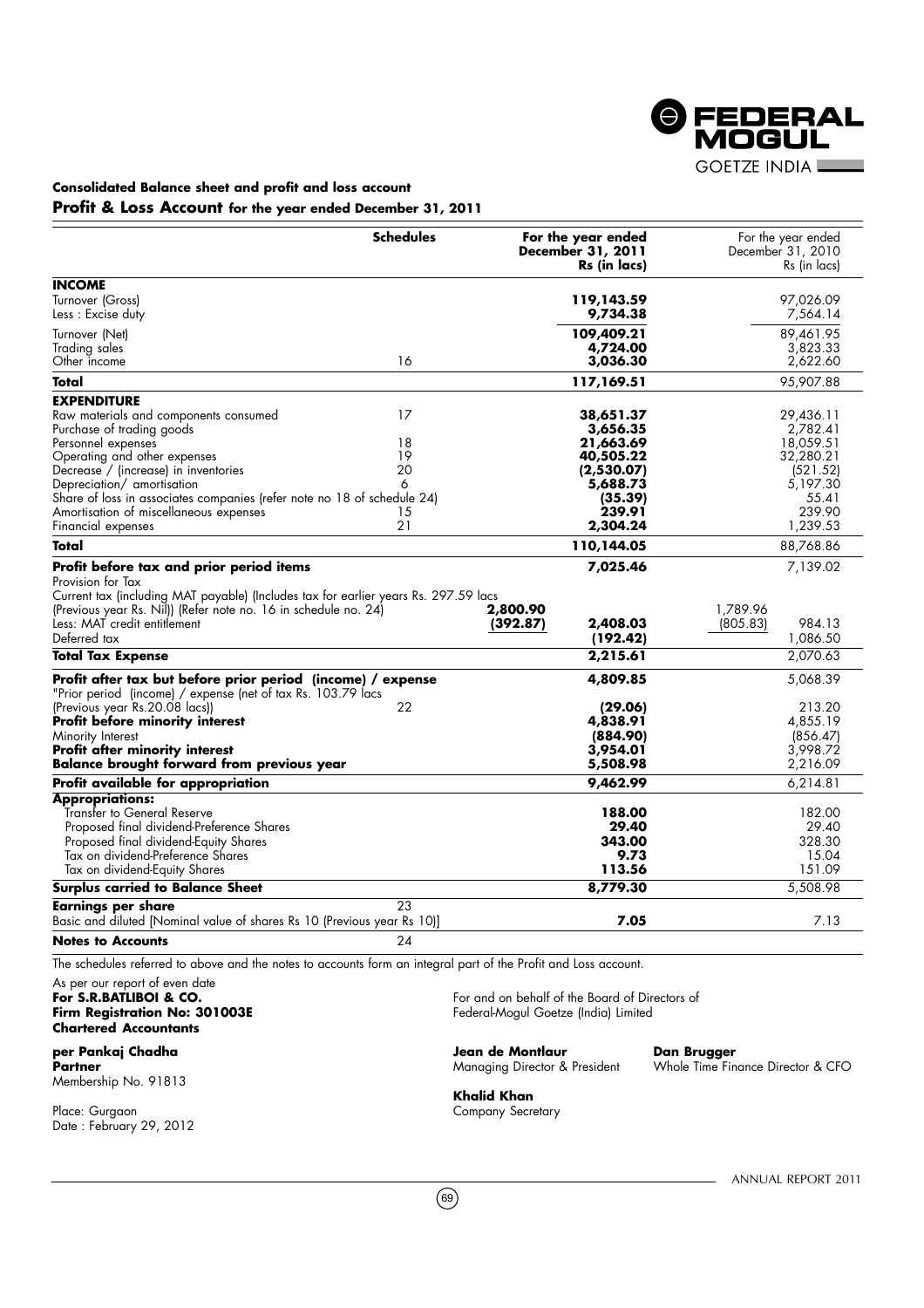## Consolidated Balance sheet and profit and loss account

### Profit & Loss Account for the year ended December 31, 2011

| | Schedules | | For the year ended December 31, 2011 Rs (in lacs) | | For the year ended December 31, 2010 Rs (in lacs) |
|---|---|---|---|---|---|
| **INCOME** | | | | | |
| Turnover (Gross) | | | **119,143.59** | | 97,026.09 |
| Less : Excise duty | | | **9,734.38** | | 7,564.14 |
| Turnover (Net) | | | **109,409.21** | | 89,461.95 |
| Trading sales | | | **4,724.00** | | 3,823.33 |
| Other income | 16 | | **3,036.30** | | 2,622.60 |
| **Total** | | | **117,169.51** | | 95,907.88 |
| **EXPENDITURE** | | | | | |
| Raw materials and components consumed | 17 | | **38,651.37** | | 29,436.11 |
| Purchase of trading goods | | | **3,656.35** | | 2,782.41 |
| Personnel expenses | 18 | | **21,663.69** | | 18,059.51 |
| Operating and other expenses | 19 | | **40,505.22** | | 32,280.21 |
| Decrease / (increase) in inventories | 20 | | **(2,530.07)** | | (521.52) |
| Depreciation/ amortisation | 6 | | **5,688.73** | | 5,197.30 |
| Share of loss in associates companies (refer note no 18 of schedule 24) | | | **(35.39)** | | 55.41 |
| Amortisation of miscellaneous expenses | 15 | | **239.91** | | 239.90 |
| Financial expenses | 21 | | **2,304.24** | | 1,239.53 |
| **Total** | | | **110,144.05** | | 88,768.86 |
| **Profit before tax and prior period items** | | | **7,025.46** | | 7,139.02 |
| Provision for Tax | | | | | |
| Current tax (including MAT payable) (Includes tax for earlier years Rs. 297.59 lacs (Previous year Rs. Nil)) (Refer note no. 16 in schedule no. 24) | | **2,800.90** | | 1,789.96 | |
| Less: MAT credit entitlement | | **(392.87)** | **2,408.03** | (805.83) | 984.13 |
| Deferred tax | | | **(192.42)** | | 1,086.50 |
| **Total Tax Expense** | | | **2,215.61** | | 2,070.63 |
| **Profit after tax but before prior period (income) / expense** | | | **4,809.85** | | 5,068.39 |
| "Prior period (income) / expense (net of tax Rs. 103.79 lacs (Previous year Rs.20.08 lacs)) | 22 | | **(29.06)** | | 213.20 |
| **Profit before minority interest** | | | **4,838.91** | | 4,855.19 |
| Minority Interest | | | **(884.90)** | | (856.47) |
| **Profit after minority interest** | | | **3,954.01** | | 3,998.72 |
| **Balance brought forward from previous year** | | | **5,508.98** | | 2,216.09 |
| **Profit available for appropriation** | | | **9,462.99** | | 6,214.81 |
| **Appropriations:** | | | | | |
| Transfer to General Reserve | | | **188.00** | | 182.00 |
| Proposed final dividend-Preference Shares | | | **29.40** | | 29.40 |
| Proposed final dividend-Equity Shares | | | **343.00** | | 328.30 |
| Tax on dividend-Preference Shares | | | **9.73** | | 15.04 |
| Tax on dividend-Equity Shares | | | **113.56** | | 151.09 |
| **Surplus carried to Balance Sheet** | | | **8,779.30** | | 5,508.98 |
| **Earnings per share** | 23 | | | | |
| Basic and diluted [Nominal value of shares Rs 10 (Previous year Rs 10)] | | | **7.05** | | 7.13 |
| **Notes to Accounts** | 24 | | | | |

The schedules referred to above and the notes to accounts form an integral part of the Profit and Loss account.

As per our report of even date
**For S.R.BATLIBOI & CO.**
**Firm Registration No: 301003E**
**Chartered Accountants**

**per Pankaj Chadha**
**Partner**
Membership No. 91813

Place: Gurgaon
Date : February 29, 2012

For and on behalf of the Board of Directors of
Federal-Mogul Goetze (India) Limited

**Jean de Montlaur**
Managing Director & President

**Dan Brugger**
Whole Time Finance Director & CFO

**Khalid Khan**
Company Secretary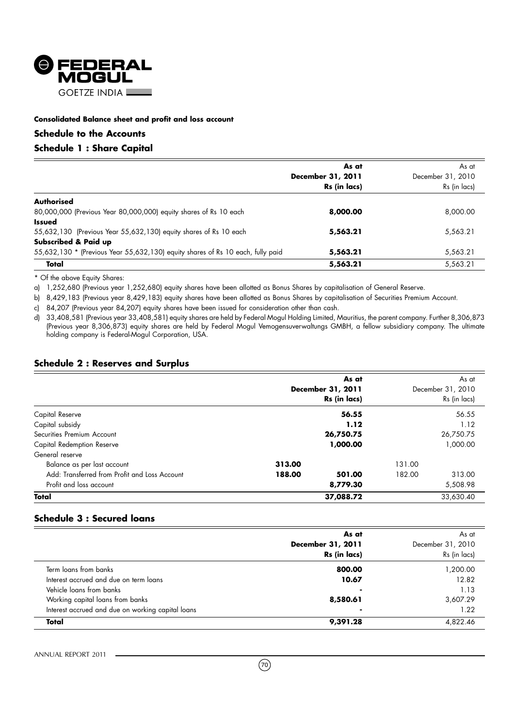**Consolidated Balance sheet and profit and loss account**

## Schedule to the Accounts

## Schedule 1 : Share Capital

| | As at December 31, 2011 Rs (in lacs) | As at December 31, 2010 Rs (in lacs) |
|---|---|---|
| **Authorised** | | |
| 80,000,000 (Previous Year 80,000,000) equity shares of Rs 10 each | **8,000.00** | 8,000.00 |
| **Issued** | | |
| 55,632,130 (Previous Year 55,632,130) equity shares of Rs 10 each | **5,563.21** | 5,563.21 |
| **Subscribed & Paid up** | | |
| 55,632,130 * (Previous Year 55,632,130) equity shares of Rs 10 each, fully paid | **5,563.21** | 5,563.21 |
| **Total** | **5,563.21** | 5,563.21 |

* Of the above Equity Shares:

a) 1,252,680 (Previous year 1,252,680) equity shares have been allotted as Bonus Shares by capitalisation of General Reserve.

b) 8,429,183 (Previous year 8,429,183) equity shares have been allotted as Bonus Shares by capitalisation of Securities Premium Account.

c) 84,207 (Previous year 84,207) equity shares have been issued for consideration other than cash.

d) 33,408,581 (Previous year 33,408,581) equity shares are held by Federal Mogul Holding Limited, Mauritius, the parent company. Further 8,306,873 (Previous year 8,306,873) equity shares are held by Federal Mogul Vemogensuverwaltungs GMBH, a fellow subsidiary company. The ultimate holding company is Federal-Mogul Corporation, USA.

## Schedule 2 : Reserves and Surplus

| | As at December 31, 2011 Rs (in lacs) | | As at December 31, 2010 Rs (in lacs) | |
|---|---|---|---|---|
| Capital Reserve | | **56.55** | | 56.55 |
| Capital subsidy | | **1.12** | | 1.12 |
| Securities Premium Account | | **26,750.75** | | 26,750.75 |
| Capital Redemption Reserve | | **1,000.00** | | 1,000.00 |
| General reserve | | | | |
| Balance as per last account | **313.00** | | 131.00 | |
| Add: Transferred from Profit and Loss Account | **188.00** | **501.00** | 182.00 | 313.00 |
| Profit and loss account | | **8,779.30** | | 5,508.98 |
| **Total** | | **37,088.72** | | 33,630.40 |

## Schedule 3 : Secured loans

| | As at December 31, 2011 Rs (in lacs) | As at December 31, 2010 Rs (in lacs) |
|---|---|---|
| Term loans from banks | **800.00** | 1,200.00 |
| Interest accrued and due on term loans | **10.67** | 12.82 |
| Vehicle loans from banks | **-** | 1.13 |
| Working capital loans from banks | **8,580.61** | 3,607.29 |
| Interest accrued and due on working capital loans | **-** | 1.22 |
| **Total** | **9,391.28** | 4,822.46 |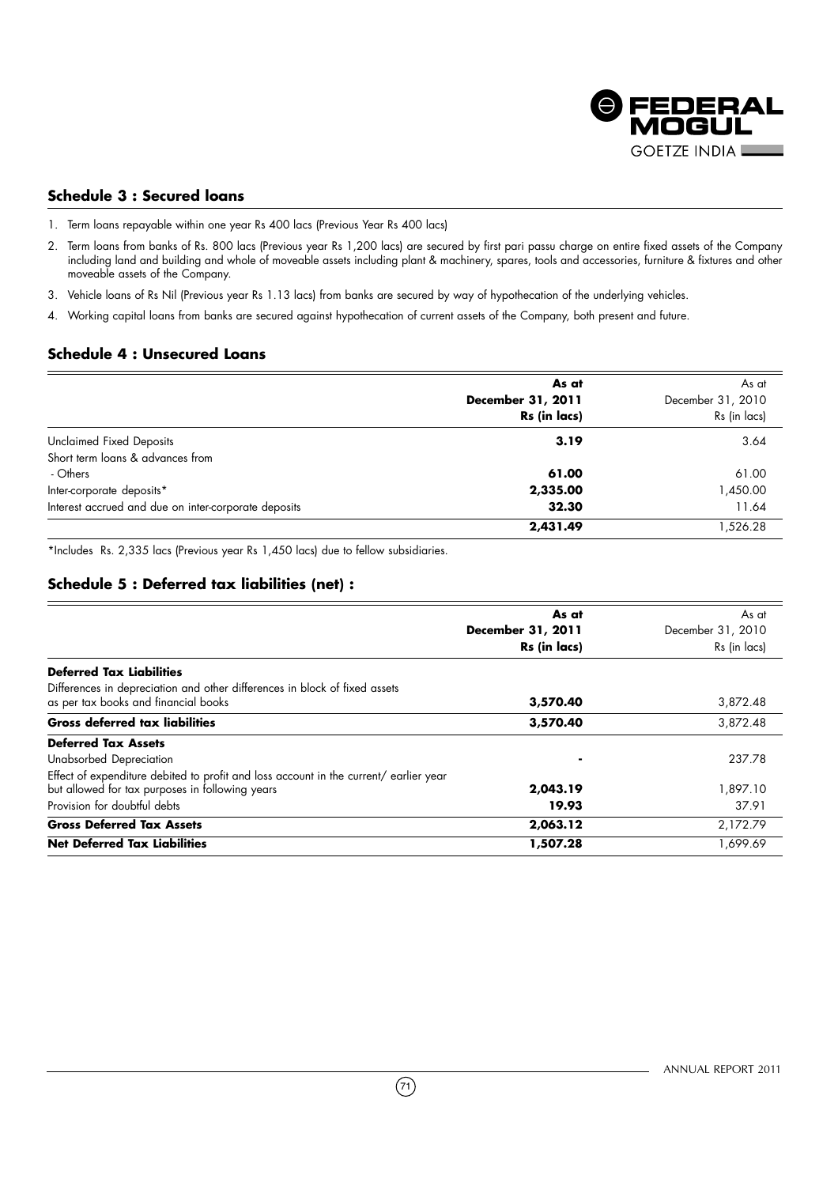## Schedule 3 : Secured loans

1. Term loans repayable within one year Rs 400 lacs (Previous Year Rs 400 lacs)
2. Term loans from banks of Rs. 800 lacs (Previous year Rs 1,200 lacs) are secured by first pari passu charge on entire fixed assets of the Company including land and building and whole of moveable assets including plant & machinery, spares, tools and accessories, furniture & fixtures and other moveable assets of the Company.
3. Vehicle loans of Rs Nil (Previous year Rs 1.13 lacs) from banks are secured by way of hypothecation of the underlying vehicles.
4. Working capital loans from banks are secured against hypothecation of current assets of the Company, both present and future.

## Schedule 4 : Unsecured Loans

| | **As at December 31, 2011 Rs (in lacs)** | As at December 31, 2010 Rs (in lacs) |
|---|---|---|
| Unclaimed Fixed Deposits | **3.19** | 3.64 |
| Short term loans & advances from | | |
| - Others | **61.00** | 61.00 |
| Inter-corporate deposits* | **2,335.00** | 1,450.00 |
| Interest accrued and due on inter-corporate deposits | **32.30** | 11.64 |
| | **2,431.49** | 1,526.28 |

*Includes Rs. 2,335 lacs (Previous year Rs 1,450 lacs) due to fellow subsidiaries.

## Schedule 5 : Deferred tax liabilities (net) :

| | **As at December 31, 2011 Rs (in lacs)** | As at December 31, 2010 Rs (in lacs) |
|---|---|---|
| **Deferred Tax Liabilities** | | |
| Differences in depreciation and other differences in block of fixed assets as per tax books and financial books | **3,570.40** | 3,872.48 |
| **Gross deferred tax liabilities** | **3,570.40** | 3,872.48 |
| **Deferred Tax Assets** | | |
| Unabsorbed Depreciation | **-** | 237.78 |
| Effect of expenditure debited to profit and loss account in the current/ earlier year but allowed for tax purposes in following years | **2,043.19** | 1,897.10 |
| Provision for doubtful debts | **19.93** | 37.91 |
| **Gross Deferred Tax Assets** | **2,063.12** | 2,172.79 |
| **Net Deferred Tax Liabilities** | **1,507.28** | 1,699.69 |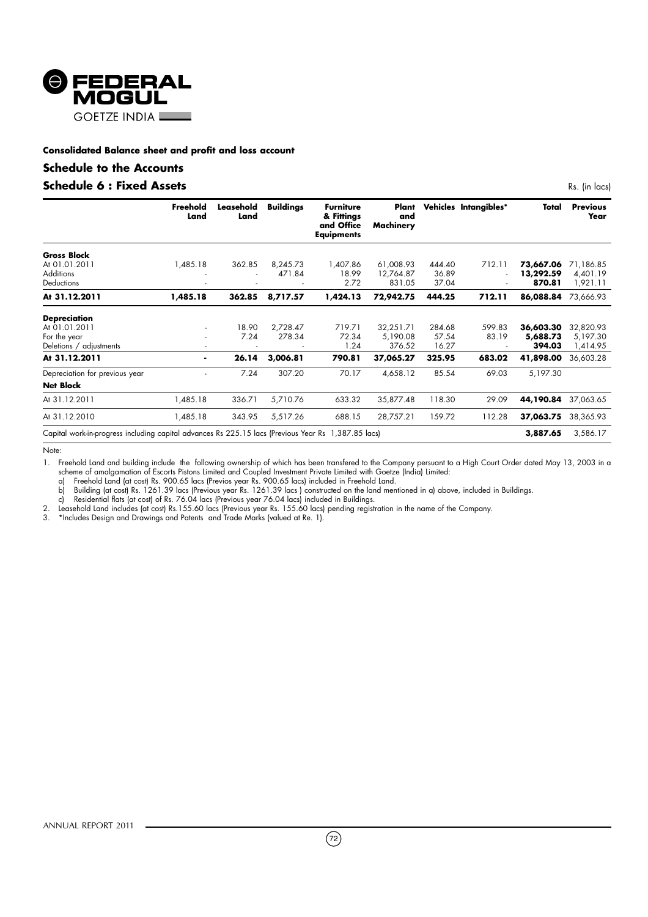**Consolidated Balance sheet and profit and loss account**

## Schedule to the Accounts

### Schedule 6 : Fixed Assets

Rs. (in lacs)

| | Freehold Land | Leasehold Land | Buildings | Furniture & Fittings and Office Equipments | Plant and Machinery | Vehicles | Intangibles* | Total | Previous Year |
|---|---|---|---|---|---|---|---|---|---|
| **Gross Block** | | | | | | | | | |
| At 01.01.2011 | 1,485.18 | 362.85 | 8,245.73 | 1,407.86 | 61,008.93 | 444.40 | 712.11 | **73,667.06** | 71,186.85 |
| Additions | - | - | 471.84 | 18.99 | 12,764.87 | 36.89 | - | **13,292.59** | 4,401.19 |
| Deductions | - | - | - | 2.72 | 831.05 | 37.04 | - | **870.81** | 1,921.11 |
| **At 31.12.2011** | **1,485.18** | **362.85** | **8,717.57** | **1,424.13** | **72,942.75** | **444.25** | **712.11** | **86,088.84** | 73,666.93 |
| **Depreciation** | | | | | | | | | |
| At 01.01.2011 | - | 18.90 | 2,728.47 | 719.71 | 32,251.71 | 284.68 | 599.83 | **36,603.30** | 32,820.93 |
| For the year | - | 7.24 | 278.34 | 72.34 | 5,190.08 | 57.54 | 83.19 | **5,688.73** | 5,197.30 |
| Deletions / adjustments | - | - | - | 1.24 | 376.52 | 16.27 | - | **394.03** | 1,414.95 |
| **At 31.12.2011** | **-** | **26.14** | **3,006.81** | **790.81** | **37,065.27** | **325.95** | **683.02** | **41,898.00** | 36,603.28 |
| Depreciation for previous year | - | 7.24 | 307.20 | 70.17 | 4,658.12 | 85.54 | 69.03 | 5,197.30 | |
| **Net Block** | | | | | | | | | |
| At 31.12.2011 | 1,485.18 | 336.71 | 5,710.76 | 633.32 | 35,877.48 | 118.30 | 29.09 | **44,190.84** | 37,063.65 |
| At 31.12.2010 | 1,485.18 | 343.95 | 5,517.26 | 688.15 | 28,757.21 | 159.72 | 112.28 | **37,063.75** | 38,365.93 |
| Capital work-in-progress including capital advances Rs 225.15 lacs (Previous Year Rs 1,387.85 lacs) | | | | | | | | **3,887.65** | 3,586.17 |

Note:

1. Freehold Land and building include the following ownership of which has been transfered to the Company persuant to a High Court Order dated May 13, 2003 in a scheme of amalgamation of Escorts Pistons Limited and Coupled Investment Private Limited with Goetze (India) Limited:
   a) Freehold Land (at cost) Rs. 900.65 lacs (Previos year Rs. 900.65 lacs) included in Freehold Land.
   b) Building (at cost) Rs. 1261.39 lacs (Previous year Rs. 1261.39 lacs ) constructed on the land mentioned in a) above, included in Buildings.
   c) Residential flats (at cost) of Rs. 76.04 lacs (Previous year 76.04 lacs) included in Buildings.
2. Leasehold Land includes (at cost) Rs.155.60 lacs (Previous year Rs. 155.60 lacs) pending registration in the name of the Company.
3. *Includes Design and Drawings and Patents and Trade Marks (valued at Re. 1).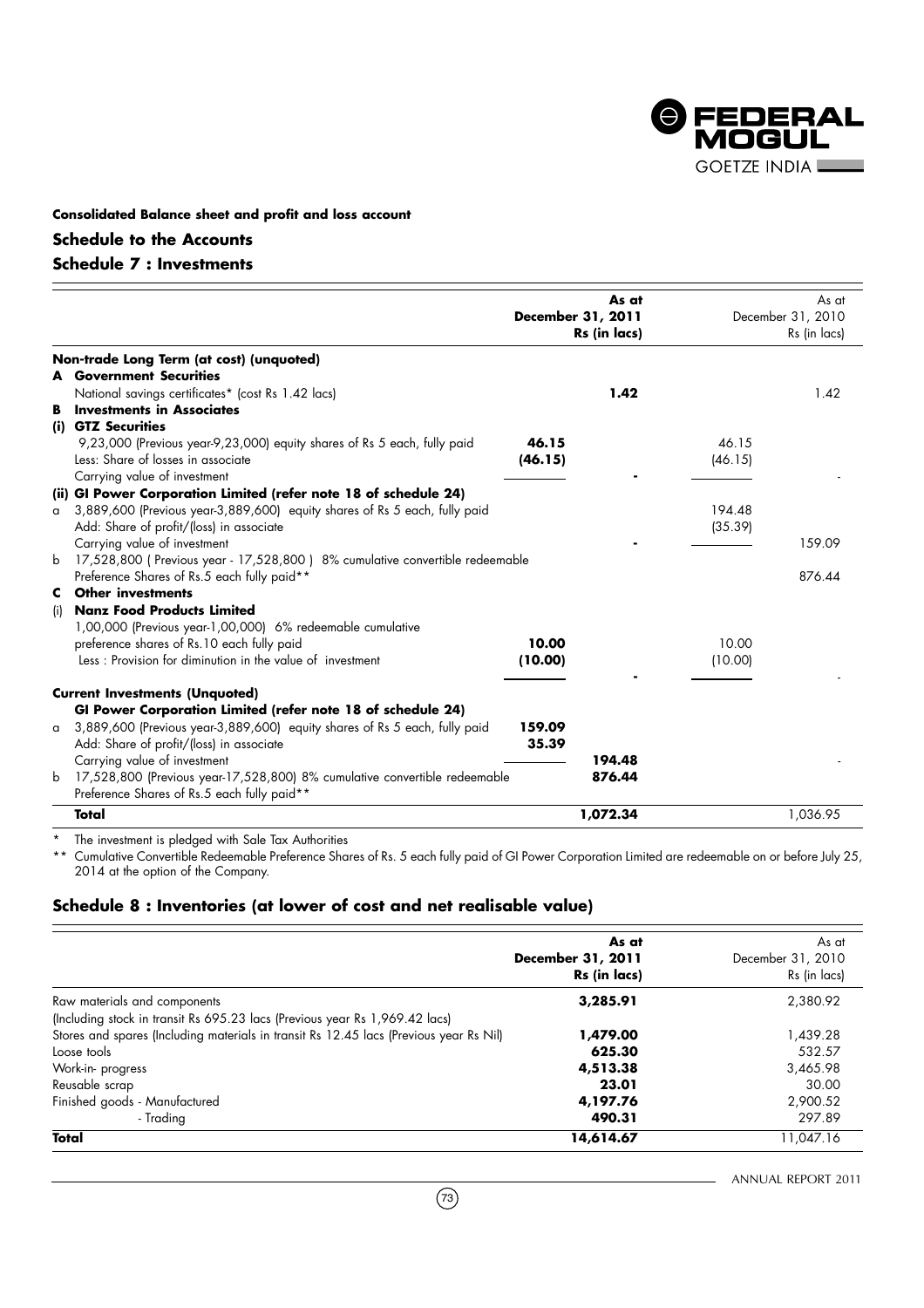**Consolidated Balance sheet and profit and loss account**

## Schedule to the Accounts

## Schedule 7 : Investments

| | | As at December 31, 2011 Rs (in lacs) | | As at December 31, 2010 Rs (in lacs) |
|---|---|---|---|---|
| **Non-trade Long Term (at cost) (unquoted)** | | | | |
| **A Government Securities** | | | | |
| National savings certificates* (cost Rs 1.42 lacs) | | **1.42** | | 1.42 |
| **B Investments in Associates** | | | | |
| **(i) GTZ Securities** | | | | |
| 9,23,000 (Previous year-9,23,000) equity shares of Rs 5 each, fully paid | **46.15** | | 46.15 | |
| Less: Share of losses in associate | **(46.15)** | | (46.15) | |
| Carrying value of investment | | **-** | | - |
| **(ii) GI Power Corporation Limited (refer note 18 of schedule 24)** | | | | |
| a 3,889,600 (Previous year-3,889,600) equity shares of Rs 5 each, fully paid | | | 194.48 | |
| Add: Share of profit/(loss) in associate | | | (35.39) | |
| Carrying value of investment | | **-** | | 159.09 |
| b 17,528,800 ( Previous year - 17,528,800 ) 8% cumulative convertible redeemable Preference Shares of Rs.5 each fully paid** | | | | 876.44 |
| **C Other investments** | | | | |
| **(i) Nanz Food Products Limited** | | | | |
| 1,00,000 (Previous year-1,00,000) 6% redeemable cumulative preference shares of Rs.10 each fully paid | **10.00** | | 10.00 | |
| Less : Provision for diminution in the value of investment | **(10.00)** | | (10.00) | |
| | | **-** | | - |
| **Current Investments (Unquoted)** | | | | |
| **GI Power Corporation Limited (refer note 18 of schedule 24)** | | | | |
| a 3,889,600 (Previous year-3,889,600) equity shares of Rs 5 each, fully paid | **159.09** | | | |
| Add: Share of profit/(loss) in associate | **35.39** | | | |
| Carrying value of investment | | **194.48** | | - |
| b 17,528,800 (Previous year-17,528,800) 8% cumulative convertible redeemable Preference Shares of Rs.5 each fully paid** | | **876.44** | | |
| **Total** | | **1,072.34** | | 1,036.95 |

\* The investment is pledged with Sale Tax Authorities

\*\* Cumulative Convertible Redeemable Preference Shares of Rs. 5 each fully paid of GI Power Corporation Limited are redeemable on or before July 25, 2014 at the option of the Company.

## Schedule 8 : Inventories (at lower of cost and net realisable value)

| | As at December 31, 2011 Rs (in lacs) | As at December 31, 2010 Rs (in lacs) |
|---|---|---|
| Raw materials and components (Including stock in transit Rs 695.23 lacs (Previous year Rs 1,969.42 lacs) | **3,285.91** | 2,380.92 |
| Stores and spares (Including materials in transit Rs 12.45 lacs (Previous year Rs Nil) | **1,479.00** | 1,439.28 |
| Loose tools | **625.30** | 532.57 |
| Work-in- progress | **4,513.38** | 3,465.98 |
| Reusable scrap | **23.01** | 30.00 |
| Finished goods - Manufactured | **4,197.76** | 2,900.52 |
| - Trading | **490.31** | 297.89 |
| **Total** | **14,614.67** | 11,047.16 |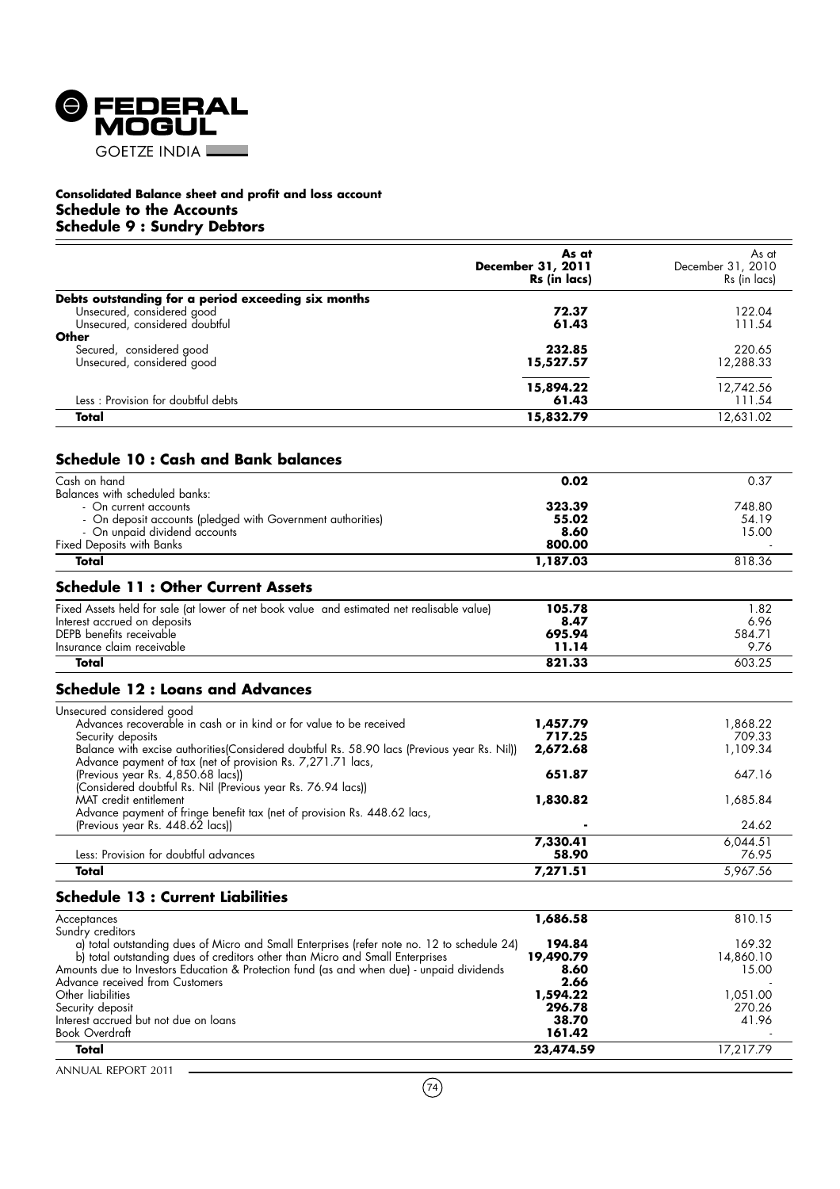**Consolidated Balance sheet and profit and loss account**

## Schedule to the Accounts

## Schedule 9 : Sundry Debtors

| | **As at December 31, 2011 Rs (in lacs)** | As at December 31, 2010 Rs (in lacs) |
|---|---|---|
| **Debts outstanding for a period exceeding six months** | | |
| Unsecured, considered good | **72.37** | 122.04 |
| Unsecured, considered doubtful | **61.43** | 111.54 |
| **Other** | | |
| Secured, considered good | **232.85** | 220.65 |
| Unsecured, considered good | **15,527.57** | 12,288.33 |
| | **15,894.22** | 12,742.56 |
| Less : Provision for doubtful debts | **61.43** | 111.54 |
| **Total** | **15,832.79** | 12,631.02 |

## Schedule 10 : Cash and Bank balances

| | | |
|---|---|---|
| Cash on hand | **0.02** | 0.37 |
| Balances with scheduled banks: | | |
| - On current accounts | **323.39** | 748.80 |
| - On deposit accounts (pledged with Government authorities) | **55.02** | 54.19 |
| - On unpaid dividend accounts | **8.60** | 15.00 |
| Fixed Deposits with Banks | **800.00** | - |
| **Total** | **1,187.03** | 818.36 |

## Schedule 11 : Other Current Assets

| | | |
|---|---|---|
| Fixed Assets held for sale (at lower of net book value and estimated net realisable value) | **105.78** | 1.82 |
| Interest accrued on deposits | **8.47** | 6.96 |
| DEPB benefits receivable | **695.94** | 584.71 |
| Insurance claim receivable | **11.14** | 9.76 |
| **Total** | **821.33** | 603.25 |

## Schedule 12 : Loans and Advances

| | | |
|---|---|---|
| Unsecured considered good | | |
| Advances recoverable in cash or in kind or for value to be received | **1,457.79** | 1,868.22 |
| Security deposits | **717.25** | 709.33 |
| Balance with excise authorities(Considered doubtful Rs. 58.90 lacs (Previous year Rs. Nil)) | **2,672.68** | 1,109.34 |
| Advance payment of tax (net of provision Rs. 7,271.71 lacs, (Previous year Rs. 4,850.68 lacs)) (Considered doubtful Rs. Nil (Previous year Rs. 76.94 lacs)) | **651.87** | 647.16 |
| MAT credit entitlement | **1,830.82** | 1,685.84 |
| Advance payment of fringe benefit tax (net of provision Rs. 448.62 lacs, (Previous year Rs. 448.62 lacs)) | **-** | 24.62 |
| | **7,330.41** | 6,044.51 |
| Less: Provision for doubtful advances | **58.90** | 76.95 |
| **Total** | **7,271.51** | 5,967.56 |

## Schedule 13 : Current Liabilities

| | | |
|---|---|---|
| Acceptances | **1,686.58** | 810.15 |
| Sundry creditors | | |
| a) total outstanding dues of Micro and Small Enterprises (refer note no. 12 to schedule 24) | **194.84** | 169.32 |
| b) total outstanding dues of creditors other than Micro and Small Enterprises | **19,490.79** | 14,860.10 |
| Amounts due to Investors Education & Protection fund (as and when due) - unpaid dividends | **8.60** | 15.00 |
| Advance received from Customers | **2.66** | - |
| Other liabilities | **1,594.22** | 1,051.00 |
| Security deposit | **296.78** | 270.26 |
| Interest accrued but not due on loans | **38.70** | 41.96 |
| Book Overdraft | **161.42** | - |
| **Total** | **23,474.59** | 17,217.79 |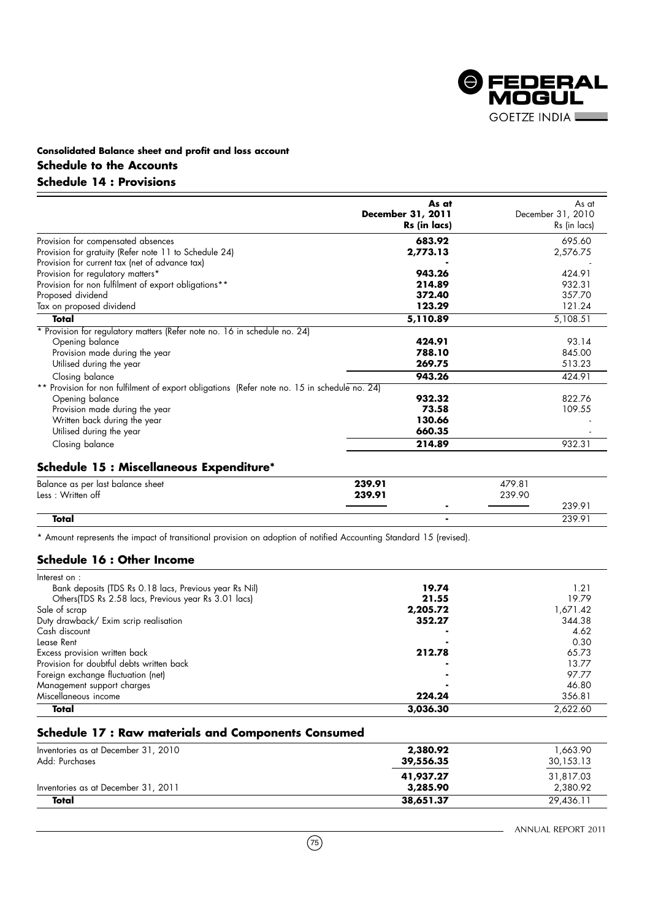**Consolidated Balance sheet and profit and loss account**

## Schedule to the Accounts

## Schedule 14 : Provisions

| | As at December 31, 2011 Rs (in lacs) | As at December 31, 2010 Rs (in lacs) |
|---|---|---|
| Provision for compensated absences | **683.92** | 695.60 |
| Provision for gratuity (Refer note 11 to Schedule 24) | **2,773.13** | 2,576.75 |
| Provision for current tax (net of advance tax) | **-** | - |
| Provision for regulatory matters* | **943.26** | 424.91 |
| Provision for non fulfilment of export obligations** | **214.89** | 932.31 |
| Proposed dividend | **372.40** | 357.70 |
| Tax on proposed dividend | **123.29** | 121.24 |
| **Total** | **5,110.89** | 5,108.51 |
| * Provision for regulatory matters (Refer note no. 16 in schedule no. 24) | | |
| Opening balance | **424.91** | 93.14 |
| Provision made during the year | **788.10** | 845.00 |
| Utilised during the year | **269.75** | 513.23 |
| Closing balance | **943.26** | 424.91 |
| ** Provision for non fulfilment of export obligations (Refer note no. 15 in schedule no. 24) | | |
| Opening balance | **932.32** | 822.76 |
| Provision made during the year | **73.58** | 109.55 |
| Written back during the year | **130.66** | - |
| Utilised during the year | **660.35** | - |
| Closing balance | **214.89** | 932.31 |

## Schedule 15 : Miscellaneous Expenditure*

| | | 2011 | | 2010 |
|---|---|---|---|---|
| Balance as per last balance sheet | **239.91** | | 479.81 | |
| Less : Written off | **239.91** | | 239.90 | |
| | | **-** | | 239.91 |
| **Total** | | **-** | | 239.91 |

* Amount represents the impact of transitional provision on adoption of notified Accounting Standard 15 (revised).

## Schedule 16 : Other Income

| | 2011 | 2010 |
|---|---|---|
| Interest on : | | |
| Bank deposits (TDS Rs 0.18 lacs, Previous year Rs Nil) | **19.74** | 1.21 |
| Others(TDS Rs 2.58 lacs, Previous year Rs 3.01 lacs) | **21.55** | 19.79 |
| Sale of scrap | **2,205.72** | 1,671.42 |
| Duty drawback/ Exim scrip realisation | **352.27** | 344.38 |
| Cash discount | **-** | 4.62 |
| Lease Rent | **-** | 0.30 |
| Excess provision written back | **212.78** | 65.73 |
| Provision for doubtful debts written back | **-** | 13.77 |
| Foreign exchange fluctuation (net) | **-** | 97.77 |
| Management support charges | **-** | 46.80 |
| Miscellaneous income | **224.24** | 356.81 |
| **Total** | **3,036.30** | 2,622.60 |

## Schedule 17 : Raw materials and Components Consumed

| | 2011 | 2010 |
|---|---|---|
| Inventories as at December 31, 2010 | **2,380.92** | 1,663.90 |
| Add: Purchases | **39,556.35** | 30,153.13 |
| | **41,937.27** | 31,817.03 |
| Inventories as at December 31, 2011 | **3,285.90** | 2,380.92 |
| **Total** | **38,651.37** | 29,436.11 |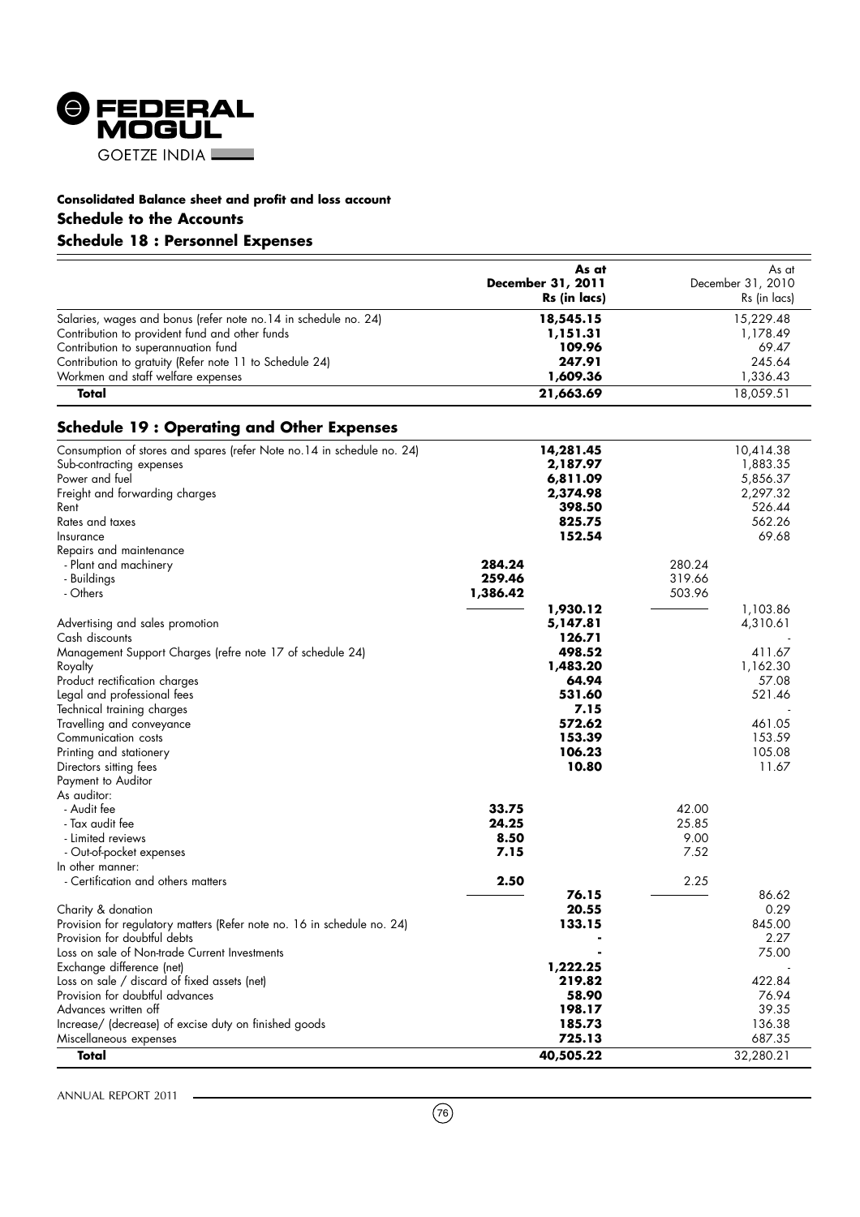**Consolidated Balance sheet and profit and loss account**

**Schedule to the Accounts**

## Schedule 18 : Personnel Expenses

| | As at December 31, 2011 Rs (in lacs) | As at December 31, 2010 Rs (in lacs) |
|---|---|---|
| Salaries, wages and bonus (refer note no.14 in schedule no. 24) | **18,545.15** | 15,229.48 |
| Contribution to provident fund and other funds | **1,151.31** | 1,178.49 |
| Contribution to superannuation fund | **109.96** | 69.47 |
| Contribution to gratuity (Refer note 11 to Schedule 24) | **247.91** | 245.64 |
| Workmen and staff welfare expenses | **1,609.36** | 1,336.43 |
| **Total** | **21,663.69** | 18,059.51 |

## Schedule 19 : Operating and Other Expenses

| | | As at December 31, 2011 Rs (in lacs) | | As at December 31, 2010 Rs (in lacs) |
|---|---|---|---|---|
| Consumption of stores and spares (refer Note no.14 in schedule no. 24) | | **14,281.45** | | 10,414.38 |
| Sub-contracting expenses | | **2,187.97** | | 1,883.35 |
| Power and fuel | | **6,811.09** | | 5,856.37 |
| Freight and forwarding charges | | **2,374.98** | | 2,297.32 |
| Rent | | **398.50** | | 526.44 |
| Rates and taxes | | **825.75** | | 562.26 |
| Insurance | | **152.54** | | 69.68 |
| Repairs and maintenance | | | | |
| - Plant and machinery | **284.24** | | 280.24 | |
| - Buildings | **259.46** | | 319.66 | |
| - Others | **1,386.42** | | 503.96 | |
| | | **1,930.12** | | 1,103.86 |
| Advertising and sales promotion | | **5,147.81** | | 4,310.61 |
| Cash discounts | | **126.71** | | - |
| Management Support Charges (refre note 17 of schedule 24) | | **498.52** | | 411.67 |
| Royalty | | **1,483.20** | | 1,162.30 |
| Product rectification charges | | **64.94** | | 57.08 |
| Legal and professional fees | | **531.60** | | 521.46 |
| Technical training charges | | **7.15** | | - |
| Travelling and conveyance | | **572.62** | | 461.05 |
| Communication costs | | **153.39** | | 153.59 |
| Printing and stationery | | **106.23** | | 105.08 |
| Directors sitting fees | | **10.80** | | 11.67 |
| Payment to Auditor | | | | |
| As auditor: | | | | |
| - Audit fee | **33.75** | | 42.00 | |
| - Tax audit fee | **24.25** | | 25.85 | |
| - Limited reviews | **8.50** | | 9.00 | |
| - Out-of-pocket expenses | **7.15** | | 7.52 | |
| In other manner: | | | | |
| - Certification and others matters | **2.50** | | 2.25 | |
| | | **76.15** | | 86.62 |
| Charity & donation | | **20.55** | | 0.29 |
| Provision for regulatory matters (Refer note no. 16 in schedule no. 24) | | **133.15** | | 845.00 |
| Provision for doubtful debts | | **-** | | 2.27 |
| Loss on sale of Non-trade Current Investments | | **-** | | 75.00 |
| Exchange difference (net) | | **1,222.25** | | - |
| Loss on sale / discard of fixed assets (net) | | **219.82** | | 422.84 |
| Provision for doubtful advances | | **58.90** | | 76.94 |
| Advances written off | | **198.17** | | 39.35 |
| Increase/ (decrease) of excise duty on finished goods | | **185.73** | | 136.38 |
| Miscellaneous expenses | | **725.13** | | 687.35 |
| **Total** | | **40,505.22** | | 32,280.21 |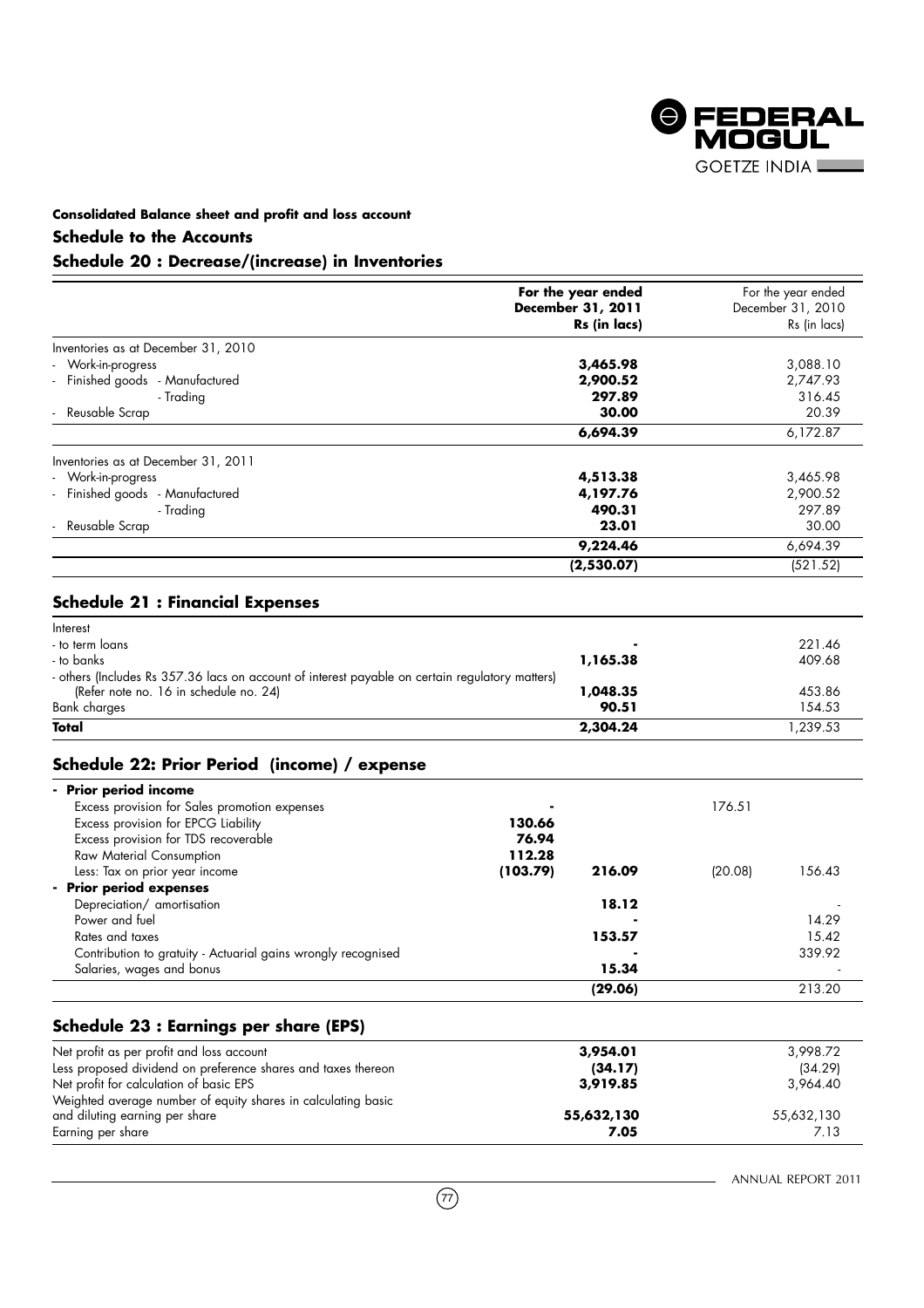**Consolidated Balance sheet and profit and loss account**

### Schedule to the Accounts

### Schedule 20 : Decrease/(increase) in Inventories

| | For the year ended December 31, 2011 Rs (in lacs) | For the year ended December 31, 2010 Rs (in lacs) |
|---|---|---|
| Inventories as at December 31, 2010 | | |
| - Work-in-progress | **3,465.98** | 3,088.10 |
| - Finished goods - Manufactured | **2,900.52** | 2,747.93 |
| - Trading | **297.89** | 316.45 |
| - Reusable Scrap | **30.00** | 20.39 |
| | **6,694.39** | 6,172.87 |
| Inventories as at December 31, 2011 | | |
| - Work-in-progress | **4,513.38** | 3,465.98 |
| - Finished goods - Manufactured | **4,197.76** | 2,900.52 |
| - Trading | **490.31** | 297.89 |
| - Reusable Scrap | **23.01** | 30.00 |
| | **9,224.46** | 6,694.39 |
| | **(2,530.07)** | (521.52) |

### Schedule 21 : Financial Expenses

| | | |
|---|---|---|
| Interest | | |
| - to term loans | **-** | 221.46 |
| - to banks | **1,165.38** | 409.68 |
| - others (Includes Rs 357.36 lacs on account of interest payable on certain regulatory matters) (Refer note no. 16 in schedule no. 24) | **1,048.35** | 453.86 |
| Bank charges | **90.51** | 154.53 |
| **Total** | **2,304.24** | 1,239.53 |

### Schedule 22: Prior Period (income) / expense

| | | | | |
|---|---|---|---|---|
| **- Prior period income** | | | | |
| Excess provision for Sales promotion expenses | **-** | | 176.51 | |
| Excess provision for EPCG Liability | **130.66** | | | |
| Excess provision for TDS recoverable | **76.94** | | | |
| Raw Material Consumption | **112.28** | | | |
| Less: Tax on prior year income | **(103.79)** | **216.09** | (20.08) | 156.43 |
| **- Prior period expenses** | | | | |
| Depreciation/ amortisation | | **18.12** | | - |
| Power and fuel | | **-** | | 14.29 |
| Rates and taxes | | **153.57** | | 15.42 |
| Contribution to gratuity - Actuarial gains wrongly recognised | | **-** | | 339.92 |
| Salaries, wages and bonus | | **15.34** | | - |
| | | **(29.06)** | | 213.20 |

### Schedule 23 : Earnings per share (EPS)

| | | |
|---|---|---|
| Net profit as per profit and loss account | **3,954.01** | 3,998.72 |
| Less proposed dividend on preference shares and taxes thereon | **(34.17)** | (34.29) |
| Net profit for calculation of basic EPS | **3,919.85** | 3,964.40 |
| Weighted average number of equity shares in calculating basic and diluting earning per share | **55,632,130** | 55,632,130 |
| Earning per share | **7.05** | 7.13 |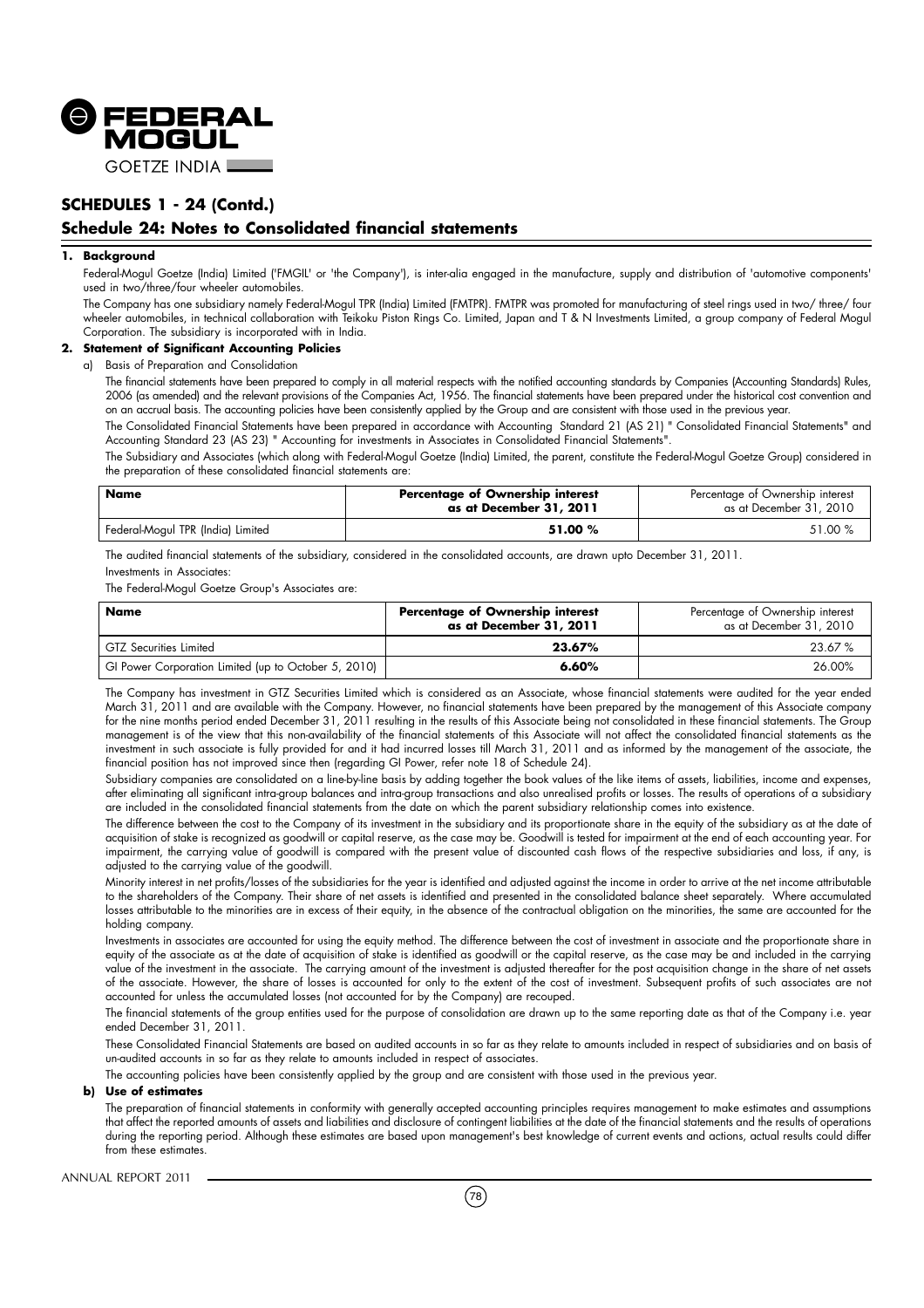## SCHEDULES 1 - 24 (Contd.)

## Schedule 24: Notes to Consolidated financial statements

**1. Background**

Federal-Mogul Goetze (India) Limited ('FMGIL' or 'the Company'), is inter-alia engaged in the manufacture, supply and distribution of 'automotive components' used in two/three/four wheeler automobiles.

The Company has one subsidiary namely Federal-Mogul TPR (India) Limited (FMTPR). FMTPR was promoted for manufacturing of steel rings used in two/ three/ four wheeler automobiles, in technical collaboration with Teikoku Piston Rings Co. Limited, Japan and T & N Investments Limited, a group company of Federal Mogul Corporation. The subsidiary is incorporated with in India.

**2. Statement of Significant Accounting Policies**

a) Basis of Preparation and Consolidation

The financial statements have been prepared to comply in all material respects with the notified accounting standards by Companies (Accounting Standards) Rules, 2006 (as amended) and the relevant provisions of the Companies Act, 1956. The financial statements have been prepared under the historical cost convention and on an accrual basis. The accounting policies have been consistently applied by the Group and are consistent with those used in the previous year.

The Consolidated Financial Statements have been prepared in accordance with Accounting Standard 21 (AS 21) " Consolidated Financial Statements" and Accounting Standard 23 (AS 23) " Accounting for investments in Associates in Consolidated Financial Statements".

The Subsidiary and Associates (which along with Federal-Mogul Goetze (India) Limited, the parent, constitute the Federal-Mogul Goetze Group) considered in the preparation of these consolidated financial statements are:

| **Name** | **Percentage of Ownership interest as at December 31, 2011** | Percentage of Ownership interest as at December 31, 2010 |
|---|---|---|
| Federal-Mogul TPR (India) Limited | **51.00 %** | 51.00 % |

The audited financial statements of the subsidiary, considered in the consolidated accounts, are drawn upto December 31, 2011.

Investments in Associates:

The Federal-Mogul Goetze Group's Associates are:

| **Name** | **Percentage of Ownership interest as at December 31, 2011** | Percentage of Ownership interest as at December 31, 2010 |
|---|---|---|
| GTZ Securities Limited | **23.67%** | 23.67 % |
| GI Power Corporation Limited (up to October 5, 2010) | **6.60%** | 26.00% |

The Company has investment in GTZ Securities Limited which is considered as an Associate, whose financial statements were audited for the year ended March 31, 2011 and are available with the Company. However, no financial statements have been prepared by the management of this Associate company for the nine months period ended December 31, 2011 resulting in the results of this Associate being not consolidated in these financial statements. The Group management is of the view that this non-availability of the financial statements of this Associate will not affect the consolidated financial statements as the investment in such associate is fully provided for and it had incurred losses till March 31, 2011 and as informed by the management of the associate, the financial position has not improved since then (regarding GI Power, refer note 18 of Schedule 24).

Subsidiary companies are consolidated on a line-by-line basis by adding together the book values of the like items of assets, liabilities, income and expenses, after eliminating all significant intra-group balances and intra-group transactions and also unrealised profits or losses. The results of operations of a subsidiary are included in the consolidated financial statements from the date on which the parent subsidiary relationship comes into existence.

The difference between the cost to the Company of its investment in the subsidiary and its proportionate share in the equity of the subsidiary as at the date of acquisition of stake is recognized as goodwill or capital reserve, as the case may be. Goodwill is tested for impairment at the end of each accounting year. For impairment, the carrying value of goodwill is compared with the present value of discounted cash flows of the respective subsidiaries and loss, if any, is adjusted to the carrying value of the goodwill.

Minority interest in net profits/losses of the subsidiaries for the year is identified and adjusted against the income in order to arrive at the net income attributable to the shareholders of the Company. Their share of net assets is identified and presented in the consolidated balance sheet separately. Where accumulated losses attributable to the minorities are in excess of their equity, in the absence of the contractual obligation on the minorities, the same are accounted for the holding company.

Investments in associates are accounted for using the equity method. The difference between the cost of investment in associate and the proportionate share in equity of the associate as at the date of acquisition of stake is identified as goodwill or the capital reserve, as the case may be and included in the carrying value of the investment in the associate. The carrying amount of the investment is adjusted thereafter for the post acquisition change in the share of net assets of the associate. However, the share of losses is accounted for only to the extent of the cost of investment. Subsequent profits of such associates are not accounted for unless the accumulated losses (not accounted for by the Company) are recouped.

The financial statements of the group entities used for the purpose of consolidation are drawn up to the same reporting date as that of the Company i.e. year ended December 31, 2011.

These Consolidated Financial Statements are based on audited accounts in so far as they relate to amounts included in respect of subsidiaries and on basis of un-audited accounts in so far as they relate to amounts included in respect of associates.

The accounting policies have been consistently applied by the group and are consistent with those used in the previous year.

**b) Use of estimates**

The preparation of financial statements in conformity with generally accepted accounting principles requires management to make estimates and assumptions that affect the reported amounts of assets and liabilities and disclosure of contingent liabilities at the date of the financial statements and the results of operations during the reporting period. Although these estimates are based upon management's best knowledge of current events and actions, actual results could differ from these estimates.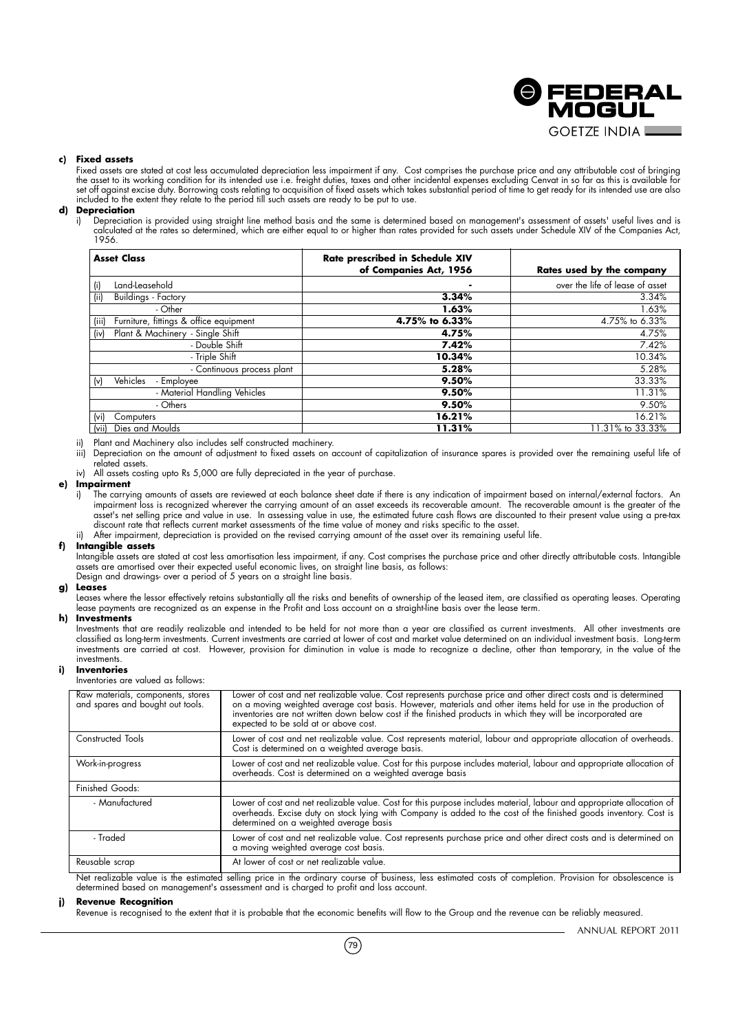**c) Fixed assets**

Fixed assets are stated at cost less accumulated depreciation less impairment if any. Cost comprises the purchase price and any attributable cost of bringing the asset to its working condition for its intended use i.e. freight duties, taxes and other incidental expenses excluding Cenvat in so far as this is available for set off against excise duty. Borrowing costs relating to acquisition of fixed assets which takes substantial period of time to get ready for its intended use are also included to the extent they relate to the period till such assets are ready to be put to use.

**d) Depreciation**

i) Depreciation is provided using straight line method basis and the same is determined based on management's assessment of assets' useful lives and is calculated at the rates so determined, which are either equal to or higher than rates provided for such assets under Schedule XIV of the Companies Act, 1956.

| Asset Class | Rate prescribed in Schedule XIV of Companies Act, 1956 | Rates used by the company |
|---|---|---|
| (i) Land-Leasehold | - | over the life of lease of asset |
| (ii) Buildings - Factory | **3.34%** | 3.34% |
| - Other | **1.63%** | 1.63% |
| (iii) Furniture, fittings & office equipment | **4.75% to 6.33%** | 4.75% to 6.33% |
| (iv) Plant & Machinery - Single Shift | **4.75%** | 4.75% |
| - Double Shift | **7.42%** | 7.42% |
| - Triple Shift | **10.34%** | 10.34% |
| - Continuous process plant | **5.28%** | 5.28% |
| (v) Vehicles - Employee | **9.50%** | 33.33% |
| - Material Handling Vehicles | **9.50%** | 11.31% |
| - Others | **9.50%** | 9.50% |
| (vi) Computers | **16.21%** | 16.21% |
| (vii) Dies and Moulds | **11.31%** | 11.31% to 33.33% |

ii) Plant and Machinery also includes self constructed machinery.

iii) Depreciation on the amount of adjustment to fixed assets on account of capitalization of insurance spares is provided over the remaining useful life of related assets.

iv) All assets costing upto Rs 5,000 are fully depreciated in the year of purchase.

**e) Impairment**

i) The carrying amounts of assets are reviewed at each balance sheet date if there is any indication of impairment based on internal/external factors. An impairment loss is recognized wherever the carrying amount of an asset exceeds its recoverable amount. The recoverable amount is the greater of the asset's net selling price and value in use. In assessing value in use, the estimated future cash flows are discounted to their present value using a pre-tax discount rate that reflects current market assessments of the time value of money and risks specific to the asset.

ii) After impairment, depreciation is provided on the revised carrying amount of the asset over its remaining useful life.

**f) Intangible assets**

Intangible assets are stated at cost less amortisation less impairment, if any. Cost comprises the purchase price and other directly attributable costs. Intangible assets are amortised over their expected useful economic lives, on straight line basis, as follows:

Design and drawings- over a period of 5 years on a straight line basis.

**g) Leases**

Leases where the lessor effectively retains substantially all the risks and benefits of ownership of the leased item, are classified as operating leases. Operating lease payments are recognized as an expense in the Profit and Loss account on a straight-line basis over the lease term.

**h) Investments**

Investments that are readily realizable and intended to be held for not more than a year are classified as current investments. All other investments are classified as long-term investments. Current investments are carried at lower of cost and market value determined on an individual investment basis. Long-term investments are carried at cost. However, provision for diminution in value is made to recognize a decline, other than temporary, in the value of the investments.

**i) Inventories**

Inventories are valued as follows:

| | |
|---|---|
| Raw materials, components, stores and spares and bought out tools. | Lower of cost and net realizable value. Cost represents purchase price and other direct costs and is determined on a moving weighted average cost basis. However, materials and other items held for use in the production of inventories are not written down below cost if the finished products in which they will be incorporated are expected to be sold at or above cost. |
| Constructed Tools | Lower of cost and net realizable value. Cost represents material, labour and appropriate allocation of overheads. Cost is determined on a weighted average basis. |
| Work-in-progress | Lower of cost and net realizable value. Cost for this purpose includes material, labour and appropriate allocation of overheads. Cost is determined on a weighted average basis |
| Finished Goods: | |
| - Manufactured | Lower of cost and net realizable value. Cost for this purpose includes material, labour and appropriate allocation of overheads. Excise duty on stock lying with Company is added to the cost of the finished goods inventory. Cost is determined on a weighted average basis |
| - Traded | Lower of cost and net realizable value. Cost represents purchase price and other direct costs and is determined on a moving weighted average cost basis. |
| Reusable scrap | At lower of cost or net realizable value. |

Net realizable value is the estimated selling price in the ordinary course of business, less estimated costs of completion. Provision for obsolescence is determined based on management's assessment and is charged to profit and loss account.

**j) Revenue Recognition**

Revenue is recognised to the extent that it is probable that the economic benefits will flow to the Group and the revenue can be reliably measured.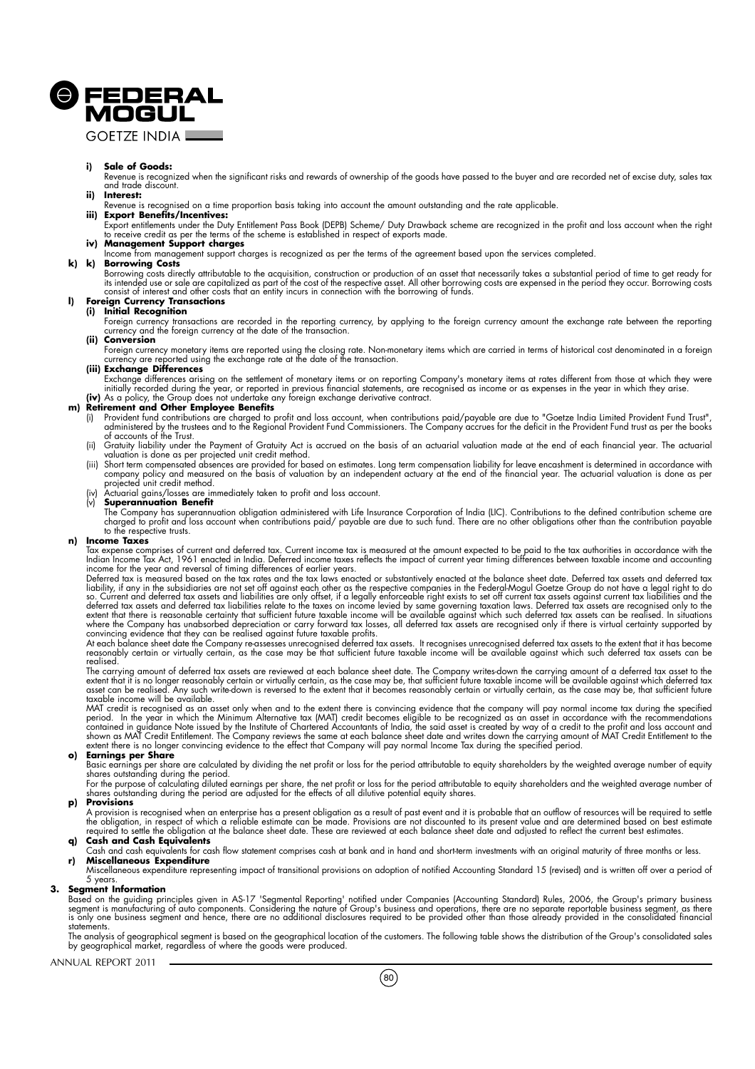**i) Sale of Goods:**

Revenue is recognized when the significant risks and rewards of ownership of the goods have passed to the buyer and are recorded net of excise duty, sales tax and trade discount.

**ii) Interest:**

Revenue is recognised on a time proportion basis taking into account the amount outstanding and the rate applicable.

**iii) Export Benefits/Incentives:**

Export entitlements under the Duty Entitlement Pass Book (DEPB) Scheme/ Duty Drawback scheme are recognized in the profit and loss account when the right to receive credit as per the terms of the scheme is established in respect of exports made.

**iv) Management Support charges**

Income from management support charges is recognized as per the terms of the agreement based upon the services completed.

**k) k) Borrowing Costs**

Borrowing costs directly attributable to the acquisition, construction or production of an asset that necessarily takes a substantial period of time to get ready for its intended use or sale are capitalized as part of the cost of the respective asset. All other borrowing costs are expensed in the period they occur. Borrowing costs consist of interest and other costs that an entity incurs in connection with the borrowing of funds.

**l) Foreign Currency Transactions**

**(i) Initial Recognition**

Foreign currency transactions are recorded in the reporting currency, by applying to the foreign currency amount the exchange rate between the reporting currency and the foreign currency at the date of the transaction.

**(ii) Conversion**

Foreign currency monetary items are reported using the closing rate. Non-monetary items which are carried in terms of historical cost denominated in a foreign currency are reported using the exchange rate at the date of the transaction.

**(iii) Exchange Differences**

Exchange differences arising on the settlement of monetary items or on reporting Company's monetary items at rates different from those at which they were initially recorded during the year, or reported in previous financial statements, are recognised as income or as expenses in the year in which they arise.

**(iv)** As a policy, the Group does not undertake any foreign exchange derivative contract.

**m) Retirement and Other Employee Benefits**

(i) Provident fund contributions are charged to profit and loss account, when contributions paid/payable are due to "Goetze India Limited Provident Fund Trust", administered by the trustees and to the Regional Provident Fund Commissioners. The Company accrues for the deficit in the Provident Fund trust as per the books of accounts of the Trust.

(ii) Gratuity liability under the Payment of Gratuity Act is accrued on the basis of an actuarial valuation made at the end of each financial year. The actuarial valuation is done as per projected unit credit method.

(iii) Short term compensated absences are provided for based on estimates. Long term compensation liability for leave encashment is determined in accordance with company policy and measured on the basis of valuation by an independent actuary at the end of the financial year. The actuarial valuation is done as per projected unit credit method.

(iv) Actuarial gains/losses are immediately taken to profit and loss account.

(v) **Superannuation Benefit**

The Company has superannuation obligation administered with Life Insurance Corporation of India (LIC). Contributions to the defined contribution scheme are charged to profit and loss account when contributions paid/ payable are due to such fund. There are no other obligations other than the contribution payable to the respective trusts.

**n) Income Taxes**

Tax expense comprises of current and deferred tax. Current income tax is measured at the amount expected to be paid to the tax authorities in accordance with the Indian Income Tax Act, 1961 enacted in India. Deferred income taxes reflects the impact of current year timing differences between taxable income and accounting income for the year and reversal of timing differences of earlier years.

Deferred tax is measured based on the tax rates and the tax laws enacted or substantively enacted at the balance sheet date. Deferred tax assets and deferred tax liability, if any in the subsidiaries are not set off against each other as the respective companies in the Federal-Mogul Goetze Group do not have a legal right to do so. Current and deferred tax assets and liabilities are only offset, if a legally enforceable right exists to set off current tax assets against current tax liabilities and the deferred tax assets and deferred tax liabilities relate to the taxes on income levied by same governing taxation laws. Deferred tax assets are recognised only to the extent that there is reasonable certainty that sufficient future taxable income will be available against which such deferred tax assets can be realised. In situations where the Company has unabsorbed depreciation or carry forward tax losses, all deferred tax assets are recognised only if there is virtual certainty supported by convincing evidence that they can be realised against future taxable profits.

At each balance sheet date the Company re-assesses unrecognised deferred tax assets. It recognises unrecognised deferred tax assets to the extent that it has become reasonably certain or virtually certain, as the case may be that sufficient future taxable income will be available against which such deferred tax assets can be realised.

The carrying amount of deferred tax assets are reviewed at each balance sheet date. The Company writes-down the carrying amount of a deferred tax asset to the extent that it is no longer reasonably certain or virtually certain, as the case may be, that sufficient future taxable income will be available against which deferred tax asset can be realised. Any such write-down is reversed to the extent that it becomes reasonably certain or virtually certain, as the case may be, that sufficient future taxable income will be available.

MAT credit is recognised as an asset only when and to the extent there is convincing evidence that the company will pay normal income tax during the specified period. In the year in which the Minimum Alternative tax (MAT) credit becomes eligible to be recognized as an asset in accordance with the recommendations contained in guidance Note issued by the Institute of Chartered Accountants of India, the said asset is created by way of a credit to the profit and loss account and shown as MAT Credit Entitlement. The Company reviews the same at each balance sheet date and writes down the carrying amount of MAT Credit Entitlement to the extent there is no longer convincing evidence to the effect that Company will pay normal Income Tax during the specified period.

**o) Earnings per Share**

Basic earnings per share are calculated by dividing the net profit or loss for the period attributable to equity shareholders by the weighted average number of equity shares outstanding during the period.

For the purpose of calculating diluted earnings per share, the net profit or loss for the period attributable to equity shareholders and the weighted average number of shares outstanding during the period are adjusted for the effects of all dilutive potential equity shares.

**p) Provisions**

A provision is recognised when an enterprise has a present obligation as a result of past event and it is probable that an outflow of resources will be required to settle the obligation, in respect of which a reliable estimate can be made. Provisions are not discounted to its present value and are determined based on best estimate required to settle the obligation at the balance sheet date. These are reviewed at each balance sheet date and adjusted to reflect the current best estimates.

**q) Cash and Cash Equivalents**

Cash and cash equivalents for cash flow statement comprises cash at bank and in hand and short-term investments with an original maturity of three months or less.

**r) Miscellaneous Expenditure**

Miscellaneous expenditure representing impact of transitional provisions on adoption of notified Accounting Standard 15 (revised) and is written off over a period of 5 years.

**3. Segment Information**

Based on the guiding principles given in AS-17 'Segmental Reporting' notified under Companies (Accounting Standard) Rules, 2006, the Group's primary business segment is manufacturing of auto components. Considering the nature of Group's business and operations, there are no separate reportable business segment, as there is only one business segment and hence, there are no additional disclosures required to be provided other than those already provided in the consolidated financial statements.

The analysis of geographical segment is based on the geographical location of the customers. The following table shows the distribution of the Group's consolidated sales by geographical market, regardless of where the goods were produced.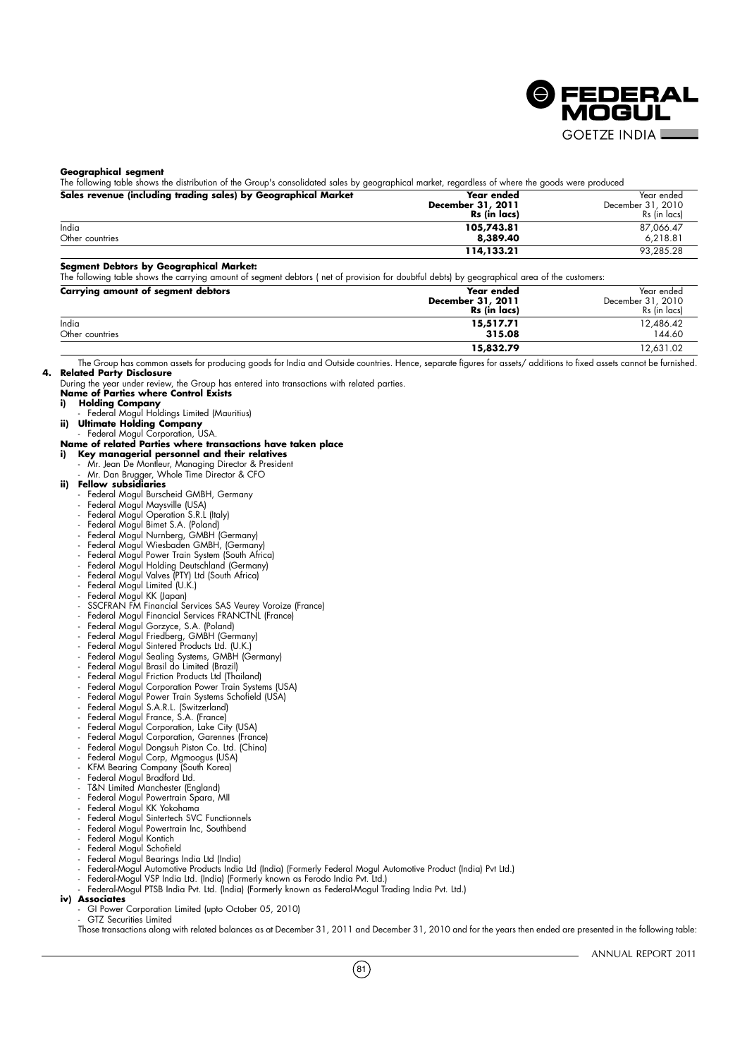**Geographical segment**

The following table shows the distribution of the Group's consolidated sales by geographical market, regardless of where the goods were produced

| Sales revenue (including trading sales) by Geographical Market | **Year ended December 31, 2011 Rs (in lacs)** | Year ended December 31, 2010 Rs (in lacs) |
|---|---|---|
| India | **105,743.81** | 87,066.47 |
| Other countries | **8,389.40** | 6,218.81 |
| | **114,133.21** | 93,285.28 |

**Segment Debtors by Geographical Market:**

The following table shows the carrying amount of segment debtors ( net of provision for doubtful debts) by geographical area of the customers:

| Carrying amount of segment debtors | **Year ended December 31, 2011 Rs (in lacs)** | Year ended December 31, 2010 Rs (in lacs) |
|---|---|---|
| India | **15,517.71** | 12,486.42 |
| Other countries | **315.08** | 144.60 |
| | **15,832.79** | 12,631.02 |

The Group has common assets for producing goods for India and Outside countries. Hence, separate figures for assets/ additions to fixed assets cannot be furnished.

**4. Related Party Disclosure**

During the year under review, the Group has entered into transactions with related parties.

**Name of Parties where Control Exists**

**i) Holding Company**

- Federal Mogul Holdings Limited (Mauritius)

**ii) Ultimate Holding Company**

- Federal Mogul Corporation, USA.

**Name of related Parties where transactions have taken place**

**i) Key managerial personnel and their relatives**

- Mr. Jean De Montleur, Managing Director & President
- Mr. Dan Brugger, Whole Time Director & CFO

**ii) Fellow subsidiaries**

- Federal Mogul Burscheid GMBH, Germany
- Federal Mogul Maysville (USA)
- Federal Mogul Operation S.R.L (Italy)
- Federal Mogul Bimet S.A. (Poland)
- Federal Mogul Nurnberg, GMBH (Germany)
- Federal Mogul Wiesbaden GMBH, (Germany)
- Federal Mogul Power Train System (South Africa)
- Federal Mogul Holding Deutschland (Germany)
- Federal Mogul Valves (PTY) Ltd (South Africa)
- Federal Mogul Limited (U.K.)
- Federal Mogul KK (Japan)
- SSCFRAN FM Financial Services SAS Veurey Voroize (France)
- Federal Mogul Financial Services FRANCTNL (France)
- Federal Mogul Gorzyce, S.A. (Poland)
- Federal Mogul Friedberg, GMBH (Germany)
- Federal Mogul Sintered Products Ltd. (U.K.)
- Federal Mogul Sealing Systems, GMBH (Germany)
- Federal Mogul Brasil do Limited (Brazil)
- Federal Mogul Friction Products Ltd (Thailand)
- Federal Mogul Corporation Power Train Systems (USA)
- Federal Mogul Power Train Systems Schofield (USA)
- Federal Mogul S.A.R.L. (Switzerland)
- Federal Mogul France, S.A. (France)
- Federal Mogul Corporation, Lake City (USA)
- Federal Mogul Corporation, Garennes (France)
- Federal Mogul Dongsuh Piston Co. Ltd. (China)
- Federal Mogul Corp, Mgmoogus (USA)
- KFM Bearing Company (South Korea)
- Federal Mogul Bradford Ltd.
- T&N Limited Manchester (England)
- Federal Mogul Powertrain Spara, MII
- Federal Mogul KK Yokohama
- Federal Mogul Sintertech SVC Functionnels
- Federal Mogul Powertrain Inc, Southbend
- Federal Mogul Kontich
- Federal Mogul Schofield
- Federal Mogul Bearings India Ltd (India)
- Federal-Mogul Automotive Products India Ltd (India) (Formerly Federal Mogul Automotive Product (India) Pvt Ltd.)
- Federal-Mogul VSP India Ltd. (India) (Formerly known as Ferodo India Pvt. Ltd.)
- Federal-Mogul PTSB India Pvt. Ltd. (India) (Formerly known as Federal-Mogul Trading India Pvt. Ltd.)

**iv) Associates**

- GI Power Corporation Limited (upto October 05, 2010)
- GTZ Securities Limited

Those transactions along with related balances as at December 31, 2011 and December 31, 2010 and for the years then ended are presented in the following table: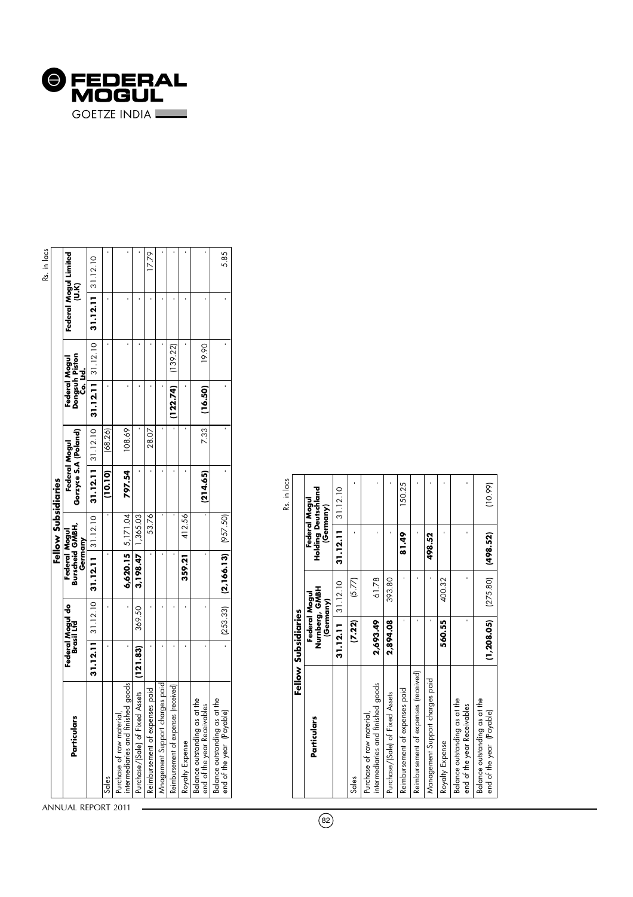Rs. in lacs

| Particulars | Fellow Subsidiaries | | | | | | | | | |
|---|---|---|---|---|---|---|---|---|---|---|
| | Federal Mogul do Brasil Ltd | | Federal Mogul Burscheid GMBH, Germany | | Federal Mogul Gorzyce S.A (Poland) | | Federal Mogul Dongsuh Piston Co. Ltd. | | Federal Mogul Limited (U.K) | |
| | **31.12.11** | 31.12.10 | **31.12.11** | 31.12.10 | **31.12.11** | 31.12.10 | **31.12.11** | 31.12.10 | **31.12.11** | 31.12.10 |
| Sales | - | - | - | - | **(10.10)** | (68.26) | - | - | - | - |
| Purchase of raw material, intermediaries and finished goods | - | - | **6,620.15** | 5,171.04 | **797.54** | 108.69 | - | - | - | - |
| Purchase/(Sale) of Fixed Assets | **(121.83)** | 369.50 | **3,198.47** | 1,365.03 | - | - | - | - | - | - |
| Reimbursement of expenses paid | - | - | - | 53.76 | - | 28.07 | - | - | - | 17.79 |
| Management Support charges paid | - | - | - | - | - | - | - | - | - | - |
| Reimbursement of expenses (received) | - | - | - | - | - | - | **(122.74)** | (139.22) | - | - |
| Royalty Expense | - | - | **359.21** | 412.56 | - | - | - | - | - | - |
| Balance outstanding as at the end of the year Receivables | - | - | - | - | **(214.65)** | 7.33 | **(16.50)** | 19.90 | - | - |
| Balance outstanding as at the end of the year (Payable) | - | (253.33) | **(2,166.13)** | (957.50) | - | - | - | - | - | 5.85 |

Rs. in lacs

| Particulars | Fellow Subsidiaries | | | |
|---|---|---|---|---|
| | Federal Mogul Nurnberg, GMBH (Germany) | | Federal Mogul Holding Deutschland (Germany) | |
| | **31.12.11** | 31.12.10 | **31.12.11** | 31.12.10 |
| Sales | **(7.22)** | (5.77) | - | - |
| Purchase of raw material, intermediaries and finished goods | **2,693.49** | 61.78 | - | - |
| Purchase/(Sale) of Fixed Assets | **2,894.08** | 393.80 | - | - |
| Reimbursement of expenses paid | - | - | **81.49** | 150.25 |
| Reimbursement of expenses (received) | - | - | - | - |
| Management Support charges paid | - | - | **498.52** | - |
| Royalty Expense | **560.55** | 400.32 | - | - |
| Balance outstanding as at the end of the year Receivables | - | - | - | - |
| Balance outstanding as at the end of the year (Payable) | **(1,208.05)** | (275.80) | **(498.52)** | (10.99) |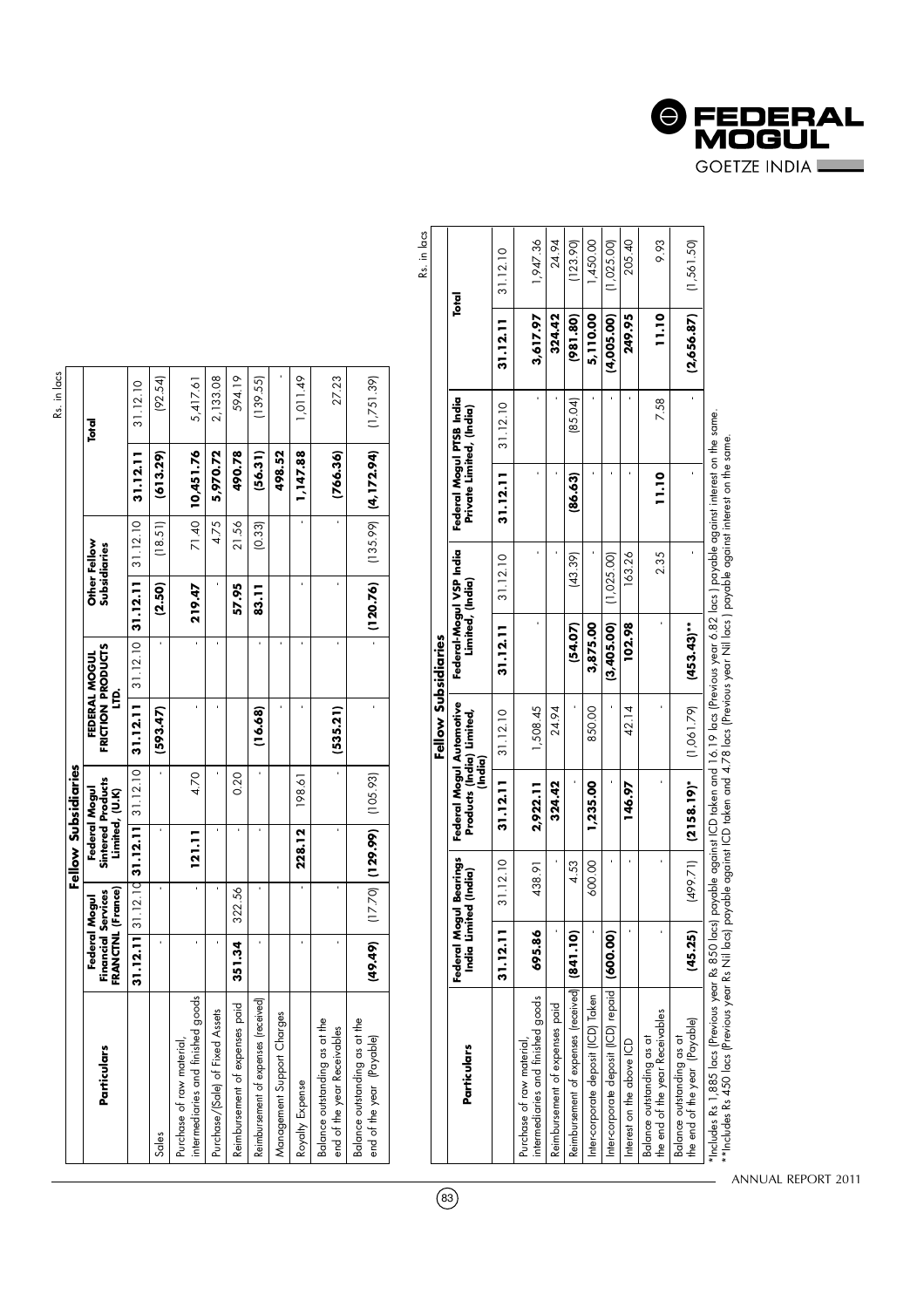Rs. in lacs

| Particulars | Fellow Subsidiaries | | | | | | | | | |
|---|---|---|---|---|---|---|---|---|---|---|
| | Federal Mogul Financial Services FRANCTNL (France) | | Federal Mogul Sintered Products Limited, (U.K) | | FEDERAL MOGUL FRICTION PRODUCTS LTD. | | Other Fellow Subsidiaries | | Total | |
| | **31.12.11** | 31.12.10 | **31.12.11** | 31.12.10 | **31.12.11** | 31.12.10 | **31.12.11** | 31.12.10 | **31.12.11** | 31.12.10 |
| Sales | - | - | - | - | **(593.47)** | - | **(2.50)** | (18.51) | **(613.29)** | (92.54) |
| Purchase of raw material, intermediaries and finished goods | - | - | **121.11** | 4.70 | - | - | **219.47** | 71.40 | **10,451.76** | 5,417.61 |
| Purchase/(Sale) of Fixed Assets | - | - | - | - | - | - | - | 4.75 | **5,970.72** | 2,133.08 |
| Reimbursement of expenses paid | **351.34** | 322.56 | - | 0.20 | | | **57.95** | 21.56 | **490.78** | 594.19 |
| Reimbursement of expenses (received) | - | - | - | - | **(16.68)** | - | **83.11** | (0.33) | **(56.31)** | (139.55) |
| Management Support Charges | - | - | - | - | - | - | - | - | **498.52** | - |
| Royalty Expense | - | - | **228.12** | 198.61 | - | - | - | - | **1,147.88** | 1,011.49 |
| Balance outstanding as at the end of the year Receivables | - | - | - | - | **(535.21)** | - | - | - | **(766.36)** | 27.23 |
| Balance outstanding as at the end of the year (Payable) | **(49.49)** | (17.70) | **(129.99)** | (105.93) | - | - | **(120.76)** | (135.99) | **(4,172.94)** | (1,751.39) |

Rs. in lacs

| Particulars | Fellow Subsidiaries | | | | | | | | | |
|---|---|---|---|---|---|---|---|---|---|---|
| | Federal Mogul Bearings India Limited (India) | | Federal Mogul Automotive Products (India) Limited, (India) | | Federal-Mogul VSP India Limited, (India) | | Federal Mogul PTSB India Private Limited, (India) | | Total | |
| | **31.12.11** | 31.12.10 | **31.12.11** | 31.12.10 | **31.12.11** | 31.12.10 | **31.12.11** | 31.12.10 | **31.12.11** | 31.12.10 |
| Purchase of raw material, intermediaries and finished goods | **695.86** | 438.91 | **2,922.11** | 1,508.45 | - | - | - | - | **3,617.97** | 1,947.36 |
| Reimbursement of expenses paid | - | - | **324.42** | 24.94 | | - | - | - | **324.42** | 24.94 |
| Reimbursement of expenses (received) | **(841.10)** | 4.53 | - | - | **(54.07)** | (43.39) | **(86.63)** | (85.04) | **(981.80)** | (123.90) |
| Inter-corporate deposit (ICD) Taken | - | 600.00 | **1,235.00** | 850.00 | **3,875.00** | - | - | - | **5,110.00** | 1,450.00 |
| Inter-corporate deposit (ICD) repaid | **(600.00)** | - | - | - | **(3,405.00)** | (1,025.00) | - | - | **(4,005.00)** | (1,025.00) |
| Interest on the above ICD | - | - | **146.97** | 42.14 | **102.98** | 163.26 | - | - | **249.95** | 205.40 |
| Balance outstanding as at the end of the year Receivables | - | - | - | - | - | 2.35 | **11.10** | 7.58 | **11.10** | 9.93 |
| Balance outstanding as at the end of the year (Payable) | **(45.25)** | (499.71) | **(2158.19)*** | (1,061.79) | **(453.43)**** | - | - | - | **(2,656.87)** | (1,561.50) |

*Includes Rs 1,885 lacs (Previous year Rs 850 lacs) payable against ICD taken and 16.19 lacs (Previous year 6.82 lacs ) payable against interest on the same.
**Includes Rs 450 lacs (Previous year Rs Nil lacs) payable against ICD taken and 4.78 lacs (Previous year Nil lacs ) payable against interest on the same.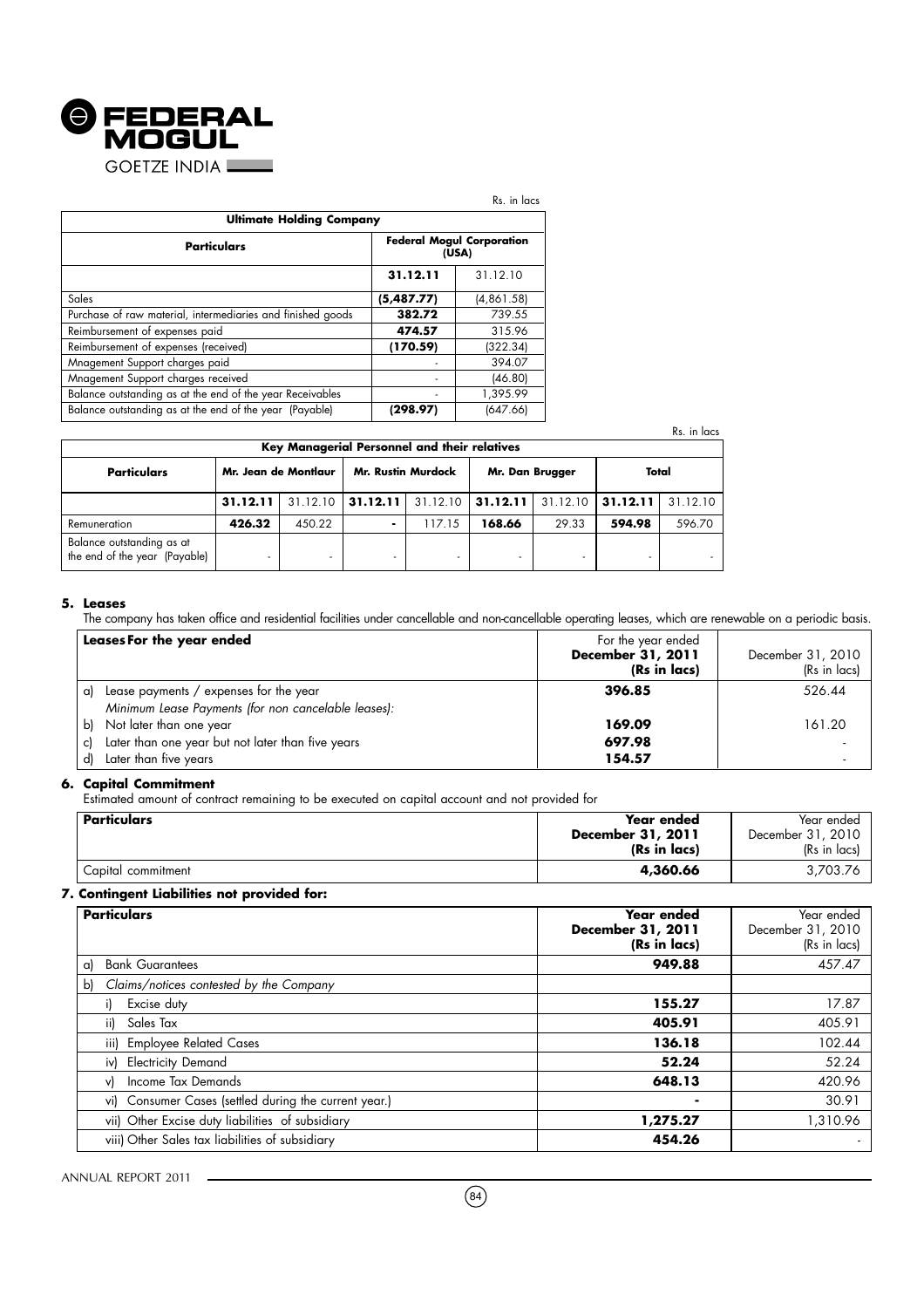Rs. in lacs

| Ultimate Holding Company | | |
|---|---|---|
| **Particulars** | **Federal Mogul Corporation (USA)** | |
| | **31.12.11** | 31.12.10 |
| Sales | **(5,487.77)** | (4,861.58) |
| Purchase of raw material, intermediaries and finished goods | **382.72** | 739.55 |
| Reimbursement of expenses paid | **474.57** | 315.96 |
| Reimbursement of expenses (received) | **(170.59)** | (322.34) |
| Mnagement Support charges paid | - | 394.07 |
| Mnagement Support charges received | - | (46.80) |
| Balance outstanding as at the end of the year Receivables | - | 1,395.99 |
| Balance outstanding as at the end of the year (Payable) | **(298.97)** | (647.66) |

Rs. in lacs

| Key Managerial Personnel and their relatives | | | | | | | | |
|---|---|---|---|---|---|---|---|---|
| **Particulars** | **Mr. Jean de Montlaur** | | **Mr. Rustin Murdock** | | **Mr. Dan Brugger** | | **Total** | |
| | **31.12.11** | 31.12.10 | **31.12.11** | 31.12.10 | **31.12.11** | 31.12.10 | **31.12.11** | 31.12.10 |
| Remuneration | **426.32** | 450.22 | **-** | 117.15 | **168.66** | 29.33 | **594.98** | 596.70 |
| Balance outstanding as at the end of the year (Payable) | - | - | - | - | - | - | - | - |

## 5. Leases

The company has taken office and residential facilities under cancellable and non-cancellable operating leases, which are renewable on a periodic basis.

| Leases For the year ended | For the year ended **December 31, 2011 (Rs in lacs)** | December 31, 2010 (Rs in lacs) |
|---|---|---|
| a) Lease payments / expenses for the year | **396.85** | 526.44 |
| *Minimum Lease Payments (for non cancelable leases):* | | |
| b) Not later than one year | **169.09** | 161.20 |
| c) Later than one year but not later than five years | **697.98** | - |
| d) Later than five years | **154.57** | - |

## 6. Capital Commitment

Estimated amount of contract remaining to be executed on capital account and not provided for

| Particulars | **Year ended December 31, 2011 (Rs in lacs)** | Year ended December 31, 2010 (Rs in lacs) |
|---|---|---|
| Capital commitment | **4,360.66** | 3,703.76 |

## 7. Contingent Liabilities not provided for:

| Particulars | **Year ended December 31, 2011 (Rs in lacs)** | Year ended December 31, 2010 (Rs in lacs) |
|---|---|---|
| a) Bank Guarantees | **949.88** | 457.47 |
| b) *Claims/notices contested by the Company* | | |
| i) Excise duty | **155.27** | 17.87 |
| ii) Sales Tax | **405.91** | 405.91 |
| iii) Employee Related Cases | **136.18** | 102.44 |
| iv) Electricity Demand | **52.24** | 52.24 |
| v) Income Tax Demands | **648.13** | 420.96 |
| vi) Consumer Cases (settled during the current year.) | **-** | 30.91 |
| vii) Other Excise duty liabilities of subsidiary | **1,275.27** | 1,310.96 |
| viii) Other Sales tax liabilities of subsidiary | **454.26** | - |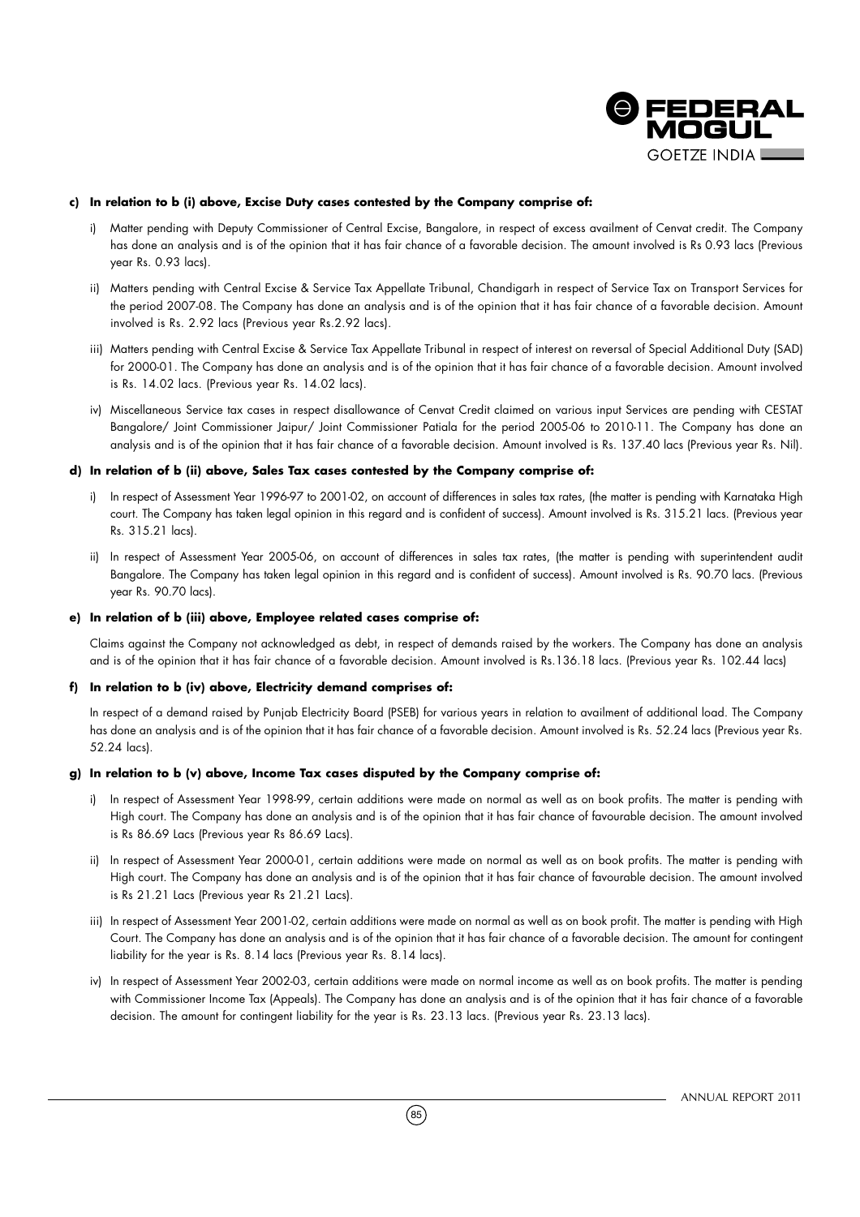**c) In relation to b (i) above, Excise Duty cases contested by the Company comprise of:**

i) Matter pending with Deputy Commissioner of Central Excise, Bangalore, in respect of excess availment of Cenvat credit. The Company has done an analysis and is of the opinion that it has fair chance of a favorable decision. The amount involved is Rs 0.93 lacs (Previous year Rs. 0.93 lacs).

ii) Matters pending with Central Excise & Service Tax Appellate Tribunal, Chandigarh in respect of Service Tax on Transport Services for the period 2007-08. The Company has done an analysis and is of the opinion that it has fair chance of a favorable decision. Amount involved is Rs. 2.92 lacs (Previous year Rs.2.92 lacs).

iii) Matters pending with Central Excise & Service Tax Appellate Tribunal in respect of interest on reversal of Special Additional Duty (SAD) for 2000-01. The Company has done an analysis and is of the opinion that it has fair chance of a favorable decision. Amount involved is Rs. 14.02 lacs. (Previous year Rs. 14.02 lacs).

iv) Miscellaneous Service tax cases in respect disallowance of Cenvat Credit claimed on various input Services are pending with CESTAT Bangalore/ Joint Commissioner Jaipur/ Joint Commissioner Patiala for the period 2005-06 to 2010-11. The Company has done an analysis and is of the opinion that it has fair chance of a favorable decision. Amount involved is Rs. 137.40 lacs (Previous year Rs. Nil).

**d) In relation of b (ii) above, Sales Tax cases contested by the Company comprise of:**

i) In respect of Assessment Year 1996-97 to 2001-02, on account of differences in sales tax rates, (the matter is pending with Karnataka High court. The Company has taken legal opinion in this regard and is confident of success). Amount involved is Rs. 315.21 lacs. (Previous year Rs. 315.21 lacs).

ii) In respect of Assessment Year 2005-06, on account of differences in sales tax rates, (the matter is pending with superintendent audit Bangalore. The Company has taken legal opinion in this regard and is confident of success). Amount involved is Rs. 90.70 lacs. (Previous year Rs. 90.70 lacs).

**e) In relation of b (iii) above, Employee related cases comprise of:**

Claims against the Company not acknowledged as debt, in respect of demands raised by the workers. The Company has done an analysis and is of the opinion that it has fair chance of a favorable decision. Amount involved is Rs.136.18 lacs. (Previous year Rs. 102.44 lacs)

**f) In relation to b (iv) above, Electricity demand comprises of:**

In respect of a demand raised by Punjab Electricity Board (PSEB) for various years in relation to availment of additional load. The Company has done an analysis and is of the opinion that it has fair chance of a favorable decision. Amount involved is Rs. 52.24 lacs (Previous year Rs. 52.24 lacs).

**g) In relation to b (v) above, Income Tax cases disputed by the Company comprise of:**

i) In respect of Assessment Year 1998-99, certain additions were made on normal as well as on book profits. The matter is pending with High court. The Company has done an analysis and is of the opinion that it has fair chance of favourable decision. The amount involved is Rs 86.69 Lacs (Previous year Rs 86.69 Lacs).

ii) In respect of Assessment Year 2000-01, certain additions were made on normal as well as on book profits. The matter is pending with High court. The Company has done an analysis and is of the opinion that it has fair chance of favourable decision. The amount involved is Rs 21.21 Lacs (Previous year Rs 21.21 Lacs).

iii) In respect of Assessment Year 2001-02, certain additions were made on normal as well as on book profit. The matter is pending with High Court. The Company has done an analysis and is of the opinion that it has fair chance of a favorable decision. The amount for contingent liability for the year is Rs. 8.14 lacs (Previous year Rs. 8.14 lacs).

iv) In respect of Assessment Year 2002-03, certain additions were made on normal income as well as on book profits. The matter is pending with Commissioner Income Tax (Appeals). The Company has done an analysis and is of the opinion that it has fair chance of a favorable decision. The amount for contingent liability for the year is Rs. 23.13 lacs. (Previous year Rs. 23.13 lacs).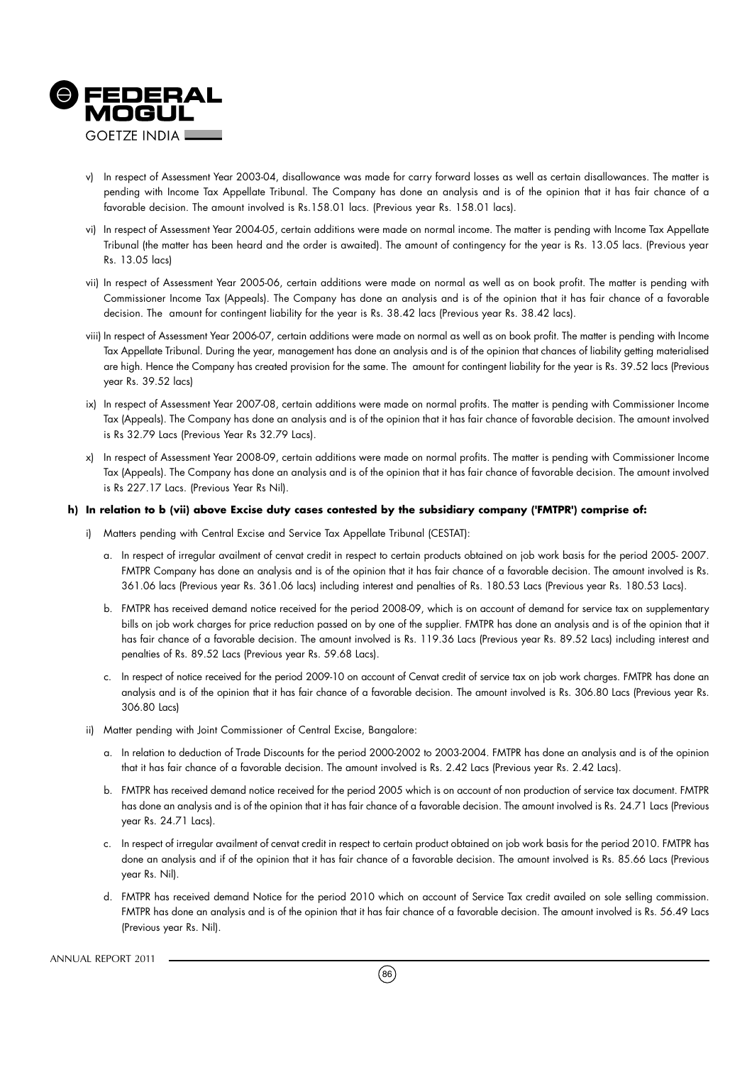v) In respect of Assessment Year 2003-04, disallowance was made for carry forward losses as well as certain disallowances. The matter is pending with Income Tax Appellate Tribunal. The Company has done an analysis and is of the opinion that it has fair chance of a favorable decision. The amount involved is Rs.158.01 lacs. (Previous year Rs. 158.01 lacs).

vi) In respect of Assessment Year 2004-05, certain additions were made on normal income. The matter is pending with Income Tax Appellate Tribunal (the matter has been heard and the order is awaited). The amount of contingency for the year is Rs. 13.05 lacs. (Previous year Rs. 13.05 lacs)

vii) In respect of Assessment Year 2005-06, certain additions were made on normal as well as on book profit. The matter is pending with Commissioner Income Tax (Appeals). The Company has done an analysis and is of the opinion that it has fair chance of a favorable decision. The amount for contingent liability for the year is Rs. 38.42 lacs (Previous year Rs. 38.42 lacs).

viii) In respect of Assessment Year 2006-07, certain additions were made on normal as well as on book profit. The matter is pending with Income Tax Appellate Tribunal. During the year, management has done an analysis and is of the opinion that chances of liability getting materialised are high. Hence the Company has created provision for the same. The amount for contingent liability for the year is Rs. 39.52 lacs (Previous year Rs. 39.52 lacs)

ix) In respect of Assessment Year 2007-08, certain additions were made on normal profits. The matter is pending with Commissioner Income Tax (Appeals). The Company has done an analysis and is of the opinion that it has fair chance of favorable decision. The amount involved is Rs 32.79 Lacs (Previous Year Rs 32.79 Lacs).

x) In respect of Assessment Year 2008-09, certain additions were made on normal profits. The matter is pending with Commissioner Income Tax (Appeals). The Company has done an analysis and is of the opinion that it has fair chance of favorable decision. The amount involved is Rs 227.17 Lacs. (Previous Year Rs Nil).

**h) In relation to b (vii) above Excise duty cases contested by the subsidiary company ('FMTPR') comprise of:**

i) Matters pending with Central Excise and Service Tax Appellate Tribunal (CESTAT):

a. In respect of irregular availment of cenvat credit in respect to certain products obtained on job work basis for the period 2005- 2007. FMTPR Company has done an analysis and is of the opinion that it has fair chance of a favorable decision. The amount involved is Rs. 361.06 lacs (Previous year Rs. 361.06 lacs) including interest and penalties of Rs. 180.53 Lacs (Previous year Rs. 180.53 Lacs).

b. FMTPR has received demand notice received for the period 2008-09, which is on account of demand for service tax on supplementary bills on job work charges for price reduction passed on by one of the supplier. FMTPR has done an analysis and is of the opinion that it has fair chance of a favorable decision. The amount involved is Rs. 119.36 Lacs (Previous year Rs. 89.52 Lacs) including interest and penalties of Rs. 89.52 Lacs (Previous year Rs. 59.68 Lacs).

c. In respect of notice received for the period 2009-10 on account of Cenvat credit of service tax on job work charges. FMTPR has done an analysis and is of the opinion that it has fair chance of a favorable decision. The amount involved is Rs. 306.80 Lacs (Previous year Rs. 306.80 Lacs)

ii) Matter pending with Joint Commissioner of Central Excise, Bangalore:

a. In relation to deduction of Trade Discounts for the period 2000-2002 to 2003-2004. FMTPR has done an analysis and is of the opinion that it has fair chance of a favorable decision. The amount involved is Rs. 2.42 Lacs (Previous year Rs. 2.42 Lacs).

b. FMTPR has received demand notice received for the period 2005 which is on account of non production of service tax document. FMTPR has done an analysis and is of the opinion that it has fair chance of a favorable decision. The amount involved is Rs. 24.71 Lacs (Previous year Rs. 24.71 Lacs).

c. In respect of irregular availment of cenvat credit in respect to certain product obtained on job work basis for the period 2010. FMTPR has done an analysis and if of the opinion that it has fair chance of a favorable decision. The amount involved is Rs. 85.66 Lacs (Previous year Rs. Nil).

d. FMTPR has received demand Notice for the period 2010 which on account of Service Tax credit availed on sole selling commission. FMTPR has done an analysis and is of the opinion that it has fair chance of a favorable decision. The amount involved is Rs. 56.49 Lacs (Previous year Rs. Nil).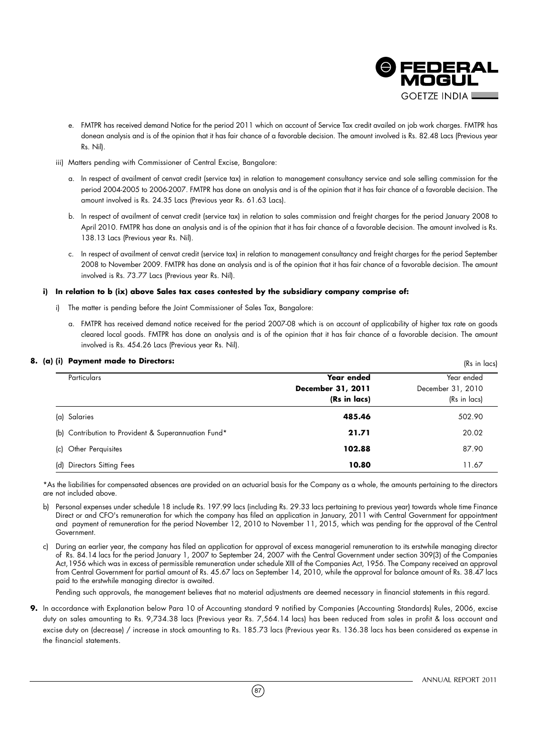e. FMTPR has received demand Notice for the period 2011 which on account of Service Tax credit availed on job work charges. FMTPR has donean analysis and is of the opinion that it has fair chance of a favorable decision. The amount involved is Rs. 82.48 Lacs (Previous year Rs. Nil).

iii) Matters pending with Commissioner of Central Excise, Bangalore:

a. In respect of availment of cenvat credit (service tax) in relation to management consultancy service and sole selling commission for the period 2004-2005 to 2006-2007. FMTPR has done an analysis and is of the opinion that it has fair chance of a favorable decision. The amount involved is Rs. 24.35 Lacs (Previous year Rs. 61.63 Lacs).

b. In respect of availment of cenvat credit (service tax) in relation to sales commission and freight charges for the period January 2008 to April 2010. FMTPR has done an analysis and is of the opinion that it has fair chance of a favorable decision. The amount involved is Rs. 138.13 Lacs (Previous year Rs. Nil).

c. In respect of availment of cenvat credit (service tax) in relation to management consultancy and freight charges for the period September 2008 to November 2009. FMTPR has done an analysis and is of the opinion that it has fair chance of a favorable decision. The amount involved is Rs. 73.77 Lacs (Previous year Rs. Nil).

**i) In relation to b (ix) above Sales tax cases contested by the subsidiary company comprise of:**

i) The matter is pending before the Joint Commissioner of Sales Tax, Bangalore:

a. FMTPR has received demand notice received for the period 2007-08 which is on account of applicability of higher tax rate on goods cleared local goods. FMTPR has done an analysis and is of the opinion that it has fair chance of a favorable decision. The amount involved is Rs. 454.26 Lacs (Previous year Rs. Nil).

**8. (a) (i) Payment made to Directors:**

(Rs in lacs)

| Particulars | **Year ended December 31, 2011 (Rs in lacs)** | Year ended December 31, 2010 (Rs in lacs) |
|---|---|---|
| (a) Salaries | **485.46** | 502.90 |
| (b) Contribution to Provident & Superannuation Fund* | **21.71** | 20.02 |
| (c) Other Perquisites | **102.88** | 87.90 |
| (d) Directors Sitting Fees | **10.80** | 11.67 |

*As the liabilities for compensated absences are provided on an actuarial basis for the Company as a whole, the amounts pertaining to the directors are not included above.

b) Personal expenses under schedule 18 include Rs. 197.99 lacs (including Rs. 29.33 lacs pertaining to previous year) towards whole time Finance Direct or and CFO's remuneration for which the company has filed an application in January, 2011 with Central Government for appointment and payment of remuneration for the period November 12, 2010 to November 11, 2015, which was pending for the approval of the Central Government.

c) During an earlier year, the company has filed an application for approval of excess managerial remuneration to its erstwhile managing director of Rs. 84.14 lacs for the period January 1, 2007 to September 24, 2007 with the Central Government under section 309(3) of the Companies Act,1956 which was in excess of permissible remuneration under schedule XIII of the Companies Act, 1956. The Company received an approval from Central Government for partial amount of Rs. 45.67 lacs on September 14, 2010, while the approval for balance amount of Rs. 38.47 lacs paid to the erstwhile managing director is awaited.

Pending such approvals, the management believes that no material adjustments are deemed necessary in financial statements in this regard.

**9.** In accordance with Explanation below Para 10 of Accounting standard 9 notified by Companies (Accounting Standards) Rules, 2006, excise duty on sales amounting to Rs. 9,734.38 lacs (Previous year Rs. 7,564.14 lacs) has been reduced from sales in profit & loss account and excise duty on (decrease) / increase in stock amounting to Rs. 185.73 lacs (Previous year Rs. 136.38 lacs has been considered as expense in the financial statements.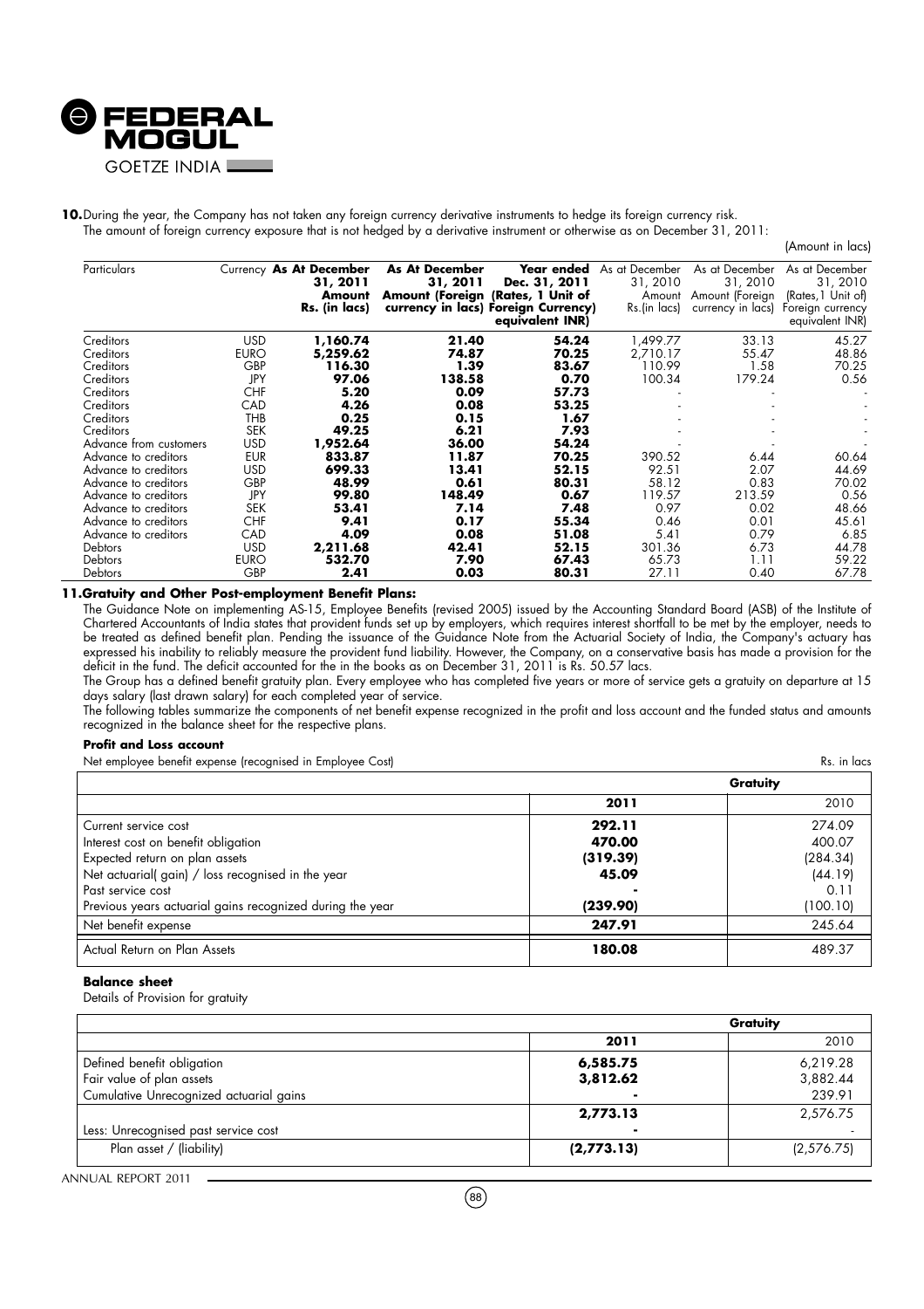**10.** During the year, the Company has not taken any foreign currency derivative instruments to hedge its foreign currency risk.

The amount of foreign currency exposure that is not hedged by a derivative instrument or otherwise as on December 31, 2011:

(Amount in lacs)

| Particulars | Currency | As At December 31, 2011 Amount Rs. (in lacs) | As At December 31, 2011 Amount (Foreign currency in lacs) | Year ended Dec. 31, 2011 (Rates, 1 Unit of Foreign Currency) equivalent INR) | As at December 31, 2010 Amount Rs.(in lacs) | As at December 31, 2010 Amount (Foreign currency in lacs) | As at December 31, 2010 (Rates,1 Unit of) Foreign currency equivalent INR) |
|---|---|---|---|---|---|---|---|
| Creditors | USD | **1,160.74** | **21.40** | **54.24** | 1,499.77 | 33.13 | 45.27 |
| Creditors | EURO | **5,259.62** | **74.87** | **70.25** | 2,710.17 | 55.47 | 48.86 |
| Creditors | GBP | **116.30** | **1.39** | **83.67** | 110.99 | 1.58 | 70.25 |
| Creditors | JPY | **97.06** | **138.58** | **0.70** | 100.34 | 179.24 | 0.56 |
| Creditors | CHF | **5.20** | **0.09** | **57.73** | - | - | - |
| Creditors | CAD | **4.26** | **0.08** | **53.25** | - | - | - |
| Creditors | THB | **0.25** | **0.15** | **1.67** | - | - | - |
| Creditors | SEK | **49.25** | **6.21** | **7.93** | - | - | - |
| Advance from customers | USD | **1,952.64** | **36.00** | **54.24** | - | - | - |
| Advance to creditors | EUR | **833.87** | **11.87** | **70.25** | 390.52 | 6.44 | 60.64 |
| Advance to creditors | USD | **699.33** | **13.41** | **52.15** | 92.51 | 2.07 | 44.69 |
| Advance to creditors | GBP | **48.99** | **0.61** | **80.31** | 58.12 | 0.83 | 70.02 |
| Advance to creditors | JPY | **99.80** | **148.49** | **0.67** | 119.57 | 213.59 | 0.56 |
| Advance to creditors | SEK | **53.41** | **7.14** | **7.48** | 0.97 | 0.02 | 48.66 |
| Advance to creditors | CHF | **9.41** | **0.17** | **55.34** | 0.46 | 0.01 | 45.61 |
| Advance to creditors | CAD | **4.09** | **0.08** | **51.08** | 5.41 | 0.79 | 6.85 |
| Debtors | USD | **2,211.68** | **42.41** | **52.15** | 301.36 | 6.73 | 44.78 |
| Debtors | EURO | **532.70** | **7.90** | **67.43** | 65.73 | 1.11 | 59.22 |
| Debtors | GBP | **2.41** | **0.03** | **80.31** | 27.11 | 0.40 | 67.78 |

**11. Gratuity and Other Post-employment Benefit Plans:**

The Guidance Note on implementing AS-15, Employee Benefits (revised 2005) issued by the Accounting Standard Board (ASB) of the Institute of Chartered Accountants of India states that provident funds set up by employers, which requires interest shortfall to be met by the employer, needs to be treated as defined benefit plan. Pending the issuance of the Guidance Note from the Actuarial Society of India, the Company's actuary has expressed his inability to reliably measure the provident fund liability. However, the Company, on a conservative basis has made a provision for the deficit in the fund. The deficit accounted for the in the books as on December 31, 2011 is Rs. 50.57 lacs.

The Group has a defined benefit gratuity plan. Every employee who has completed five years or more of service gets a gratuity on departure at 15 days salary (last drawn salary) for each completed year of service.

The following tables summarize the components of net benefit expense recognized in the profit and loss account and the funded status and amounts recognized in the balance sheet for the respective plans.

**Profit and Loss account**

Net employee benefit expense (recognised in Employee Cost) Rs. in lacs

| | Gratuity | |
|---|---|---|
| | **2011** | 2010 |
| Current service cost | **292.11** | 274.09 |
| Interest cost on benefit obligation | **470.00** | 400.07 |
| Expected return on plan assets | **(319.39)** | (284.34) |
| Net actuarial( gain) / loss recognised in the year | **45.09** | (44.19) |
| Past service cost | **-** | 0.11 |
| Previous years actuarial gains recognized during the year | **(239.90)** | (100.10) |
| Net benefit expense | **247.91** | 245.64 |
| Actual Return on Plan Assets | **180.08** | 489.37 |

**Balance sheet**

Details of Provision for gratuity

| | Gratuity | |
|---|---|---|
| | **2011** | 2010 |
| Defined benefit obligation | **6,585.75** | 6,219.28 |
| Fair value of plan assets | **3,812.62** | 3,882.44 |
| Cumulative Unrecognized actuarial gains | **-** | 239.91 |
| | **2,773.13** | 2,576.75 |
| Less: Unrecognised past service cost | **-** | - |
| Plan asset / (liability) | **(2,773.13)** | (2,576.75) |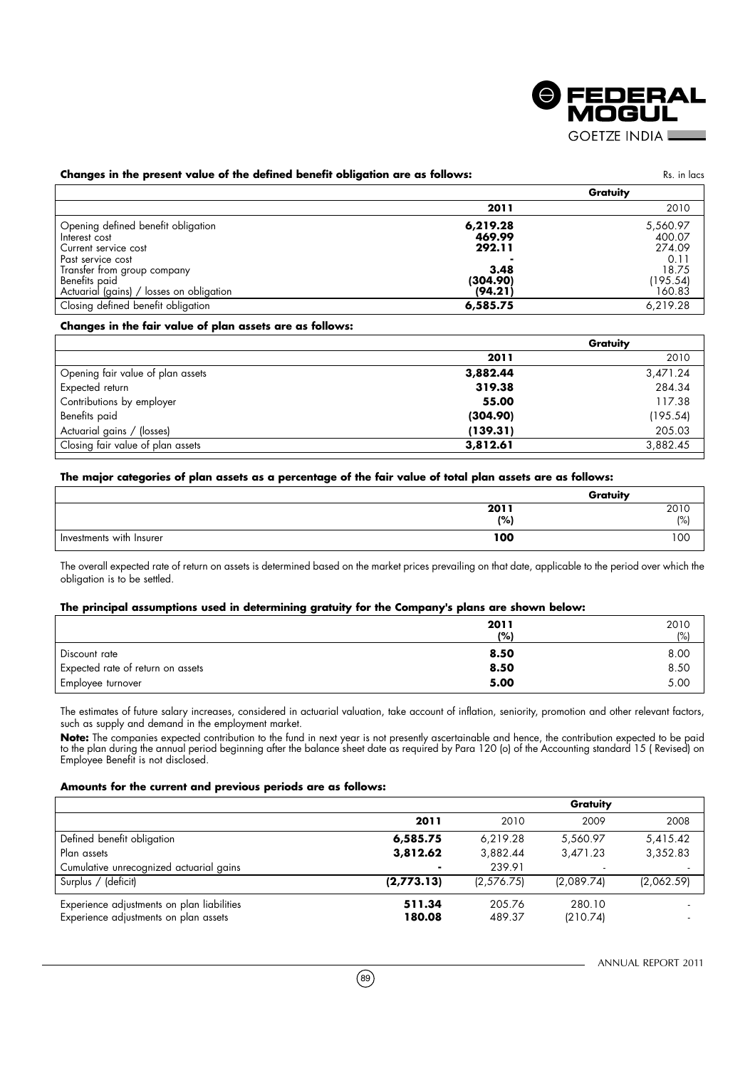**Changes in the present value of the defined benefit obligation are as follows:**

Rs. in lacs

| | Gratuity | |
|---|---|---|
| | **2011** | 2010 |
| Opening defined benefit obligation | **6,219.28** | 5,560.97 |
| Interest cost | **469.99** | 400.07 |
| Current service cost | **292.11** | 274.09 |
| Past service cost | **-** | 0.11 |
| Transfer from group company | **3.48** | 18.75 |
| Benefits paid | **(304.90)** | (195.54) |
| Actuarial (gains) / losses on obligation | **(94.21)** | 160.83 |
| Closing defined benefit obligation | **6,585.75** | 6,219.28 |

**Changes in the fair value of plan assets are as follows:**

| | Gratuity | |
|---|---|---|
| | **2011** | 2010 |
| Opening fair value of plan assets | **3,882.44** | 3,471.24 |
| Expected return | **319.38** | 284.34 |
| Contributions by employer | **55.00** | 117.38 |
| Benefits paid | **(304.90)** | (195.54) |
| Actuarial gains / (losses) | **(139.31)** | 205.03 |
| Closing fair value of plan assets | **3,812.61** | 3,882.45 |

**The major categories of plan assets as a percentage of the fair value of total plan assets are as follows:**

| | Gratuity | |
|---|---|---|
| | **2011 (%)** | 2010 (%) |
| Investments with Insurer | **100** | 100 |

The overall expected rate of return on assets is determined based on the market prices prevailing on that date, applicable to the period over which the obligation is to be settled.

**The principal assumptions used in determining gratuity for the Company's plans are shown below:**

| | **2011 (%)** | 2010 (%) |
|---|---|---|
| Discount rate | **8.50** | 8.00 |
| Expected rate of return on assets | **8.50** | 8.50 |
| Employee turnover | **5.00** | 5.00 |

The estimates of future salary increases, considered in actuarial valuation, take account of inflation, seniority, promotion and other relevant factors, such as supply and demand in the employment market.

**Note:** The companies expected contribution to the fund in next year is not presently ascertainable and hence, the contribution expected to be paid to the plan during the annual period beginning after the balance sheet date as required by Para 120 (o) of the Accounting standard 15 ( Revised) on Employee Benefit is not disclosed.

**Amounts for the current and previous periods are as follows:**

| | Gratuity | | | |
|---|---|---|---|---|
| | **2011** | 2010 | 2009 | 2008 |
| Defined benefit obligation | **6,585.75** | 6,219.28 | 5,560.97 | 5,415.42 |
| Plan assets | **3,812.62** | 3,882.44 | 3,471.23 | 3,352.83 |
| Cumulative unrecognized actuarial gains | **-** | 239.91 | - | - |
| Surplus / (deficit) | **(2,773.13)** | (2,576.75) | (2,089.74) | (2,062.59) |
| Experience adjustments on plan liabilities | **511.34** | 205.76 | 280.10 | - |
| Experience adjustments on plan assets | **180.08** | 489.37 | (210.74) | - |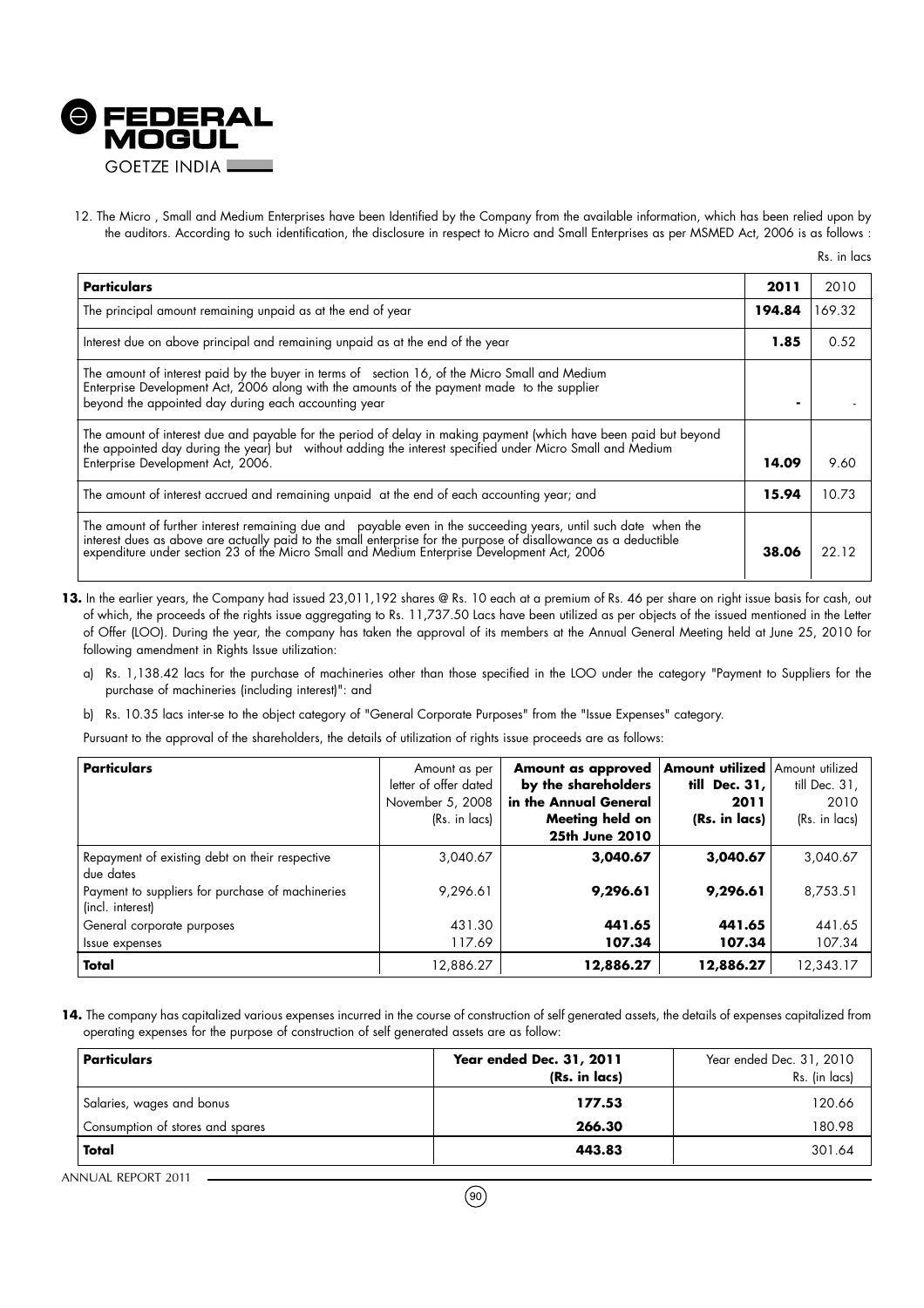12. The Micro , Small and Medium Enterprises have been Identified by the Company from the available information, which has been relied upon by the auditors. According to such identification, the disclosure in respect to Micro and Small Enterprises as per MSMED Act, 2006 is as follows :

Rs. in lacs

| Particulars | 2011 | 2010 |
|---|---|---|
| The principal amount remaining unpaid as at the end of year | **194.84** | 169.32 |
| Interest due on above principal and remaining unpaid as at the end of the year | **1.85** | 0.52 |
| The amount of interest paid by the buyer in terms of section 16, of the Micro Small and Medium Enterprise Development Act, 2006 along with the amounts of the payment made to the supplier beyond the appointed day during each accounting year | **-** | - |
| The amount of interest due and payable for the period of delay in making payment (which have been paid but beyond the appointed day during the year) but without adding the interest specified under Micro Small and Medium Enterprise Development Act, 2006. | **14.09** | 9.60 |
| The amount of interest accrued and remaining unpaid at the end of each accounting year; and | **15.94** | 10.73 |
| The amount of further interest remaining due and payable even in the succeeding years, until such date when the interest dues as above are actually paid to the small enterprise for the purpose of disallowance as a deductible expenditure under section 23 of the Micro Small and Medium Enterprise Development Act, 2006 | **38.06** | 22.12 |

**13.** In the earlier years, the Company had issued 23,011,192 shares @ Rs. 10 each at a premium of Rs. 46 per share on right issue basis for cash, out of which, the proceeds of the rights issue aggregating to Rs. 11,737.50 Lacs have been utilized as per objects of the issued mentioned in the Letter of Offer (LOO). During the year, the company has taken the approval of its members at the Annual General Meeting held at June 25, 2010 for following amendment in Rights Issue utilization:

a) Rs. 1,138.42 lacs for the purchase of machineries other than those specified in the LOO under the category "Payment to Suppliers for the purchase of machineries (including interest)": and

b) Rs. 10.35 lacs inter-se to the object category of "General Corporate Purposes" from the "Issue Expenses" category.

Pursuant to the approval of the shareholders, the details of utilization of rights issue proceeds are as follows:

| Particulars | Amount as per letter of offer dated November 5, 2008 (Rs. in lacs) | **Amount as approved by the shareholders in the Annual General Meeting held on 25th June 2010** | **Amount utilized till Dec. 31, 2011 (Rs. in lacs)** | Amount utilized till Dec. 31, 2010 (Rs. in lacs) |
|---|---|---|---|---|
| Repayment of existing debt on their respective due dates | 3,040.67 | **3,040.67** | **3,040.67** | 3,040.67 |
| Payment to suppliers for purchase of machineries (incl. interest) | 9,296.61 | **9,296.61** | **9,296.61** | 8,753.51 |
| General corporate purposes | 431.30 | **441.65** | **441.65** | 441.65 |
| Issue expenses | 117.69 | **107.34** | **107.34** | 107.34 |
| **Total** | 12,886.27 | **12,886.27** | **12,886.27** | 12,343.17 |

**14.** The company has capitalized various expenses incurred in the course of construction of self generated assets, the details of expenses capitalized from operating expenses for the purpose of construction of self generated assets are as follow:

| Particulars | **Year ended Dec. 31, 2011 (Rs. in lacs)** | Year ended Dec. 31, 2010 Rs. (in lacs) |
|---|---|---|
| Salaries, wages and bonus | **177.53** | 120.66 |
| Consumption of stores and spares | **266.30** | 180.98 |
| **Total** | **443.83** | 301.64 |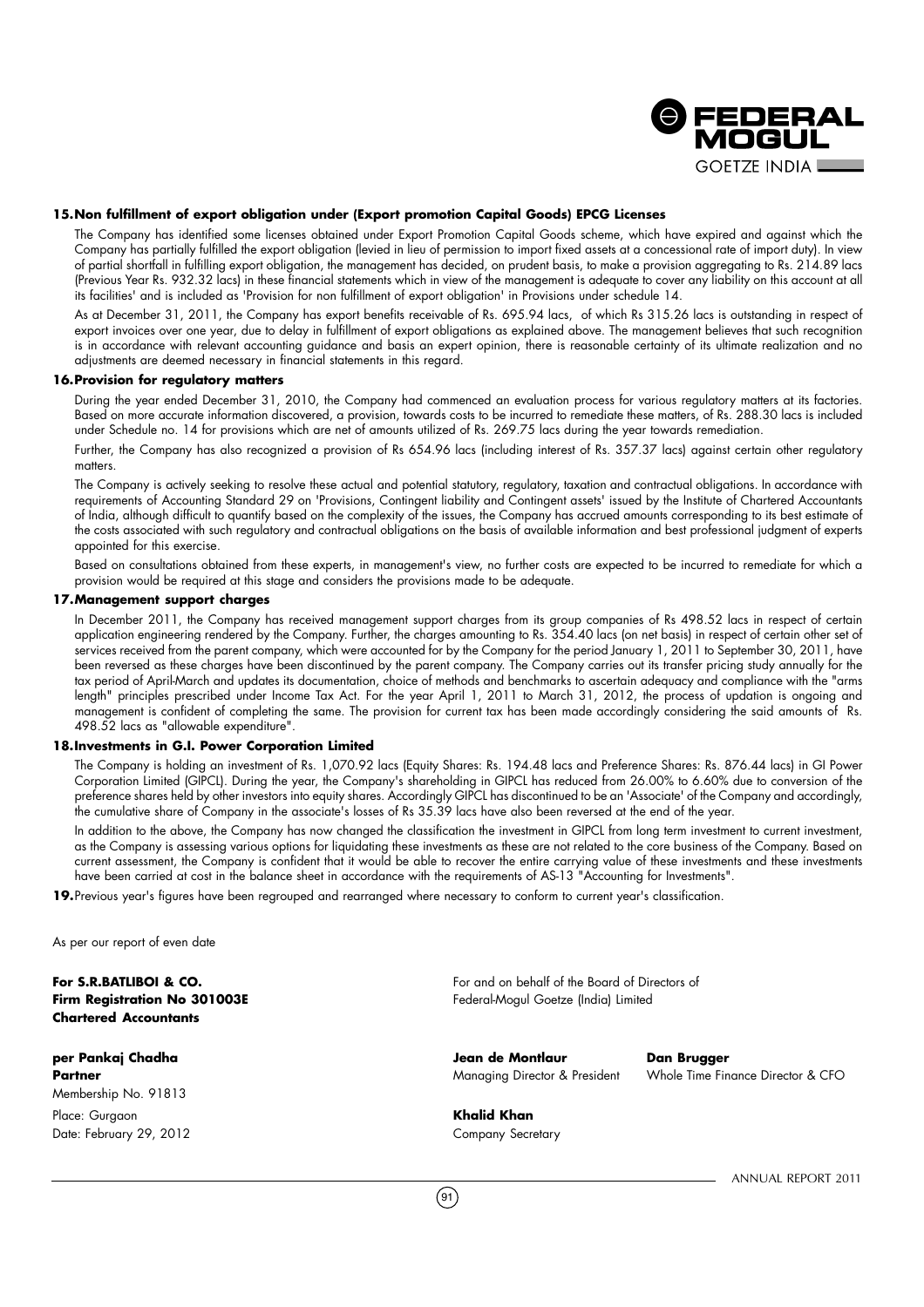**15. Non fulfillment of export obligation under (Export promotion Capital Goods) EPCG Licenses**

The Company has identified some licenses obtained under Export Promotion Capital Goods scheme, which have expired and against which the Company has partially fulfilled the export obligation (levied in lieu of permission to import fixed assets at a concessional rate of import duty). In view of partial shortfall in fulfilling export obligation, the management has decided, on prudent basis, to make a provision aggregating to Rs. 214.89 lacs (Previous Year Rs. 932.32 lacs) in these financial statements which in view of the management is adequate to cover any liability on this account at all its facilities' and is included as 'Provision for non fulfillment of export obligation' in Provisions under schedule 14.

As at December 31, 2011, the Company has export benefits receivable of Rs. 695.94 lacs, of which Rs 315.26 lacs is outstanding in respect of export invoices over one year, due to delay in fulfillment of export obligations as explained above. The management believes that such recognition is in accordance with relevant accounting guidance and basis an expert opinion, there is reasonable certainty of its ultimate realization and no adjustments are deemed necessary in financial statements in this regard.

**16. Provision for regulatory matters**

During the year ended December 31, 2010, the Company had commenced an evaluation process for various regulatory matters at its factories. Based on more accurate information discovered, a provision, towards costs to be incurred to remediate these matters, of Rs. 288.30 lacs is included under Schedule no. 14 for provisions which are net of amounts utilized of Rs. 269.75 lacs during the year towards remediation.

Further, the Company has also recognized a provision of Rs 654.96 lacs (including interest of Rs. 357.37 lacs) against certain other regulatory matters.

The Company is actively seeking to resolve these actual and potential statutory, regulatory, taxation and contractual obligations. In accordance with requirements of Accounting Standard 29 on 'Provisions, Contingent liability and Contingent assets' issued by the Institute of Chartered Accountants of India, although difficult to quantify based on the complexity of the issues, the Company has accrued amounts corresponding to its best estimate of the costs associated with such regulatory and contractual obligations on the basis of available information and best professional judgment of experts appointed for this exercise.

Based on consultations obtained from these experts, in management's view, no further costs are expected to be incurred to remediate for which a provision would be required at this stage and considers the provisions made to be adequate.

**17. Management support charges**

In December 2011, the Company has received management support charges from its group companies of Rs 498.52 lacs in respect of certain application engineering rendered by the Company. Further, the charges amounting to Rs. 354.40 lacs (on net basis) in respect of certain other set of services received from the parent company, which were accounted for by the Company for the period January 1, 2011 to September 30, 2011, have been reversed as these charges have been discontinued by the parent company. The Company carries out its transfer pricing study annually for the tax period of April-March and updates its documentation, choice of methods and benchmarks to ascertain adequacy and compliance with the "arms length" principles prescribed under Income Tax Act. For the year April 1, 2011 to March 31, 2012, the process of updation is ongoing and management is confident of completing the same. The provision for current tax has been made accordingly considering the said amounts of Rs. 498.52 lacs as "allowable expenditure".

**18. Investments in G.I. Power Corporation Limited**

The Company is holding an investment of Rs. 1,070.92 lacs (Equity Shares: Rs. 194.48 lacs and Preference Shares: Rs. 876.44 lacs) in GI Power Corporation Limited (GIPCL). During the year, the Company's shareholding in GIPCL has reduced from 26.00% to 6.60% due to conversion of the preference shares held by other investors into equity shares. Accordingly GIPCL has discontinued to be an 'Associate' of the Company and accordingly, the cumulative share of Company in the associate's losses of Rs 35.39 lacs have also been reversed at the end of the year.

In addition to the above, the Company has now changed the classification the investment in GIPCL from long term investment to current investment, as the Company is assessing various options for liquidating these investments as these are not related to the core business of the Company. Based on current assessment, the Company is confident that it would be able to recover the entire carrying value of these investments and these investments have been carried at cost in the balance sheet in accordance with the requirements of AS-13 "Accounting for Investments".

**19.** Previous year's figures have been regrouped and rearranged where necessary to conform to current year's classification.

As per our report of even date

**For S.R.BATLIBOI & CO.**
**Firm Registration No 301003E**
**Chartered Accountants**

**per Pankaj Chadha**
**Partner**
Membership No. 91813
Place: Gurgaon
Date: February 29, 2012

For and on behalf of the Board of Directors of
Federal-Mogul Goetze (India) Limited

**Jean de Montlaur**
Managing Director & President

**Dan Brugger**
Whole Time Finance Director & CFO

**Khalid Khan**
Company Secretary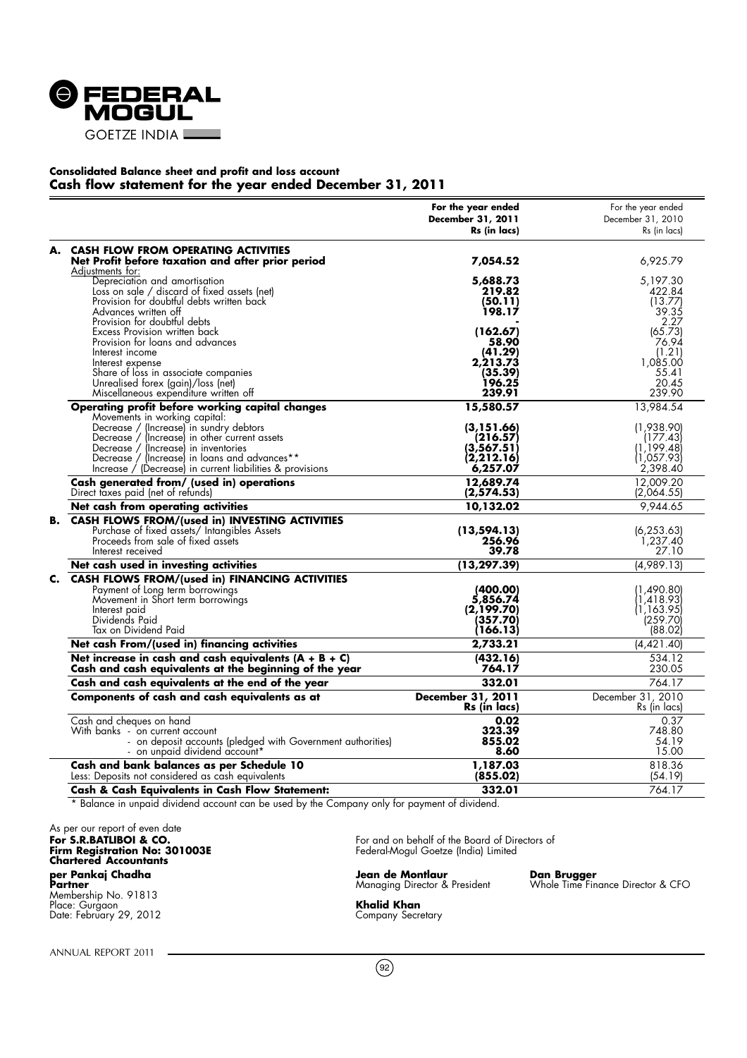FEDERAL MOGUL
GOETZE INDIA

**Consolidated Balance sheet and profit and loss account**

## Cash flow statement for the year ended December 31, 2011

| | | For the year ended December 31, 2011 Rs (in lacs) | For the year ended December 31, 2010 Rs (in lacs) |
|---|---|---|---|
| **A.** | **CASH FLOW FROM OPERATING ACTIVITIES** | | |
| | **Net Profit before taxation and after prior period** | **7,054.52** | 6,925.79 |
| | Adjustments for: | | |
| | Depreciation and amortisation | **5,688.73** | 5,197.30 |
| | Loss on sale / discard of fixed assets (net) | **219.82** | 422.84 |
| | Provision for doubtful debts written back | **(50.11)** | (13.77) |
| | Advances written off | **198.17** | 39.35 |
| | Provision for doubtful debts | **-** | 2.27 |
| | Excess Provision written back | **(162.67)** | (65.73) |
| | Provision for loans and advances | **58.90** | 76.94 |
| | Interest income | **(41.29)** | (1.21) |
| | Interest expense | **2,213.73** | 1,085.00 |
| | Share of loss in associate companies | **(35.39)** | 55.41 |
| | Unrealised forex (gain)/loss (net) | **196.25** | 20.45 |
| | Miscellaneous expenditure written off | **239.91** | 239.90 |
| | **Operating profit before working capital changes** | **15,580.57** | 13,984.54 |
| | Movements in working capital: | | |
| | Decrease / (Increase) in sundry debtors | **(3,151.66)** | (1,938.90) |
| | Decrease / (Increase) in other current assets | **(216.57)** | (177.43) |
| | Decrease / (Increase) in inventories | **(3,567.51)** | (1,199.48) |
| | Decrease / (Increase) in loans and advances** | **(2,212.16)** | (1,057.93) |
| | Increase / (Decrease) in current liabilities & provisions | **6,257.07** | 2,398.40 |
| | **Cash generated from/ (used in) operations** | **12,689.74** | 12,009.20 |
| | Direct taxes paid (net of refunds) | **(2,574.53)** | (2,064.55) |
| | **Net cash from operating activities** | **10,132.02** | 9,944.65 |
| **B.** | **CASH FLOWS FROM/(used in) INVESTING ACTIVITIES** | | |
| | Purchase of fixed assets/ Intangibles Assets | **(13,594.13)** | (6,253.63) |
| | Proceeds from sale of fixed assets | **256.96** | 1,237.40 |
| | Interest received | **39.78** | 27.10 |
| | **Net cash used in investing activities** | **(13,297.39)** | (4,989.13) |
| **C.** | **CASH FLOWS FROM/(used in) FINANCING ACTIVITIES** | | |
| | Payment of Long term borrowings | **(400.00)** | (1,490.80) |
| | Movement in Short term borrowings | **5,856.74** | (1,418.93) |
| | Interest paid | **(2,199.70)** | (1,163.95) |
| | Dividends Paid | **(357.70)** | (259.70) |
| | Tax on Dividend Paid | **(166.13)** | (88.02) |
| | **Net cash From/(used in) financing activities** | **2,733.21** | (4,421.40) |
| | **Net increase in cash and cash equivalents (A + B + C)** | **(432.16)** | 534.12 |
| | **Cash and cash equivalents at the beginning of the year** | **764.17** | 230.05 |
| | **Cash and cash equivalents at the end of the year** | **332.01** | 764.17 |
| | **Components of cash and cash equivalents as at** | **December 31, 2011 Rs (in lacs)** | December 31, 2010 Rs (in lacs) |
| | Cash and cheques on hand | **0.02** | 0.37 |
| | With banks - on current account | **323.39** | 748.80 |
| | - on deposit accounts (pledged with Government authorities) | **855.02** | 54.19 |
| | - on unpaid dividend account* | **8.60** | 15.00 |
| | **Cash and bank balances as per Schedule 10** | **1,187.03** | 818.36 |
| | Less: Deposits not considered as cash equivalents | **(855.02)** | (54.19) |
| | **Cash & Cash Equivalents in Cash Flow Statement:** | **332.01** | 764.17 |

\* Balance in unpaid dividend account can be used by the Company only for payment of dividend.

As per our report of even date
**For S.R.BATLIBOI & CO.**
**Firm Registration No: 301003E**
**Chartered Accountants**

**per Pankaj Chadha**
**Partner**
Membership No. 91813
Place: Gurgaon
Date: February 29, 2012

For and on behalf of the Board of Directors of
Federal-Mogul Goetze (India) Limited

**Jean de Montlaur**
Managing Director & President

**Dan Brugger**
Whole Time Finance Director & CFO

**Khalid Khan**
Company Secretary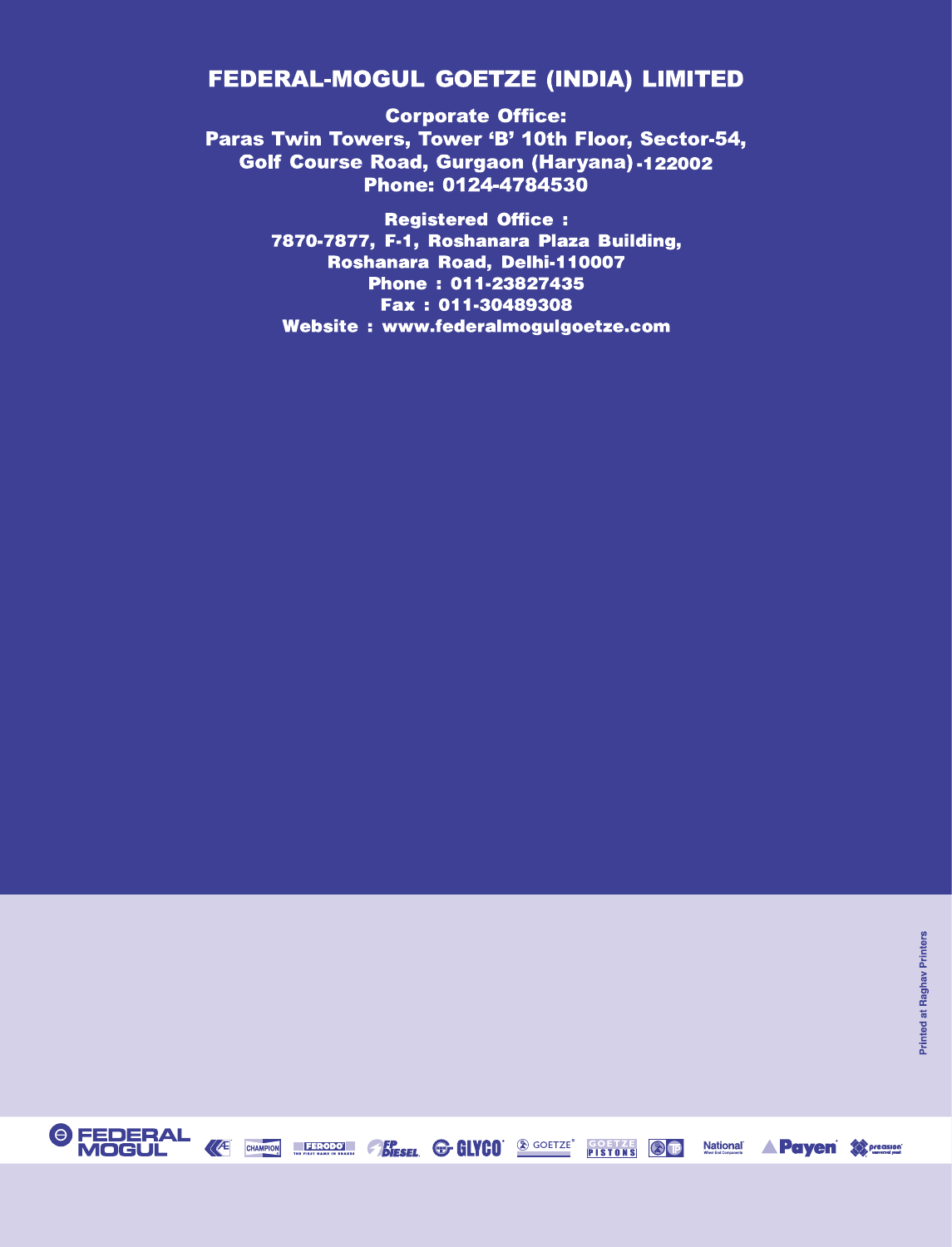# FEDERAL-MOGUL GOETZE (INDIA) LIMITED

**Corporate Office:**
**Paras Twin Towers, Tower 'B' 10th Floor, Sector-54,**
**Golf Course Road, Gurgaon (Haryana) -122002**
**Phone: 0124-4784530**

**Registered Office :**
**7870-7877, F-1, Roshanara Plaza Building,**
**Roshanara Road, Delhi-110007**
**Phone : 011-23827435**
**Fax : 011-30489308**
**Website : www.federalmogulgoetze.com**

Printed at Raghav Printers

FEDERAL MOGUL  AE  CHAMPION  FERODO  FP DIESEL  GLYCO  GOETZE  GOETZE PISTONS  TP  National  Payen  Precision